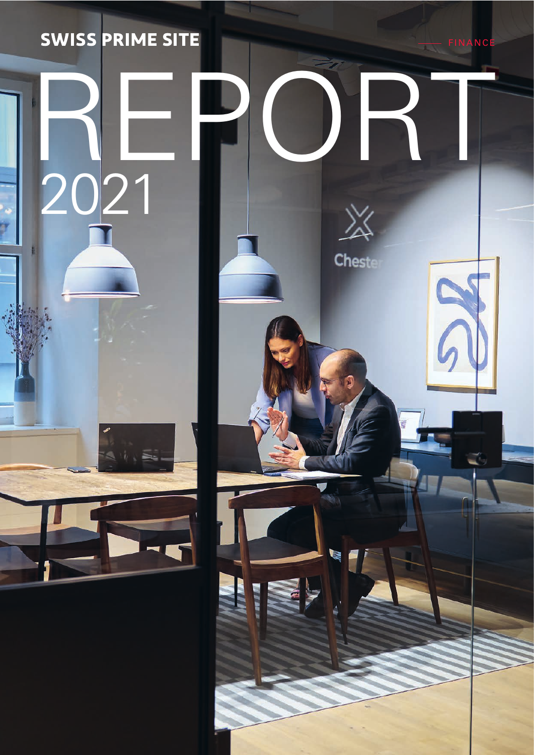SWISS PRIME SITE

FINANCE

# REPORT 2021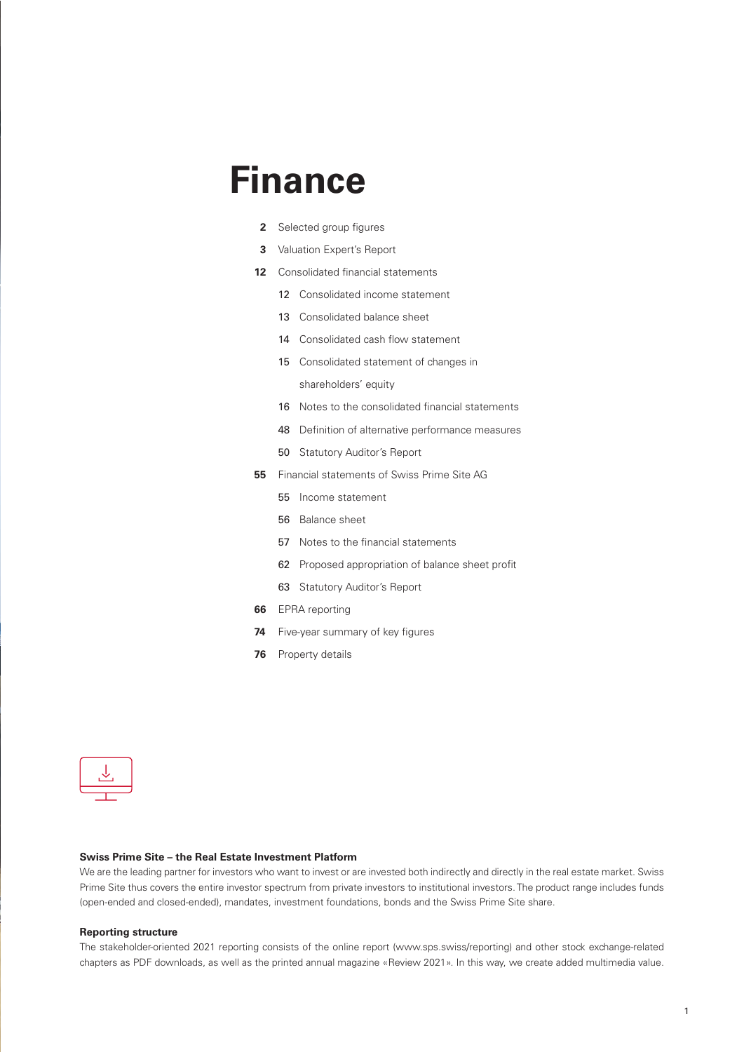# Finance

- **2** Selected group figures
- **3** Valuation Expert's Report
- **12** Consolidated financial statements
  - 12 Consolidated income statement
  - 13 Consolidated balance sheet
  - 14 Consolidated cash flow statement
  - 15 Consolidated statement of changes in shareholders' equity
  - 16 Notes to the consolidated financial statements
  - 48 Definition of alternative performance measures
  - 50 Statutory Auditor's Report
- **55** Financial statements of Swiss Prime Site AG
  - 55 Income statement
  - 56 Balance sheet
  - 57 Notes to the financial statements
  - 62 Proposed appropriation of balance sheet profit
  - 63 Statutory Auditor's Report
- **66** EPRA reporting
- **74** Five-year summary of key figures
- **76** Property details

**Swiss Prime Site – the Real Estate Investment Platform**

We are the leading partner for investors who want to invest or are invested both indirectly and directly in the real estate market. Swiss Prime Site thus covers the entire investor spectrum from private investors to institutional investors. The product range includes funds (open-ended and closed-ended), mandates, investment foundations, bonds and the Swiss Prime Site share.

**Reporting structure**

The stakeholder-oriented 2021 reporting consists of the online report (www.sps.swiss/reporting) and other stock exchange-related chapters as PDF downloads, as well as the printed annual magazine «Review 2021». In this way, we create added multimedia value.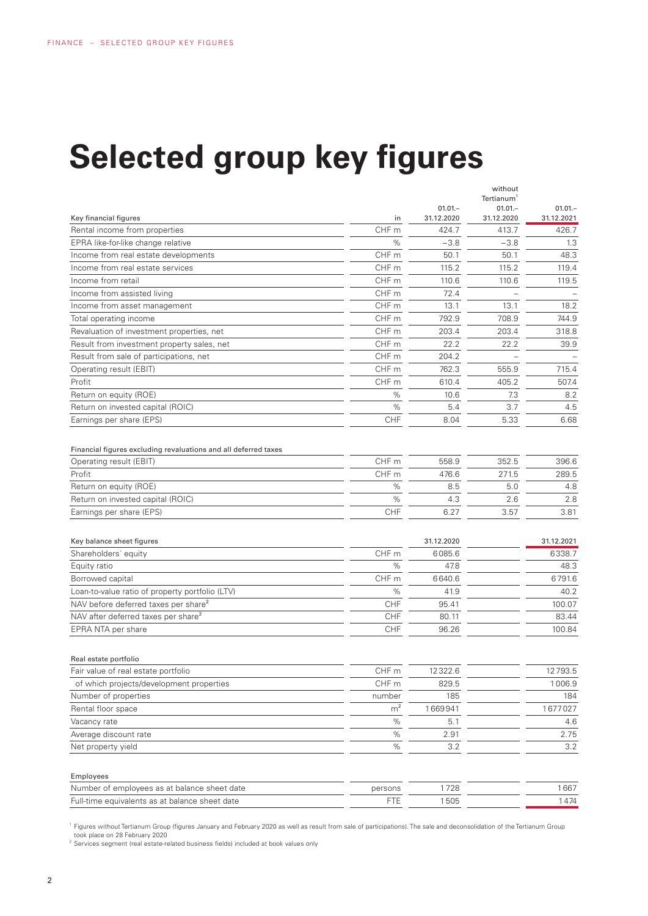# Selected group key figures

| Key financial figures | in | 01.01.–31.12.2020 | without Tertianum[1] 01.01.–31.12.2020 | 01.01.–31.12.2021 |
|---|---|---|---|---|
| Rental income from properties | CHF m | 424.7 | 413.7 | 426.7 |
| EPRA like-for-like change relative | % | −3.8 | −3.8 | 1.3 |
| Income from real estate developments | CHF m | 50.1 | 50.1 | 48.3 |
| Income from real estate services | CHF m | 115.2 | 115.2 | 119.4 |
| Income from retail | CHF m | 110.6 | 110.6 | 119.5 |
| Income from assisted living | CHF m | 72.4 | – | – |
| Income from asset management | CHF m | 13.1 | 13.1 | 18.2 |
| Total operating income | CHF m | 792.9 | 708.9 | 744.9 |
| Revaluation of investment properties, net | CHF m | 203.4 | 203.4 | 318.8 |
| Result from investment property sales, net | CHF m | 22.2 | 22.2 | 39.9 |
| Result from sale of participations, net | CHF m | 204.2 | – | – |
| Operating result (EBIT) | CHF m | 762.3 | 555.9 | 715.4 |
| Profit | CHF m | 610.4 | 405.2 | 507.4 |
| Return on equity (ROE) | % | 10.6 | 7.3 | 8.2 |
| Return on invested capital (ROIC) | % | 5.4 | 3.7 | 4.5 |
| Earnings per share (EPS) | CHF | 8.04 | 5.33 | 6.68 |
| **Financial figures excluding revaluations and all deferred taxes** | | | | |
| Operating result (EBIT) | CHF m | 558.9 | 352.5 | 396.6 |
| Profit | CHF m | 476.6 | 271.5 | 289.5 |
| Return on equity (ROE) | % | 8.5 | 5.0 | 4.8 |
| Return on invested capital (ROIC) | % | 4.3 | 2.6 | 2.8 |
| Earnings per share (EPS) | CHF | 6.27 | 3.57 | 3.81 |

| Key balance sheet figures | in | 31.12.2020 | 31.12.2021 |
|---|---|---|---|
| Shareholders' equity | CHF m | 6085.6 | 6338.7 |
| Equity ratio | % | 47.8 | 48.3 |
| Borrowed capital | CHF m | 6640.6 | 6791.6 |
| Loan-to-value ratio of property portfolio (LTV) | % | 41.9 | 40.2 |
| NAV before deferred taxes per share[2] | CHF | 95.41 | 100.07 |
| NAV after deferred taxes per share[2] | CHF | 80.11 | 83.44 |
| EPRA NTA per share | CHF | 96.26 | 100.84 |
| **Real estate portfolio** | | | |
| Fair value of real estate portfolio | CHF m | 12322.6 | 12793.5 |
| of which projects/development properties | CHF m | 829.5 | 1006.9 |
| Number of properties | number | 185 | 184 |
| Rental floor space | m² | 1669941 | 1677027 |
| Vacancy rate | % | 5.1 | 4.6 |
| Average discount rate | % | 2.91 | 2.75 |
| Net property yield | % | 3.2 | 3.2 |
| **Employees** | | | |
| Number of employees as at balance sheet date | persons | 1728 | 1667 |
| Full-time equivalents as at balance sheet date | FTE | 1505 | 1474 |

[1] Figures without Tertianum Group (figures January and February 2020 as well as result from sale of participations). The sale and deconsolidation of the Tertianum Group took place on 28 February 2020

[2] Services segment (real estate-related business fields) included at book values only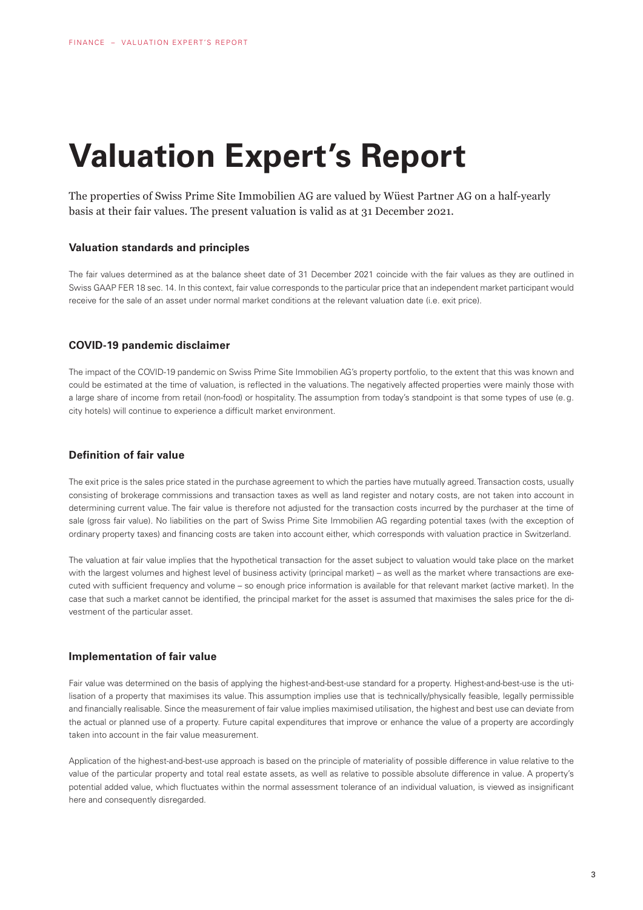# Valuation Expert's Report

The properties of Swiss Prime Site Immobilien AG are valued by Wüest Partner AG on a half-yearly basis at their fair values. The present valuation is valid as at 31 December 2021.

### Valuation standards and principles

The fair values determined as at the balance sheet date of 31 December 2021 coincide with the fair values as they are outlined in Swiss GAAP FER 18 sec. 14. In this context, fair value corresponds to the particular price that an independent market participant would receive for the sale of an asset under normal market conditions at the relevant valuation date (i.e. exit price).

### COVID-19 pandemic disclaimer

The impact of the COVID-19 pandemic on Swiss Prime Site Immobilien AG's property portfolio, to the extent that this was known and could be estimated at the time of valuation, is reflected in the valuations. The negatively affected properties were mainly those with a large share of income from retail (non-food) or hospitality. The assumption from today's standpoint is that some types of use (e.g. city hotels) will continue to experience a difficult market environment.

### Definition of fair value

The exit price is the sales price stated in the purchase agreement to which the parties have mutually agreed. Transaction costs, usually consisting of brokerage commissions and transaction taxes as well as land register and notary costs, are not taken into account in determining current value. The fair value is therefore not adjusted for the transaction costs incurred by the purchaser at the time of sale (gross fair value). No liabilities on the part of Swiss Prime Site Immobilien AG regarding potential taxes (with the exception of ordinary property taxes) and financing costs are taken into account either, which corresponds with valuation practice in Switzerland.

The valuation at fair value implies that the hypothetical transaction for the asset subject to valuation would take place on the market with the largest volumes and highest level of business activity (principal market) – as well as the market where transactions are executed with sufficient frequency and volume – so enough price information is available for that relevant market (active market). In the case that such a market cannot be identified, the principal market for the asset is assumed that maximises the sales price for the divestment of the particular asset.

### Implementation of fair value

Fair value was determined on the basis of applying the highest-and-best-use standard for a property. Highest-and-best-use is the utilisation of a property that maximises its value. This assumption implies use that is technically/physically feasible, legally permissible and financially realisable. Since the measurement of fair value implies maximised utilisation, the highest and best use can deviate from the actual or planned use of a property. Future capital expenditures that improve or enhance the value of a property are accordingly taken into account in the fair value measurement.

Application of the highest-and-best-use approach is based on the principle of materiality of possible difference in value relative to the value of the particular property and total real estate assets, as well as relative to possible absolute difference in value. A property's potential added value, which fluctuates within the normal assessment tolerance of an individual valuation, is viewed as insignificant here and consequently disregarded.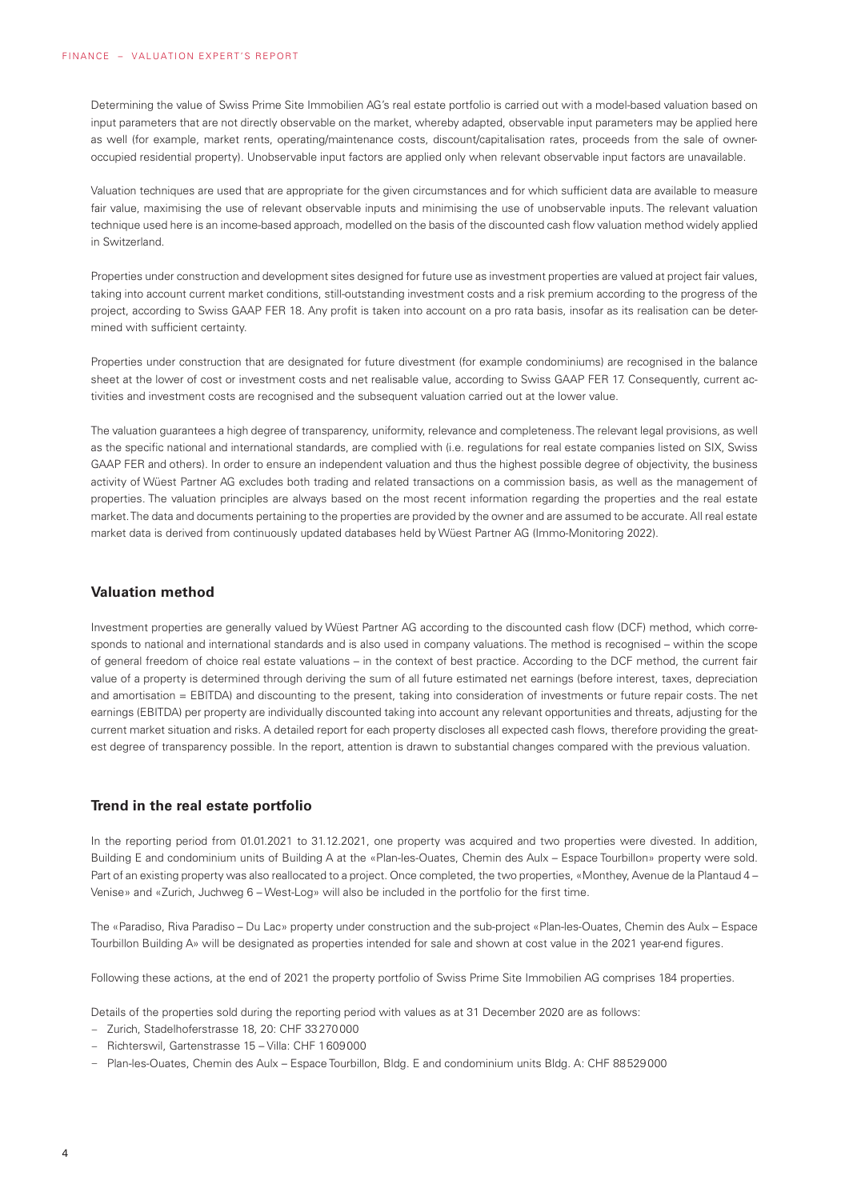Determining the value of Swiss Prime Site Immobilien AG's real estate portfolio is carried out with a model-based valuation based on input parameters that are not directly observable on the market, whereby adapted, observable input parameters may be applied here as well (for example, market rents, operating/maintenance costs, discount/capitalisation rates, proceeds from the sale of owner-occupied residential property). Unobservable input factors are applied only when relevant observable input factors are unavailable.

Valuation techniques are used that are appropriate for the given circumstances and for which sufficient data are available to measure fair value, maximising the use of relevant observable inputs and minimising the use of unobservable inputs. The relevant valuation technique used here is an income-based approach, modelled on the basis of the discounted cash flow valuation method widely applied in Switzerland.

Properties under construction and development sites designed for future use as investment properties are valued at project fair values, taking into account current market conditions, still-outstanding investment costs and a risk premium according to the progress of the project, according to Swiss GAAP FER 18. Any profit is taken into account on a pro rata basis, insofar as its realisation can be determined with sufficient certainty.

Properties under construction that are designated for future divestment (for example condominiums) are recognised in the balance sheet at the lower of cost or investment costs and net realisable value, according to Swiss GAAP FER 17. Consequently, current activities and investment costs are recognised and the subsequent valuation carried out at the lower value.

The valuation guarantees a high degree of transparency, uniformity, relevance and completeness. The relevant legal provisions, as well as the specific national and international standards, are complied with (i.e. regulations for real estate companies listed on SIX, Swiss GAAP FER and others). In order to ensure an independent valuation and thus the highest possible degree of objectivity, the business activity of Wüest Partner AG excludes both trading and related transactions on a commission basis, as well as the management of properties. The valuation principles are always based on the most recent information regarding the properties and the real estate market. The data and documents pertaining to the properties are provided by the owner and are assumed to be accurate. All real estate market data is derived from continuously updated databases held by Wüest Partner AG (Immo-Monitoring 2022).

## Valuation method

Investment properties are generally valued by Wüest Partner AG according to the discounted cash flow (DCF) method, which corresponds to national and international standards and is also used in company valuations. The method is recognised – within the scope of general freedom of choice real estate valuations – in the context of best practice. According to the DCF method, the current fair value of a property is determined through deriving the sum of all future estimated net earnings (before interest, taxes, depreciation and amortisation = EBITDA) and discounting to the present, taking into consideration of investments or future repair costs. The net earnings (EBITDA) per property are individually discounted taking into account any relevant opportunities and threats, adjusting for the current market situation and risks. A detailed report for each property discloses all expected cash flows, therefore providing the greatest degree of transparency possible. In the report, attention is drawn to substantial changes compared with the previous valuation.

## Trend in the real estate portfolio

In the reporting period from 01.01.2021 to 31.12.2021, one property was acquired and two properties were divested. In addition, Building E and condominium units of Building A at the «Plan-les-Ouates, Chemin des Aulx – Espace Tourbillon» property were sold. Part of an existing property was also reallocated to a project. Once completed, the two properties, «Monthey, Avenue de la Plantaud 4 – Venise» and «Zurich, Juchweg 6 – West-Log» will also be included in the portfolio for the first time.

The «Paradiso, Riva Paradiso – Du Lac» property under construction and the sub-project «Plan-les-Ouates, Chemin des Aulx – Espace Tourbillon Building A» will be designated as properties intended for sale and shown at cost value in the 2021 year-end figures.

Following these actions, at the end of 2021 the property portfolio of Swiss Prime Site Immobilien AG comprises 184 properties.

Details of the properties sold during the reporting period with values as at 31 December 2020 are as follows:

- Zurich, Stadelhoferstrasse 18, 20: CHF 33 270 000
- Richterswil, Gartenstrasse 15 – Villa: CHF 1 609 000
- Plan-les-Ouates, Chemin des Aulx – Espace Tourbillon, Bldg. E and condominium units Bldg. A: CHF 88 529 000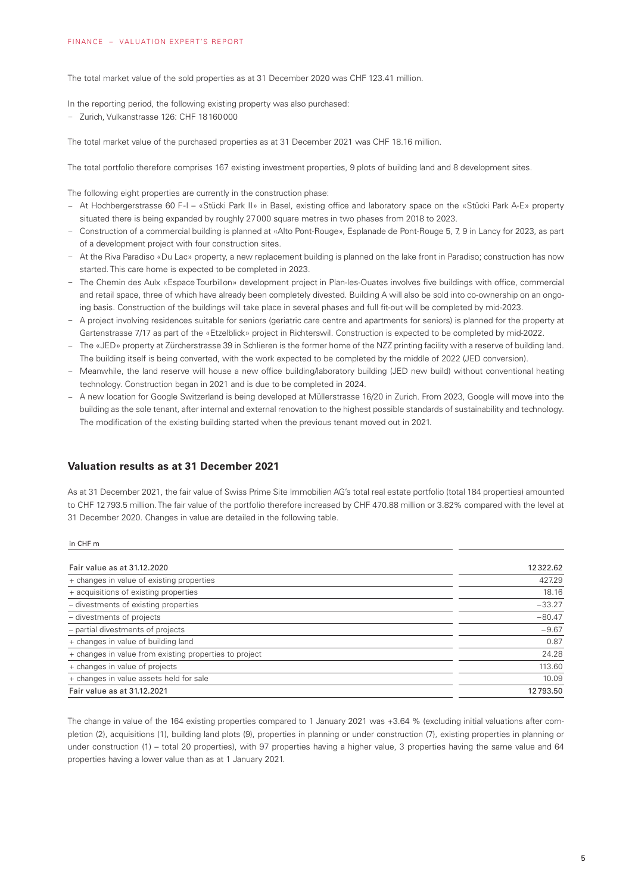The total market value of the sold properties as at 31 December 2020 was CHF 123.41 million.

In the reporting period, the following existing property was also purchased:

– Zurich, Vulkanstrasse 126: CHF 18 160 000

The total market value of the purchased properties as at 31 December 2021 was CHF 18.16 million.

The total portfolio therefore comprises 167 existing investment properties, 9 plots of building land and 8 development sites.

The following eight properties are currently in the construction phase:

- At Hochbergerstrasse 60 F-I – «Stücki Park II» in Basel, existing office and laboratory space on the «Stücki Park A-E» property situated there is being expanded by roughly 27 000 square metres in two phases from 2018 to 2023.
- Construction of a commercial building is planned at «Alto Pont-Rouge», Esplanade de Pont-Rouge 5, 7, 9 in Lancy for 2023, as part of a development project with four construction sites.
- At the Riva Paradiso «Du Lac» property, a new replacement building is planned on the lake front in Paradiso; construction has now started. This care home is expected to be completed in 2023.
- The Chemin des Aulx «Espace Tourbillon» development project in Plan-les-Ouates involves five buildings with office, commercial and retail space, three of which have already been completely divested. Building A will also be sold into co-ownership on an ongoing basis. Construction of the buildings will take place in several phases and full fit-out will be completed by mid-2023.
- A project involving residences suitable for seniors (geriatric care centre and apartments for seniors) is planned for the property at Gartenstrasse 7/17 as part of the «Etzelblick» project in Richterswil. Construction is expected to be completed by mid-2022.
- The «JED» property at Zürcherstrasse 39 in Schlieren is the former home of the NZZ printing facility with a reserve of building land. The building itself is being converted, with the work expected to be completed by the middle of 2022 (JED conversion).
- Meanwhile, the land reserve will house a new office building/laboratory building (JED new build) without conventional heating technology. Construction began in 2021 and is due to be completed in 2024.
- A new location for Google Switzerland is being developed at Müllerstrasse 16/20 in Zurich. From 2023, Google will move into the building as the sole tenant, after internal and external renovation to the highest possible standards of sustainability and technology. The modification of the existing building started when the previous tenant moved out in 2021.

## Valuation results as at 31 December 2021

As at 31 December 2021, the fair value of Swiss Prime Site Immobilien AG's total real estate portfolio (total 184 properties) amounted to CHF 12 793.5 million. The fair value of the portfolio therefore increased by CHF 470.88 million or 3.82% compared with the level at 31 December 2020. Changes in value are detailed in the following table.

| in CHF m | |
|---|---|
| Fair value as at 31.12.2020 | 12 322.62 |
| + changes in value of existing properties | 427.29 |
| + acquisitions of existing properties | 18.16 |
| – divestments of existing properties | −33.27 |
| – divestments of projects | −80.47 |
| – partial divestments of projects | −9.67 |
| + changes in value of building land | 0.87 |
| + changes in value from existing properties to project | 24.28 |
| + changes in value of projects | 113.60 |
| + changes in value assets held for sale | 10.09 |
| Fair value as at 31.12.2021 | 12 793.50 |

The change in value of the 164 existing properties compared to 1 January 2021 was +3.64 % (excluding initial valuations after completion (2), acquisitions (1), building land plots (9), properties in planning or under construction (7), existing properties in planning or under construction (1) – total 20 properties), with 97 properties having a higher value, 3 properties having the same value and 64 properties having a lower value than as at 1 January 2021.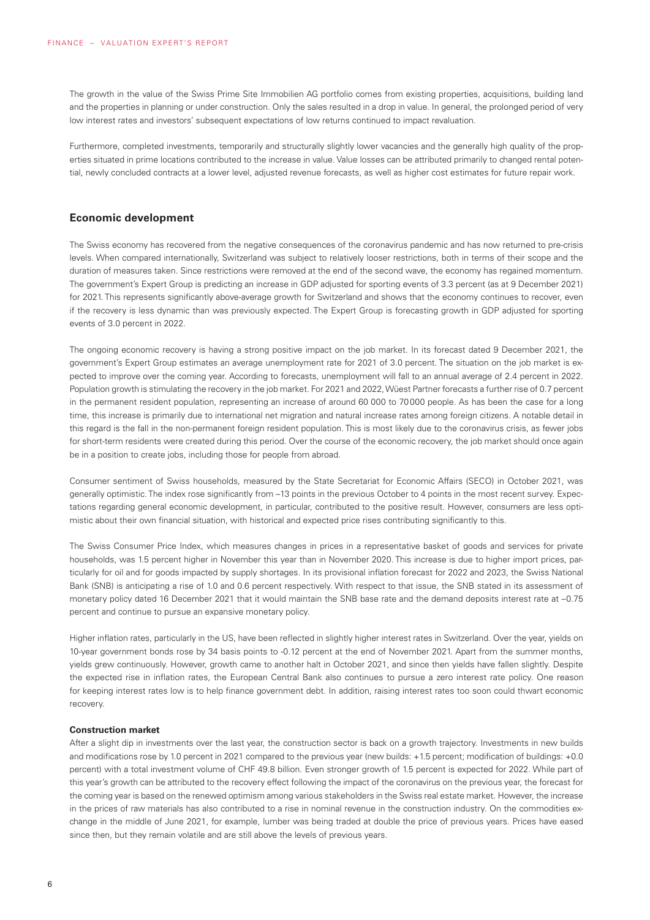The growth in the value of the Swiss Prime Site Immobilien AG portfolio comes from existing properties, acquisitions, building land and the properties in planning or under construction. Only the sales resulted in a drop in value. In general, the prolonged period of very low interest rates and investors' subsequent expectations of low returns continued to impact revaluation.

Furthermore, completed investments, temporarily and structurally slightly lower vacancies and the generally high quality of the properties situated in prime locations contributed to the increase in value. Value losses can be attributed primarily to changed rental potential, newly concluded contracts at a lower level, adjusted revenue forecasts, as well as higher cost estimates for future repair work.

## Economic development

The Swiss economy has recovered from the negative consequences of the coronavirus pandemic and has now returned to pre-crisis levels. When compared internationally, Switzerland was subject to relatively looser restrictions, both in terms of their scope and the duration of measures taken. Since restrictions were removed at the end of the second wave, the economy has regained momentum. The government's Expert Group is predicting an increase in GDP adjusted for sporting events of 3.3 percent (as at 9 December 2021) for 2021. This represents significantly above-average growth for Switzerland and shows that the economy continues to recover, even if the recovery is less dynamic than was previously expected. The Expert Group is forecasting growth in GDP adjusted for sporting events of 3.0 percent in 2022.

The ongoing economic recovery is having a strong positive impact on the job market. In its forecast dated 9 December 2021, the government's Expert Group estimates an average unemployment rate for 2021 of 3.0 percent. The situation on the job market is expected to improve over the coming year. According to forecasts, unemployment will fall to an annual average of 2.4 percent in 2022. Population growth is stimulating the recovery in the job market. For 2021 and 2022, Wüest Partner forecasts a further rise of 0.7 percent in the permanent resident population, representing an increase of around 60 000 to 70 000 people. As has been the case for a long time, this increase is primarily due to international net migration and natural increase rates among foreign citizens. A notable detail in this regard is the fall in the non-permanent foreign resident population. This is most likely due to the coronavirus crisis, as fewer jobs for short-term residents were created during this period. Over the course of the economic recovery, the job market should once again be in a position to create jobs, including those for people from abroad.

Consumer sentiment of Swiss households, measured by the State Secretariat for Economic Affairs (SECO) in October 2021, was generally optimistic. The index rose significantly from –13 points in the previous October to 4 points in the most recent survey. Expectations regarding general economic development, in particular, contributed to the positive result. However, consumers are less optimistic about their own financial situation, with historical and expected price rises contributing significantly to this.

The Swiss Consumer Price Index, which measures changes in prices in a representative basket of goods and services for private households, was 1.5 percent higher in November this year than in November 2020. This increase is due to higher import prices, particularly for oil and for goods impacted by supply shortages. In its provisional inflation forecast for 2022 and 2023, the Swiss National Bank (SNB) is anticipating a rise of 1.0 and 0.6 percent respectively. With respect to that issue, the SNB stated in its assessment of monetary policy dated 16 December 2021 that it would maintain the SNB base rate and the demand deposits interest rate at –0.75 percent and continue to pursue an expansive monetary policy.

Higher inflation rates, particularly in the US, have been reflected in slightly higher interest rates in Switzerland. Over the year, yields on 10-year government bonds rose by 34 basis points to -0.12 percent at the end of November 2021. Apart from the summer months, yields grew continuously. However, growth came to another halt in October 2021, and since then yields have fallen slightly. Despite the expected rise in inflation rates, the European Central Bank also continues to pursue a zero interest rate policy. One reason for keeping interest rates low is to help finance government debt. In addition, raising interest rates too soon could thwart economic recovery.

### Construction market

After a slight dip in investments over the last year, the construction sector is back on a growth trajectory. Investments in new builds and modifications rose by 1.0 percent in 2021 compared to the previous year (new builds: +1.5 percent; modification of buildings: +0.0 percent) with a total investment volume of CHF 49.8 billion. Even stronger growth of 1.5 percent is expected for 2022. While part of this year's growth can be attributed to the recovery effect following the impact of the coronavirus on the previous year, the forecast for the coming year is based on the renewed optimism among various stakeholders in the Swiss real estate market. However, the increase in the prices of raw materials has also contributed to a rise in nominal revenue in the construction industry. On the commodities exchange in the middle of June 2021, for example, lumber was being traded at double the price of previous years. Prices have eased since then, but they remain volatile and are still above the levels of previous years.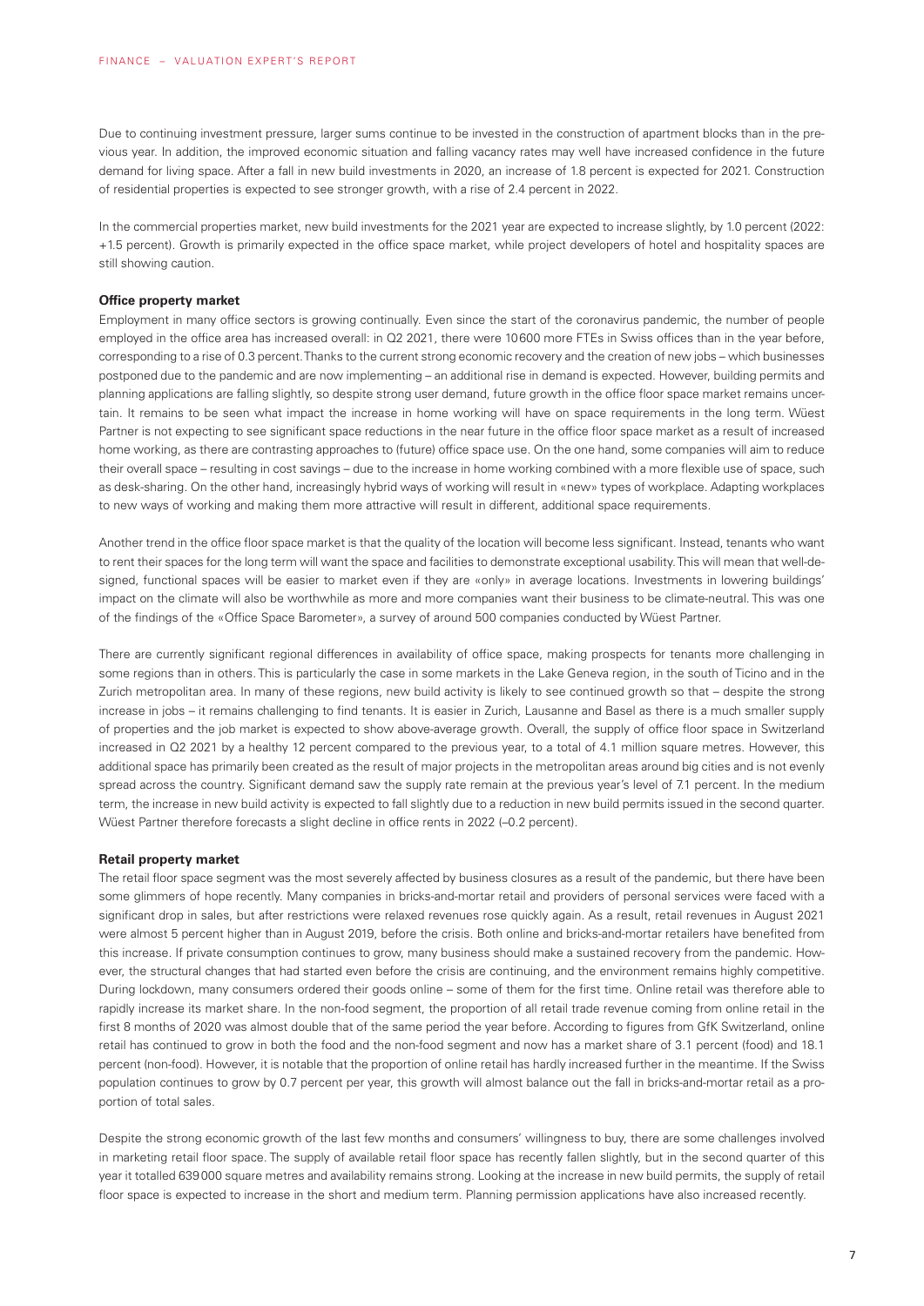Due to continuing investment pressure, larger sums continue to be invested in the construction of apartment blocks than in the previous year. In addition, the improved economic situation and falling vacancy rates may well have increased confidence in the future demand for living space. After a fall in new build investments in 2020, an increase of 1.8 percent is expected for 2021. Construction of residential properties is expected to see stronger growth, with a rise of 2.4 percent in 2022.

In the commercial properties market, new build investments for the 2021 year are expected to increase slightly, by 1.0 percent (2022: +1.5 percent). Growth is primarily expected in the office space market, while project developers of hotel and hospitality spaces are still showing caution.

**Office property market**

Employment in many office sectors is growing continually. Even since the start of the coronavirus pandemic, the number of people employed in the office area has increased overall: in Q2 2021, there were 10600 more FTEs in Swiss offices than in the year before, corresponding to a rise of 0.3 percent. Thanks to the current strong economic recovery and the creation of new jobs – which businesses postponed due to the pandemic and are now implementing – an additional rise in demand is expected. However, building permits and planning applications are falling slightly, so despite strong user demand, future growth in the office floor space market remains uncertain. It remains to be seen what impact the increase in home working will have on space requirements in the long term. Wüest Partner is not expecting to see significant space reductions in the near future in the office floor space market as a result of increased home working, as there are contrasting approaches to (future) office space use. On the one hand, some companies will aim to reduce their overall space – resulting in cost savings – due to the increase in home working combined with a more flexible use of space, such as desk-sharing. On the other hand, increasingly hybrid ways of working will result in «new» types of workplace. Adapting workplaces to new ways of working and making them more attractive will result in different, additional space requirements.

Another trend in the office floor space market is that the quality of the location will become less significant. Instead, tenants who want to rent their spaces for the long term will want the space and facilities to demonstrate exceptional usability. This will mean that well-designed, functional spaces will be easier to market even if they are «only» in average locations. Investments in lowering buildings' impact on the climate will also be worthwhile as more and more companies want their business to be climate-neutral. This was one of the findings of the «Office Space Barometer», a survey of around 500 companies conducted by Wüest Partner.

There are currently significant regional differences in availability of office space, making prospects for tenants more challenging in some regions than in others. This is particularly the case in some markets in the Lake Geneva region, in the south of Ticino and in the Zurich metropolitan area. In many of these regions, new build activity is likely to see continued growth so that – despite the strong increase in jobs – it remains challenging to find tenants. It is easier in Zurich, Lausanne and Basel as there is a much smaller supply of properties and the job market is expected to show above-average growth. Overall, the supply of office floor space in Switzerland increased in Q2 2021 by a healthy 12 percent compared to the previous year, to a total of 4.1 million square metres. However, this additional space has primarily been created as the result of major projects in the metropolitan areas around big cities and is not evenly spread across the country. Significant demand saw the supply rate remain at the previous year's level of 7.1 percent. In the medium term, the increase in new build activity is expected to fall slightly due to a reduction in new build permits issued in the second quarter. Wüest Partner therefore forecasts a slight decline in office rents in 2022 (–0.2 percent).

**Retail property market**

The retail floor space segment was the most severely affected by business closures as a result of the pandemic, but there have been some glimmers of hope recently. Many companies in bricks-and-mortar retail and providers of personal services were faced with a significant drop in sales, but after restrictions were relaxed revenues rose quickly again. As a result, retail revenues in August 2021 were almost 5 percent higher than in August 2019, before the crisis. Both online and bricks-and-mortar retailers have benefited from this increase. If private consumption continues to grow, many business should make a sustained recovery from the pandemic. However, the structural changes that had started even before the crisis are continuing, and the environment remains highly competitive. During lockdown, many consumers ordered their goods online – some of them for the first time. Online retail was therefore able to rapidly increase its market share. In the non-food segment, the proportion of all retail trade revenue coming from online retail in the first 8 months of 2020 was almost double that of the same period the year before. According to figures from GfK Switzerland, online retail has continued to grow in both the food and the non-food segment and now has a market share of 3.1 percent (food) and 18.1 percent (non-food). However, it is notable that the proportion of online retail has hardly increased further in the meantime. If the Swiss population continues to grow by 0.7 percent per year, this growth will almost balance out the fall in bricks-and-mortar retail as a proportion of total sales.

Despite the strong economic growth of the last few months and consumers' willingness to buy, there are some challenges involved in marketing retail floor space. The supply of available retail floor space has recently fallen slightly, but in the second quarter of this year it totalled 639000 square metres and availability remains strong. Looking at the increase in new build permits, the supply of retail floor space is expected to increase in the short and medium term. Planning permission applications have also increased recently.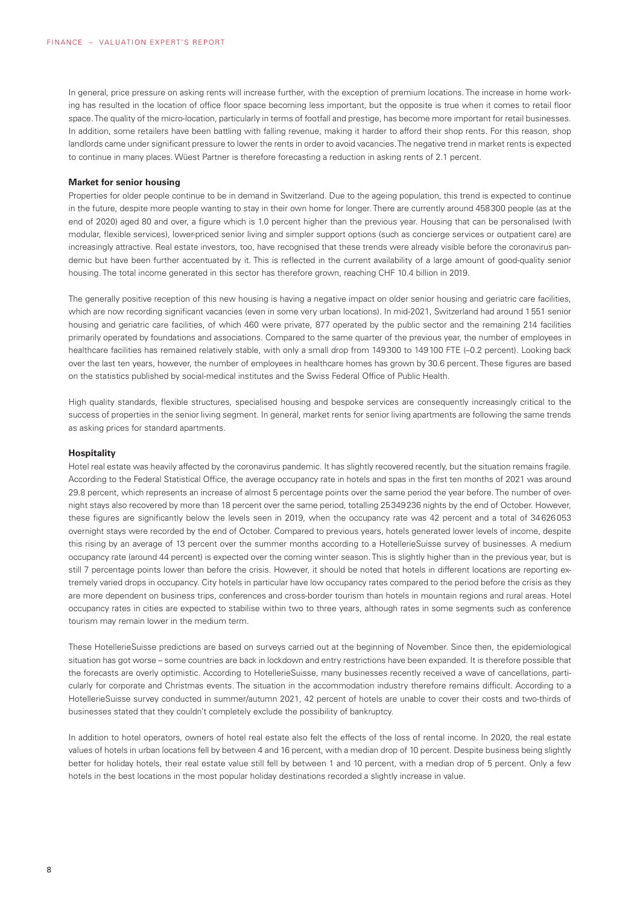In general, price pressure on asking rents will increase further, with the exception of premium locations. The increase in home working has resulted in the location of office floor space becoming less important, but the opposite is true when it comes to retail floor space. The quality of the micro-location, particularly in terms of footfall and prestige, has become more important for retail businesses. In addition, some retailers have been battling with falling revenue, making it harder to afford their shop rents. For this reason, shop landlords came under significant pressure to lower the rents in order to avoid vacancies. The negative trend in market rents is expected to continue in many places. Wüest Partner is therefore forecasting a reduction in asking rents of 2.1 percent.

#### Market for senior housing

Properties for older people continue to be in demand in Switzerland. Due to the ageing population, this trend is expected to continue in the future, despite more people wanting to stay in their own home for longer. There are currently around 458300 people (as at the end of 2020) aged 80 and over, a figure which is 1.0 percent higher than the previous year. Housing that can be personalised (with modular, flexible services), lower-priced senior living and simpler support options (such as concierge services or outpatient care) are increasingly attractive. Real estate investors, too, have recognised that these trends were already visible before the coronavirus pandemic but have been further accentuated by it. This is reflected in the current availability of a large amount of good-quality senior housing. The total income generated in this sector has therefore grown, reaching CHF 10.4 billion in 2019.

The generally positive reception of this new housing is having a negative impact on older senior housing and geriatric care facilities, which are now recording significant vacancies (even in some very urban locations). In mid-2021, Switzerland had around 1551 senior housing and geriatric care facilities, of which 460 were private, 877 operated by the public sector and the remaining 214 facilities primarily operated by foundations and associations. Compared to the same quarter of the previous year, the number of employees in healthcare facilities has remained relatively stable, with only a small drop from 149300 to 149100 FTE (–0.2 percent). Looking back over the last ten years, however, the number of employees in healthcare homes has grown by 30.6 percent. These figures are based on the statistics published by social-medical institutes and the Swiss Federal Office of Public Health.

High quality standards, flexible structures, specialised housing and bespoke services are consequently increasingly critical to the success of properties in the senior living segment. In general, market rents for senior living apartments are following the same trends as asking prices for standard apartments.

#### Hospitality

Hotel real estate was heavily affected by the coronavirus pandemic. It has slightly recovered recently, but the situation remains fragile. According to the Federal Statistical Office, the average occupancy rate in hotels and spas in the first ten months of 2021 was around 29.8 percent, which represents an increase of almost 5 percentage points over the same period the year before. The number of overnight stays also recovered by more than 18 percent over the same period, totalling 25349236 nights by the end of October. However, these figures are significantly below the levels seen in 2019, when the occupancy rate was 42 percent and a total of 34626053 overnight stays were recorded by the end of October. Compared to previous years, hotels generated lower levels of income, despite this rising by an average of 13 percent over the summer months according to a HotellerieSuisse survey of businesses. A medium occupancy rate (around 44 percent) is expected over the coming winter season. This is slightly higher than in the previous year, but is still 7 percentage points lower than before the crisis. However, it should be noted that hotels in different locations are reporting extremely varied drops in occupancy. City hotels in particular have low occupancy rates compared to the period before the crisis as they are more dependent on business trips, conferences and cross-border tourism than hotels in mountain regions and rural areas. Hotel occupancy rates in cities are expected to stabilise within two to three years, although rates in some segments such as conference tourism may remain lower in the medium term.

These HotellerieSuisse predictions are based on surveys carried out at the beginning of November. Since then, the epidemiological situation has got worse – some countries are back in lockdown and entry restrictions have been expanded. It is therefore possible that the forecasts are overly optimistic. According to HotellerieSuisse, many businesses recently received a wave of cancellations, particularly for corporate and Christmas events. The situation in the accommodation industry therefore remains difficult. According to a HotellerieSuisse survey conducted in summer/autumn 2021, 42 percent of hotels are unable to cover their costs and two-thirds of businesses stated that they couldn't completely exclude the possibility of bankruptcy.

In addition to hotel operators, owners of hotel real estate also felt the effects of the loss of rental income. In 2020, the real estate values of hotels in urban locations fell by between 4 and 16 percent, with a median drop of 10 percent. Despite business being slightly better for holiday hotels, their real estate value still fell by between 1 and 10 percent, with a median drop of 5 percent. Only a few hotels in the best locations in the most popular holiday destinations recorded a slightly increase in value.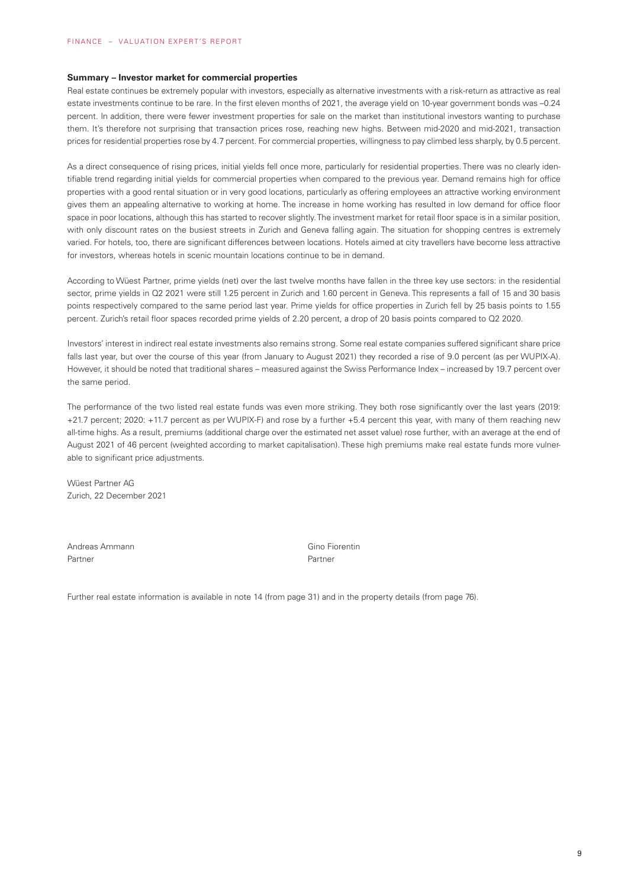## Summary – Investor market for commercial properties

Real estate continues be extremely popular with investors, especially as alternative investments with a risk-return as attractive as real estate investments continue to be rare. In the first eleven months of 2021, the average yield on 10-year government bonds was –0.24 percent. In addition, there were fewer investment properties for sale on the market than institutional investors wanting to purchase them. It's therefore not surprising that transaction prices rose, reaching new highs. Between mid-2020 and mid-2021, transaction prices for residential properties rose by 4.7 percent. For commercial properties, willingness to pay climbed less sharply, by 0.5 percent.

As a direct consequence of rising prices, initial yields fell once more, particularly for residential properties. There was no clearly identifiable trend regarding initial yields for commercial properties when compared to the previous year. Demand remains high for office properties with a good rental situation or in very good locations, particularly as offering employees an attractive working environment gives them an appealing alternative to working at home. The increase in home working has resulted in low demand for office floor space in poor locations, although this has started to recover slightly. The investment market for retail floor space is in a similar position, with only discount rates on the busiest streets in Zurich and Geneva falling again. The situation for shopping centres is extremely varied. For hotels, too, there are significant differences between locations. Hotels aimed at city travellers have become less attractive for investors, whereas hotels in scenic mountain locations continue to be in demand.

According to Wüest Partner, prime yields (net) over the last twelve months have fallen in the three key use sectors: in the residential sector, prime yields in Q2 2021 were still 1.25 percent in Zurich and 1.60 percent in Geneva. This represents a fall of 15 and 30 basis points respectively compared to the same period last year. Prime yields for office properties in Zurich fell by 25 basis points to 1.55 percent. Zurich's retail floor spaces recorded prime yields of 2.20 percent, a drop of 20 basis points compared to Q2 2020.

Investors' interest in indirect real estate investments also remains strong. Some real estate companies suffered significant share price falls last year, but over the course of this year (from January to August 2021) they recorded a rise of 9.0 percent (as per WUPIX-A). However, it should be noted that traditional shares – measured against the Swiss Performance Index – increased by 19.7 percent over the same period.

The performance of the two listed real estate funds was even more striking. They both rose significantly over the last years (2019: +21.7 percent; 2020: +11.7 percent as per WUPIX-F) and rose by a further +5.4 percent this year, with many of them reaching new all-time highs. As a result, premiums (additional charge over the estimated net asset value) rose further, with an average at the end of August 2021 of 46 percent (weighted according to market capitalisation). These high premiums make real estate funds more vulnerable to significant price adjustments.

Wüest Partner AG
Zurich, 22 December 2021

Andreas Ammann
Partner

Gino Fiorentin
Partner

Further real estate information is available in note 14 (from page 31) and in the property details (from page 76).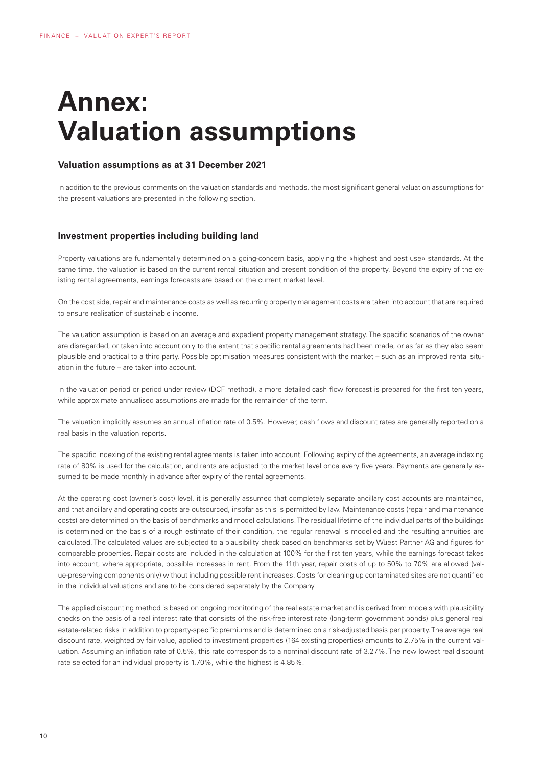# Annex: Valuation assumptions

### Valuation assumptions as at 31 December 2021

In addition to the previous comments on the valuation standards and methods, the most significant general valuation assumptions for the present valuations are presented in the following section.

### Investment properties including building land

Property valuations are fundamentally determined on a going-concern basis, applying the «highest and best use» standards. At the same time, the valuation is based on the current rental situation and present condition of the property. Beyond the expiry of the existing rental agreements, earnings forecasts are based on the current market level.

On the cost side, repair and maintenance costs as well as recurring property management costs are taken into account that are required to ensure realisation of sustainable income.

The valuation assumption is based on an average and expedient property management strategy. The specific scenarios of the owner are disregarded, or taken into account only to the extent that specific rental agreements had been made, or as far as they also seem plausible and practical to a third party. Possible optimisation measures consistent with the market – such as an improved rental situation in the future – are taken into account.

In the valuation period or period under review (DCF method), a more detailed cash flow forecast is prepared for the first ten years, while approximate annualised assumptions are made for the remainder of the term.

The valuation implicitly assumes an annual inflation rate of 0.5%. However, cash flows and discount rates are generally reported on a real basis in the valuation reports.

The specific indexing of the existing rental agreements is taken into account. Following expiry of the agreements, an average indexing rate of 80% is used for the calculation, and rents are adjusted to the market level once every five years. Payments are generally assumed to be made monthly in advance after expiry of the rental agreements.

At the operating cost (owner's cost) level, it is generally assumed that completely separate ancillary cost accounts are maintained, and that ancillary and operating costs are outsourced, insofar as this is permitted by law. Maintenance costs (repair and maintenance costs) are determined on the basis of benchmarks and model calculations. The residual lifetime of the individual parts of the buildings is determined on the basis of a rough estimate of their condition, the regular renewal is modelled and the resulting annuities are calculated. The calculated values are subjected to a plausibility check based on benchmarks set by Wüest Partner AG and figures for comparable properties. Repair costs are included in the calculation at 100% for the first ten years, while the earnings forecast takes into account, where appropriate, possible increases in rent. From the 11th year, repair costs of up to 50% to 70% are allowed (value-preserving components only) without including possible rent increases. Costs for cleaning up contaminated sites are not quantified in the individual valuations and are to be considered separately by the Company.

The applied discounting method is based on ongoing monitoring of the real estate market and is derived from models with plausibility checks on the basis of a real interest rate that consists of the risk-free interest rate (long-term government bonds) plus general real estate-related risks in addition to property-specific premiums and is determined on a risk-adjusted basis per property. The average real discount rate, weighted by fair value, applied to investment properties (164 existing properties) amounts to 2.75% in the current valuation. Assuming an inflation rate of 0.5%, this rate corresponds to a nominal discount rate of 3.27%. The new lowest real discount rate selected for an individual property is 1.70%, while the highest is 4.85%.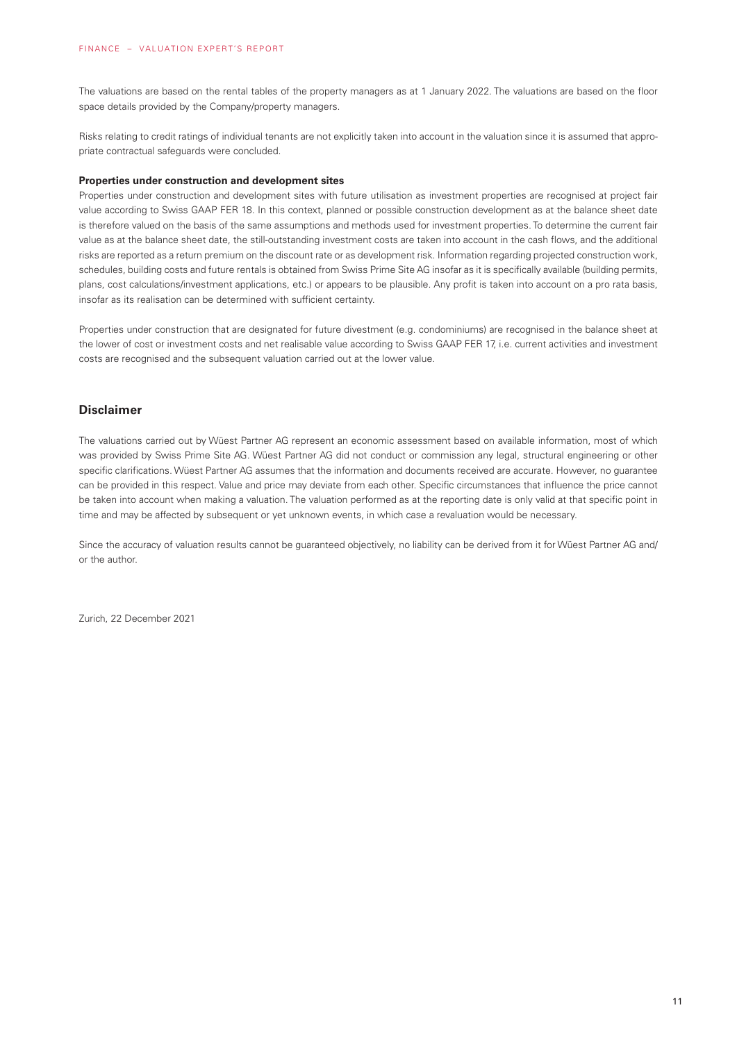The valuations are based on the rental tables of the property managers as at 1 January 2022. The valuations are based on the floor space details provided by the Company/property managers.

Risks relating to credit ratings of individual tenants are not explicitly taken into account in the valuation since it is assumed that appropriate contractual safeguards were concluded.

**Properties under construction and development sites**

Properties under construction and development sites with future utilisation as investment properties are recognised at project fair value according to Swiss GAAP FER 18. In this context, planned or possible construction development as at the balance sheet date is therefore valued on the basis of the same assumptions and methods used for investment properties. To determine the current fair value as at the balance sheet date, the still-outstanding investment costs are taken into account in the cash flows, and the additional risks are reported as a return premium on the discount rate or as development risk. Information regarding projected construction work, schedules, building costs and future rentals is obtained from Swiss Prime Site AG insofar as it is specifically available (building permits, plans, cost calculations/investment applications, etc.) or appears to be plausible. Any profit is taken into account on a pro rata basis, insofar as its realisation can be determined with sufficient certainty.

Properties under construction that are designated for future divestment (e.g. condominiums) are recognised in the balance sheet at the lower of cost or investment costs and net realisable value according to Swiss GAAP FER 17, i.e. current activities and investment costs are recognised and the subsequent valuation carried out at the lower value.

## Disclaimer

The valuations carried out by Wüest Partner AG represent an economic assessment based on available information, most of which was provided by Swiss Prime Site AG. Wüest Partner AG did not conduct or commission any legal, structural engineering or other specific clarifications. Wüest Partner AG assumes that the information and documents received are accurate. However, no guarantee can be provided in this respect. Value and price may deviate from each other. Specific circumstances that influence the price cannot be taken into account when making a valuation. The valuation performed as at the reporting date is only valid at that specific point in time and may be affected by subsequent or yet unknown events, in which case a revaluation would be necessary.

Since the accuracy of valuation results cannot be guaranteed objectively, no liability can be derived from it for Wüest Partner AG and/or the author.

Zurich, 22 December 2021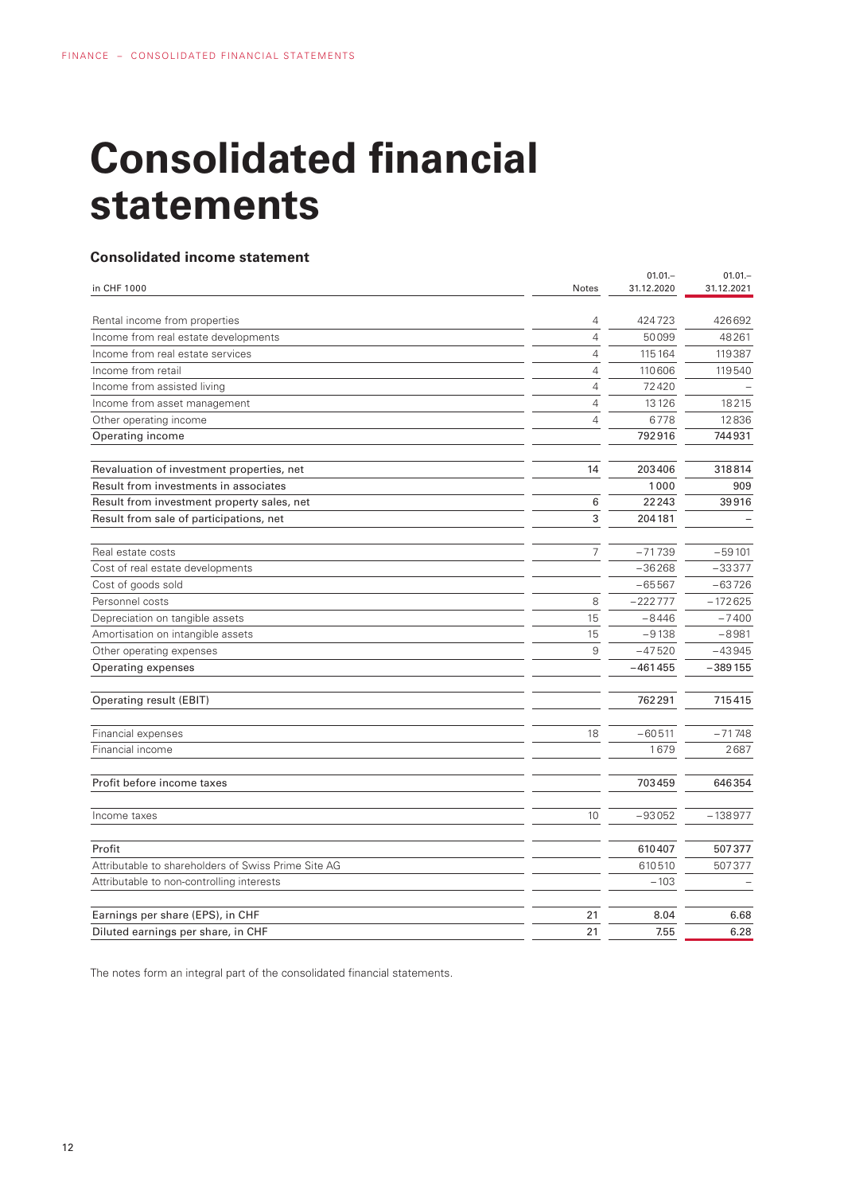# Consolidated financial statements

### Consolidated income statement

| in CHF 1000 | Notes | 01.01.–31.12.2020 | 01.01.–31.12.2021 |
|---|---|---|---|
| Rental income from properties | 4 | 424723 | 426692 |
| Income from real estate developments | 4 | 50099 | 48261 |
| Income from real estate services | 4 | 115164 | 119387 |
| Income from retail | 4 | 110606 | 119540 |
| Income from assisted living | 4 | 72420 | – |
| Income from asset management | 4 | 13126 | 18215 |
| Other operating income | 4 | 6778 | 12836 |
| Operating income | | 792916 | 744931 |
| | | | |
| Revaluation of investment properties, net | 14 | 203406 | 318814 |
| Result from investments in associates | | 1000 | 909 |
| Result from investment property sales, net | 6 | 22243 | 39916 |
| Result from sale of participations, net | 3 | 204181 | – |
| | | | |
| Real estate costs | 7 | −71739 | −59101 |
| Cost of real estate developments | | −36268 | −33377 |
| Cost of goods sold | | −65567 | −63726 |
| Personnel costs | 8 | −222777 | −172625 |
| Depreciation on tangible assets | 15 | −8446 | −7400 |
| Amortisation on intangible assets | 15 | −9138 | −8981 |
| Other operating expenses | 9 | −47520 | −43945 |
| Operating expenses | | −461455 | −389155 |
| | | | |
| Operating result (EBIT) | | 762291 | 715415 |
| | | | |
| Financial expenses | 18 | −60511 | −71748 |
| Financial income | | 1679 | 2687 |
| | | | |
| Profit before income taxes | | 703459 | 646354 |
| | | | |
| Income taxes | 10 | −93052 | −138977 |
| | | | |
| Profit | | 610407 | 507377 |
| Attributable to shareholders of Swiss Prime Site AG | | 610510 | 507377 |
| Attributable to non-controlling interests | | −103 | – |
| | | | |
| Earnings per share (EPS), in CHF | 21 | 8.04 | 6.68 |
| Diluted earnings per share, in CHF | 21 | 7.55 | 6.28 |

The notes form an integral part of the consolidated financial statements.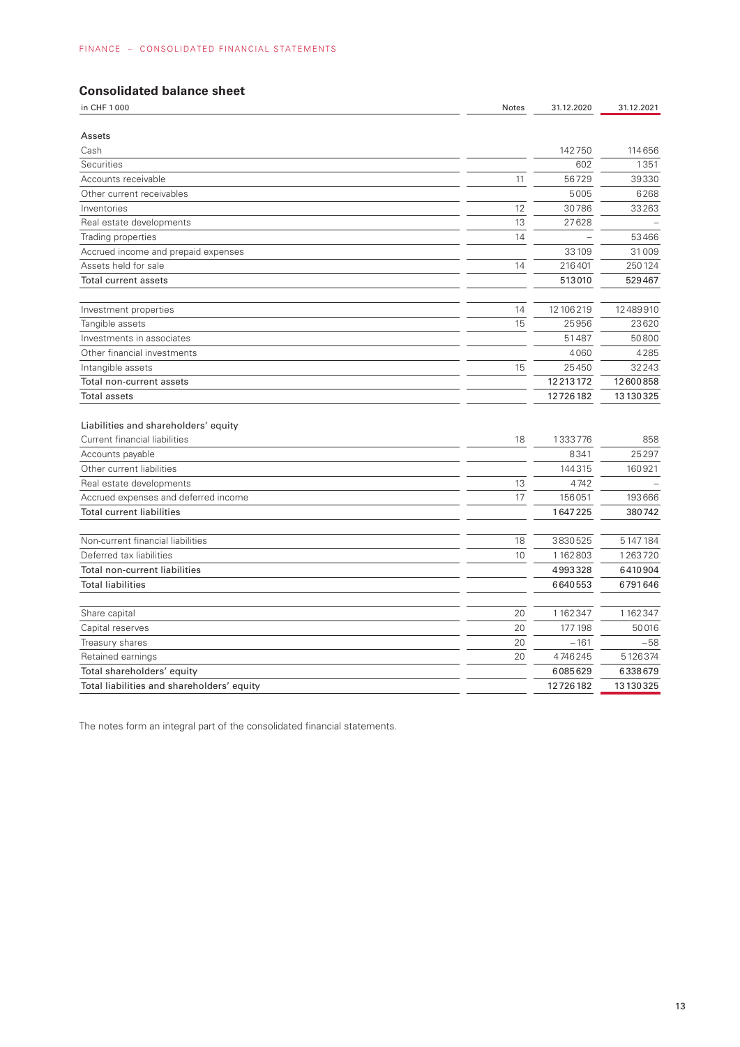## Consolidated balance sheet

| in CHF 1 000 | Notes | 31.12.2020 | 31.12.2021 |
|---|---|---|---|
| **Assets** | | | |
| Cash | | 142750 | 114656 |
| Securities | | 602 | 1351 |
| Accounts receivable | 11 | 56729 | 39330 |
| Other current receivables | | 5005 | 6268 |
| Inventories | 12 | 30786 | 33263 |
| Real estate developments | 13 | 27628 | – |
| Trading properties | 14 | – | 53466 |
| Accrued income and prepaid expenses | | 33109 | 31009 |
| Assets held for sale | 14 | 216401 | 250124 |
| Total current assets | | **513010** | **529467** |
| | | | |
| Investment properties | 14 | 12106219 | 12489910 |
| Tangible assets | 15 | 25956 | 23620 |
| Investments in associates | | 51487 | 50800 |
| Other financial investments | | 4060 | 4285 |
| Intangible assets | 15 | 25450 | 32243 |
| Total non-current assets | | **12213172** | **12600858** |
| Total assets | | **12726182** | **13130325** |
| | | | |
| **Liabilities and shareholders' equity** | | | |
| Current financial liabilities | 18 | 1333776 | 858 |
| Accounts payable | | 8341 | 25297 |
| Other current liabilities | | 144315 | 160921 |
| Real estate developments | 13 | 4742 | – |
| Accrued expenses and deferred income | 17 | 156051 | 193666 |
| Total current liabilities | | **1647225** | **380742** |
| | | | |
| Non-current financial liabilities | 18 | 3830525 | 5147184 |
| Deferred tax liabilities | 10 | 1162803 | 1263720 |
| Total non-current liabilities | | **4993328** | **6410904** |
| Total liabilities | | **6640553** | **6791646** |
| | | | |
| Share capital | 20 | 1162347 | 1162347 |
| Capital reserves | 20 | 177198 | 50016 |
| Treasury shares | 20 | –161 | –58 |
| Retained earnings | 20 | 4746245 | 5126374 |
| Total shareholders' equity | | **6085629** | **6338679** |
| Total liabilities and shareholders' equity | | **12726182** | **13130325** |

The notes form an integral part of the consolidated financial statements.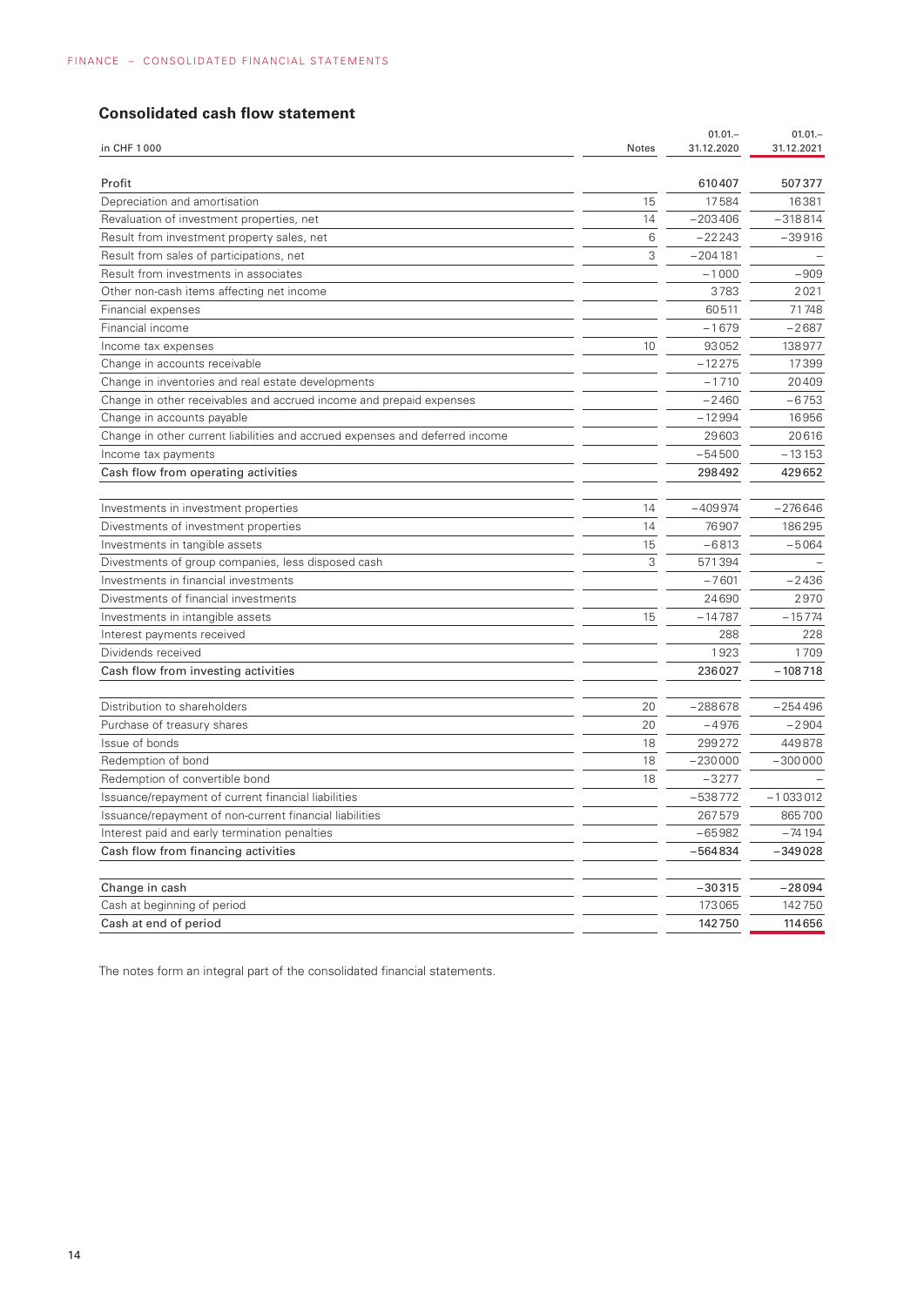## Consolidated cash flow statement

| in CHF 1 000 | Notes | 01.01.–31.12.2020 | 01.01.–31.12.2021 |
|---|---|---|---|
| Profit | | 610407 | 507377 |
| Depreciation and amortisation | 15 | 17584 | 16381 |
| Revaluation of investment properties, net | 14 | –203406 | –318814 |
| Result from investment property sales, net | 6 | –22243 | –39916 |
| Result from sales of participations, net | 3 | –204181 | – |
| Result from investments in associates | | –1000 | –909 |
| Other non-cash items affecting net income | | 3783 | 2021 |
| Financial expenses | | 60511 | 71748 |
| Financial income | | –1679 | –2687 |
| Income tax expenses | 10 | 93052 | 138977 |
| Change in accounts receivable | | –12275 | 17399 |
| Change in inventories and real estate developments | | –1710 | 20409 |
| Change in other receivables and accrued income and prepaid expenses | | –2460 | –6753 |
| Change in accounts payable | | –12994 | 16956 |
| Change in other current liabilities and accrued expenses and deferred income | | 29603 | 20616 |
| Income tax payments | | –54500 | –13153 |
| Cash flow from operating activities | | 298492 | 429652 |
| | | | |
| Investments in investment properties | 14 | –409974 | –276646 |
| Divestments of investment properties | 14 | 76907 | 186295 |
| Investments in tangible assets | 15 | –6813 | –5064 |
| Divestments of group companies, less disposed cash | 3 | 571394 | – |
| Investments in financial investments | | –7601 | –2436 |
| Divestments of financial investments | | 24690 | 2970 |
| Investments in intangible assets | 15 | –14787 | –15774 |
| Interest payments received | | 288 | 228 |
| Dividends received | | 1923 | 1709 |
| Cash flow from investing activities | | 236027 | –108718 |
| | | | |
| Distribution to shareholders | 20 | –288678 | –254496 |
| Purchase of treasury shares | 20 | –4976 | –2904 |
| Issue of bonds | 18 | 299272 | 449878 |
| Redemption of bond | 18 | –230000 | –300000 |
| Redemption of convertible bond | 18 | –3277 | – |
| Issuance/repayment of current financial liabilities | | –538772 | –1033012 |
| Issuance/repayment of non-current financial liabilities | | 267579 | 865700 |
| Interest paid and early termination penalties | | –65982 | –74194 |
| Cash flow from financing activities | | –564834 | –349028 |
| | | | |
| Change in cash | | –30315 | –28094 |
| Cash at beginning of period | | 173065 | 142750 |
| Cash at end of period | | 142750 | 114656 |

The notes form an integral part of the consolidated financial statements.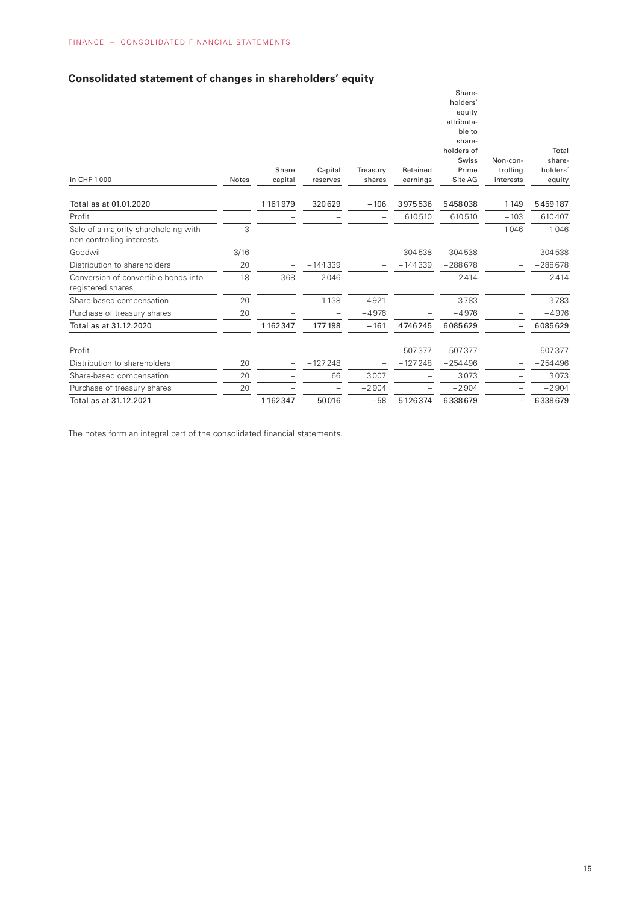# Consolidated statement of changes in shareholders' equity

| in CHF 1 000 | Notes | Share capital | Capital reserves | Treasury shares | Retained earnings | Share-holders' equity attributa-ble to share-holders of Swiss Prime Site AG | Non-con-trolling interests | Total share-holders´ equity |
|---|---|---|---|---|---|---|---|---|
| Total as at 01.01.2020 | | 1 161 979 | 320 629 | –106 | 3 975 536 | 5 458 038 | 1 149 | 5 459 187 |
| Profit | | – | – | – | 610 510 | 610 510 | –103 | 610 407 |
| Sale of a majority shareholding with non-controlling interests | 3 | – | – | – | – | – | –1 046 | –1 046 |
| Goodwill | 3/16 | – | – | – | 304 538 | 304 538 | – | 304 538 |
| Distribution to shareholders | 20 | – | –144 339 | – | –144 339 | –288 678 | – | –288 678 |
| Conversion of convertible bonds into registered shares | 18 | 368 | 2 046 | – | – | 2 414 | – | 2 414 |
| Share-based compensation | 20 | – | –1 138 | 4 921 | – | 3 783 | – | 3 783 |
| Purchase of treasury shares | 20 | – | – | –4 976 | – | –4 976 | – | –4 976 |
| Total as at 31.12.2020 | | 1 162 347 | 177 198 | –161 | 4 746 245 | 6 085 629 | – | 6 085 629 |
| | | | | | | | | |
| Profit | | – | – | – | 507 377 | 507 377 | – | 507 377 |
| Distribution to shareholders | 20 | – | –127 248 | – | –127 248 | –254 496 | – | –254 496 |
| Share-based compensation | 20 | – | 66 | 3 007 | – | 3 073 | – | 3 073 |
| Purchase of treasury shares | 20 | – | – | –2 904 | – | –2 904 | – | –2 904 |
| Total as at 31.12.2021 | | 1 162 347 | 50 016 | –58 | 5 126 374 | 6 338 679 | – | 6 338 679 |

The notes form an integral part of the consolidated financial statements.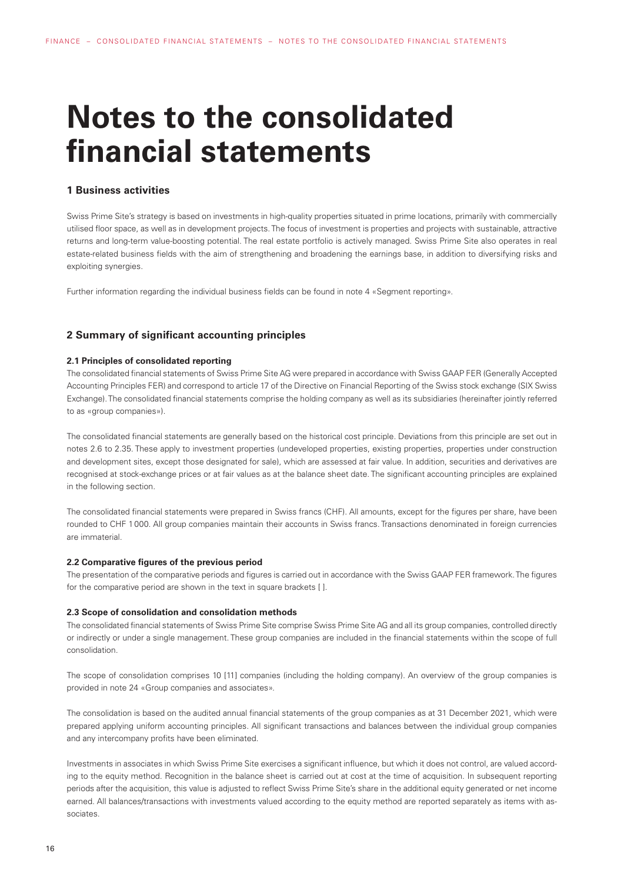# Notes to the consolidated financial statements

## 1 Business activities

Swiss Prime Site's strategy is based on investments in high-quality properties situated in prime locations, primarily with commercially utilised floor space, as well as in development projects. The focus of investment is properties and projects with sustainable, attractive returns and long-term value-boosting potential. The real estate portfolio is actively managed. Swiss Prime Site also operates in real estate-related business fields with the aim of strengthening and broadening the earnings base, in addition to diversifying risks and exploiting synergies.

Further information regarding the individual business fields can be found in note 4 «Segment reporting».

## 2 Summary of significant accounting principles

### 2.1 Principles of consolidated reporting

The consolidated financial statements of Swiss Prime Site AG were prepared in accordance with Swiss GAAP FER (Generally Accepted Accounting Principles FER) and correspond to article 17 of the Directive on Financial Reporting of the Swiss stock exchange (SIX Swiss Exchange). The consolidated financial statements comprise the holding company as well as its subsidiaries (hereinafter jointly referred to as «group companies»).

The consolidated financial statements are generally based on the historical cost principle. Deviations from this principle are set out in notes 2.6 to 2.35. These apply to investment properties (undeveloped properties, existing properties, properties under construction and development sites, except those designated for sale), which are assessed at fair value. In addition, securities and derivatives are recognised at stock-exchange prices or at fair values as at the balance sheet date. The significant accounting principles are explained in the following section.

The consolidated financial statements were prepared in Swiss francs (CHF). All amounts, except for the figures per share, have been rounded to CHF 1 000. All group companies maintain their accounts in Swiss francs. Transactions denominated in foreign currencies are immaterial.

### 2.2 Comparative figures of the previous period

The presentation of the comparative periods and figures is carried out in accordance with the Swiss GAAP FER framework. The figures for the comparative period are shown in the text in square brackets [ ].

### 2.3 Scope of consolidation and consolidation methods

The consolidated financial statements of Swiss Prime Site comprise Swiss Prime Site AG and all its group companies, controlled directly or indirectly or under a single management. These group companies are included in the financial statements within the scope of full consolidation.

The scope of consolidation comprises 10 [11] companies (including the holding company). An overview of the group companies is provided in note 24 «Group companies and associates».

The consolidation is based on the audited annual financial statements of the group companies as at 31 December 2021, which were prepared applying uniform accounting principles. All significant transactions and balances between the individual group companies and any intercompany profits have been eliminated.

Investments in associates in which Swiss Prime Site exercises a significant influence, but which it does not control, are valued according to the equity method. Recognition in the balance sheet is carried out at cost at the time of acquisition. In subsequent reporting periods after the acquisition, this value is adjusted to reflect Swiss Prime Site's share in the additional equity generated or net income earned. All balances/transactions with investments valued according to the equity method are reported separately as items with associates.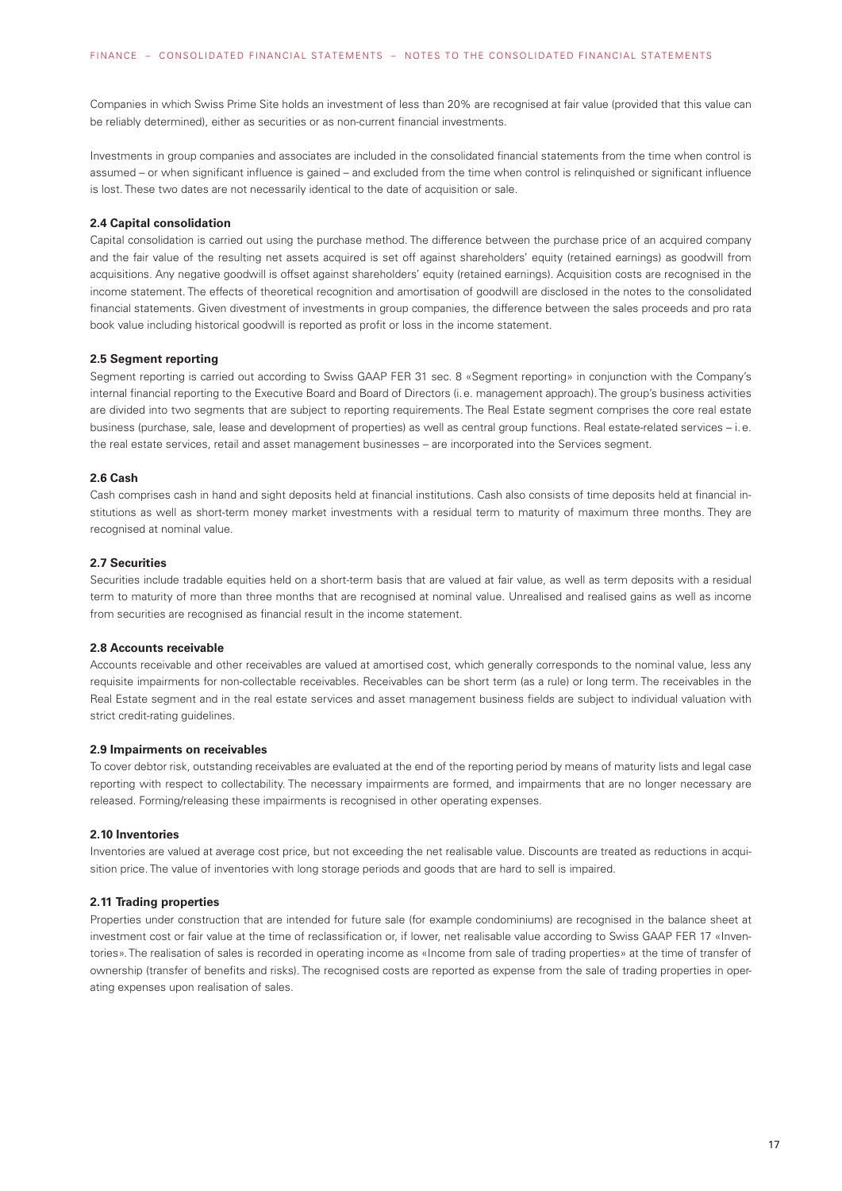Companies in which Swiss Prime Site holds an investment of less than 20% are recognised at fair value (provided that this value can be reliably determined), either as securities or as non-current financial investments.

Investments in group companies and associates are included in the consolidated financial statements from the time when control is assumed – or when significant influence is gained – and excluded from the time when control is relinquished or significant influence is lost. These two dates are not necessarily identical to the date of acquisition or sale.

#### 2.4 Capital consolidation

Capital consolidation is carried out using the purchase method. The difference between the purchase price of an acquired company and the fair value of the resulting net assets acquired is set off against shareholders' equity (retained earnings) as goodwill from acquisitions. Any negative goodwill is offset against shareholders' equity (retained earnings). Acquisition costs are recognised in the income statement. The effects of theoretical recognition and amortisation of goodwill are disclosed in the notes to the consolidated financial statements. Given divestment of investments in group companies, the difference between the sales proceeds and pro rata book value including historical goodwill is reported as profit or loss in the income statement.

#### 2.5 Segment reporting

Segment reporting is carried out according to Swiss GAAP FER 31 sec. 8 «Segment reporting» in conjunction with the Company's internal financial reporting to the Executive Board and Board of Directors (i. e. management approach). The group's business activities are divided into two segments that are subject to reporting requirements. The Real Estate segment comprises the core real estate business (purchase, sale, lease and development of properties) as well as central group functions. Real estate-related services – i. e. the real estate services, retail and asset management businesses – are incorporated into the Services segment.

#### 2.6 Cash

Cash comprises cash in hand and sight deposits held at financial institutions. Cash also consists of time deposits held at financial institutions as well as short-term money market investments with a residual term to maturity of maximum three months. They are recognised at nominal value.

#### 2.7 Securities

Securities include tradable equities held on a short-term basis that are valued at fair value, as well as term deposits with a residual term to maturity of more than three months that are recognised at nominal value. Unrealised and realised gains as well as income from securities are recognised as financial result in the income statement.

#### 2.8 Accounts receivable

Accounts receivable and other receivables are valued at amortised cost, which generally corresponds to the nominal value, less any requisite impairments for non-collectable receivables. Receivables can be short term (as a rule) or long term. The receivables in the Real Estate segment and in the real estate services and asset management business fields are subject to individual valuation with strict credit-rating guidelines.

#### 2.9 Impairments on receivables

To cover debtor risk, outstanding receivables are evaluated at the end of the reporting period by means of maturity lists and legal case reporting with respect to collectability. The necessary impairments are formed, and impairments that are no longer necessary are released. Forming/releasing these impairments is recognised in other operating expenses.

#### 2.10 Inventories

Inventories are valued at average cost price, but not exceeding the net realisable value. Discounts are treated as reductions in acquisition price. The value of inventories with long storage periods and goods that are hard to sell is impaired.

#### 2.11 Trading properties

Properties under construction that are intended for future sale (for example condominiums) are recognised in the balance sheet at investment cost or fair value at the time of reclassification or, if lower, net realisable value according to Swiss GAAP FER 17 «Inventories». The realisation of sales is recorded in operating income as «Income from sale of trading properties» at the time of transfer of ownership (transfer of benefits and risks). The recognised costs are reported as expense from the sale of trading properties in operating expenses upon realisation of sales.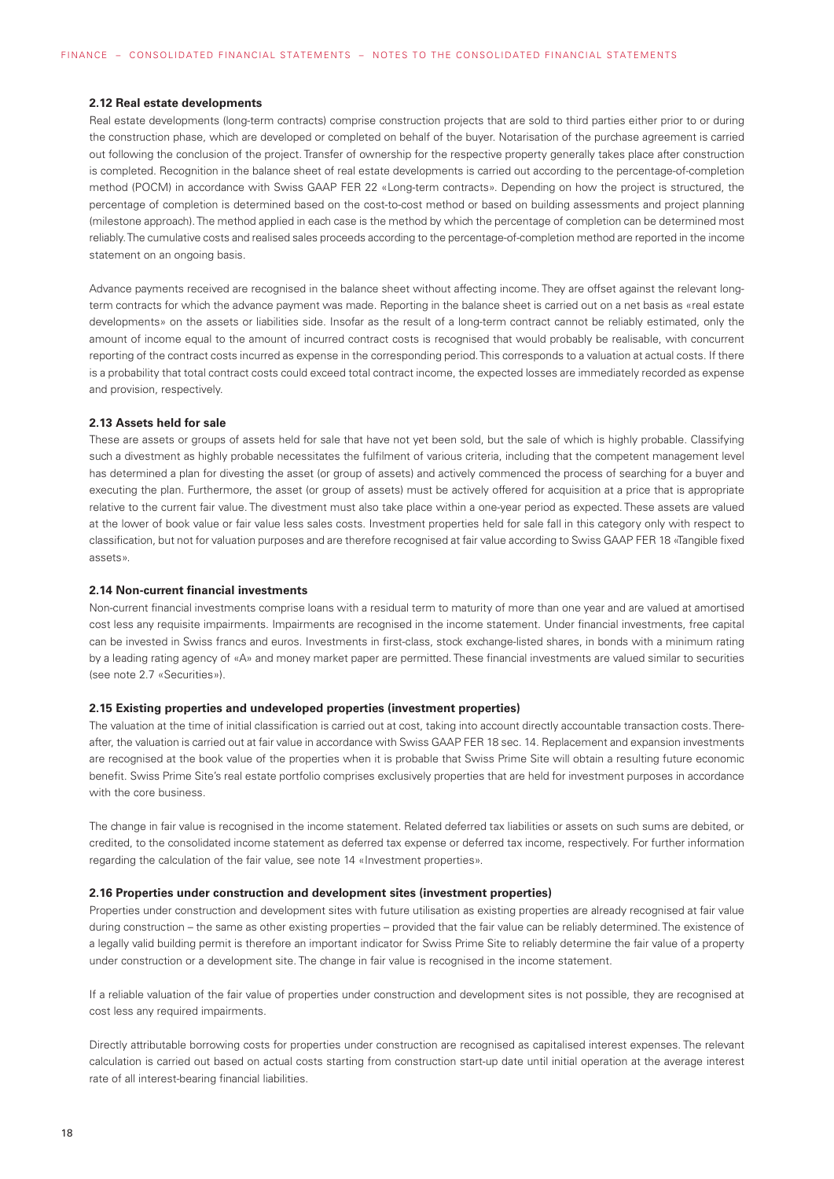#### 2.12 Real estate developments

Real estate developments (long-term contracts) comprise construction projects that are sold to third parties either prior to or during the construction phase, which are developed or completed on behalf of the buyer. Notarisation of the purchase agreement is carried out following the conclusion of the project. Transfer of ownership for the respective property generally takes place after construction is completed. Recognition in the balance sheet of real estate developments is carried out according to the percentage-of-completion method (POCM) in accordance with Swiss GAAP FER 22 «Long-term contracts». Depending on how the project is structured, the percentage of completion is determined based on the cost-to-cost method or based on building assessments and project planning (milestone approach). The method applied in each case is the method by which the percentage of completion can be determined most reliably. The cumulative costs and realised sales proceeds according to the percentage-of-completion method are reported in the income statement on an ongoing basis.

Advance payments received are recognised in the balance sheet without affecting income. They are offset against the relevant long-term contracts for which the advance payment was made. Reporting in the balance sheet is carried out on a net basis as «real estate developments» on the assets or liabilities side. Insofar as the result of a long-term contract cannot be reliably estimated, only the amount of income equal to the amount of incurred contract costs is recognised that would probably be realisable, with concurrent reporting of the contract costs incurred as expense in the corresponding period. This corresponds to a valuation at actual costs. If there is a probability that total contract costs could exceed total contract income, the expected losses are immediately recorded as expense and provision, respectively.

#### 2.13 Assets held for sale

These are assets or groups of assets held for sale that have not yet been sold, but the sale of which is highly probable. Classifying such a divestment as highly probable necessitates the fulfilment of various criteria, including that the competent management level has determined a plan for divesting the asset (or group of assets) and actively commenced the process of searching for a buyer and executing the plan. Furthermore, the asset (or group of assets) must be actively offered for acquisition at a price that is appropriate relative to the current fair value. The divestment must also take place within a one-year period as expected. These assets are valued at the lower of book value or fair value less sales costs. Investment properties held for sale fall in this category only with respect to classification, but not for valuation purposes and are therefore recognised at fair value according to Swiss GAAP FER 18 «Tangible fixed assets».

#### 2.14 Non-current financial investments

Non-current financial investments comprise loans with a residual term to maturity of more than one year and are valued at amortised cost less any requisite impairments. Impairments are recognised in the income statement. Under financial investments, free capital can be invested in Swiss francs and euros. Investments in first-class, stock exchange-listed shares, in bonds with a minimum rating by a leading rating agency of «A» and money market paper are permitted. These financial investments are valued similar to securities (see note 2.7 «Securities»).

#### 2.15 Existing properties and undeveloped properties (investment properties)

The valuation at the time of initial classification is carried out at cost, taking into account directly accountable transaction costs. Thereafter, the valuation is carried out at fair value in accordance with Swiss GAAP FER 18 sec. 14. Replacement and expansion investments are recognised at the book value of the properties when it is probable that Swiss Prime Site will obtain a resulting future economic benefit. Swiss Prime Site's real estate portfolio comprises exclusively properties that are held for investment purposes in accordance with the core business.

The change in fair value is recognised in the income statement. Related deferred tax liabilities or assets on such sums are debited, or credited, to the consolidated income statement as deferred tax expense or deferred tax income, respectively. For further information regarding the calculation of the fair value, see note 14 «Investment properties».

#### 2.16 Properties under construction and development sites (investment properties)

Properties under construction and development sites with future utilisation as existing properties are already recognised at fair value during construction – the same as other existing properties – provided that the fair value can be reliably determined. The existence of a legally valid building permit is therefore an important indicator for Swiss Prime Site to reliably determine the fair value of a property under construction or a development site. The change in fair value is recognised in the income statement.

If a reliable valuation of the fair value of properties under construction and development sites is not possible, they are recognised at cost less any required impairments.

Directly attributable borrowing costs for properties under construction are recognised as capitalised interest expenses. The relevant calculation is carried out based on actual costs starting from construction start-up date until initial operation at the average interest rate of all interest-bearing financial liabilities.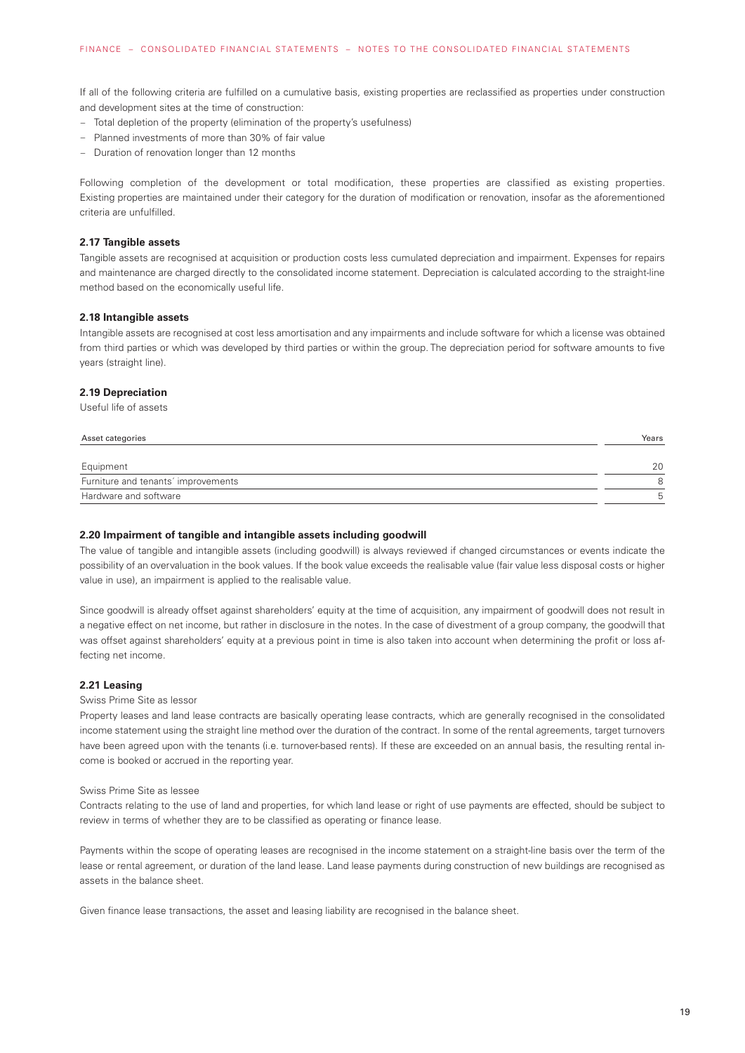If all of the following criteria are fulfilled on a cumulative basis, existing properties are reclassified as properties under construction and development sites at the time of construction:

- Total depletion of the property (elimination of the property's usefulness)
- Planned investments of more than 30% of fair value
- Duration of renovation longer than 12 months

Following completion of the development or total modification, these properties are classified as existing properties. Existing properties are maintained under their category for the duration of modification or renovation, insofar as the aforementioned criteria are unfulfilled.

### 2.17 Tangible assets

Tangible assets are recognised at acquisition or production costs less cumulated depreciation and impairment. Expenses for repairs and maintenance are charged directly to the consolidated income statement. Depreciation is calculated according to the straight-line method based on the economically useful life.

### 2.18 Intangible assets

Intangible assets are recognised at cost less amortisation and any impairments and include software for which a license was obtained from third parties or which was developed by third parties or within the group. The depreciation period for software amounts to five years (straight line).

### 2.19 Depreciation

Useful life of assets

| Asset categories | Years |
|---|---|
| Equipment | 20 |
| Furniture and tenants´ improvements | 8 |
| Hardware and software | 5 |

### 2.20 Impairment of tangible and intangible assets including goodwill

The value of tangible and intangible assets (including goodwill) is always reviewed if changed circumstances or events indicate the possibility of an overvaluation in the book values. If the book value exceeds the realisable value (fair value less disposal costs or higher value in use), an impairment is applied to the realisable value.

Since goodwill is already offset against shareholders' equity at the time of acquisition, any impairment of goodwill does not result in a negative effect on net income, but rather in disclosure in the notes. In the case of divestment of a group company, the goodwill that was offset against shareholders' equity at a previous point in time is also taken into account when determining the profit or loss affecting net income.

### 2.21 Leasing

Swiss Prime Site as lessor

Property leases and land lease contracts are basically operating lease contracts, which are generally recognised in the consolidated income statement using the straight line method over the duration of the contract. In some of the rental agreements, target turnovers have been agreed upon with the tenants (i.e. turnover-based rents). If these are exceeded on an annual basis, the resulting rental income is booked or accrued in the reporting year.

Swiss Prime Site as lessee

Contracts relating to the use of land and properties, for which land lease or right of use payments are effected, should be subject to review in terms of whether they are to be classified as operating or finance lease.

Payments within the scope of operating leases are recognised in the income statement on a straight-line basis over the term of the lease or rental agreement, or duration of the land lease. Land lease payments during construction of new buildings are recognised as assets in the balance sheet.

Given finance lease transactions, the asset and leasing liability are recognised in the balance sheet.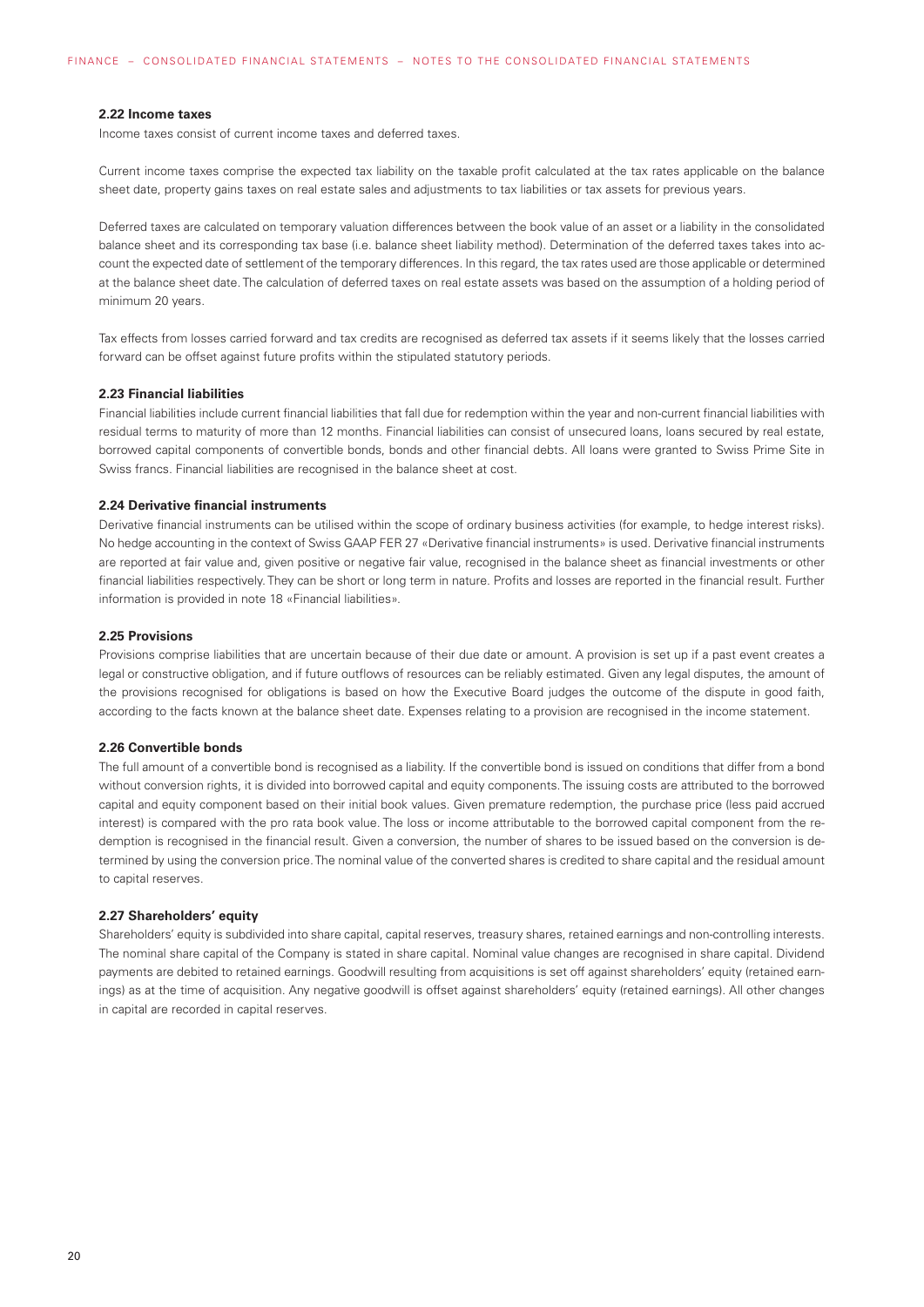### 2.22 Income taxes

Income taxes consist of current income taxes and deferred taxes.

Current income taxes comprise the expected tax liability on the taxable profit calculated at the tax rates applicable on the balance sheet date, property gains taxes on real estate sales and adjustments to tax liabilities or tax assets for previous years.

Deferred taxes are calculated on temporary valuation differences between the book value of an asset or a liability in the consolidated balance sheet and its corresponding tax base (i.e. balance sheet liability method). Determination of the deferred taxes takes into account the expected date of settlement of the temporary differences. In this regard, the tax rates used are those applicable or determined at the balance sheet date. The calculation of deferred taxes on real estate assets was based on the assumption of a holding period of minimum 20 years.

Tax effects from losses carried forward and tax credits are recognised as deferred tax assets if it seems likely that the losses carried forward can be offset against future profits within the stipulated statutory periods.

### 2.23 Financial liabilities

Financial liabilities include current financial liabilities that fall due for redemption within the year and non-current financial liabilities with residual terms to maturity of more than 12 months. Financial liabilities can consist of unsecured loans, loans secured by real estate, borrowed capital components of convertible bonds, bonds and other financial debts. All loans were granted to Swiss Prime Site in Swiss francs. Financial liabilities are recognised in the balance sheet at cost.

### 2.24 Derivative financial instruments

Derivative financial instruments can be utilised within the scope of ordinary business activities (for example, to hedge interest risks). No hedge accounting in the context of Swiss GAAP FER 27 «Derivative financial instruments» is used. Derivative financial instruments are reported at fair value and, given positive or negative fair value, recognised in the balance sheet as financial investments or other financial liabilities respectively. They can be short or long term in nature. Profits and losses are reported in the financial result. Further information is provided in note 18 «Financial liabilities».

### 2.25 Provisions

Provisions comprise liabilities that are uncertain because of their due date or amount. A provision is set up if a past event creates a legal or constructive obligation, and if future outflows of resources can be reliably estimated. Given any legal disputes, the amount of the provisions recognised for obligations is based on how the Executive Board judges the outcome of the dispute in good faith, according to the facts known at the balance sheet date. Expenses relating to a provision are recognised in the income statement.

### 2.26 Convertible bonds

The full amount of a convertible bond is recognised as a liability. If the convertible bond is issued on conditions that differ from a bond without conversion rights, it is divided into borrowed capital and equity components. The issuing costs are attributed to the borrowed capital and equity component based on their initial book values. Given premature redemption, the purchase price (less paid accrued interest) is compared with the pro rata book value. The loss or income attributable to the borrowed capital component from the redemption is recognised in the financial result. Given a conversion, the number of shares to be issued based on the conversion is determined by using the conversion price. The nominal value of the converted shares is credited to share capital and the residual amount to capital reserves.

### 2.27 Shareholders' equity

Shareholders' equity is subdivided into share capital, capital reserves, treasury shares, retained earnings and non-controlling interests. The nominal share capital of the Company is stated in share capital. Nominal value changes are recognised in share capital. Dividend payments are debited to retained earnings. Goodwill resulting from acquisitions is set off against shareholders' equity (retained earnings) as at the time of acquisition. Any negative goodwill is offset against shareholders' equity (retained earnings). All other changes in capital are recorded in capital reserves.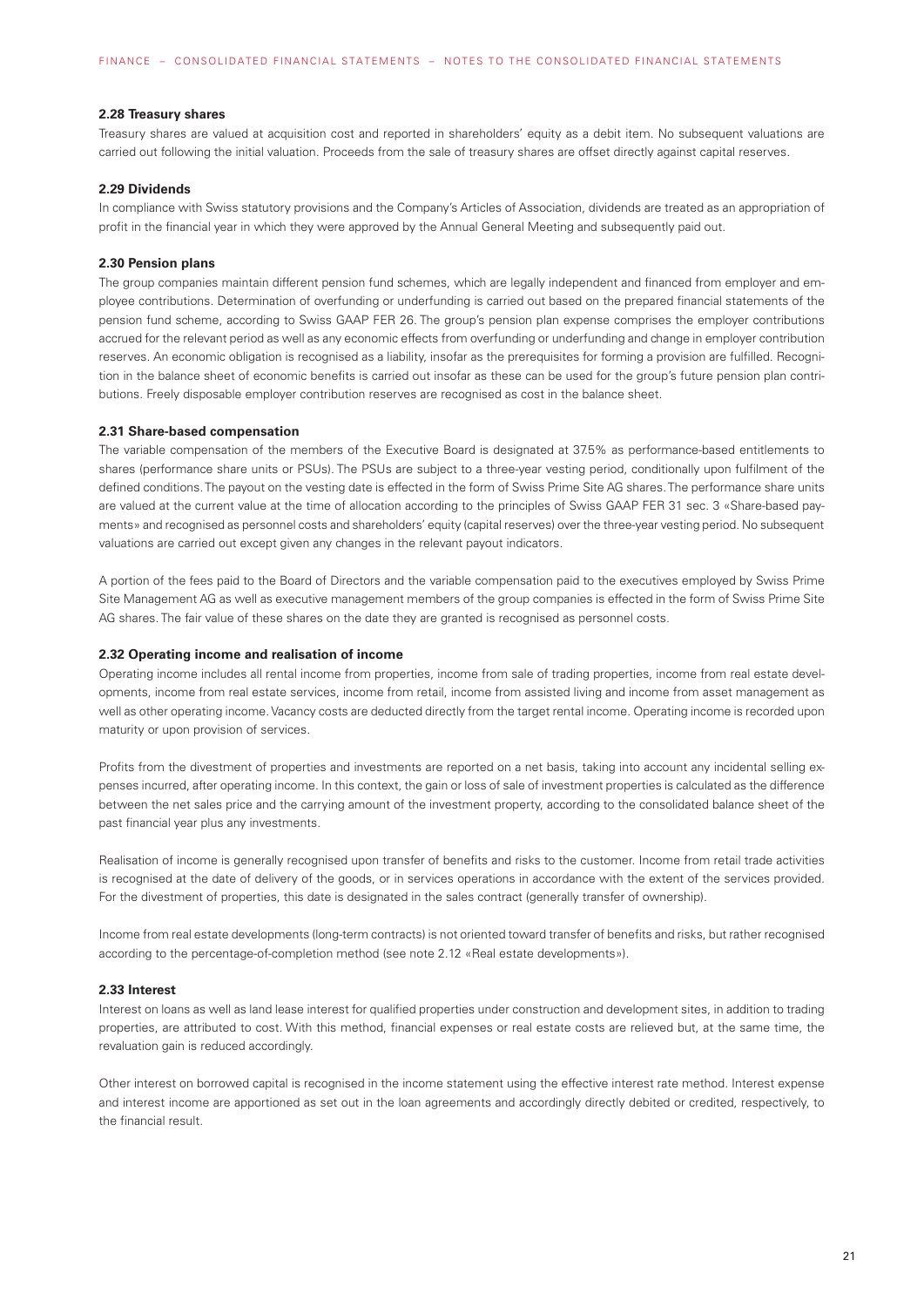### 2.28 Treasury shares

Treasury shares are valued at acquisition cost and reported in shareholders' equity as a debit item. No subsequent valuations are carried out following the initial valuation. Proceeds from the sale of treasury shares are offset directly against capital reserves.

### 2.29 Dividends

In compliance with Swiss statutory provisions and the Company's Articles of Association, dividends are treated as an appropriation of profit in the financial year in which they were approved by the Annual General Meeting and subsequently paid out.

### 2.30 Pension plans

The group companies maintain different pension fund schemes, which are legally independent and financed from employer and employee contributions. Determination of overfunding or underfunding is carried out based on the prepared financial statements of the pension fund scheme, according to Swiss GAAP FER 26. The group's pension plan expense comprises the employer contributions accrued for the relevant period as well as any economic effects from overfunding or underfunding and change in employer contribution reserves. An economic obligation is recognised as a liability, insofar as the prerequisites for forming a provision are fulfilled. Recognition in the balance sheet of economic benefits is carried out insofar as these can be used for the group's future pension plan contributions. Freely disposable employer contribution reserves are recognised as cost in the balance sheet.

### 2.31 Share-based compensation

The variable compensation of the members of the Executive Board is designated at 37.5% as performance-based entitlements to shares (performance share units or PSUs). The PSUs are subject to a three-year vesting period, conditionally upon fulfilment of the defined conditions. The payout on the vesting date is effected in the form of Swiss Prime Site AG shares. The performance share units are valued at the current value at the time of allocation according to the principles of Swiss GAAP FER 31 sec. 3 «Share-based payments» and recognised as personnel costs and shareholders' equity (capital reserves) over the three-year vesting period. No subsequent valuations are carried out except given any changes in the relevant payout indicators.

A portion of the fees paid to the Board of Directors and the variable compensation paid to the executives employed by Swiss Prime Site Management AG as well as executive management members of the group companies is effected in the form of Swiss Prime Site AG shares. The fair value of these shares on the date they are granted is recognised as personnel costs.

### 2.32 Operating income and realisation of income

Operating income includes all rental income from properties, income from sale of trading properties, income from real estate developments, income from real estate services, income from retail, income from assisted living and income from asset management as well as other operating income. Vacancy costs are deducted directly from the target rental income. Operating income is recorded upon maturity or upon provision of services.

Profits from the divestment of properties and investments are reported on a net basis, taking into account any incidental selling expenses incurred, after operating income. In this context, the gain or loss of sale of investment properties is calculated as the difference between the net sales price and the carrying amount of the investment property, according to the consolidated balance sheet of the past financial year plus any investments.

Realisation of income is generally recognised upon transfer of benefits and risks to the customer. Income from retail trade activities is recognised at the date of delivery of the goods, or in services operations in accordance with the extent of the services provided. For the divestment of properties, this date is designated in the sales contract (generally transfer of ownership).

Income from real estate developments (long-term contracts) is not oriented toward transfer of benefits and risks, but rather recognised according to the percentage-of-completion method (see note 2.12 «Real estate developments»).

### 2.33 Interest

Interest on loans as well as land lease interest for qualified properties under construction and development sites, in addition to trading properties, are attributed to cost. With this method, financial expenses or real estate costs are relieved but, at the same time, the revaluation gain is reduced accordingly.

Other interest on borrowed capital is recognised in the income statement using the effective interest rate method. Interest expense and interest income are apportioned as set out in the loan agreements and accordingly directly debited or credited, respectively, to the financial result.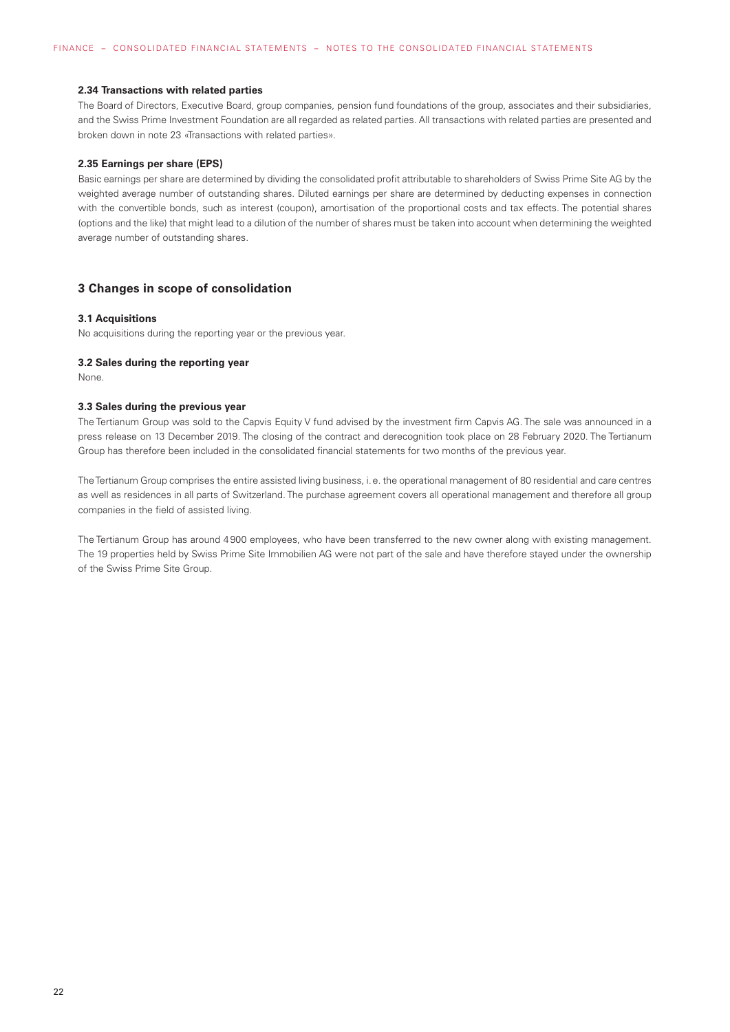#### 2.34 Transactions with related parties

The Board of Directors, Executive Board, group companies, pension fund foundations of the group, associates and their subsidiaries, and the Swiss Prime Investment Foundation are all regarded as related parties. All transactions with related parties are presented and broken down in note 23 «Transactions with related parties».

#### 2.35 Earnings per share (EPS)

Basic earnings per share are determined by dividing the consolidated profit attributable to shareholders of Swiss Prime Site AG by the weighted average number of outstanding shares. Diluted earnings per share are determined by deducting expenses in connection with the convertible bonds, such as interest (coupon), amortisation of the proportional costs and tax effects. The potential shares (options and the like) that might lead to a dilution of the number of shares must be taken into account when determining the weighted average number of outstanding shares.

## 3 Changes in scope of consolidation

#### 3.1 Acquisitions

No acquisitions during the reporting year or the previous year.

#### 3.2 Sales during the reporting year

None.

#### 3.3 Sales during the previous year

The Tertianum Group was sold to the Capvis Equity V fund advised by the investment firm Capvis AG. The sale was announced in a press release on 13 December 2019. The closing of the contract and derecognition took place on 28 February 2020. The Tertianum Group has therefore been included in the consolidated financial statements for two months of the previous year.

The Tertianum Group comprises the entire assisted living business, i. e. the operational management of 80 residential and care centres as well as residences in all parts of Switzerland. The purchase agreement covers all operational management and therefore all group companies in the field of assisted living.

The Tertianum Group has around 4900 employees, who have been transferred to the new owner along with existing management. The 19 properties held by Swiss Prime Site Immobilien AG were not part of the sale and have therefore stayed under the ownership of the Swiss Prime Site Group.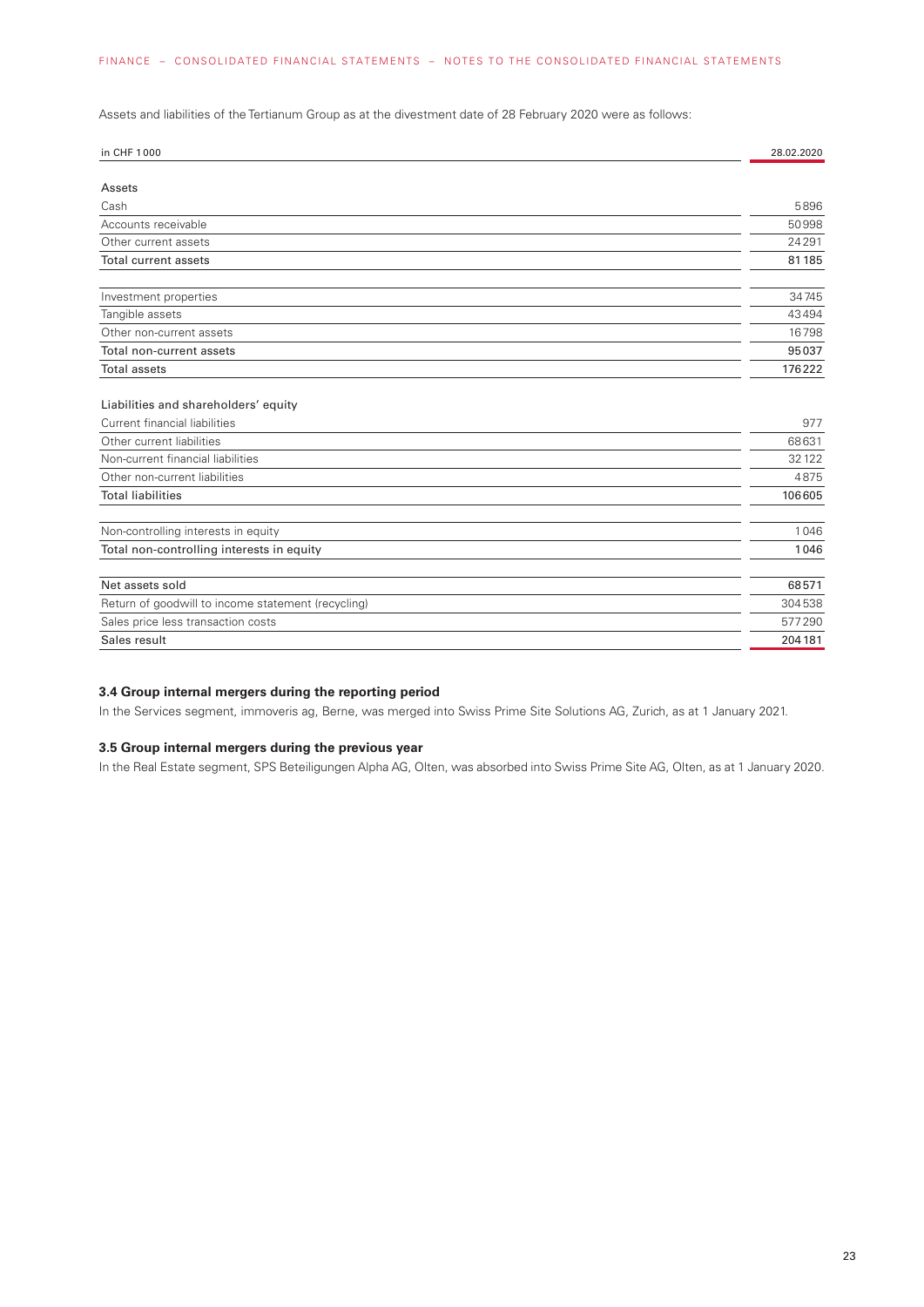Assets and liabilities of the Tertianum Group as at the divestment date of 28 February 2020 were as follows:

| in CHF 1 000 | 28.02.2020 |
|---|---|
| **Assets** | |
| Cash | 5896 |
| Accounts receivable | 50998 |
| Other current assets | 24291 |
| Total current assets | 81185 |
| | |
| Investment properties | 34745 |
| Tangible assets | 43494 |
| Other non-current assets | 16798 |
| Total non-current assets | 95037 |
| Total assets | 176222 |
| | |
| **Liabilities and shareholders' equity** | |
| Current financial liabilities | 977 |
| Other current liabilities | 68631 |
| Non-current financial liabilities | 32122 |
| Other non-current liabilities | 4875 |
| Total liabilities | 106605 |
| | |
| Non-controlling interests in equity | 1046 |
| Total non-controlling interests in equity | 1046 |
| | |
| Net assets sold | 68571 |
| Return of goodwill to income statement (recycling) | 304538 |
| Sales price less transaction costs | 577290 |
| Sales result | 204181 |

### 3.4 Group internal mergers during the reporting period

In the Services segment, immoveris ag, Berne, was merged into Swiss Prime Site Solutions AG, Zurich, as at 1 January 2021.

### 3.5 Group internal mergers during the previous year

In the Real Estate segment, SPS Beteiligungen Alpha AG, Olten, was absorbed into Swiss Prime Site AG, Olten, as at 1 January 2020.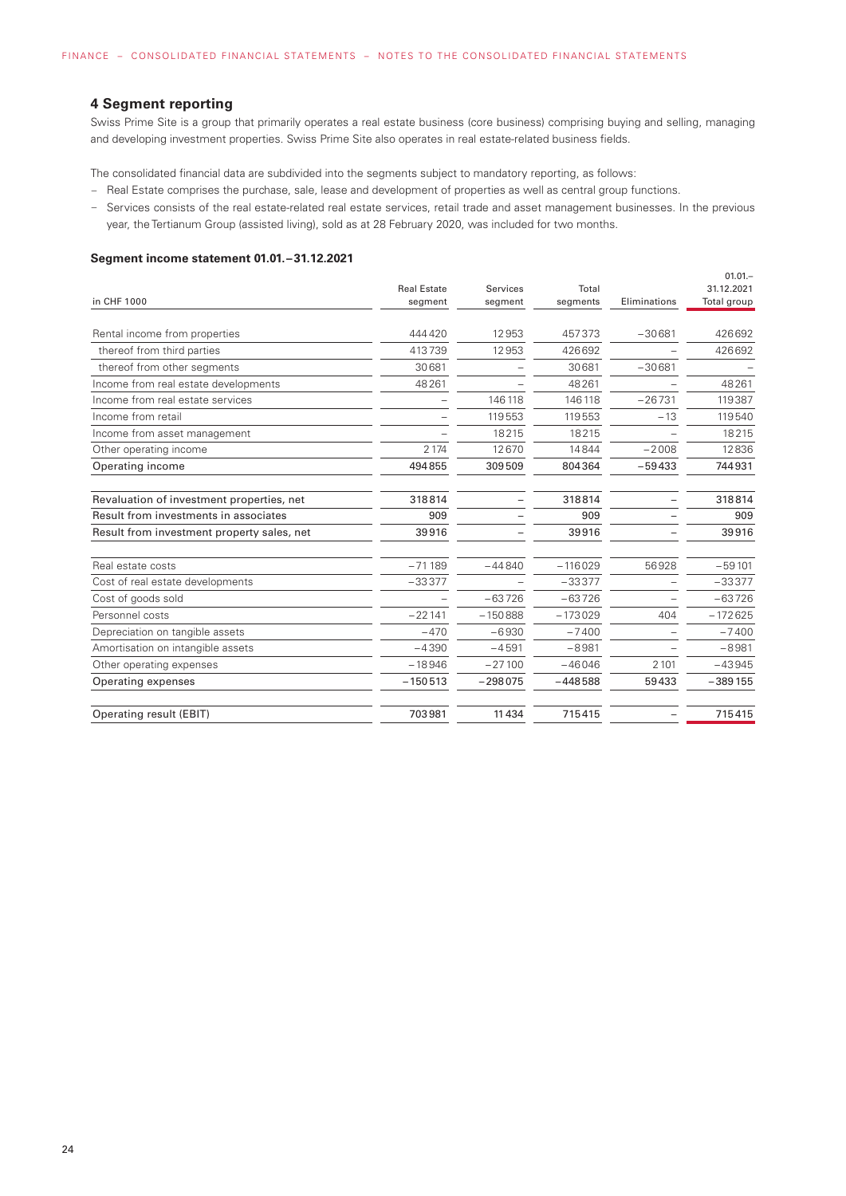## 4 Segment reporting

Swiss Prime Site is a group that primarily operates a real estate business (core business) comprising buying and selling, managing and developing investment properties. Swiss Prime Site also operates in real estate-related business fields.

The consolidated financial data are subdivided into the segments subject to mandatory reporting, as follows:

- Real Estate comprises the purchase, sale, lease and development of properties as well as central group functions.
- Services consists of the real estate-related real estate services, retail trade and asset management businesses. In the previous year, the Tertianum Group (assisted living), sold as at 28 February 2020, was included for two months.

**Segment income statement 01.01.–31.12.2021**

| in CHF 1000 | Real Estate segment | Services segment | Total segments | Eliminations | 01.01.–31.12.2021 Total group |
|---|---|---|---|---|---|
| Rental income from properties | 444420 | 12953 | 457373 | −30681 | 426692 |
| thereof from third parties | 413739 | 12953 | 426692 | – | 426692 |
| thereof from other segments | 30681 | – | 30681 | −30681 | – |
| Income from real estate developments | 48261 | – | 48261 | – | 48261 |
| Income from real estate services | – | 146118 | 146118 | −26731 | 119387 |
| Income from retail | – | 119553 | 119553 | −13 | 119540 |
| Income from asset management | – | 18215 | 18215 | – | 18215 |
| Other operating income | 2174 | 12670 | 14844 | −2008 | 12836 |
| Operating income | 494855 | 309509 | 804364 | −59433 | 744931 |
| Revaluation of investment properties, net | 318814 | – | 318814 | – | 318814 |
| Result from investments in associates | 909 | – | 909 | – | 909 |
| Result from investment property sales, net | 39916 | – | 39916 | – | 39916 |
| Real estate costs | −71189 | −44840 | −116029 | 56928 | −59101 |
| Cost of real estate developments | −33377 | – | −33377 | – | −33377 |
| Cost of goods sold | – | −63726 | −63726 | – | −63726 |
| Personnel costs | −22141 | −150888 | −173029 | 404 | −172625 |
| Depreciation on tangible assets | −470 | −6930 | −7400 | – | −7400 |
| Amortisation on intangible assets | −4390 | −4591 | −8981 | – | −8981 |
| Other operating expenses | −18946 | −27100 | −46046 | 2101 | −43945 |
| Operating expenses | −150513 | −298075 | −448588 | 59433 | −389155 |
| Operating result (EBIT) | 703981 | 11434 | 715415 | – | 715415 |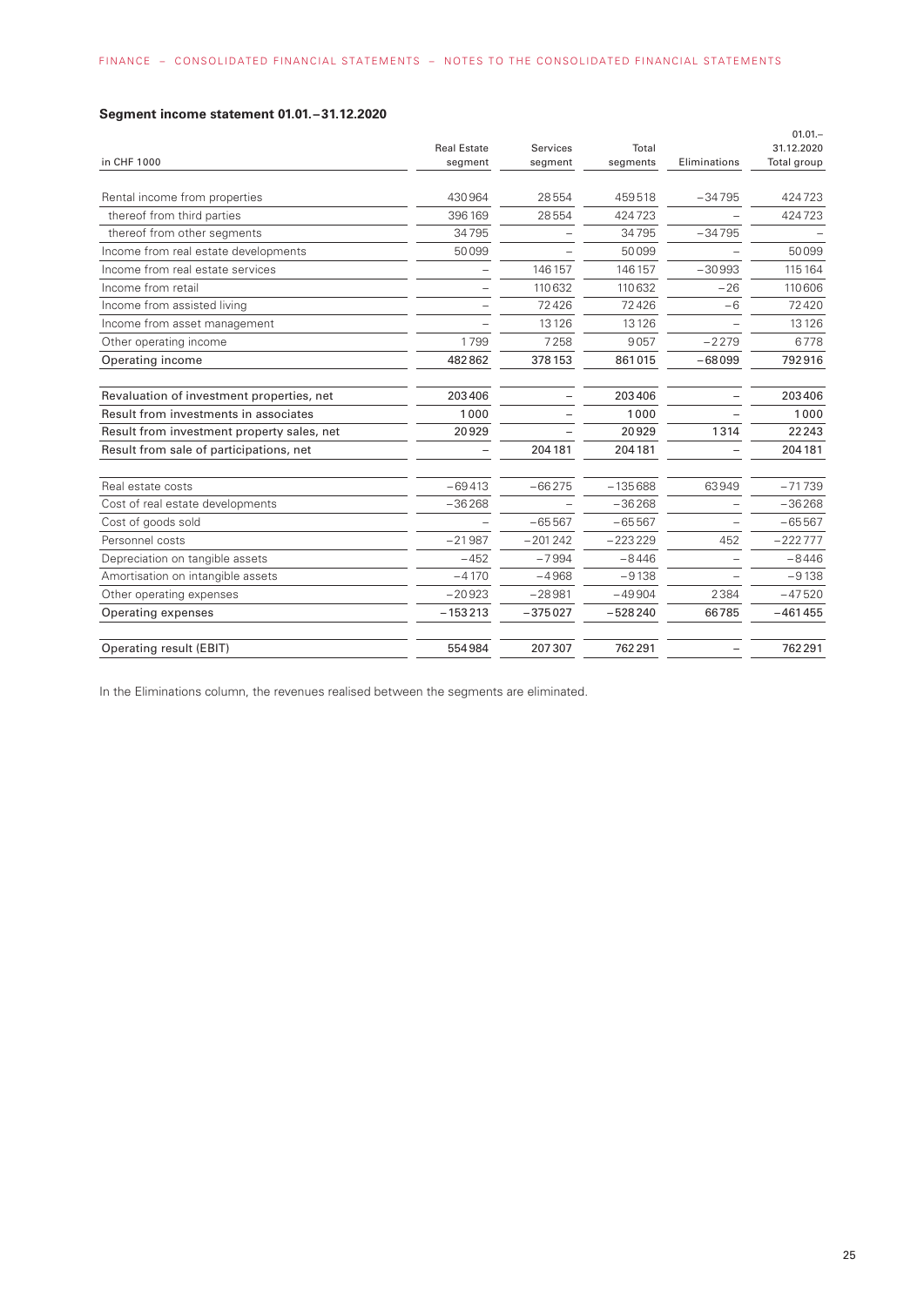### Segment income statement 01.01.–31.12.2020

| in CHF 1000 | Real Estate segment | Services segment | Total segments | Eliminations | 01.01.–31.12.2020 Total group |
|---|---|---|---|---|---|
| Rental income from properties | 430964 | 28554 | 459518 | −34795 | 424723 |
| thereof from third parties | 396169 | 28554 | 424723 | – | 424723 |
| thereof from other segments | 34795 | – | 34795 | −34795 | – |
| Income from real estate developments | 50099 | – | 50099 | – | 50099 |
| Income from real estate services | – | 146157 | 146157 | −30993 | 115164 |
| Income from retail | – | 110632 | 110632 | −26 | 110606 |
| Income from assisted living | – | 72426 | 72426 | −6 | 72420 |
| Income from asset management | – | 13126 | 13126 | – | 13126 |
| Other operating income | 1799 | 7258 | 9057 | −2279 | 6778 |
| Operating income | 482862 | 378153 | 861015 | −68099 | 792916 |
| | | | | | |
| Revaluation of investment properties, net | 203406 | – | 203406 | – | 203406 |
| Result from investments in associates | 1000 | – | 1000 | – | 1000 |
| Result from investment property sales, net | 20929 | – | 20929 | 1314 | 22243 |
| Result from sale of participations, net | – | 204181 | 204181 | – | 204181 |
| | | | | | |
| Real estate costs | −69413 | −66275 | −135688 | 63949 | −71739 |
| Cost of real estate developments | −36268 | – | −36268 | – | −36268 |
| Cost of goods sold | – | −65567 | −65567 | – | −65567 |
| Personnel costs | −21987 | −201242 | −223229 | 452 | −222777 |
| Depreciation on tangible assets | −452 | −7994 | −8446 | – | −8446 |
| Amortisation on intangible assets | −4170 | −4968 | −9138 | – | −9138 |
| Other operating expenses | −20923 | −28981 | −49904 | 2384 | −47520 |
| Operating expenses | −153213 | −375027 | −528240 | 66785 | −461455 |
| | | | | | |
| Operating result (EBIT) | 554984 | 207307 | 762291 | – | 762291 |

In the Eliminations column, the revenues realised between the segments are eliminated.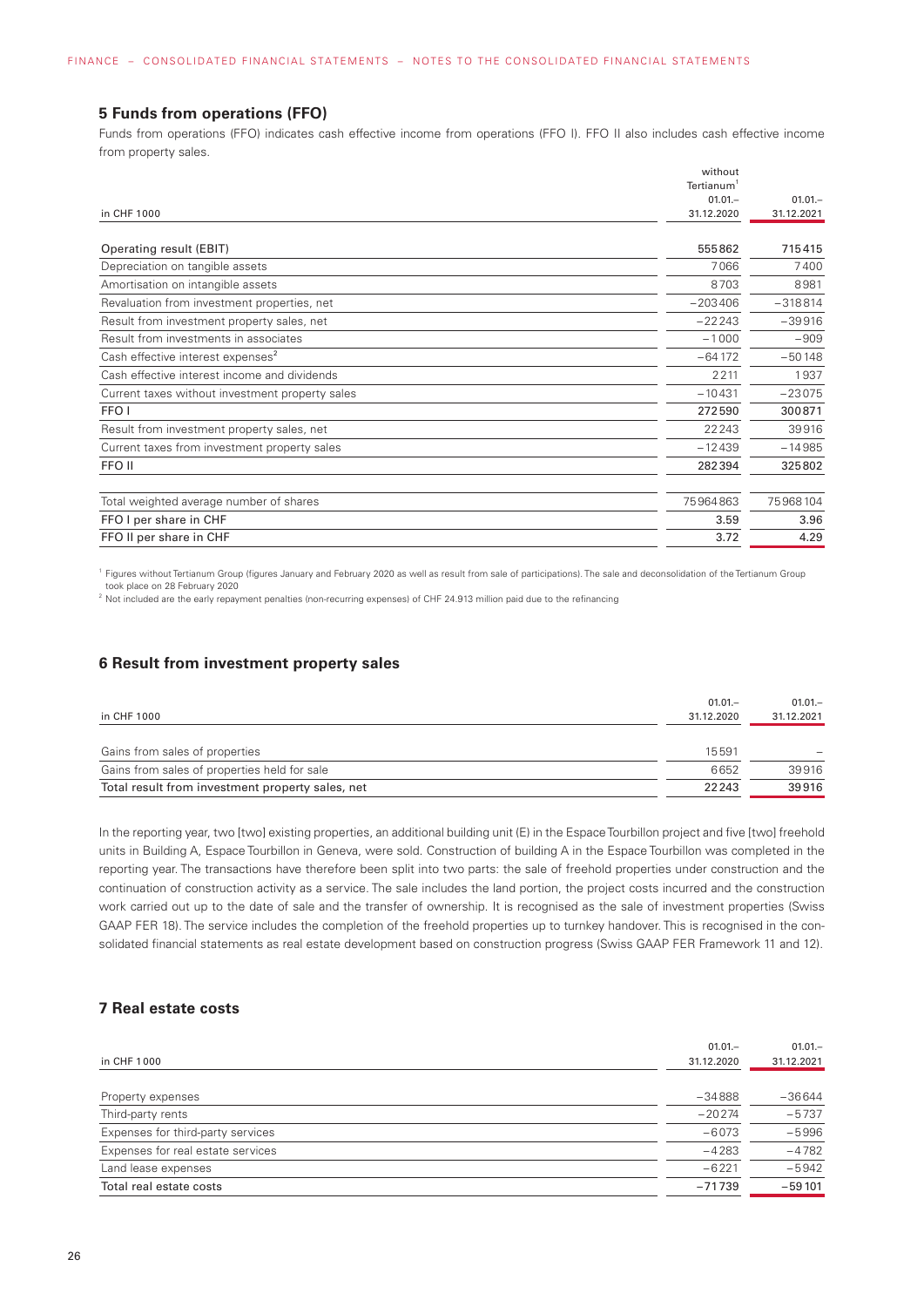## 5 Funds from operations (FFO)

Funds from operations (FFO) indicates cash effective income from operations (FFO I). FFO II also includes cash effective income from property sales.

| in CHF 1000 | without Tertianum[1] 01.01.– 31.12.2020 | 01.01.– 31.12.2021 |
|---|---|---|
| Operating result (EBIT) | 555862 | 715415 |
| Depreciation on tangible assets | 7066 | 7400 |
| Amortisation on intangible assets | 8703 | 8981 |
| Revaluation from investment properties, net | −203406 | −318814 |
| Result from investment property sales, net | −22243 | −39916 |
| Result from investments in associates | −1000 | −909 |
| Cash effective interest expenses[2] | −64172 | −50148 |
| Cash effective interest income and dividends | 2211 | 1937 |
| Current taxes without investment property sales | −10431 | −23075 |
| FFO I | 272590 | 300871 |
| Result from investment property sales, net | 22243 | 39916 |
| Current taxes from investment property sales | −12439 | −14985 |
| FFO II | 282394 | 325802 |
| Total weighted average number of shares | 75964863 | 75968104 |
| FFO I per share in CHF | 3.59 | 3.96 |
| FFO II per share in CHF | 3.72 | 4.29 |

[1] Figures without Tertianum Group (figures January and February 2020 as well as result from sale of participations). The sale and deconsolidation of the Tertianum Group took place on 28 February 2020

[2] Not included are the early repayment penalties (non-recurring expenses) of CHF 24.913 million paid due to the refinancing

## 6 Result from investment property sales

| in CHF 1000 | 01.01.– 31.12.2020 | 01.01.– 31.12.2021 |
|---|---|---|
| Gains from sales of properties | 15591 | – |
| Gains from sales of properties held for sale | 6652 | 39916 |
| Total result from investment property sales, net | 22243 | 39916 |

In the reporting year, two [two] existing properties, an additional building unit (E) in the Espace Tourbillon project and five [two] freehold units in Building A, Espace Tourbillon in Geneva, were sold. Construction of building A in the Espace Tourbillon was completed in the reporting year. The transactions have therefore been split into two parts: the sale of freehold properties under construction and the continuation of construction activity as a service. The sale includes the land portion, the project costs incurred and the construction work carried out up to the date of sale and the transfer of ownership. It is recognised as the sale of investment properties (Swiss GAAP FER 18). The service includes the completion of the freehold properties up to turnkey handover. This is recognised in the consolidated financial statements as real estate development based on construction progress (Swiss GAAP FER Framework 11 and 12).

## 7 Real estate costs

| in CHF 1000 | 01.01.– 31.12.2020 | 01.01.– 31.12.2021 |
|---|---|---|
| Property expenses | −34888 | −36644 |
| Third-party rents | −20274 | −5737 |
| Expenses for third-party services | −6073 | −5996 |
| Expenses for real estate services | −4283 | −4782 |
| Land lease expenses | −6221 | −5942 |
| Total real estate costs | −71739 | −59101 |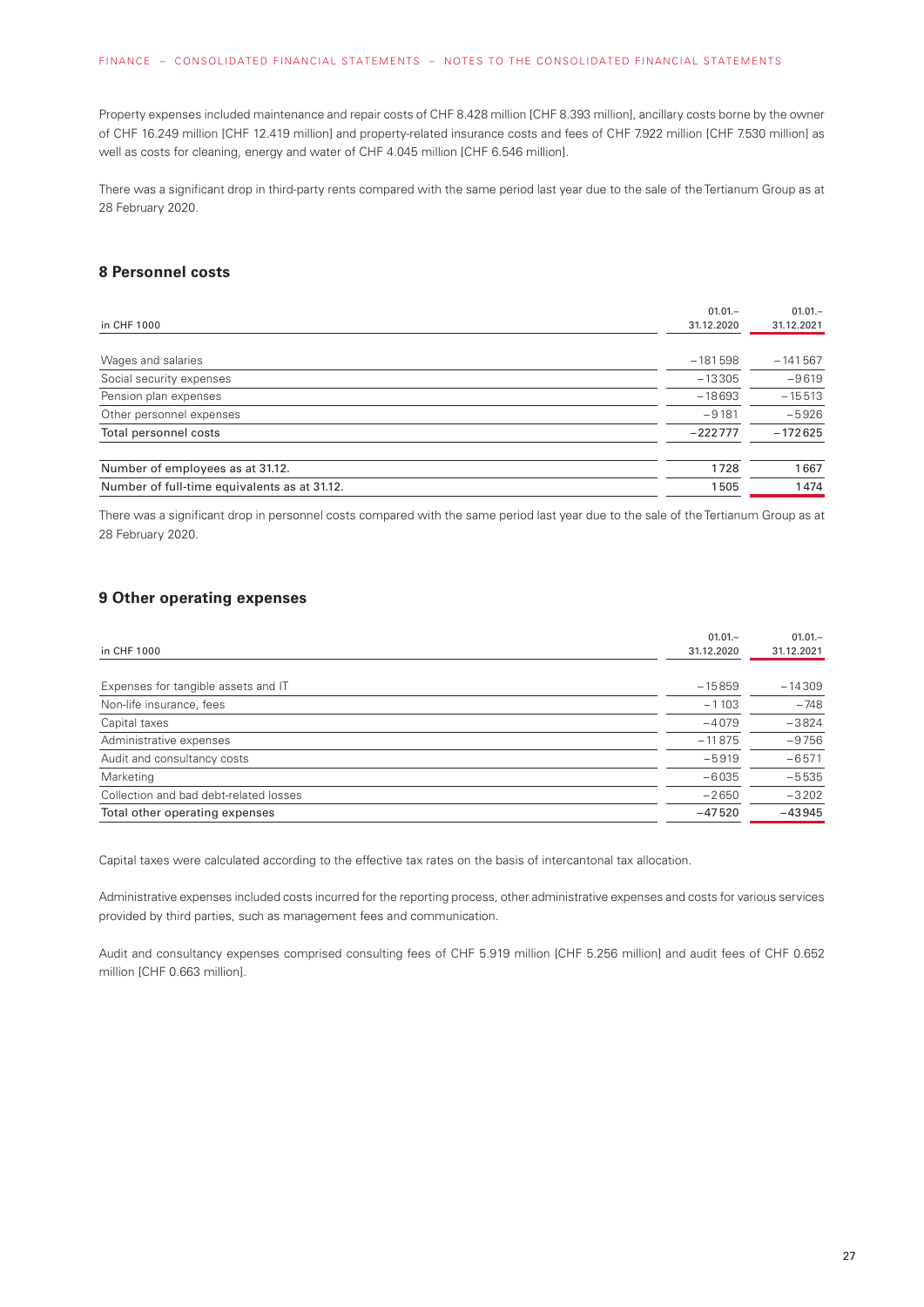Property expenses included maintenance and repair costs of CHF 8.428 million [CHF 8.393 million], ancillary costs borne by the owner of CHF 16.249 million [CHF 12.419 million] and property-related insurance costs and fees of CHF 7.922 million [CHF 7.530 million] as well as costs for cleaning, energy and water of CHF 4.045 million [CHF 6.546 million].

There was a significant drop in third-party rents compared with the same period last year due to the sale of the Tertianum Group as at 28 February 2020.

## 8 Personnel costs

| in CHF 1000 | 01.01.– 31.12.2020 | 01.01.– 31.12.2021 |
|---|---|---|
| Wages and salaries | −181598 | −141567 |
| Social security expenses | −13305 | −9619 |
| Pension plan expenses | −18693 | −15513 |
| Other personnel expenses | −9181 | −5926 |
| Total personnel costs | −222777 | −172625 |
| Number of employees as at 31.12. | 1728 | 1667 |
| Number of full-time equivalents as at 31.12. | 1505 | 1474 |

There was a significant drop in personnel costs compared with the same period last year due to the sale of the Tertianum Group as at 28 February 2020.

## 9 Other operating expenses

| in CHF 1000 | 01.01.– 31.12.2020 | 01.01.– 31.12.2021 |
|---|---|---|
| Expenses for tangible assets and IT | −15859 | −14309 |
| Non-life insurance, fees | −1103 | −748 |
| Capital taxes | −4079 | −3824 |
| Administrative expenses | −11875 | −9756 |
| Audit and consultancy costs | −5919 | −6571 |
| Marketing | −6035 | −5535 |
| Collection and bad debt-related losses | −2650 | −3202 |
| Total other operating expenses | −47520 | −43945 |

Capital taxes were calculated according to the effective tax rates on the basis of intercantonal tax allocation.

Administrative expenses included costs incurred for the reporting process, other administrative expenses and costs for various services provided by third parties, such as management fees and communication.

Audit and consultancy expenses comprised consulting fees of CHF 5.919 million [CHF 5.256 million] and audit fees of CHF 0.652 million [CHF 0.663 million].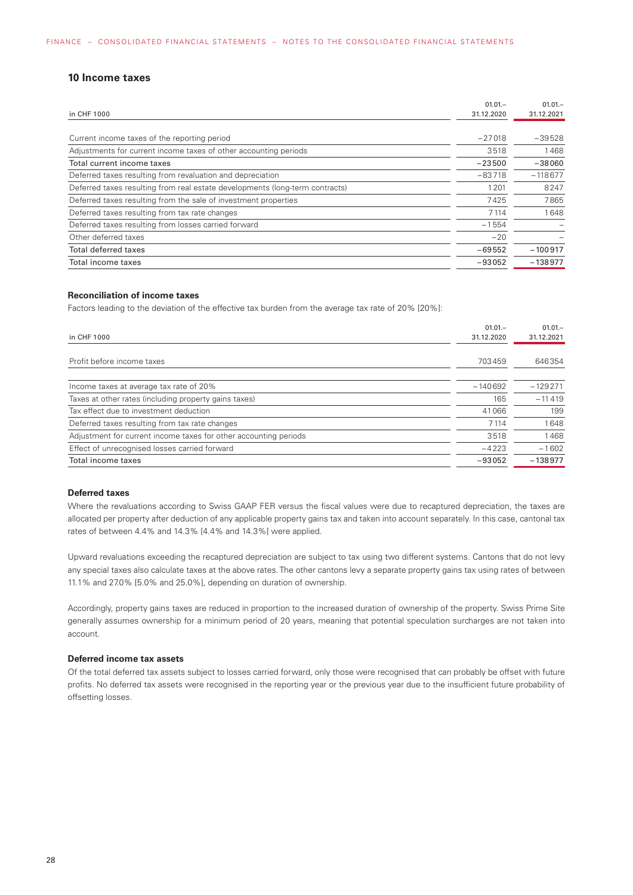## 10 Income taxes

| in CHF 1000 | 01.01.–31.12.2020 | 01.01.–31.12.2021 |
|---|---|---|
| Current income taxes of the reporting period | −27018 | −39528 |
| Adjustments for current income taxes of other accounting periods | 3518 | 1468 |
| Total current income taxes | −23500 | −38060 |
| Deferred taxes resulting from revaluation and depreciation | −83718 | −118677 |
| Deferred taxes resulting from real estate developments (long-term contracts) | 1201 | 8247 |
| Deferred taxes resulting from the sale of investment properties | 7425 | 7865 |
| Deferred taxes resulting from tax rate changes | 7114 | 1648 |
| Deferred taxes resulting from losses carried forward | −1554 | – |
| Other deferred taxes | −20 | – |
| Total deferred taxes | −69552 | −100917 |
| Total income taxes | −93052 | −138977 |

### Reconciliation of income taxes

Factors leading to the deviation of the effective tax burden from the average tax rate of 20% [20%]:

| in CHF 1000 | 01.01.–31.12.2020 | 01.01.–31.12.2021 |
|---|---|---|
| Profit before income taxes | 703459 | 646354 |
| Income taxes at average tax rate of 20% | −140692 | −129271 |
| Taxes at other rates (including property gains taxes) | 165 | −11419 |
| Tax effect due to investment deduction | 41066 | 199 |
| Deferred taxes resulting from tax rate changes | 7114 | 1648 |
| Adjustment for current income taxes for other accounting periods | 3518 | 1468 |
| Effect of unrecognised losses carried forward | −4223 | −1602 |
| Total income taxes | −93052 | −138977 |

### Deferred taxes

Where the revaluations according to Swiss GAAP FER versus the fiscal values were due to recaptured depreciation, the taxes are allocated per property after deduction of any applicable property gains tax and taken into account separately. In this case, cantonal tax rates of between 4.4% and 14.3% [4.4% and 14.3%] were applied.

Upward revaluations exceeding the recaptured depreciation are subject to tax using two different systems. Cantons that do not levy any special taxes also calculate taxes at the above rates. The other cantons levy a separate property gains tax using rates of between 11.1% and 27.0% [5.0% and 25.0%], depending on duration of ownership.

Accordingly, property gains taxes are reduced in proportion to the increased duration of ownership of the property. Swiss Prime Site generally assumes ownership for a minimum period of 20 years, meaning that potential speculation surcharges are not taken into account.

### Deferred income tax assets

Of the total deferred tax assets subject to losses carried forward, only those were recognised that can probably be offset with future profits. No deferred tax assets were recognised in the reporting year or the previous year due to the insufficient future probability of offsetting losses.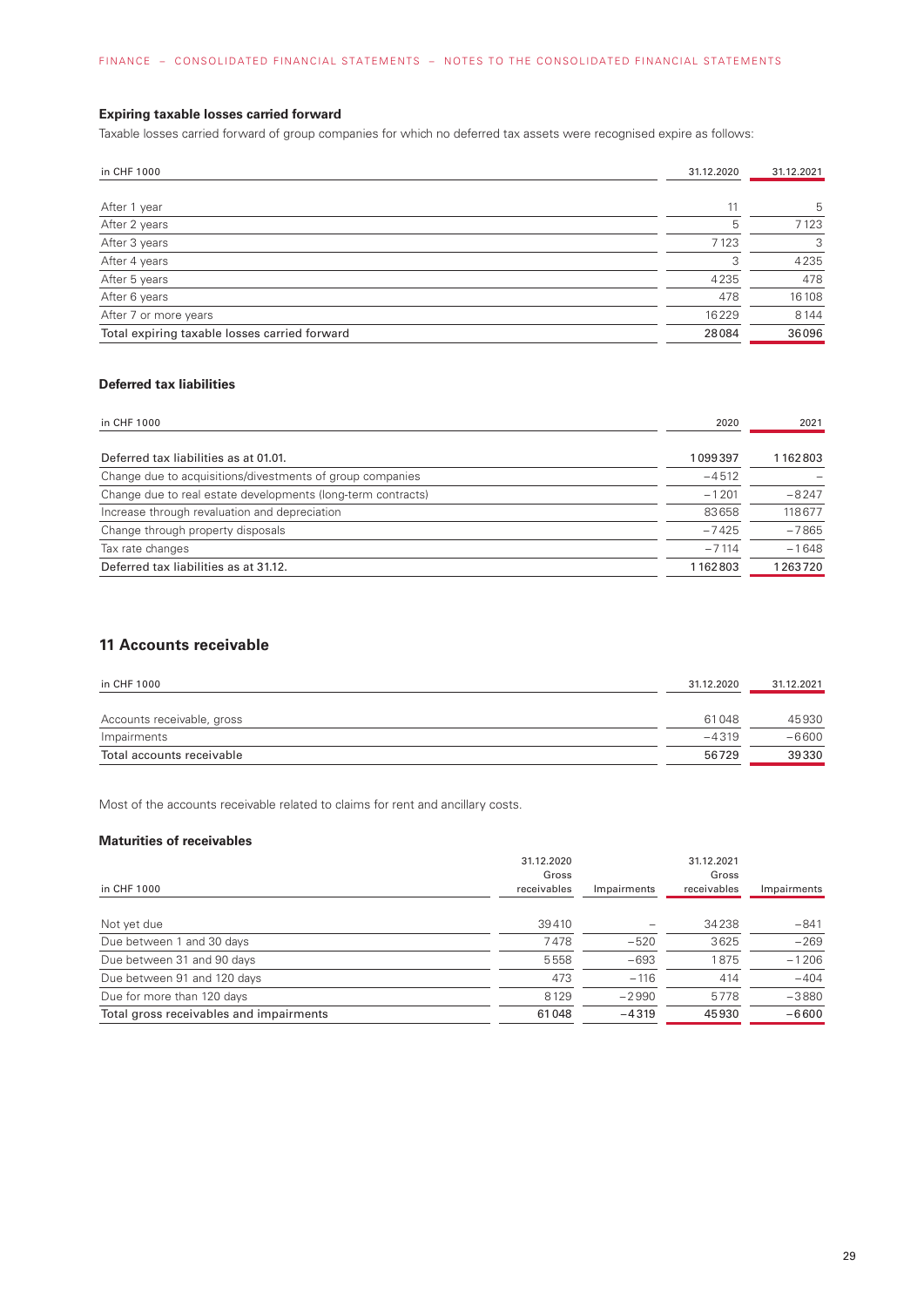### Expiring taxable losses carried forward

Taxable losses carried forward of group companies for which no deferred tax assets were recognised expire as follows:

| in CHF 1000 | 31.12.2020 | 31.12.2021 |
| --- | --- | --- |
| After 1 year | 11 | 5 |
| After 2 years | 5 | 7123 |
| After 3 years | 7123 | 3 |
| After 4 years | 3 | 4235 |
| After 5 years | 4235 | 478 |
| After 6 years | 478 | 16108 |
| After 7 or more years | 16229 | 8144 |
| Total expiring taxable losses carried forward | 28084 | 36096 |

### Deferred tax liabilities

| in CHF 1000 | 2020 | 2021 |
| --- | --- | --- |
| Deferred tax liabilities as at 01.01. | 1099397 | 1162803 |
| Change due to acquisitions/divestments of group companies | −4512 | – |
| Change due to real estate developments (long-term contracts) | −1201 | −8247 |
| Increase through revaluation and depreciation | 83658 | 118677 |
| Change through property disposals | −7425 | −7865 |
| Tax rate changes | −7114 | −1648 |
| Deferred tax liabilities as at 31.12. | 1162803 | 1263720 |

## 11 Accounts receivable

| in CHF 1000 | 31.12.2020 | 31.12.2021 |
| --- | --- | --- |
| Accounts receivable, gross | 61048 | 45930 |
| Impairments | −4319 | −6600 |
| Total accounts receivable | 56729 | 39330 |

Most of the accounts receivable related to claims for rent and ancillary costs.

### Maturities of receivables

| in CHF 1000 | 31.12.2020 Gross receivables | Impairments | 31.12.2021 Gross receivables | Impairments |
| --- | --- | --- | --- | --- |
| Not yet due | 39410 | – | 34238 | −841 |
| Due between 1 and 30 days | 7478 | −520 | 3625 | −269 |
| Due between 31 and 90 days | 5558 | −693 | 1875 | −1206 |
| Due between 91 and 120 days | 473 | −116 | 414 | −404 |
| Due for more than 120 days | 8129 | −2990 | 5778 | −3880 |
| Total gross receivables and impairments | 61048 | −4319 | 45930 | −6600 |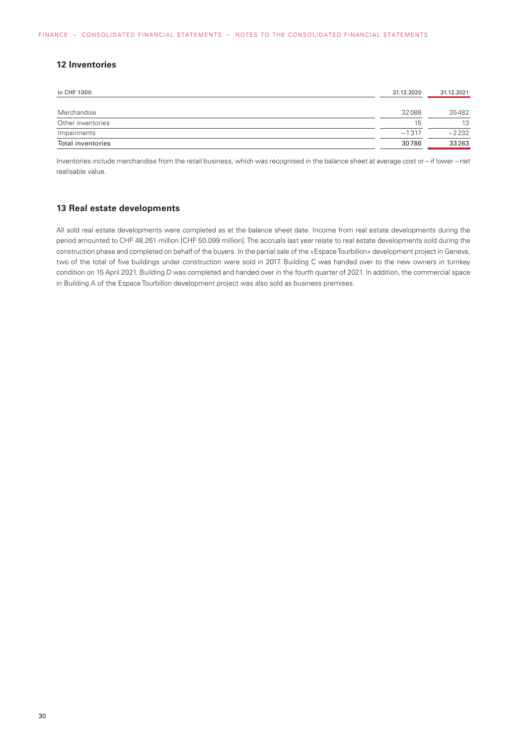## 12 Inventories

| in CHF 1000 | 31.12.2020 | 31.12.2021 |
|---|---|---|
| Merchandise | 32088 | 35482 |
| Other inventories | 15 | 13 |
| Impairments | –1317 | –2232 |
| Total inventories | 30786 | 33263 |

Inventories include merchandise from the retail business, which was recognised in the balance sheet at average cost or – if lower – net realisable value.

## 13 Real estate developments

All sold real estate developments were completed as at the balance sheet date. Income from real estate developments during the period amounted to CHF 48.261 million [CHF 50.099 million]. The accruals last year relate to real estate developments sold during the construction phase and completed on behalf of the buyers. In the partial sale of the «Espace Tourbillon» development project in Geneva, two of the total of five buildings under construction were sold in 2017. Building C was handed over to the new owners in turnkey condition on 15 April 2021. Building D was completed and handed over in the fourth quarter of 2021. In addition, the commercial space in Building A of the Espace Tourbillon development project was also sold as business premises.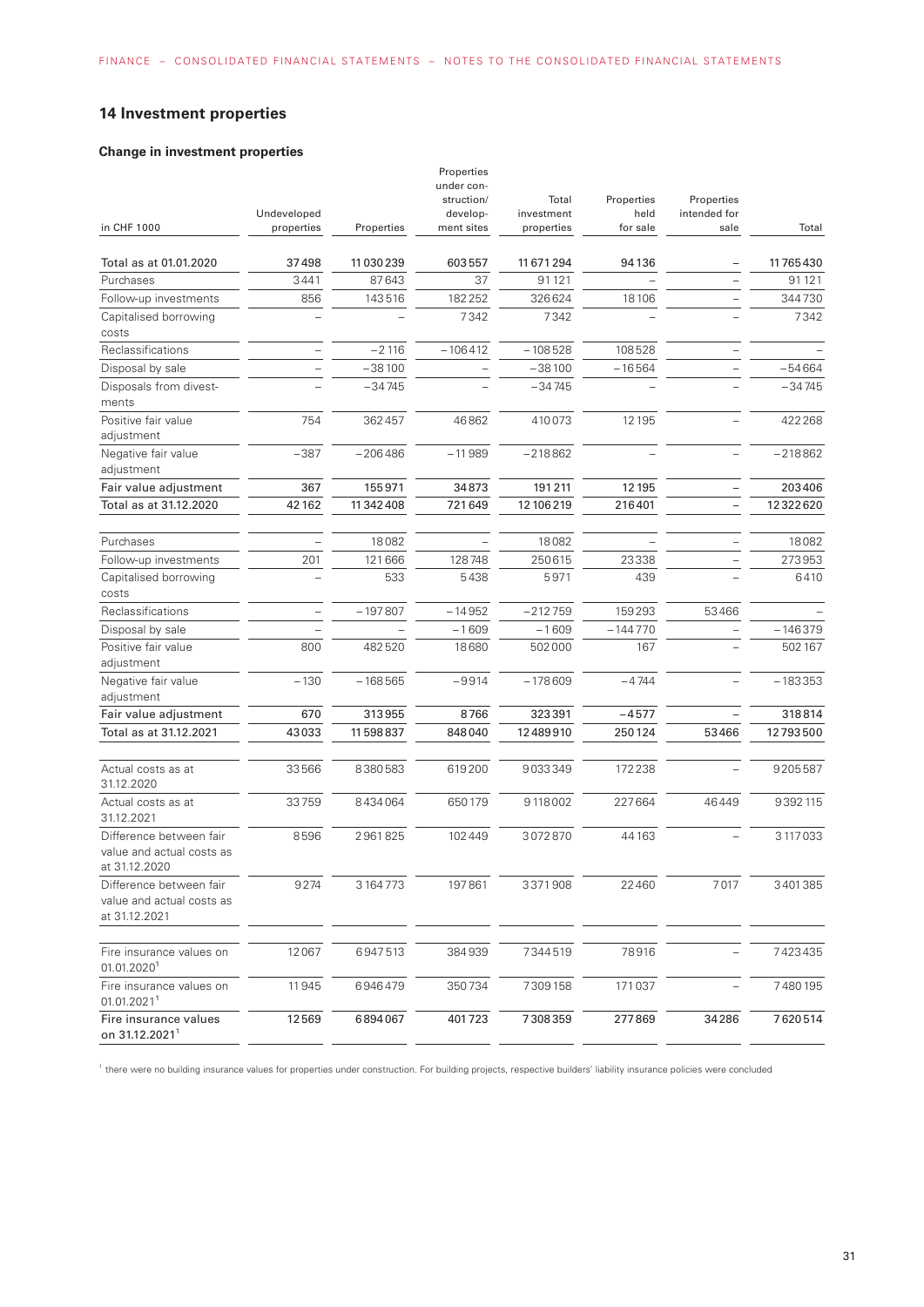## 14 Investment properties

### Change in investment properties

| in CHF 1000 | Undeveloped properties | Properties | Properties under construction/ development sites | Total investment properties | Properties held for sale | Properties intended for sale | Total |
|---|---|---|---|---|---|---|---|
| **Total as at 01.01.2020** | **37498** | **11030239** | **603557** | **11671294** | **94136** | **–** | **11765430** |
| Purchases | 3441 | 87643 | 37 | 91121 | – | – | 91121 |
| Follow-up investments | 856 | 143516 | 182252 | 326624 | 18106 | – | 344730 |
| Capitalised borrowing costs | – | – | 7342 | 7342 | – | – | 7342 |
| Reclassifications | – | −2116 | −106412 | −108528 | 108528 | – | – |
| Disposal by sale | – | −38100 | – | −38100 | −16564 | – | −54664 |
| Disposals from divestments | – | −34745 | – | −34745 | – | – | −34745 |
| Positive fair value adjustment | 754 | 362457 | 46862 | 410073 | 12195 | – | 422268 |
| Negative fair value adjustment | −387 | −206486 | −11989 | −218862 | – | – | −218862 |
| **Fair value adjustment** | **367** | **155971** | **34873** | **191211** | **12195** | **–** | **203406** |
| **Total as at 31.12.2020** | **42162** | **11342408** | **721649** | **12106219** | **216401** | **–** | **12322620** |
| Purchases | – | 18082 | – | 18082 | – | – | 18082 |
| Follow-up investments | 201 | 121666 | 128748 | 250615 | 23338 | – | 273953 |
| Capitalised borrowing costs | – | 533 | 5438 | 5971 | 439 | – | 6410 |
| Reclassifications | – | −197807 | −14952 | −212759 | 159293 | 53466 | – |
| Disposal by sale | – | – | −1609 | −1609 | −144770 | – | −146379 |
| Positive fair value adjustment | 800 | 482520 | 18680 | 502000 | 167 | – | 502167 |
| Negative fair value adjustment | −130 | −168565 | −9914 | −178609 | −4744 | – | −183353 |
| **Fair value adjustment** | **670** | **313955** | **8766** | **323391** | **−4577** | **–** | **318814** |
| **Total as at 31.12.2021** | **43033** | **11598837** | **848040** | **12489910** | **250124** | **53466** | **12793500** |
| Actual costs as at 31.12.2020 | 33566 | 8380583 | 619200 | 9033349 | 172238 | – | 9205587 |
| Actual costs as at 31.12.2021 | 33759 | 8434064 | 650179 | 9118002 | 227664 | 46449 | 9392115 |
| Difference between fair value and actual costs as at 31.12.2020 | 8596 | 2961825 | 102449 | 3072870 | 44163 | – | 3117033 |
| Difference between fair value and actual costs as at 31.12.2021 | 9274 | 3164773 | 197861 | 3371908 | 22460 | 7017 | 3401385 |
| Fire insurance values on 01.01.2020[1] | 12067 | 6947513 | 384939 | 7344519 | 78916 | – | 7423435 |
| Fire insurance values on 01.01.2021[1] | 11945 | 6946479 | 350734 | 7309158 | 171037 | – | 7480195 |
| **Fire insurance values on 31.12.2021[1]** | **12569** | **6894067** | **401723** | **7308359** | **277869** | **34286** | **7620514** |

[1] there were no building insurance values for properties under construction. For building projects, respective builders' liability insurance policies were concluded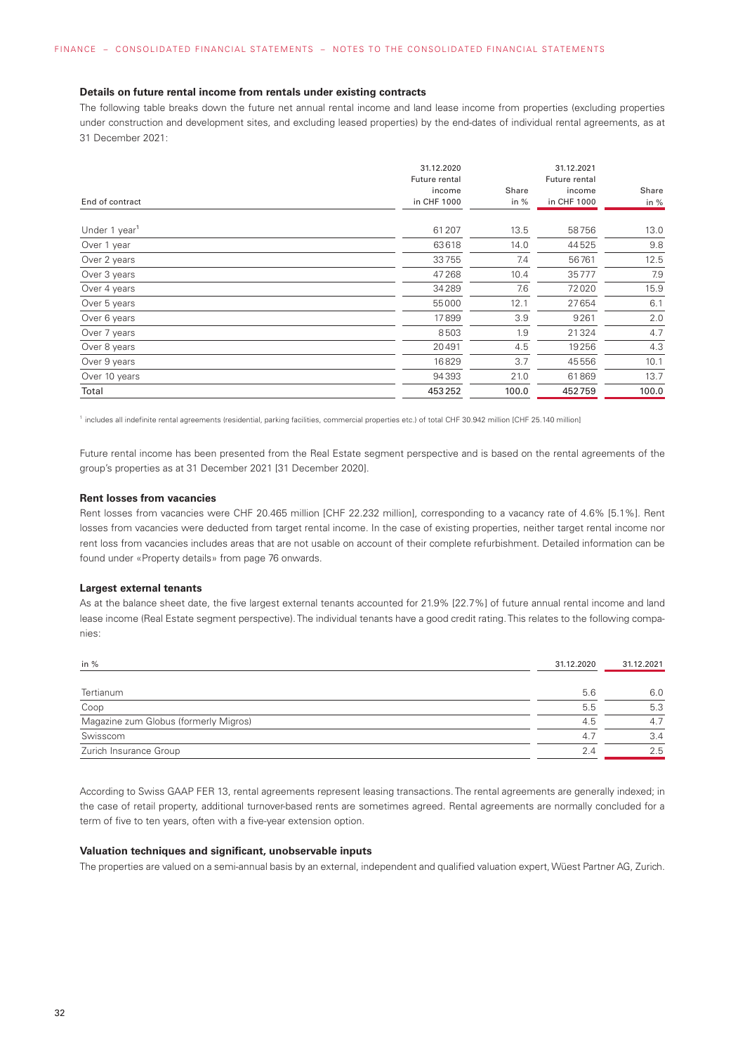#### Details on future rental income from rentals under existing contracts

The following table breaks down the future net annual rental income and land lease income from properties (excluding properties under construction and development sites, and excluding leased properties) by the end-dates of individual rental agreements, as at 31 December 2021:

| End of contract | 31.12.2020 Future rental income in CHF 1000 | Share in % | 31.12.2021 Future rental income in CHF 1000 | Share in % |
|---|---|---|---|---|
| Under 1 year[1] | 61207 | 13.5 | 58756 | 13.0 |
| Over 1 year | 63618 | 14.0 | 44525 | 9.8 |
| Over 2 years | 33755 | 7.4 | 56761 | 12.5 |
| Over 3 years | 47268 | 10.4 | 35777 | 7.9 |
| Over 4 years | 34289 | 7.6 | 72020 | 15.9 |
| Over 5 years | 55000 | 12.1 | 27654 | 6.1 |
| Over 6 years | 17899 | 3.9 | 9261 | 2.0 |
| Over 7 years | 8503 | 1.9 | 21324 | 4.7 |
| Over 8 years | 20491 | 4.5 | 19256 | 4.3 |
| Over 9 years | 16829 | 3.7 | 45556 | 10.1 |
| Over 10 years | 94393 | 21.0 | 61869 | 13.7 |
| Total | 453252 | 100.0 | 452759 | 100.0 |

[1] includes all indefinite rental agreements (residential, parking facilities, commercial properties etc.) of total CHF 30.942 million [CHF 25.140 million]

Future rental income has been presented from the Real Estate segment perspective and is based on the rental agreements of the group's properties as at 31 December 2021 [31 December 2020].

#### Rent losses from vacancies

Rent losses from vacancies were CHF 20.465 million [CHF 22.232 million], corresponding to a vacancy rate of 4.6% [5.1%]. Rent losses from vacancies were deducted from target rental income. In the case of existing properties, neither target rental income nor rent loss from vacancies includes areas that are not usable on account of their complete refurbishment. Detailed information can be found under «Property details» from page 76 onwards.

#### Largest external tenants

As at the balance sheet date, the five largest external tenants accounted for 21.9% [22.7%] of future annual rental income and land lease income (Real Estate segment perspective). The individual tenants have a good credit rating. This relates to the following companies:

| in % | 31.12.2020 | 31.12.2021 |
|---|---|---|
| Tertianum | 5.6 | 6.0 |
| Coop | 5.5 | 5.3 |
| Magazine zum Globus (formerly Migros) | 4.5 | 4.7 |
| Swisscom | 4.7 | 3.4 |
| Zurich Insurance Group | 2.4 | 2.5 |

According to Swiss GAAP FER 13, rental agreements represent leasing transactions. The rental agreements are generally indexed; in the case of retail property, additional turnover-based rents are sometimes agreed. Rental agreements are normally concluded for a term of five to ten years, often with a five-year extension option.

#### Valuation techniques and significant, unobservable inputs

The properties are valued on a semi-annual basis by an external, independent and qualified valuation expert, Wüest Partner AG, Zurich.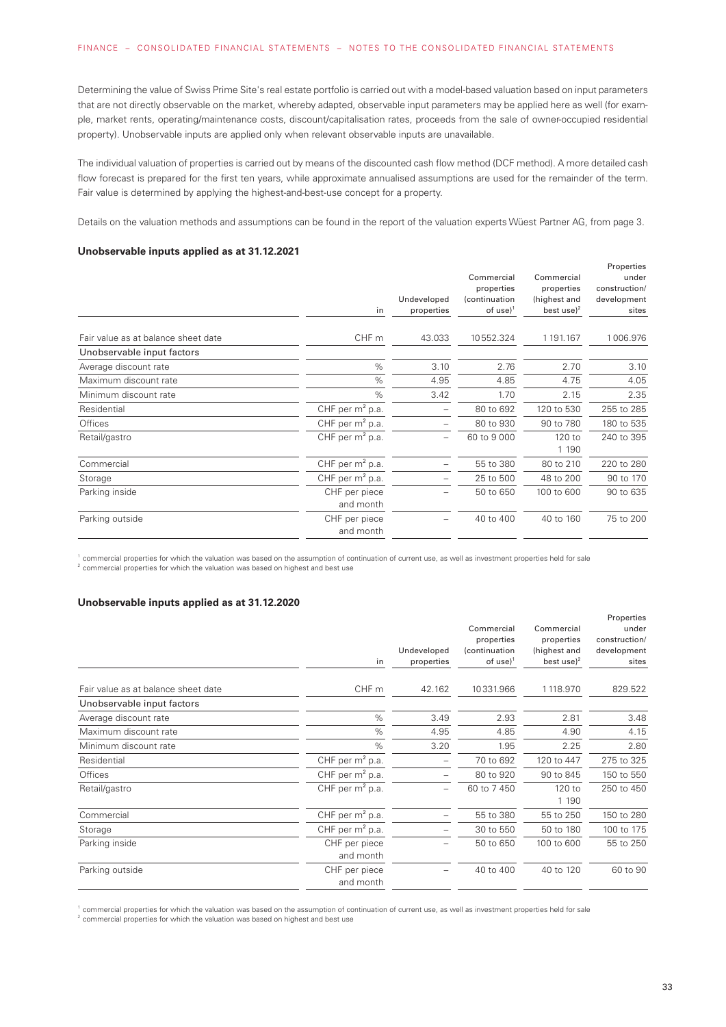Determining the value of Swiss Prime Site's real estate portfolio is carried out with a model-based valuation based on input parameters that are not directly observable on the market, whereby adapted, observable input parameters may be applied here as well (for example, market rents, operating/maintenance costs, discount/capitalisation rates, proceeds from the sale of owner-occupied residential property). Unobservable inputs are applied only when relevant observable inputs are unavailable.

The individual valuation of properties is carried out by means of the discounted cash flow method (DCF method). A more detailed cash flow forecast is prepared for the first ten years, while approximate annualised assumptions are used for the remainder of the term. Fair value is determined by applying the highest-and-best-use concept for a property.

Details on the valuation methods and assumptions can be found in the report of the valuation experts Wüest Partner AG, from page 3.

**Unobservable inputs applied as at 31.12.2021**

| | in | Undeveloped properties | Commercial properties (continuation of use)[1] | Commercial properties (highest and best use)[2] | Properties under construction/ development sites |
|---|---|---|---|---|---|
| Fair value as at balance sheet date | CHF m | 43.033 | 10552.324 | 1191.167 | 1006.976 |
| Unobservable input factors | | | | | |
| Average discount rate | % | 3.10 | 2.76 | 2.70 | 3.10 |
| Maximum discount rate | % | 4.95 | 4.85 | 4.75 | 4.05 |
| Minimum discount rate | % | 3.42 | 1.70 | 2.15 | 2.35 |
| Residential | CHF per m² p.a. | – | 80 to 692 | 120 to 530 | 255 to 285 |
| Offices | CHF per m² p.a. | – | 80 to 930 | 90 to 780 | 180 to 535 |
| Retail/gastro | CHF per m² p.a. | – | 60 to 9 000 | 120 to 1 190 | 240 to 395 |
| Commercial | CHF per m² p.a. | – | 55 to 380 | 80 to 210 | 220 to 280 |
| Storage | CHF per m² p.a. | – | 25 to 500 | 48 to 200 | 90 to 170 |
| Parking inside | CHF per piece and month | – | 50 to 650 | 100 to 600 | 90 to 635 |
| Parking outside | CHF per piece and month | – | 40 to 400 | 40 to 160 | 75 to 200 |

[1] commercial properties for which the valuation was based on the assumption of continuation of current use, as well as investment properties held for sale
[2] commercial properties for which the valuation was based on highest and best use

**Unobservable inputs applied as at 31.12.2020**

| | in | Undeveloped properties | Commercial properties (continuation of use)[1] | Commercial properties (highest and best use)[2] | Properties under construction/ development sites |
|---|---|---|---|---|---|
| Fair value as at balance sheet date | CHF m | 42.162 | 10331.966 | 1118.970 | 829.522 |
| Unobservable input factors | | | | | |
| Average discount rate | % | 3.49 | 2.93 | 2.81 | 3.48 |
| Maximum discount rate | % | 4.95 | 4.85 | 4.90 | 4.15 |
| Minimum discount rate | % | 3.20 | 1.95 | 2.25 | 2.80 |
| Residential | CHF per m² p.a. | – | 70 to 692 | 120 to 447 | 275 to 325 |
| Offices | CHF per m² p.a. | – | 80 to 920 | 90 to 845 | 150 to 550 |
| Retail/gastro | CHF per m² p.a. | – | 60 to 7 450 | 120 to 1 190 | 250 to 450 |
| Commercial | CHF per m² p.a. | – | 55 to 380 | 55 to 250 | 150 to 280 |
| Storage | CHF per m² p.a. | – | 30 to 550 | 50 to 180 | 100 to 175 |
| Parking inside | CHF per piece and month | – | 50 to 650 | 100 to 600 | 55 to 250 |
| Parking outside | CHF per piece and month | – | 40 to 400 | 40 to 120 | 60 to 90 |

[1] commercial properties for which the valuation was based on the assumption of continuation of current use, as well as investment properties held for sale
[2] commercial properties for which the valuation was based on highest and best use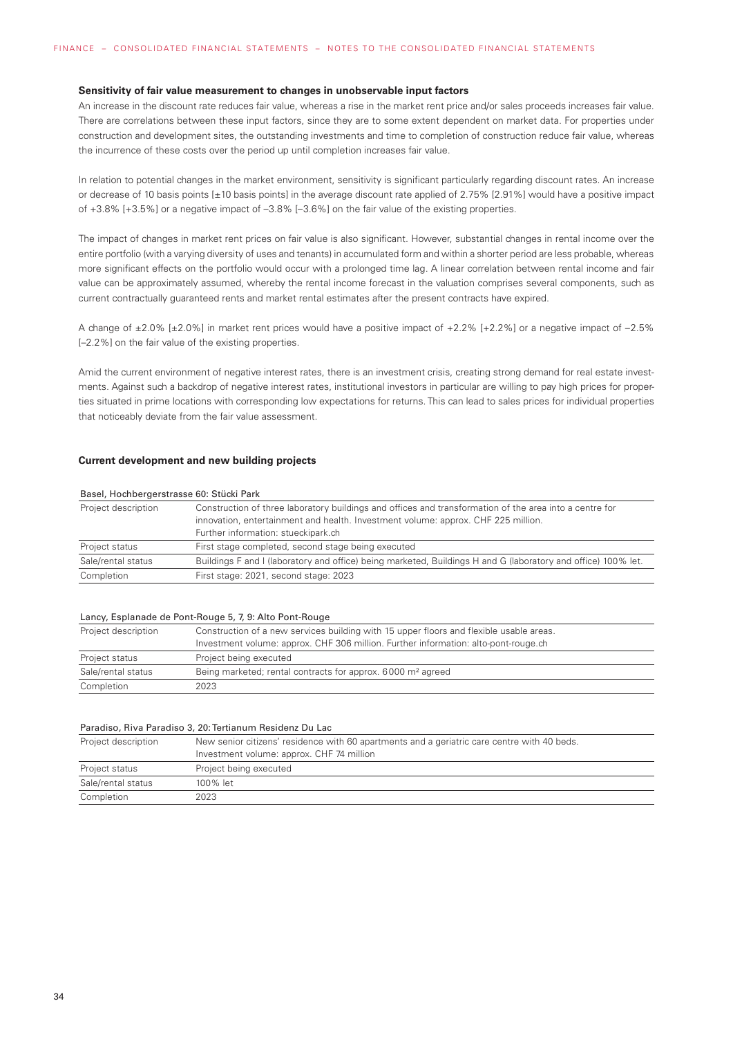### Sensitivity of fair value measurement to changes in unobservable input factors

An increase in the discount rate reduces fair value, whereas a rise in the market rent price and/or sales proceeds increases fair value. There are correlations between these input factors, since they are to some extent dependent on market data. For properties under construction and development sites, the outstanding investments and time to completion of construction reduce fair value, whereas the incurrence of these costs over the period up until completion increases fair value.

In relation to potential changes in the market environment, sensitivity is significant particularly regarding discount rates. An increase or decrease of 10 basis points [±10 basis points] in the average discount rate applied of 2.75% [2.91%] would have a positive impact of +3.8% [+3.5%] or a negative impact of –3.8% [–3.6%] on the fair value of the existing properties.

The impact of changes in market rent prices on fair value is also significant. However, substantial changes in rental income over the entire portfolio (with a varying diversity of uses and tenants) in accumulated form and within a shorter period are less probable, whereas more significant effects on the portfolio would occur with a prolonged time lag. A linear correlation between rental income and fair value can be approximately assumed, whereby the rental income forecast in the valuation comprises several components, such as current contractually guaranteed rents and market rental estimates after the present contracts have expired.

A change of ±2.0% [±2.0%] in market rent prices would have a positive impact of +2.2% [+2.2%] or a negative impact of –2.5% [–2.2%] on the fair value of the existing properties.

Amid the current environment of negative interest rates, there is an investment crisis, creating strong demand for real estate investments. Against such a backdrop of negative interest rates, institutional investors in particular are willing to pay high prices for properties situated in prime locations with corresponding low expectations for returns. This can lead to sales prices for individual properties that noticeably deviate from the fair value assessment.

### Current development and new building projects

| Basel, Hochbergerstrasse 60: Stücki Park | |
|---|---|
| Project description | Construction of three laboratory buildings and offices and transformation of the area into a centre for innovation, entertainment and health. Investment volume: approx. CHF 225 million. Further information: stueckipark.ch |
| Project status | First stage completed, second stage being executed |
| Sale/rental status | Buildings F and I (laboratory and office) being marketed, Buildings H and G (laboratory and office) 100% let. |
| Completion | First stage: 2021, second stage: 2023 |

| Lancy, Esplanade de Pont-Rouge 5, 7, 9: Alto Pont-Rouge | |
|---|---|
| Project description | Construction of a new services building with 15 upper floors and flexible usable areas. Investment volume: approx. CHF 306 million. Further information: alto-pont-rouge.ch |
| Project status | Project being executed |
| Sale/rental status | Being marketed; rental contracts for approx. 6000 m² agreed |
| Completion | 2023 |

| Paradiso, Riva Paradiso 3, 20: Tertianum Residenz Du Lac | |
|---|---|
| Project description | New senior citizens' residence with 60 apartments and a geriatric care centre with 40 beds. Investment volume: approx. CHF 74 million |
| Project status | Project being executed |
| Sale/rental status | 100% let |
| Completion | 2023 |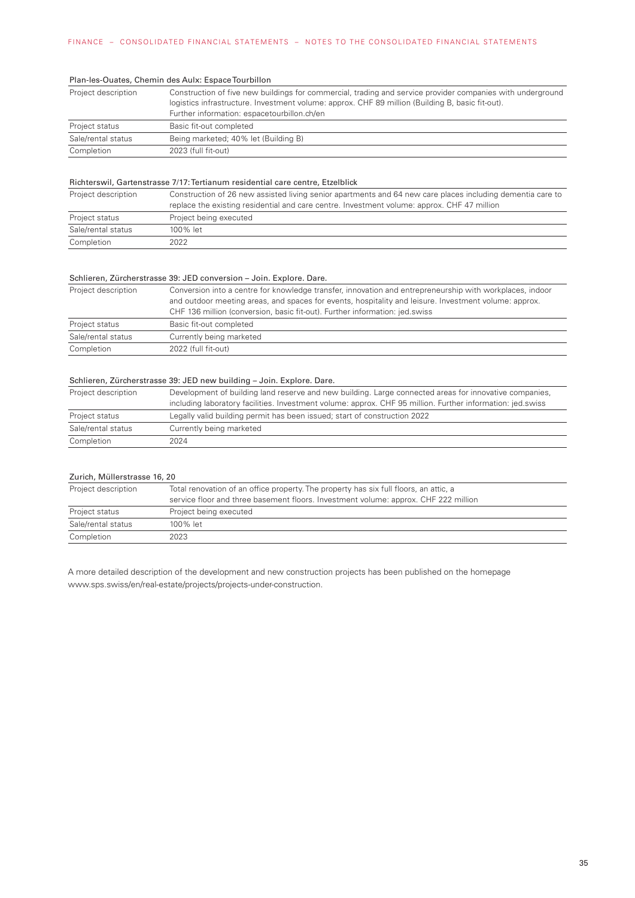### Plan-les-Ouates, Chemin des Aulx: Espace Tourbillon

| | |
|---|---|
| Project description | Construction of five new buildings for commercial, trading and service provider companies with underground logistics infrastructure. Investment volume: approx. CHF 89 million (Building B, basic fit-out). Further information: espacetourbillon.ch/en |
| Project status | Basic fit-out completed |
| Sale/rental status | Being marketed; 40% let (Building B) |
| Completion | 2023 (full fit-out) |

### Richterswil, Gartenstrasse 7/17: Tertianum residential care centre, Etzelblick

| | |
|---|---|
| Project description | Construction of 26 new assisted living senior apartments and 64 new care places including dementia care to replace the existing residential and care centre. Investment volume: approx. CHF 47 million |
| Project status | Project being executed |
| Sale/rental status | 100% let |
| Completion | 2022 |

### Schlieren, Zürcherstrasse 39: JED conversion – Join. Explore. Dare.

| | |
|---|---|
| Project description | Conversion into a centre for knowledge transfer, innovation and entrepreneurship with workplaces, indoor and outdoor meeting areas, and spaces for events, hospitality and leisure. Investment volume: approx. CHF 136 million (conversion, basic fit-out). Further information: jed.swiss |
| Project status | Basic fit-out completed |
| Sale/rental status | Currently being marketed |
| Completion | 2022 (full fit-out) |

### Schlieren, Zürcherstrasse 39: JED new building – Join. Explore. Dare.

| | |
|---|---|
| Project description | Development of building land reserve and new building. Large connected areas for innovative companies, including laboratory facilities. Investment volume: approx. CHF 95 million. Further information: jed.swiss |
| Project status | Legally valid building permit has been issued; start of construction 2022 |
| Sale/rental status | Currently being marketed |
| Completion | 2024 |

### Zurich, Müllerstrasse 16, 20

| | |
|---|---|
| Project description | Total renovation of an office property. The property has six full floors, an attic, a service floor and three basement floors. Investment volume: approx. CHF 222 million |
| Project status | Project being executed |
| Sale/rental status | 100% let |
| Completion | 2023 |

A more detailed description of the development and new construction projects has been published on the homepage www.sps.swiss/en/real-estate/projects/projects-under-construction.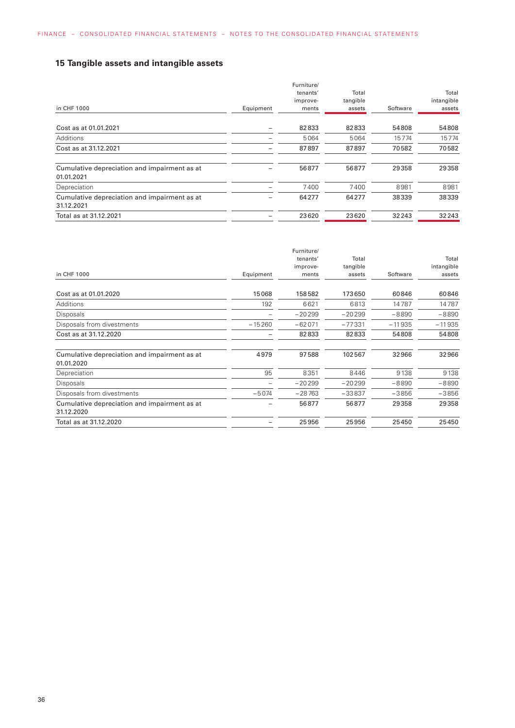## 15 Tangible assets and intangible assets

| in CHF 1000 | Equipment | Furniture/ tenants' improve-ments | Total tangible assets | Software | Total intangible assets |
|---|---|---|---|---|---|
| Cost as at 01.01.2021 | – | 82833 | 82833 | 54808 | 54808 |
| Additions | – | 5064 | 5064 | 15774 | 15774 |
| Cost as at 31.12.2021 | – | 87897 | 87897 | 70582 | 70582 |
| Cumulative depreciation and impairment as at 01.01.2021 | – | 56877 | 56877 | 29358 | 29358 |
| Depreciation | – | 7400 | 7400 | 8981 | 8981 |
| Cumulative depreciation and impairment as at 31.12.2021 | – | 64277 | 64277 | 38339 | 38339 |
| Total as at 31.12.2021 | – | 23620 | 23620 | 32243 | 32243 |

| in CHF 1000 | Equipment | Furniture/ tenants' improve-ments | Total tangible assets | Software | Total intangible assets |
|---|---|---|---|---|---|
| Cost as at 01.01.2020 | 15068 | 158582 | 173650 | 60846 | 60846 |
| Additions | 192 | 6621 | 6813 | 14787 | 14787 |
| Disposals | – | −20299 | −20299 | −8890 | −8890 |
| Disposals from divestments | −15260 | −62071 | −77331 | −11935 | −11935 |
| Cost as at 31.12.2020 | – | 82833 | 82833 | 54808 | 54808 |
| Cumulative depreciation and impairment as at 01.01.2020 | 4979 | 97588 | 102567 | 32966 | 32966 |
| Depreciation | 95 | 8351 | 8446 | 9138 | 9138 |
| Disposals | – | −20299 | −20299 | −8890 | −8890 |
| Disposals from divestments | −5074 | −28763 | −33837 | −3856 | −3856 |
| Cumulative depreciation and impairment as at 31.12.2020 | – | 56877 | 56877 | 29358 | 29358 |
| Total as at 31.12.2020 | – | 25956 | 25956 | 25450 | 25450 |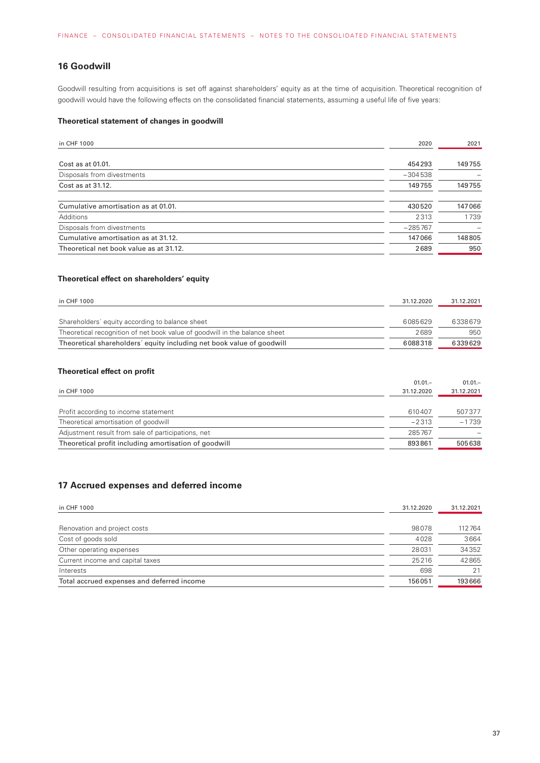## 16 Goodwill

Goodwill resulting from acquisitions is set off against shareholders' equity as at the time of acquisition. Theoretical recognition of goodwill would have the following effects on the consolidated financial statements, assuming a useful life of five years:

### Theoretical statement of changes in goodwill

| in CHF 1000 | 2020 | 2021 |
|---|---|---|
| Cost as at 01.01. | 454293 | 149755 |
| Disposals from divestments | –304538 | – |
| Cost as at 31.12. | 149755 | 149755 |
| Cumulative amortisation as at 01.01. | 430520 | 147066 |
| Additions | 2313 | 1739 |
| Disposals from divestments | –285767 | – |
| Cumulative amortisation as at 31.12. | 147066 | 148805 |
| Theoretical net book value as at 31.12. | 2689 | 950 |

### Theoretical effect on shareholders' equity

| in CHF 1000 | 31.12.2020 | 31.12.2021 |
|---|---|---|
| Shareholders´ equity according to balance sheet | 6085629 | 6338679 |
| Theoretical recognition of net book value of goodwill in the balance sheet | 2689 | 950 |
| Theoretical shareholders´ equity including net book value of goodwill | 6088318 | 6339629 |

### Theoretical effect on profit

| in CHF 1000 | 01.01.– 31.12.2020 | 01.01.– 31.12.2021 |
|---|---|---|
| Profit according to income statement | 610407 | 507377 |
| Theoretical amortisation of goodwill | –2313 | –1739 |
| Adjustment result from sale of participations, net | 285767 | – |
| Theoretical profit including amortisation of goodwill | 893861 | 505638 |

## 17 Accrued expenses and deferred income

| in CHF 1000 | 31.12.2020 | 31.12.2021 |
|---|---|---|
| Renovation and project costs | 98078 | 112764 |
| Cost of goods sold | 4028 | 3664 |
| Other operating expenses | 28031 | 34352 |
| Current income and capital taxes | 25216 | 42865 |
| Interests | 698 | 21 |
| Total accrued expenses and deferred income | 156051 | 193666 |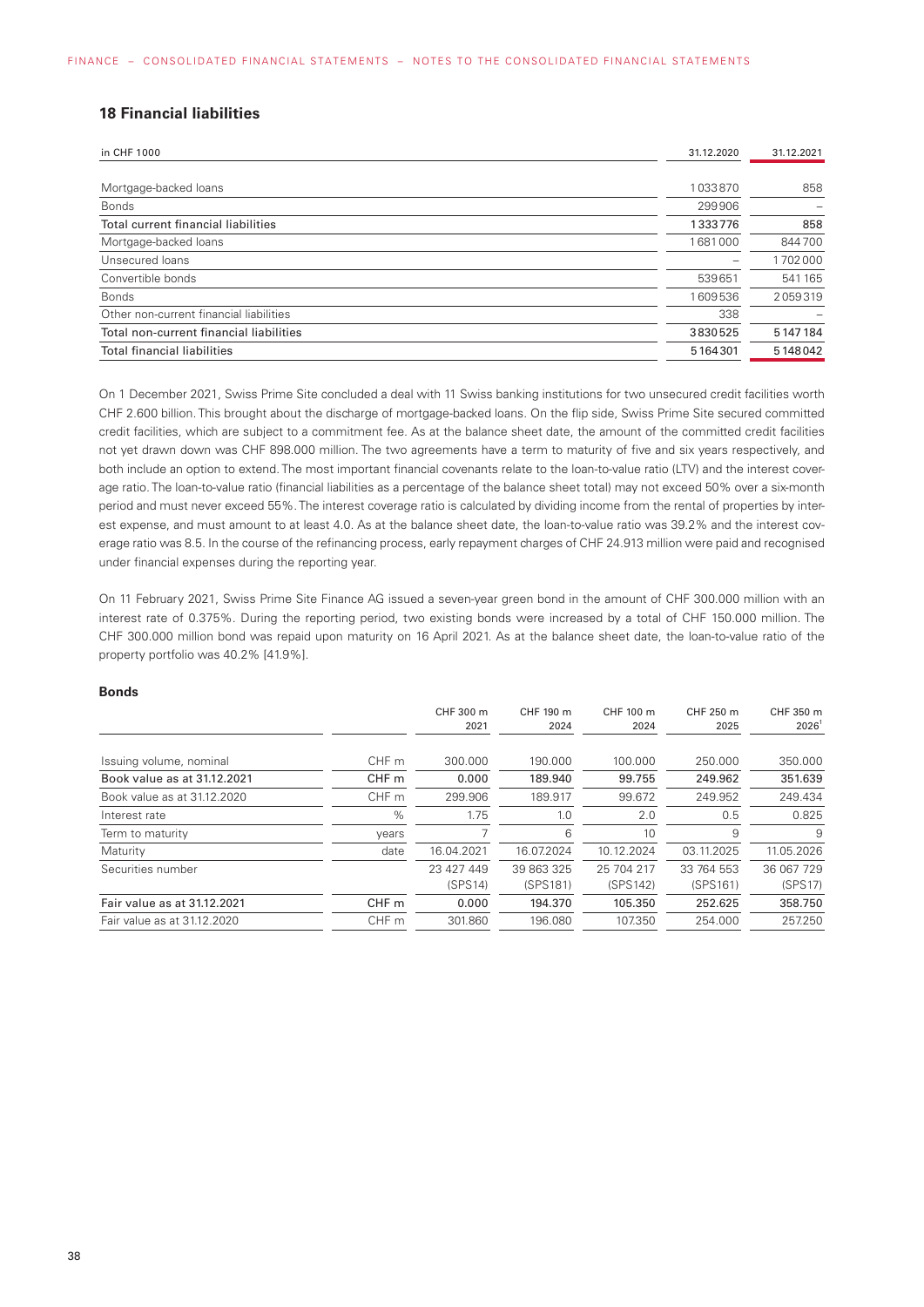## 18 Financial liabilities

| in CHF 1000 | 31.12.2020 | 31.12.2021 |
|---|---|---|
| Mortgage-backed loans | 1033870 | 858 |
| Bonds | 299906 | – |
| Total current financial liabilities | 1333776 | 858 |
| Mortgage-backed loans | 1681000 | 844700 |
| Unsecured loans | – | 1702000 |
| Convertible bonds | 539651 | 541165 |
| Bonds | 1609536 | 2059319 |
| Other non-current financial liabilities | 338 | – |
| Total non-current financial liabilities | 3830525 | 5147184 |
| Total financial liabilities | 5164301 | 5148042 |

On 1 December 2021, Swiss Prime Site concluded a deal with 11 Swiss banking institutions for two unsecured credit facilities worth CHF 2.600 billion. This brought about the discharge of mortgage-backed loans. On the flip side, Swiss Prime Site secured committed credit facilities, which are subject to a commitment fee. As at the balance sheet date, the amount of the committed credit facilities not yet drawn down was CHF 898.000 million. The two agreements have a term to maturity of five and six years respectively, and both include an option to extend. The most important financial covenants relate to the loan-to-value ratio (LTV) and the interest coverage ratio. The loan-to-value ratio (financial liabilities as a percentage of the balance sheet total) may not exceed 50% over a six-month period and must never exceed 55%. The interest coverage ratio is calculated by dividing income from the rental of properties by interest expense, and must amount to at least 4.0. As at the balance sheet date, the loan-to-value ratio was 39.2% and the interest coverage ratio was 8.5. In the course of the refinancing process, early repayment charges of CHF 24.913 million were paid and recognised under financial expenses during the reporting year.

On 11 February 2021, Swiss Prime Site Finance AG issued a seven-year green bond in the amount of CHF 300.000 million with an interest rate of 0.375%. During the reporting period, two existing bonds were increased by a total of CHF 150.000 million. The CHF 300.000 million bond was repaid upon maturity on 16 April 2021. As at the balance sheet date, the loan-to-value ratio of the property portfolio was 40.2% [41.9%].

### Bonds

| | | CHF 300 m 2021 | CHF 190 m 2024 | CHF 100 m 2024 | CHF 250 m 2025 | CHF 350 m 2026[1] |
|---|---|---|---|---|---|---|
| Issuing volume, nominal | CHF m | 300.000 | 190.000 | 100.000 | 250.000 | 350.000 |
| Book value as at 31.12.2021 | CHF m | 0.000 | 189.940 | 99.755 | 249.962 | 351.639 |
| Book value as at 31.12.2020 | CHF m | 299.906 | 189.917 | 99.672 | 249.952 | 249.434 |
| Interest rate | % | 1.75 | 1.0 | 2.0 | 0.5 | 0.825 |
| Term to maturity | years | 7 | 6 | 10 | 9 | 9 |
| Maturity | date | 16.04.2021 | 16.07.2024 | 10.12.2024 | 03.11.2025 | 11.05.2026 |
| Securities number | | 23 427 449 (SPS14) | 39 863 325 (SPS181) | 25 704 217 (SPS142) | 33 764 553 (SPS161) | 36 067 729 (SPS17) |
| Fair value as at 31.12.2021 | CHF m | 0.000 | 194.370 | 105.350 | 252.625 | 358.750 |
| Fair value as at 31.12.2020 | CHF m | 301.860 | 196.080 | 107.350 | 254.000 | 257.250 |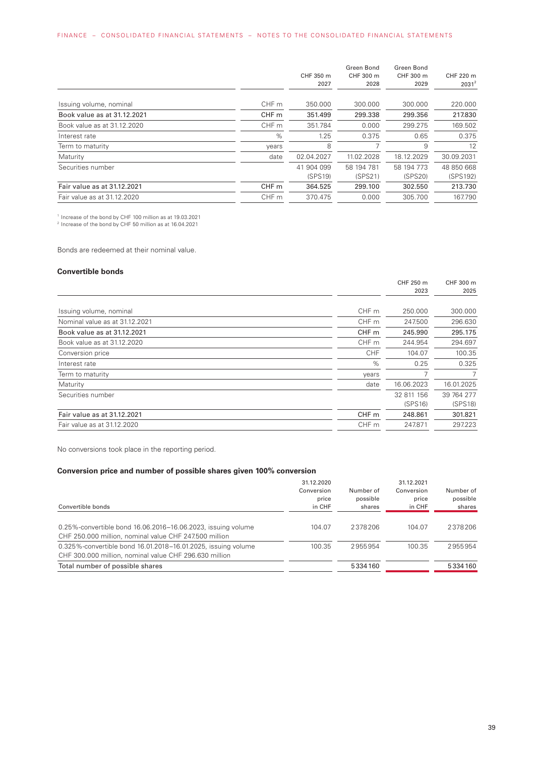| | | CHF 350 m 2027 | Green Bond CHF 300 m 2028 | Green Bond CHF 300 m 2029 | CHF 220 m 2031[2] |
|---|---|---|---|---|---|
| Issuing volume, nominal | CHF m | 350.000 | 300.000 | 300.000 | 220.000 |
| **Book value as at 31.12.2021** | **CHF m** | **351.499** | **299.338** | **299.356** | **217.830** |
| Book value as at 31.12.2020 | CHF m | 351.784 | 0.000 | 299.275 | 169.502 |
| Interest rate | % | 1.25 | 0.375 | 0.65 | 0.375 |
| Term to maturity | years | 8 | 7 | 9 | 12 |
| Maturity | date | 02.04.2027 | 11.02.2028 | 18.12.2029 | 30.09.2031 |
| Securities number | | 41 904 099 (SPS19) | 58 194 781 (SPS21) | 58 194 773 (SPS20) | 48 850 668 (SPS192) |
| **Fair value as at 31.12.2021** | **CHF m** | **364.525** | **299.100** | **302.550** | **213.730** |
| Fair value as at 31.12.2020 | CHF m | 370.475 | 0.000 | 305.700 | 167.790 |

[1] Increase of the bond by CHF 100 million as at 19.03.2021
[2] Increase of the bond by CHF 50 million as at 16.04.2021

Bonds are redeemed at their nominal value.

### Convertible bonds

| | | CHF 250 m 2023 | CHF 300 m 2025 |
|---|---|---|---|
| Issuing volume, nominal | CHF m | 250.000 | 300.000 |
| Nominal value as at 31.12.2021 | CHF m | 247.500 | 296.630 |
| **Book value as at 31.12.2021** | **CHF m** | **245.990** | **295.175** |
| Book value as at 31.12.2020 | CHF m | 244.954 | 294.697 |
| Conversion price | CHF | 104.07 | 100.35 |
| Interest rate | % | 0.25 | 0.325 |
| Term to maturity | years | 7 | 7 |
| Maturity | date | 16.06.2023 | 16.01.2025 |
| Securities number | | 32 811 156 (SPS16) | 39 764 277 (SPS18) |
| **Fair value as at 31.12.2021** | **CHF m** | **248.861** | **301.821** |
| Fair value as at 31.12.2020 | CHF m | 247.871 | 297.223 |

No conversions took place in the reporting period.

### Conversion price and number of possible shares given 100% conversion

| Convertible bonds | 31.12.2020 Conversion price in CHF | Number of possible shares | 31.12.2021 Conversion price in CHF | Number of possible shares |
|---|---|---|---|---|
| 0.25%-convertible bond 16.06.2016–16.06.2023, issuing volume CHF 250.000 million, nominal value CHF 247.500 million | 104.07 | 2378206 | 104.07 | 2378206 |
| 0.325%-convertible bond 16.01.2018–16.01.2025, issuing volume CHF 300.000 million, nominal value CHF 296.630 million | 100.35 | 2955954 | 100.35 | 2955954 |
| Total number of possible shares | | 5334160 | | 5334160 |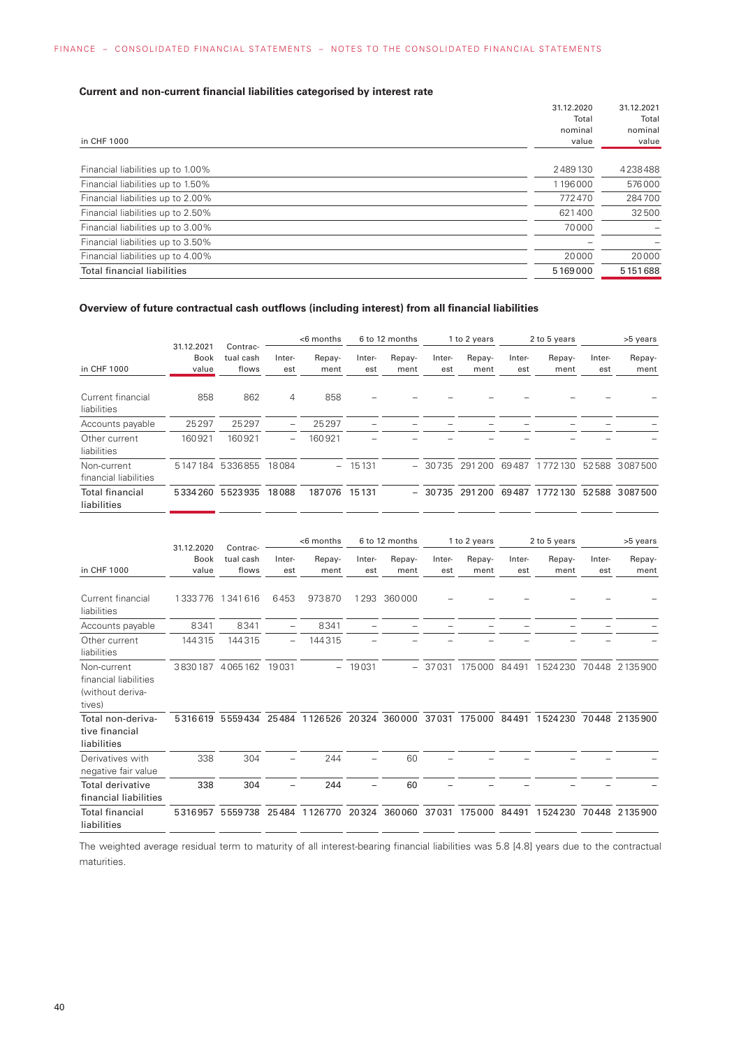### Current and non-current financial liabilities categorised by interest rate

| in CHF 1000 | 31.12.2020 Total nominal value | 31.12.2021 Total nominal value |
|---|---|---|
| Financial liabilities up to 1.00% | 2489130 | 4238488 |
| Financial liabilities up to 1.50% | 1196000 | 576000 |
| Financial liabilities up to 2.00% | 772470 | 284700 |
| Financial liabilities up to 2.50% | 621400 | 32500 |
| Financial liabilities up to 3.00% | 70000 | – |
| Financial liabilities up to 3.50% | – | – |
| Financial liabilities up to 4.00% | 20000 | 20000 |
| Total financial liabilities | 5169000 | 5151688 |

### Overview of future contractual cash outflows (including interest) from all financial liabilities

| in CHF 1000 | 31.12.2021 Book value | Contractual cash flows | <6 months | | 6 to 12 months | | 1 to 2 years | | 2 to 5 years | | >5 years | |
|---|---|---|---|---|---|---|---|---|---|---|---|---|
| | | | Interest | Repayment | Interest | Repayment | Interest | Repayment | Interest | Repayment | Interest | Repayment |
| Current financial liabilities | 858 | 862 | 4 | 858 | – | – | – | – | – | – | – | – |
| Accounts payable | 25297 | 25297 | – | 25297 | – | – | – | – | – | – | – | – |
| Other current liabilities | 160921 | 160921 | – | 160921 | – | – | – | – | – | – | – | – |
| Non-current financial liabilities | 5147184 | 5336855 | 18084 | – | 15131 | – | 30735 | 291200 | 69487 | 1772130 | 52588 | 3087500 |
| Total financial liabilities | 5334260 | 5523935 | 18088 | 187076 | 15131 | – | 30735 | 291200 | 69487 | 1772130 | 52588 | 3087500 |

| in CHF 1000 | 31.12.2020 Book value | Contractual cash flows | <6 months | | 6 to 12 months | | 1 to 2 years | | 2 to 5 years | | >5 years | |
|---|---|---|---|---|---|---|---|---|---|---|---|---|
| | | | Interest | Repayment | Interest | Repayment | Interest | Repayment | Interest | Repayment | Interest | Repayment |
| Current financial liabilities | 1333776 | 1341616 | 6453 | 973870 | 1293 | 360000 | – | – | – | – | – | – |
| Accounts payable | 8341 | 8341 | – | 8341 | – | – | – | – | – | – | – | – |
| Other current liabilities | 144315 | 144315 | – | 144315 | – | – | – | – | – | – | – | – |
| Non-current financial liabilities (without derivatives) | 3830187 | 4065162 | 19031 | – | 19031 | – | 37031 | 175000 | 84491 | 1524230 | 70448 | 2135900 |
| Total non-derivative financial liabilities | 5316619 | 5559434 | 25484 | 1126526 | 20324 | 360000 | 37031 | 175000 | 84491 | 1524230 | 70448 | 2135900 |
| Derivatives with negative fair value | 338 | 304 | – | 244 | – | 60 | – | – | – | – | – | – |
| Total derivative financial liabilities | 338 | 304 | – | 244 | – | 60 | – | – | – | – | – | – |
| Total financial liabilities | 5316957 | 5559738 | 25484 | 1126770 | 20324 | 360060 | 37031 | 175000 | 84491 | 1524230 | 70448 | 2135900 |

The weighted average residual term to maturity of all interest-bearing financial liabilities was 5.8 [4.8] years due to the contractual maturities.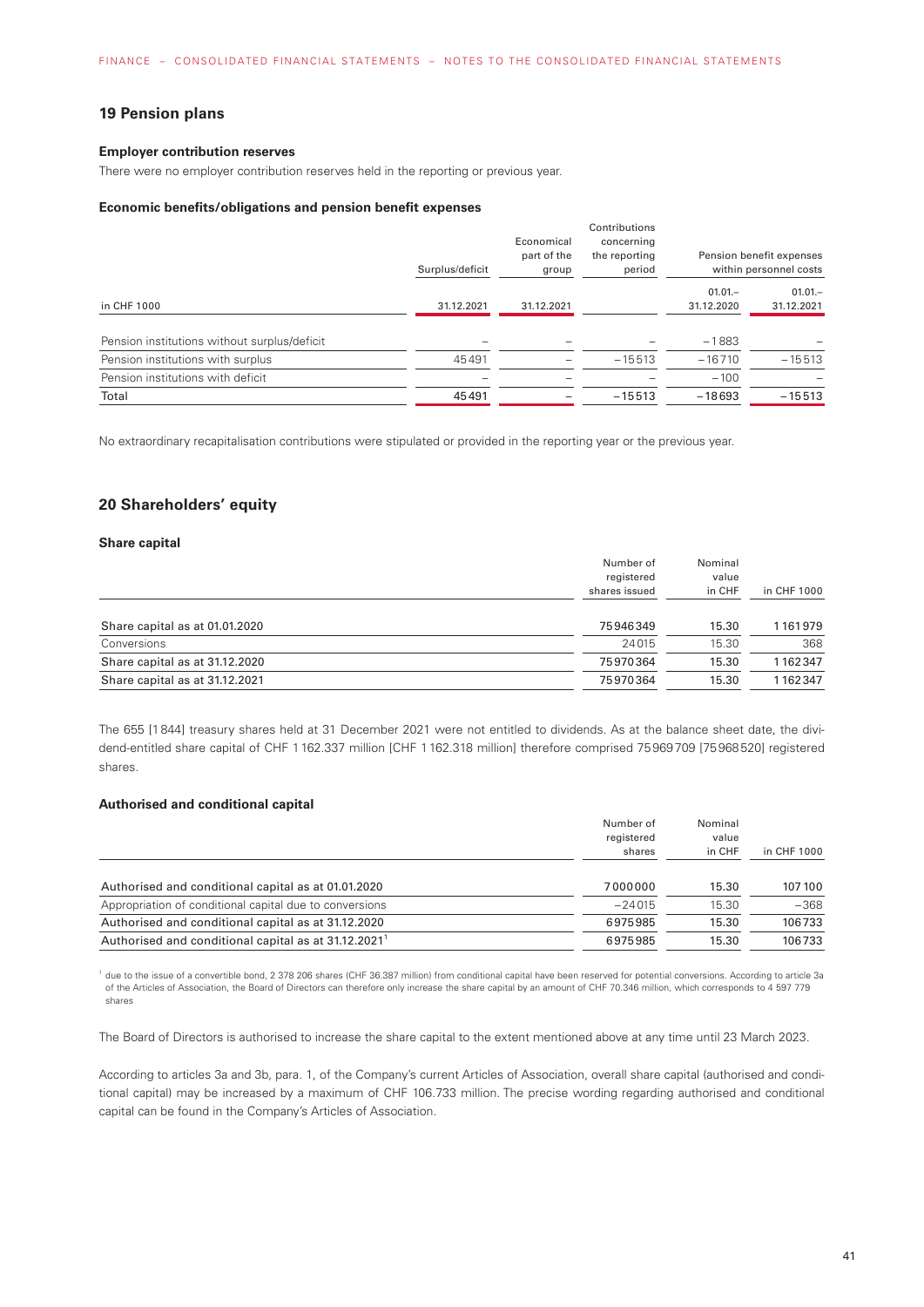## 19 Pension plans

### Employer contribution reserves

There were no employer contribution reserves held in the reporting or previous year.

### Economic benefits/obligations and pension benefit expenses

| in CHF 1000 | Surplus/deficit 31.12.2021 | Economical part of the group 31.12.2021 | Contributions concerning the reporting period | Pension benefit expenses within personnel costs 01.01.–31.12.2020 | Pension benefit expenses within personnel costs 01.01.–31.12.2021 |
|---|---|---|---|---|---|
| Pension institutions without surplus/deficit | – | – | – | −1883 | – |
| Pension institutions with surplus | 45491 | – | −15513 | −16710 | −15513 |
| Pension institutions with deficit | – | – | – | −100 | – |
| Total | 45491 | – | −15513 | −18693 | −15513 |

No extraordinary recapitalisation contributions were stipulated or provided in the reporting year or the previous year.

## 20 Shareholders' equity

### Share capital

| | Number of registered shares issued | Nominal value in CHF | in CHF 1000 |
|---|---|---|---|
| Share capital as at 01.01.2020 | 75946349 | 15.30 | 1161979 |
| Conversions | 24015 | 15.30 | 368 |
| Share capital as at 31.12.2020 | 75970364 | 15.30 | 1162347 |
| Share capital as at 31.12.2021 | 75970364 | 15.30 | 1162347 |

The 655 [1 844] treasury shares held at 31 December 2021 were not entitled to dividends. As at the balance sheet date, the dividend-entitled share capital of CHF 1 162.337 million [CHF 1 162.318 million] therefore comprised 75 969 709 [75 968 520] registered shares.

### Authorised and conditional capital

| | Number of registered shares | Nominal value in CHF | in CHF 1000 |
|---|---|---|---|
| Authorised and conditional capital as at 01.01.2020 | 7000000 | 15.30 | 107 100 |
| Appropriation of conditional capital due to conversions | −24015 | 15.30 | −368 |
| Authorised and conditional capital as at 31.12.2020 | 6975985 | 15.30 | 106733 |
| Authorised and conditional capital as at 31.12.2021[1] | 6975985 | 15.30 | 106733 |

[1] due to the issue of a convertible bond, 2 378 206 shares (CHF 36.387 million) from conditional capital have been reserved for potential conversions. According to article 3a of the Articles of Association, the Board of Directors can therefore only increase the share capital by an amount of CHF 70.346 million, which corresponds to 4 597 779 shares

The Board of Directors is authorised to increase the share capital to the extent mentioned above at any time until 23 March 2023.

According to articles 3a and 3b, para. 1, of the Company's current Articles of Association, overall share capital (authorised and conditional capital) may be increased by a maximum of CHF 106.733 million. The precise wording regarding authorised and conditional capital can be found in the Company's Articles of Association.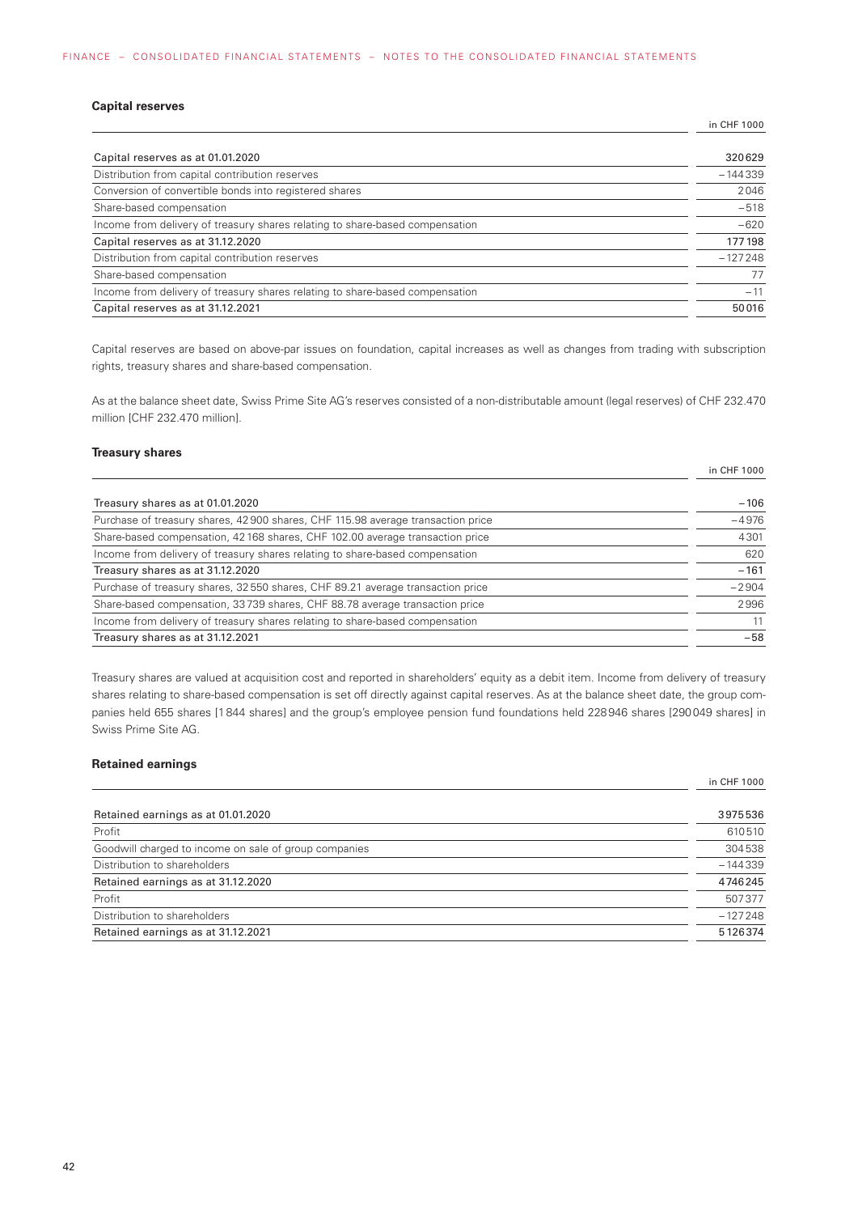### Capital reserves

| | in CHF 1000 |
|---|---|
| Capital reserves as at 01.01.2020 | 320629 |
| Distribution from capital contribution reserves | –144339 |
| Conversion of convertible bonds into registered shares | 2046 |
| Share-based compensation | –518 |
| Income from delivery of treasury shares relating to share-based compensation | –620 |
| Capital reserves as at 31.12.2020 | 177198 |
| Distribution from capital contribution reserves | –127248 |
| Share-based compensation | 77 |
| Income from delivery of treasury shares relating to share-based compensation | –11 |
| Capital reserves as at 31.12.2021 | 50016 |

Capital reserves are based on above-par issues on foundation, capital increases as well as changes from trading with subscription rights, treasury shares and share-based compensation.

As at the balance sheet date, Swiss Prime Site AG's reserves consisted of a non-distributable amount (legal reserves) of CHF 232.470 million [CHF 232.470 million].

### Treasury shares

| | in CHF 1000 |
|---|---|
| Treasury shares as at 01.01.2020 | –106 |
| Purchase of treasury shares, 42900 shares, CHF 115.98 average transaction price | –4976 |
| Share-based compensation, 42168 shares, CHF 102.00 average transaction price | 4301 |
| Income from delivery of treasury shares relating to share-based compensation | 620 |
| Treasury shares as at 31.12.2020 | –161 |
| Purchase of treasury shares, 32550 shares, CHF 89.21 average transaction price | –2904 |
| Share-based compensation, 33739 shares, CHF 88.78 average transaction price | 2996 |
| Income from delivery of treasury shares relating to share-based compensation | 11 |
| Treasury shares as at 31.12.2021 | –58 |

Treasury shares are valued at acquisition cost and reported in shareholders' equity as a debit item. Income from delivery of treasury shares relating to share-based compensation is set off directly against capital reserves. As at the balance sheet date, the group companies held 655 shares [1844 shares] and the group's employee pension fund foundations held 228946 shares [290049 shares] in Swiss Prime Site AG.

### Retained earnings

| | in CHF 1000 |
|---|---|
| Retained earnings as at 01.01.2020 | 3975536 |
| Profit | 610510 |
| Goodwill charged to income on sale of group companies | 304538 |
| Distribution to shareholders | –144339 |
| Retained earnings as at 31.12.2020 | 4746245 |
| Profit | 507377 |
| Distribution to shareholders | –127248 |
| Retained earnings as at 31.12.2021 | 5126374 |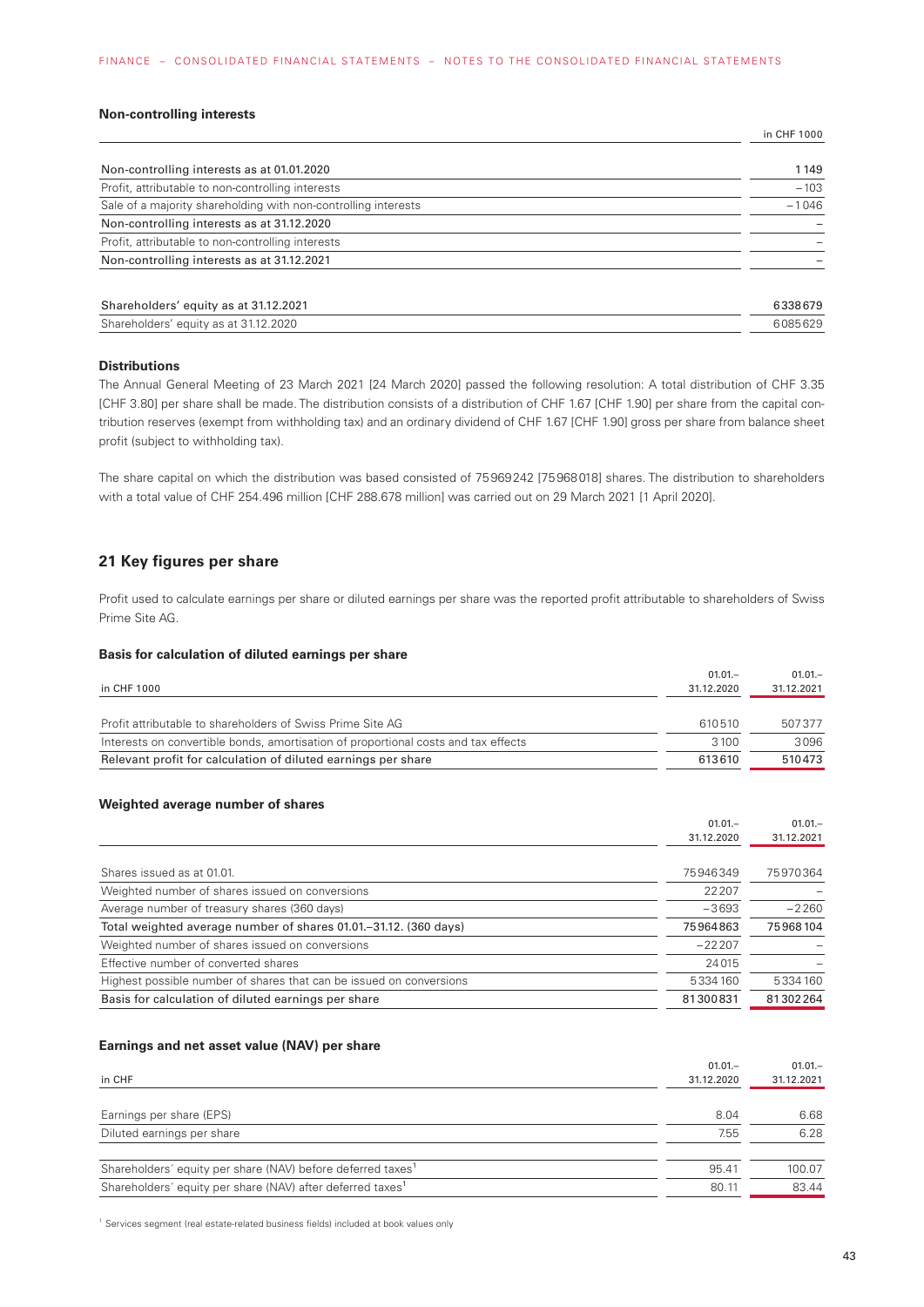### Non-controlling interests

| | in CHF 1000 |
|---|---|
| Non-controlling interests as at 01.01.2020 | 1149 |
| Profit, attributable to non-controlling interests | –103 |
| Sale of a majority shareholding with non-controlling interests | –1046 |
| Non-controlling interests as at 31.12.2020 | – |
| Profit, attributable to non-controlling interests | – |
| Non-controlling interests as at 31.12.2021 | – |

| | |
|---|---|
| Shareholders' equity as at 31.12.2021 | 6338679 |
| Shareholders' equity as at 31.12.2020 | 6085629 |

### Distributions

The Annual General Meeting of 23 March 2021 [24 March 2020] passed the following resolution: A total distribution of CHF 3.35 [CHF 3.80] per share shall be made. The distribution consists of a distribution of CHF 1.67 [CHF 1.90] per share from the capital contribution reserves (exempt from withholding tax) and an ordinary dividend of CHF 1.67 [CHF 1.90] gross per share from balance sheet profit (subject to withholding tax).

The share capital on which the distribution was based consisted of 75969242 [75968018] shares. The distribution to shareholders with a total value of CHF 254.496 million [CHF 288.678 million] was carried out on 29 March 2021 [1 April 2020].

## 21 Key figures per share

Profit used to calculate earnings per share or diluted earnings per share was the reported profit attributable to shareholders of Swiss Prime Site AG.

### Basis for calculation of diluted earnings per share

| in CHF 1000 | 01.01.–31.12.2020 | 01.01.–31.12.2021 |
|---|---|---|
| Profit attributable to shareholders of Swiss Prime Site AG | 610510 | 507377 |
| Interests on convertible bonds, amortisation of proportional costs and tax effects | 3100 | 3096 |
| Relevant profit for calculation of diluted earnings per share | 613610 | 510473 |

### Weighted average number of shares

| | 01.01.–31.12.2020 | 01.01.–31.12.2021 |
|---|---|---|
| Shares issued as at 01.01. | 75946349 | 75970364 |
| Weighted number of shares issued on conversions | 22207 | – |
| Average number of treasury shares (360 days) | –3693 | –2260 |
| Total weighted average number of shares 01.01.–31.12. (360 days) | 75964863 | 75968104 |
| Weighted number of shares issued on conversions | –22207 | – |
| Effective number of converted shares | 24015 | – |
| Highest possible number of shares that can be issued on conversions | 5334160 | 5334160 |
| Basis for calculation of diluted earnings per share | 81300831 | 81302264 |

### Earnings and net asset value (NAV) per share

| in CHF | 01.01.–31.12.2020 | 01.01.–31.12.2021 |
|---|---|---|
| Earnings per share (EPS) | 8.04 | 6.68 |
| Diluted earnings per share | 7.55 | 6.28 |
| Shareholders' equity per share (NAV) before deferred taxes[1] | 95.41 | 100.07 |
| Shareholders' equity per share (NAV) after deferred taxes[1] | 80.11 | 83.44 |

[1] Services segment (real estate-related business fields) included at book values only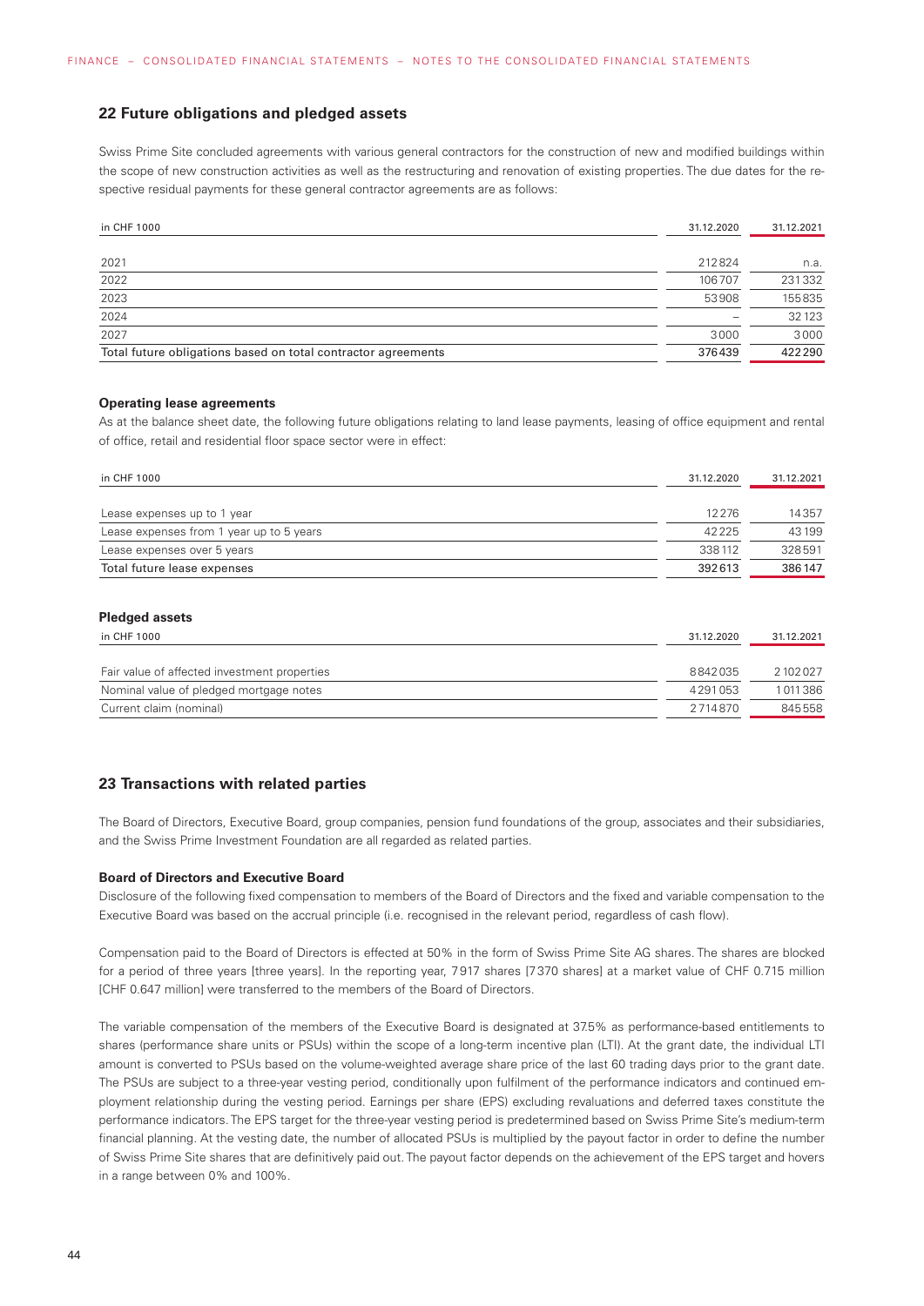## 22 Future obligations and pledged assets

Swiss Prime Site concluded agreements with various general contractors for the construction of new and modified buildings within the scope of new construction activities as well as the restructuring and renovation of existing properties. The due dates for the respective residual payments for these general contractor agreements are as follows:

| in CHF 1000 | 31.12.2020 | 31.12.2021 |
|---|---|---|
| 2021 | 212824 | n.a. |
| 2022 | 106707 | 231332 |
| 2023 | 53908 | 155835 |
| 2024 | – | 32123 |
| 2027 | 3000 | 3000 |
| Total future obligations based on total contractor agreements | 376439 | 422290 |

### Operating lease agreements

As at the balance sheet date, the following future obligations relating to land lease payments, leasing of office equipment and rental of office, retail and residential floor space sector were in effect:

| in CHF 1000 | 31.12.2020 | 31.12.2021 |
|---|---|---|
| Lease expenses up to 1 year | 12276 | 14357 |
| Lease expenses from 1 year up to 5 years | 42225 | 43199 |
| Lease expenses over 5 years | 338112 | 328591 |
| Total future lease expenses | 392613 | 386147 |

### Pledged assets

| in CHF 1000 | 31.12.2020 | 31.12.2021 |
|---|---|---|
| Fair value of affected investment properties | 8842035 | 2102027 |
| Nominal value of pledged mortgage notes | 4291053 | 1011386 |
| Current claim (nominal) | 2714870 | 845558 |

## 23 Transactions with related parties

The Board of Directors, Executive Board, group companies, pension fund foundations of the group, associates and their subsidiaries, and the Swiss Prime Investment Foundation are all regarded as related parties.

### Board of Directors and Executive Board

Disclosure of the following fixed compensation to members of the Board of Directors and the fixed and variable compensation to the Executive Board was based on the accrual principle (i.e. recognised in the relevant period, regardless of cash flow).

Compensation paid to the Board of Directors is effected at 50% in the form of Swiss Prime Site AG shares. The shares are blocked for a period of three years [three years]. In the reporting year, 7917 shares [7370 shares] at a market value of CHF 0.715 million [CHF 0.647 million] were transferred to the members of the Board of Directors.

The variable compensation of the members of the Executive Board is designated at 37.5% as performance-based entitlements to shares (performance share units or PSUs) within the scope of a long-term incentive plan (LTI). At the grant date, the individual LTI amount is converted to PSUs based on the volume-weighted average share price of the last 60 trading days prior to the grant date. The PSUs are subject to a three-year vesting period, conditionally upon fulfilment of the performance indicators and continued employment relationship during the vesting period. Earnings per share (EPS) excluding revaluations and deferred taxes constitute the performance indicators. The EPS target for the three-year vesting period is predetermined based on Swiss Prime Site's medium-term financial planning. At the vesting date, the number of allocated PSUs is multiplied by the payout factor in order to define the number of Swiss Prime Site shares that are definitively paid out. The payout factor depends on the achievement of the EPS target and hovers in a range between 0% and 100%.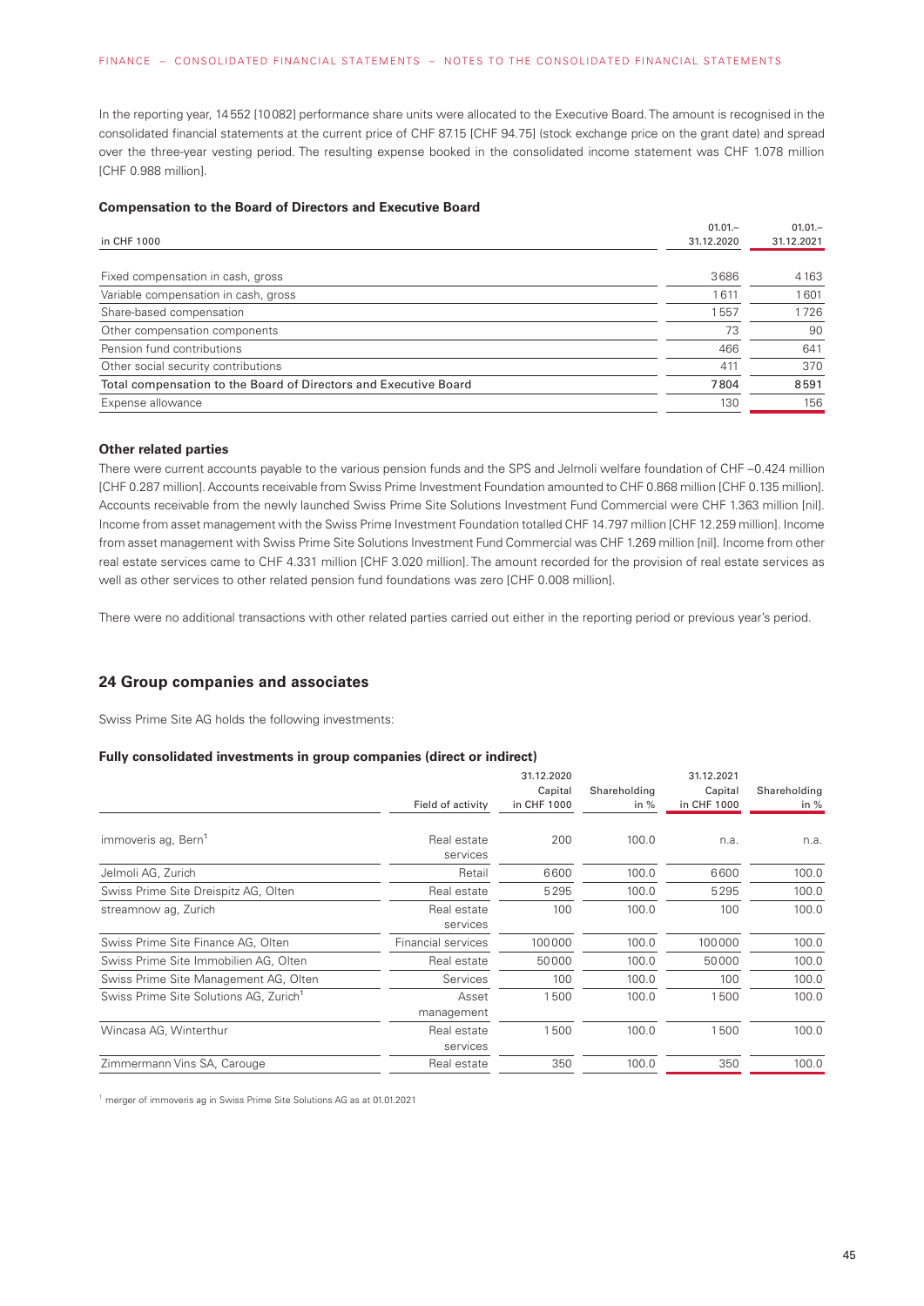In the reporting year, 14 552 [10 082] performance share units were allocated to the Executive Board. The amount is recognised in the consolidated financial statements at the current price of CHF 87.15 [CHF 94.75] (stock exchange price on the grant date) and spread over the three-year vesting period. The resulting expense booked in the consolidated income statement was CHF 1.078 million [CHF 0.988 million].

### Compensation to the Board of Directors and Executive Board

| in CHF 1000 | 01.01.– 31.12.2020 | 01.01.– 31.12.2021 |
|---|---|---|
| Fixed compensation in cash, gross | 3686 | 4163 |
| Variable compensation in cash, gross | 1611 | 1601 |
| Share-based compensation | 1557 | 1726 |
| Other compensation components | 73 | 90 |
| Pension fund contributions | 466 | 641 |
| Other social security contributions | 411 | 370 |
| Total compensation to the Board of Directors and Executive Board | 7804 | 8591 |
| Expense allowance | 130 | 156 |

### Other related parties

There were current accounts payable to the various pension funds and the SPS and Jelmoli welfare foundation of CHF –0.424 million [CHF 0.287 million]. Accounts receivable from Swiss Prime Investment Foundation amounted to CHF 0.868 million [CHF 0.135 million]. Accounts receivable from the newly launched Swiss Prime Site Solutions Investment Fund Commercial were CHF 1.363 million [nil]. Income from asset management with the Swiss Prime Investment Foundation totalled CHF 14.797 million [CHF 12.259 million]. Income from asset management with Swiss Prime Site Solutions Investment Fund Commercial was CHF 1.269 million [nil]. Income from other real estate services came to CHF 4.331 million [CHF 3.020 million]. The amount recorded for the provision of real estate services as well as other services to other related pension fund foundations was zero [CHF 0.008 million].

There were no additional transactions with other related parties carried out either in the reporting period or previous year's period.

## 24 Group companies and associates

Swiss Prime Site AG holds the following investments:

### Fully consolidated investments in group companies (direct or indirect)

| | Field of activity | 31.12.2020 Capital in CHF 1000 | Shareholding in % | 31.12.2021 Capital in CHF 1000 | Shareholding in % |
|---|---|---|---|---|---|
| immoveris ag, Bern[1] | Real estate services | 200 | 100.0 | n.a. | n.a. |
| Jelmoli AG, Zurich | Retail | 6600 | 100.0 | 6600 | 100.0 |
| Swiss Prime Site Dreispitz AG, Olten | Real estate | 5295 | 100.0 | 5295 | 100.0 |
| streamnow ag, Zurich | Real estate services | 100 | 100.0 | 100 | 100.0 |
| Swiss Prime Site Finance AG, Olten | Financial services | 100000 | 100.0 | 100000 | 100.0 |
| Swiss Prime Site Immobilien AG, Olten | Real estate | 50000 | 100.0 | 50000 | 100.0 |
| Swiss Prime Site Management AG, Olten | Services | 100 | 100.0 | 100 | 100.0 |
| Swiss Prime Site Solutions AG, Zurich[1] | Asset management | 1500 | 100.0 | 1500 | 100.0 |
| Wincasa AG, Winterthur | Real estate services | 1500 | 100.0 | 1500 | 100.0 |
| Zimmermann Vins SA, Carouge | Real estate | 350 | 100.0 | 350 | 100.0 |

[1] merger of immoveris ag in Swiss Prime Site Solutions AG as at 01.01.2021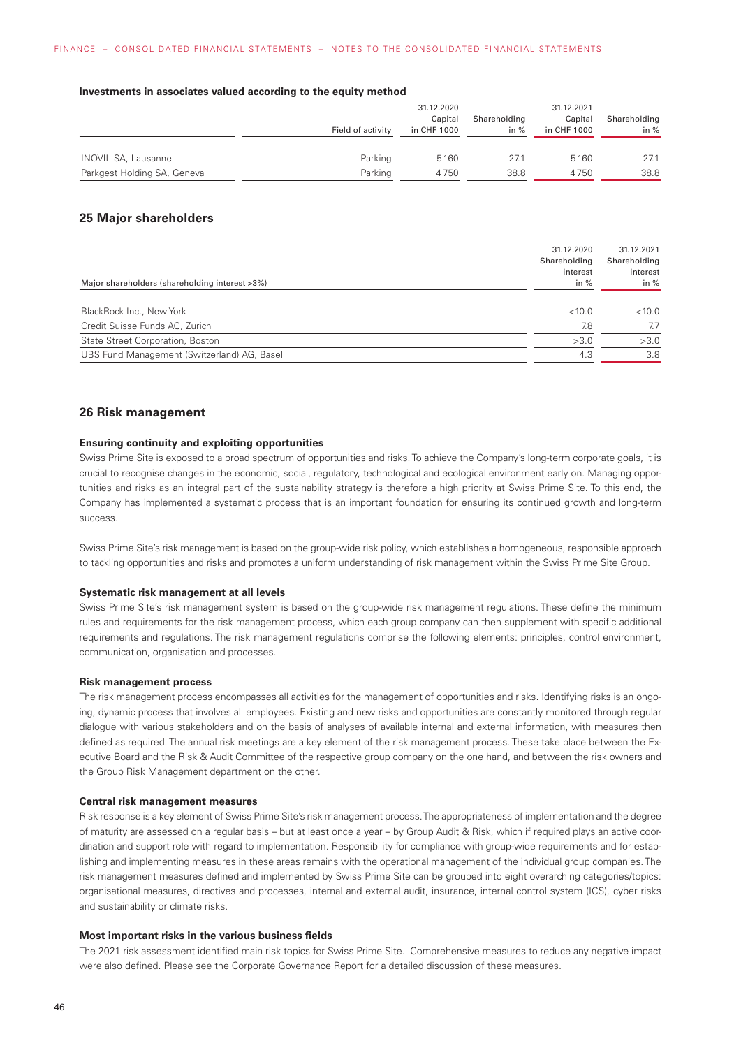**Investments in associates valued according to the equity method**

| | Field of activity | 31.12.2020 Capital in CHF 1000 | Shareholding in % | 31.12.2021 Capital in CHF 1000 | Shareholding in % |
|---|---|---|---|---|---|
| INOVIL SA, Lausanne | Parking | 5160 | 27.1 | 5160 | 27.1 |
| Parkgest Holding SA, Geneva | Parking | 4750 | 38.8 | 4750 | 38.8 |

## 25 Major shareholders

| Major shareholders (shareholding interest >3%) | 31.12.2020 Shareholding interest in % | 31.12.2021 Shareholding interest in % |
|---|---|---|
| BlackRock Inc., New York | <10.0 | <10.0 |
| Credit Suisse Funds AG, Zurich | 7.8 | 7.7 |
| State Street Corporation, Boston | >3.0 | >3.0 |
| UBS Fund Management (Switzerland) AG, Basel | 4.3 | 3.8 |

## 26 Risk management

### Ensuring continuity and exploiting opportunities

Swiss Prime Site is exposed to a broad spectrum of opportunities and risks. To achieve the Company's long-term corporate goals, it is crucial to recognise changes in the economic, social, regulatory, technological and ecological environment early on. Managing opportunities and risks as an integral part of the sustainability strategy is therefore a high priority at Swiss Prime Site. To this end, the Company has implemented a systematic process that is an important foundation for ensuring its continued growth and long-term success.

Swiss Prime Site's risk management is based on the group-wide risk policy, which establishes a homogeneous, responsible approach to tackling opportunities and risks and promotes a uniform understanding of risk management within the Swiss Prime Site Group.

### Systematic risk management at all levels

Swiss Prime Site's risk management system is based on the group-wide risk management regulations. These define the minimum rules and requirements for the risk management process, which each group company can then supplement with specific additional requirements and regulations. The risk management regulations comprise the following elements: principles, control environment, communication, organisation and processes.

### Risk management process

The risk management process encompasses all activities for the management of opportunities and risks. Identifying risks is an ongoing, dynamic process that involves all employees. Existing and new risks and opportunities are constantly monitored through regular dialogue with various stakeholders and on the basis of analyses of available internal and external information, with measures then defined as required. The annual risk meetings are a key element of the risk management process. These take place between the Executive Board and the Risk & Audit Committee of the respective group company on the one hand, and between the risk owners and the Group Risk Management department on the other.

### Central risk management measures

Risk response is a key element of Swiss Prime Site's risk management process. The appropriateness of implementation and the degree of maturity are assessed on a regular basis – but at least once a year – by Group Audit & Risk, which if required plays an active coordination and support role with regard to implementation. Responsibility for compliance with group-wide requirements and for establishing and implementing measures in these areas remains with the operational management of the individual group companies. The risk management measures defined and implemented by Swiss Prime Site can be grouped into eight overarching categories/topics: organisational measures, directives and processes, internal and external audit, insurance, internal control system (ICS), cyber risks and sustainability or climate risks.

### Most important risks in the various business fields

The 2021 risk assessment identified main risk topics for Swiss Prime Site. Comprehensive measures to reduce any negative impact were also defined. Please see the Corporate Governance Report for a detailed discussion of these measures.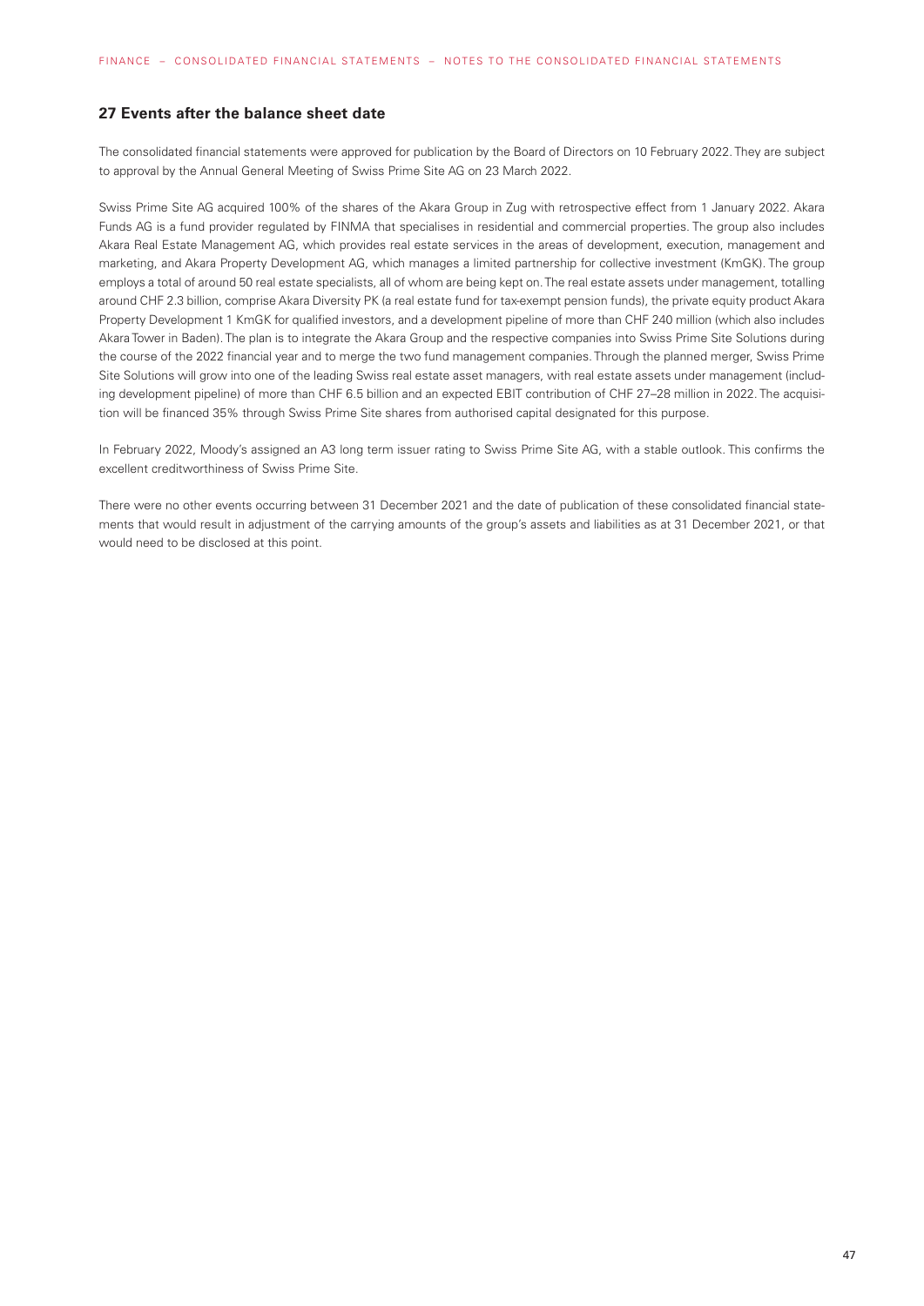## 27 Events after the balance sheet date

The consolidated financial statements were approved for publication by the Board of Directors on 10 February 2022. They are subject to approval by the Annual General Meeting of Swiss Prime Site AG on 23 March 2022.

Swiss Prime Site AG acquired 100% of the shares of the Akara Group in Zug with retrospective effect from 1 January 2022. Akara Funds AG is a fund provider regulated by FINMA that specialises in residential and commercial properties. The group also includes Akara Real Estate Management AG, which provides real estate services in the areas of development, execution, management and marketing, and Akara Property Development AG, which manages a limited partnership for collective investment (KmGK). The group employs a total of around 50 real estate specialists, all of whom are being kept on. The real estate assets under management, totalling around CHF 2.3 billion, comprise Akara Diversity PK (a real estate fund for tax-exempt pension funds), the private equity product Akara Property Development 1 KmGK for qualified investors, and a development pipeline of more than CHF 240 million (which also includes Akara Tower in Baden). The plan is to integrate the Akara Group and the respective companies into Swiss Prime Site Solutions during the course of the 2022 financial year and to merge the two fund management companies. Through the planned merger, Swiss Prime Site Solutions will grow into one of the leading Swiss real estate asset managers, with real estate assets under management (including development pipeline) of more than CHF 6.5 billion and an expected EBIT contribution of CHF 27–28 million in 2022. The acquisition will be financed 35% through Swiss Prime Site shares from authorised capital designated for this purpose.

In February 2022, Moody's assigned an A3 long term issuer rating to Swiss Prime Site AG, with a stable outlook. This confirms the excellent creditworthiness of Swiss Prime Site.

There were no other events occurring between 31 December 2021 and the date of publication of these consolidated financial statements that would result in adjustment of the carrying amounts of the group's assets and liabilities as at 31 December 2021, or that would need to be disclosed at this point.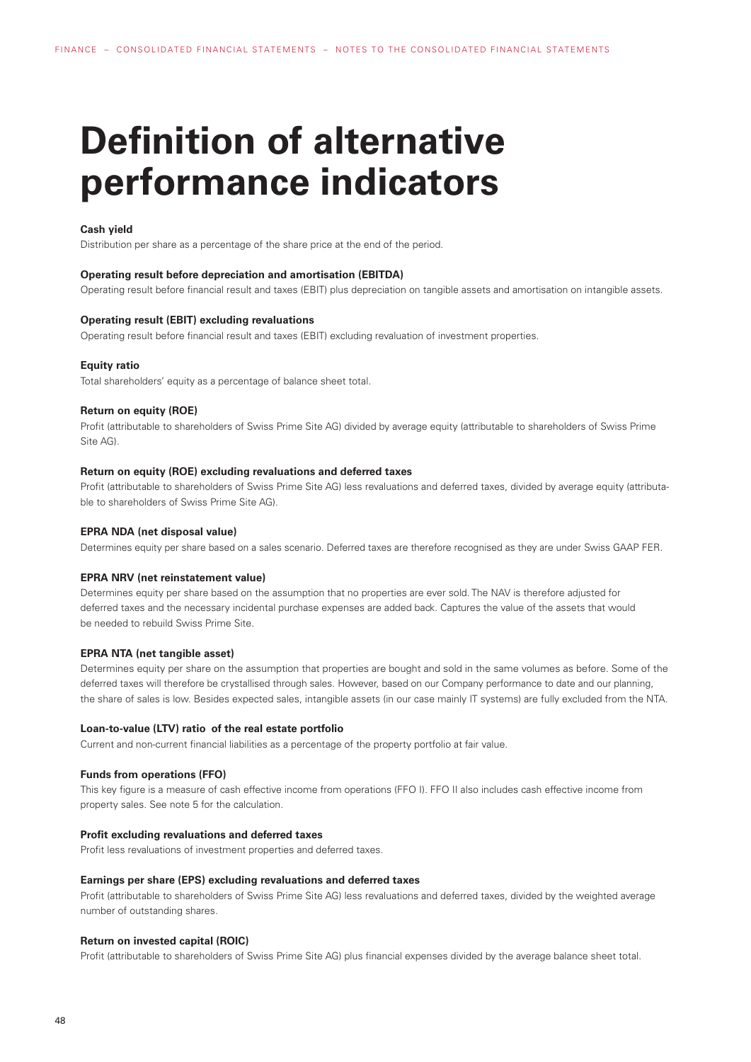# Definition of alternative performance indicators

**Cash yield**

Distribution per share as a percentage of the share price at the end of the period.

**Operating result before depreciation and amortisation (EBITDA)**

Operating result before financial result and taxes (EBIT) plus depreciation on tangible assets and amortisation on intangible assets.

**Operating result (EBIT) excluding revaluations**

Operating result before financial result and taxes (EBIT) excluding revaluation of investment properties.

**Equity ratio**

Total shareholders' equity as a percentage of balance sheet total.

**Return on equity (ROE)**

Profit (attributable to shareholders of Swiss Prime Site AG) divided by average equity (attributable to shareholders of Swiss Prime Site AG).

**Return on equity (ROE) excluding revaluations and deferred taxes**

Profit (attributable to shareholders of Swiss Prime Site AG) less revaluations and deferred taxes, divided by average equity (attributable to shareholders of Swiss Prime Site AG).

**EPRA NDA (net disposal value)**

Determines equity per share based on a sales scenario. Deferred taxes are therefore recognised as they are under Swiss GAAP FER.

**EPRA NRV (net reinstatement value)**

Determines equity per share based on the assumption that no properties are ever sold. The NAV is therefore adjusted for deferred taxes and the necessary incidental purchase expenses are added back. Captures the value of the assets that would be needed to rebuild Swiss Prime Site.

**EPRA NTA (net tangible asset)**

Determines equity per share on the assumption that properties are bought and sold in the same volumes as before. Some of the deferred taxes will therefore be crystallised through sales. However, based on our Company performance to date and our planning, the share of sales is low. Besides expected sales, intangible assets (in our case mainly IT systems) are fully excluded from the NTA.

**Loan-to-value (LTV) ratio of the real estate portfolio**

Current and non-current financial liabilities as a percentage of the property portfolio at fair value.

**Funds from operations (FFO)**

This key figure is a measure of cash effective income from operations (FFO I). FFO II also includes cash effective income from property sales. See note 5 for the calculation.

**Profit excluding revaluations and deferred taxes**

Profit less revaluations of investment properties and deferred taxes.

**Earnings per share (EPS) excluding revaluations and deferred taxes**

Profit (attributable to shareholders of Swiss Prime Site AG) less revaluations and deferred taxes, divided by the weighted average number of outstanding shares.

**Return on invested capital (ROIC)**

Profit (attributable to shareholders of Swiss Prime Site AG) plus financial expenses divided by the average balance sheet total.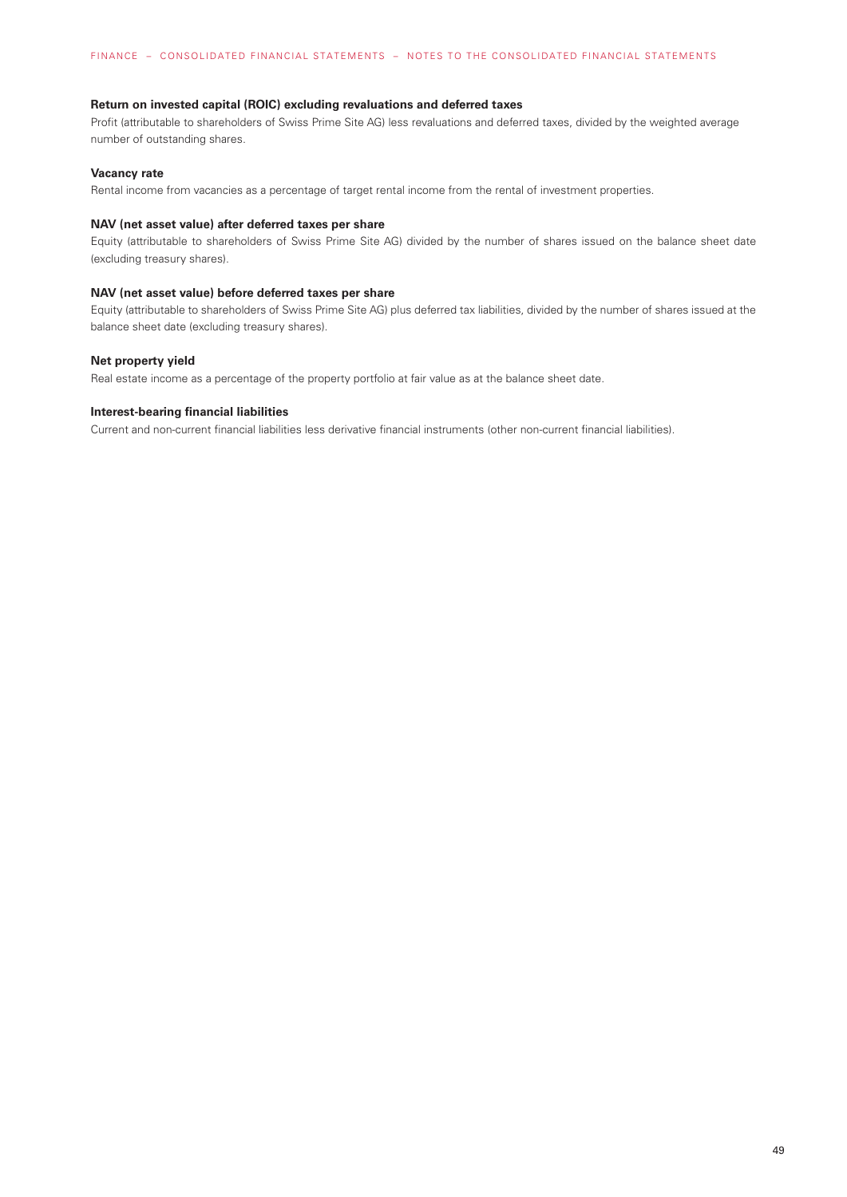**Return on invested capital (ROIC) excluding revaluations and deferred taxes**

Profit (attributable to shareholders of Swiss Prime Site AG) less revaluations and deferred taxes, divided by the weighted average number of outstanding shares.

**Vacancy rate**

Rental income from vacancies as a percentage of target rental income from the rental of investment properties.

**NAV (net asset value) after deferred taxes per share**

Equity (attributable to shareholders of Swiss Prime Site AG) divided by the number of shares issued on the balance sheet date (excluding treasury shares).

**NAV (net asset value) before deferred taxes per share**

Equity (attributable to shareholders of Swiss Prime Site AG) plus deferred tax liabilities, divided by the number of shares issued at the balance sheet date (excluding treasury shares).

**Net property yield**

Real estate income as a percentage of the property portfolio at fair value as at the balance sheet date.

**Interest-bearing financial liabilities**

Current and non-current financial liabilities less derivative financial instruments (other non-current financial liabilities).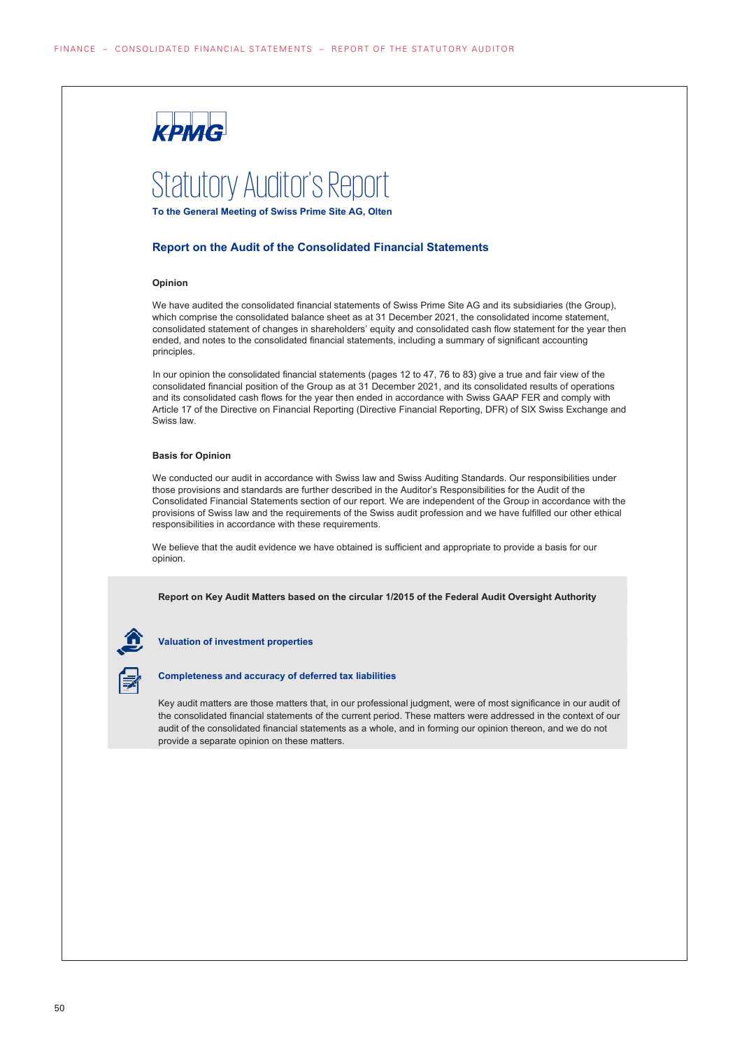KPMG

# Statutory Auditor's Report

**To the General Meeting of Swiss Prime Site AG, Olten**

## Report on the Audit of the Consolidated Financial Statements

### Opinion

We have audited the consolidated financial statements of Swiss Prime Site AG and its subsidiaries (the Group), which comprise the consolidated balance sheet as at 31 December 2021, the consolidated income statement, consolidated statement of changes in shareholders' equity and consolidated cash flow statement for the year then ended, and notes to the consolidated financial statements, including a summary of significant accounting principles.

In our opinion the consolidated financial statements (pages 12 to 47, 76 to 83) give a true and fair view of the consolidated financial position of the Group as at 31 December 2021, and its consolidated results of operations and its consolidated cash flows for the year then ended in accordance with Swiss GAAP FER and comply with Article 17 of the Directive on Financial Reporting (Directive Financial Reporting, DFR) of SIX Swiss Exchange and Swiss law.

### Basis for Opinion

We conducted our audit in accordance with Swiss law and Swiss Auditing Standards. Our responsibilities under those provisions and standards are further described in the Auditor's Responsibilities for the Audit of the Consolidated Financial Statements section of our report. We are independent of the Group in accordance with the provisions of Swiss law and the requirements of the Swiss audit profession and we have fulfilled our other ethical responsibilities in accordance with these requirements.

We believe that the audit evidence we have obtained is sufficient and appropriate to provide a basis for our opinion.

**Report on Key Audit Matters based on the circular 1/2015 of the Federal Audit Oversight Authority**

**Valuation of investment properties**

**Completeness and accuracy of deferred tax liabilities**

Key audit matters are those matters that, in our professional judgment, were of most significance in our audit of the consolidated financial statements of the current period. These matters were addressed in the context of our audit of the consolidated financial statements as a whole, and in forming our opinion thereon, and we do not provide a separate opinion on these matters.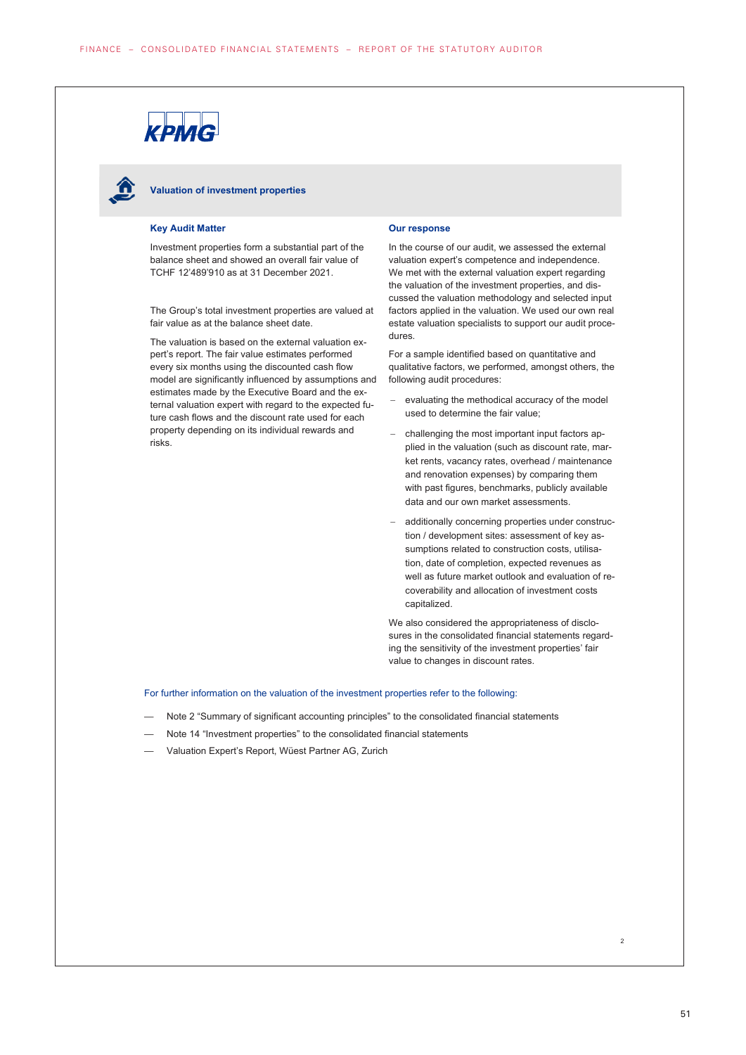KPMG

## Valuation of investment properties

### Key Audit Matter

Investment properties form a substantial part of the balance sheet and showed an overall fair value of TCHF 12'489'910 as at 31 December 2021.

The Group's total investment properties are valued at fair value as at the balance sheet date.

The valuation is based on the external valuation expert's report. The fair value estimates performed every six months using the discounted cash flow model are significantly influenced by assumptions and estimates made by the Executive Board and the external valuation expert with regard to the expected future cash flows and the discount rate used for each property depending on its individual rewards and risks.

### Our response

In the course of our audit, we assessed the external valuation expert's competence and independence. We met with the external valuation expert regarding the valuation of the investment properties, and discussed the valuation methodology and selected input factors applied in the valuation. We used our own real estate valuation specialists to support our audit procedures.

For a sample identified based on quantitative and qualitative factors, we performed, amongst others, the following audit procedures:

- evaluating the methodical accuracy of the model used to determine the fair value;
- challenging the most important input factors applied in the valuation (such as discount rate, market rents, vacancy rates, overhead / maintenance and renovation expenses) by comparing them with past figures, benchmarks, publicly available data and our own market assessments.
- additionally concerning properties under construction / development sites: assessment of key assumptions related to construction costs, utilisation, date of completion, expected revenues as well as future market outlook and evaluation of recoverability and allocation of investment costs capitalized.

We also considered the appropriateness of disclosures in the consolidated financial statements regarding the sensitivity of the investment properties' fair value to changes in discount rates.

For further information on the valuation of the investment properties refer to the following:

- Note 2 "Summary of significant accounting principles" to the consolidated financial statements
- Note 14 "Investment properties" to the consolidated financial statements
- Valuation Expert's Report, Wüest Partner AG, Zurich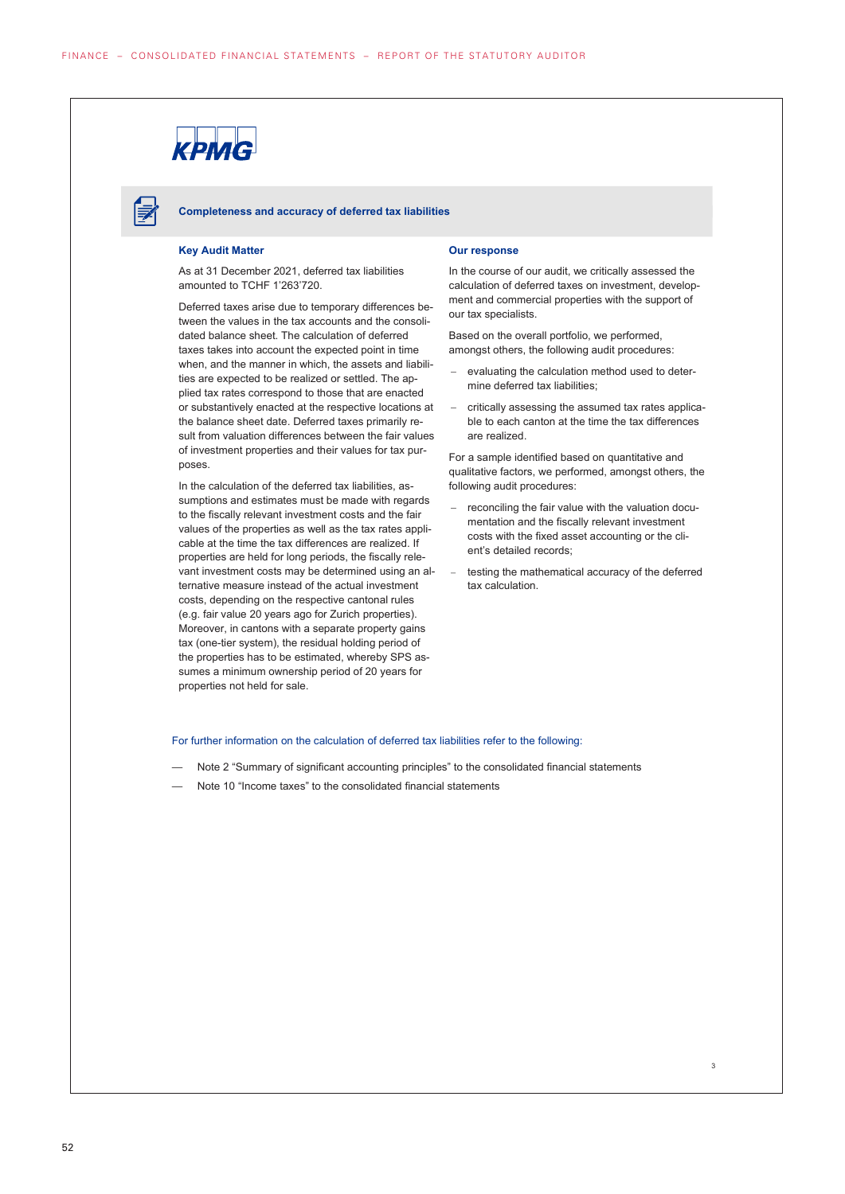## Completeness and accuracy of deferred tax liabilities

### Key Audit Matter

As at 31 December 2021, deferred tax liabilities amounted to TCHF 1'263'720.

Deferred taxes arise due to temporary differences between the values in the tax accounts and the consolidated balance sheet. The calculation of deferred taxes takes into account the expected point in time when, and the manner in which, the assets and liabilities are expected to be realized or settled. The applied tax rates correspond to those that are enacted or substantively enacted at the respective locations at the balance sheet date. Deferred taxes primarily result from valuation differences between the fair values of investment properties and their values for tax purposes.

In the calculation of the deferred tax liabilities, assumptions and estimates must be made with regards to the fiscally relevant investment costs and the fair values of the properties as well as the tax rates applicable at the time the tax differences are realized. If properties are held for long periods, the fiscally relevant investment costs may be determined using an alternative measure instead of the actual investment costs, depending on the respective cantonal rules (e.g. fair value 20 years ago for Zurich properties). Moreover, in cantons with a separate property gains tax (one-tier system), the residual holding period of the properties has to be estimated, whereby SPS assumes a minimum ownership period of 20 years for properties not held for sale.

### Our response

In the course of our audit, we critically assessed the calculation of deferred taxes on investment, development and commercial properties with the support of our tax specialists.

Based on the overall portfolio, we performed, amongst others, the following audit procedures:

- evaluating the calculation method used to determine deferred tax liabilities;
- critically assessing the assumed tax rates applicable to each canton at the time the tax differences are realized.

For a sample identified based on quantitative and qualitative factors, we performed, amongst others, the following audit procedures:

- reconciling the fair value with the valuation documentation and the fiscally relevant investment costs with the fixed asset accounting or the client's detailed records;
- testing the mathematical accuracy of the deferred tax calculation.

For further information on the calculation of deferred tax liabilities refer to the following:

- Note 2 “Summary of significant accounting principles” to the consolidated financial statements
- Note 10 “Income taxes” to the consolidated financial statements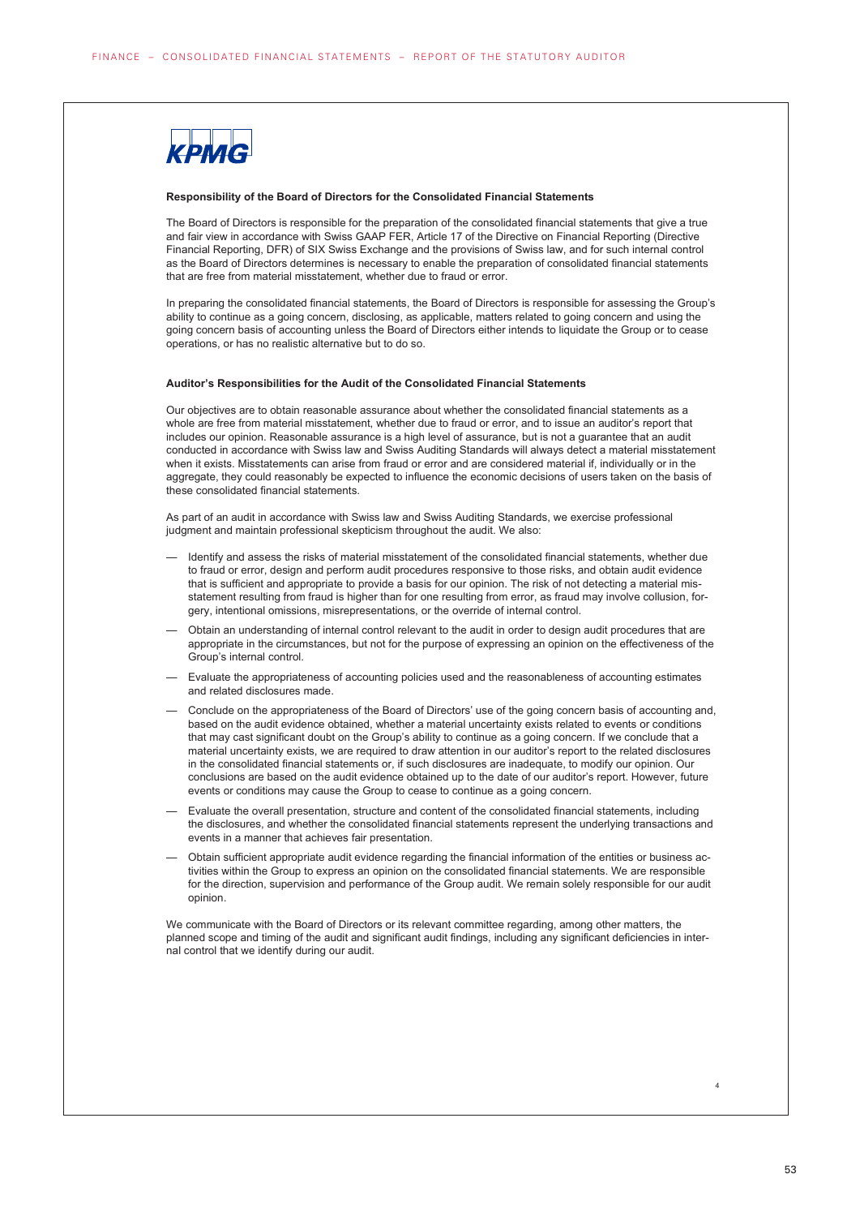### Responsibility of the Board of Directors for the Consolidated Financial Statements

The Board of Directors is responsible for the preparation of the consolidated financial statements that give a true and fair view in accordance with Swiss GAAP FER, Article 17 of the Directive on Financial Reporting (Directive Financial Reporting, DFR) of SIX Swiss Exchange and the provisions of Swiss law, and for such internal control as the Board of Directors determines is necessary to enable the preparation of consolidated financial statements that are free from material misstatement, whether due to fraud or error.

In preparing the consolidated financial statements, the Board of Directors is responsible for assessing the Group's ability to continue as a going concern, disclosing, as applicable, matters related to going concern and using the going concern basis of accounting unless the Board of Directors either intends to liquidate the Group or to cease operations, or has no realistic alternative but to do so.

### Auditor's Responsibilities for the Audit of the Consolidated Financial Statements

Our objectives are to obtain reasonable assurance about whether the consolidated financial statements as a whole are free from material misstatement, whether due to fraud or error, and to issue an auditor's report that includes our opinion. Reasonable assurance is a high level of assurance, but is not a guarantee that an audit conducted in accordance with Swiss law and Swiss Auditing Standards will always detect a material misstatement when it exists. Misstatements can arise from fraud or error and are considered material if, individually or in the aggregate, they could reasonably be expected to influence the economic decisions of users taken on the basis of these consolidated financial statements.

As part of an audit in accordance with Swiss law and Swiss Auditing Standards, we exercise professional judgment and maintain professional skepticism throughout the audit. We also:

- Identify and assess the risks of material misstatement of the consolidated financial statements, whether due to fraud or error, design and perform audit procedures responsive to those risks, and obtain audit evidence that is sufficient and appropriate to provide a basis for our opinion. The risk of not detecting a material misstatement resulting from fraud is higher than for one resulting from error, as fraud may involve collusion, forgery, intentional omissions, misrepresentations, or the override of internal control.
- Obtain an understanding of internal control relevant to the audit in order to design audit procedures that are appropriate in the circumstances, but not for the purpose of expressing an opinion on the effectiveness of the Group's internal control.
- Evaluate the appropriateness of accounting policies used and the reasonableness of accounting estimates and related disclosures made.
- Conclude on the appropriateness of the Board of Directors' use of the going concern basis of accounting and, based on the audit evidence obtained, whether a material uncertainty exists related to events or conditions that may cast significant doubt on the Group's ability to continue as a going concern. If we conclude that a material uncertainty exists, we are required to draw attention in our auditor's report to the related disclosures in the consolidated financial statements or, if such disclosures are inadequate, to modify our opinion. Our conclusions are based on the audit evidence obtained up to the date of our auditor's report. However, future events or conditions may cause the Group to cease to continue as a going concern.
- Evaluate the overall presentation, structure and content of the consolidated financial statements, including the disclosures, and whether the consolidated financial statements represent the underlying transactions and events in a manner that achieves fair presentation.
- Obtain sufficient appropriate audit evidence regarding the financial information of the entities or business activities within the Group to express an opinion on the consolidated financial statements. We are responsible for the direction, supervision and performance of the Group audit. We remain solely responsible for our audit opinion.

We communicate with the Board of Directors or its relevant committee regarding, among other matters, the planned scope and timing of the audit and significant audit findings, including any significant deficiencies in internal control that we identify during our audit.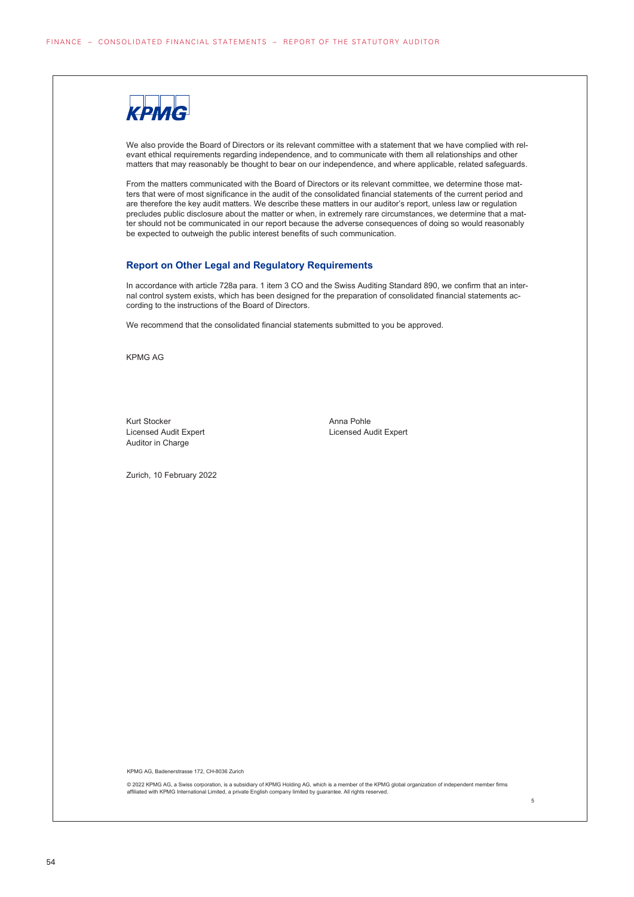We also provide the Board of Directors or its relevant committee with a statement that we have complied with relevant ethical requirements regarding independence, and to communicate with them all relationships and other matters that may reasonably be thought to bear on our independence, and where applicable, related safeguards.

From the matters communicated with the Board of Directors or its relevant committee, we determine those matters that were of most significance in the audit of the consolidated financial statements of the current period and are therefore the key audit matters. We describe these matters in our auditor's report, unless law or regulation precludes public disclosure about the matter or when, in extremely rare circumstances, we determine that a matter should not be communicated in our report because the adverse consequences of doing so would reasonably be expected to outweigh the public interest benefits of such communication.

## Report on Other Legal and Regulatory Requirements

In accordance with article 728a para. 1 item 3 CO and the Swiss Auditing Standard 890, we confirm that an internal control system exists, which has been designed for the preparation of consolidated financial statements according to the instructions of the Board of Directors.

We recommend that the consolidated financial statements submitted to you be approved.

KPMG AG

Kurt Stocker
Licensed Audit Expert
Auditor in Charge

Anna Pohle
Licensed Audit Expert

Zurich, 10 February 2022

KPMG AG, Badenerstrasse 172, CH-8036 Zurich

© 2022 KPMG AG, a Swiss corporation, is a subsidiary of KPMG Holding AG, which is a member of the KPMG global organization of independent member firms affiliated with KPMG International Limited, a private English company limited by guarantee. All rights reserved.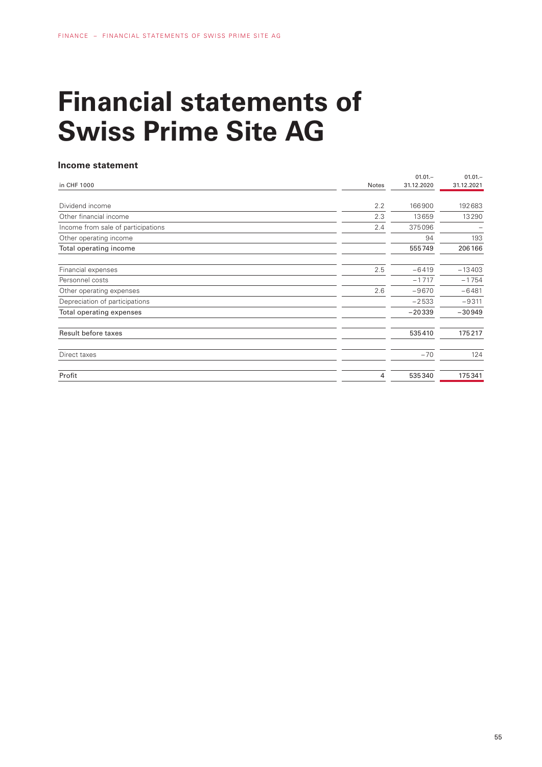# Financial statements of Swiss Prime Site AG

### Income statement

| in CHF 1000 | Notes | 01.01.– 31.12.2020 | 01.01.– 31.12.2021 |
|---|---|---|---|
| Dividend income | 2.2 | 166900 | 192683 |
| Other financial income | 2.3 | 13659 | 13290 |
| Income from sale of participations | 2.4 | 375096 | – |
| Other operating income | | 94 | 193 |
| Total operating income | | 555749 | 206166 |
| Financial expenses | 2.5 | −6419 | −13403 |
| Personnel costs | | −1717 | −1754 |
| Other operating expenses | 2.6 | −9670 | −6481 |
| Depreciation of participations | | −2533 | −9311 |
| Total operating expenses | | −20339 | −30949 |
| Result before taxes | | 535410 | 175217 |
| Direct taxes | | −70 | 124 |
| Profit | 4 | 535340 | 175341 |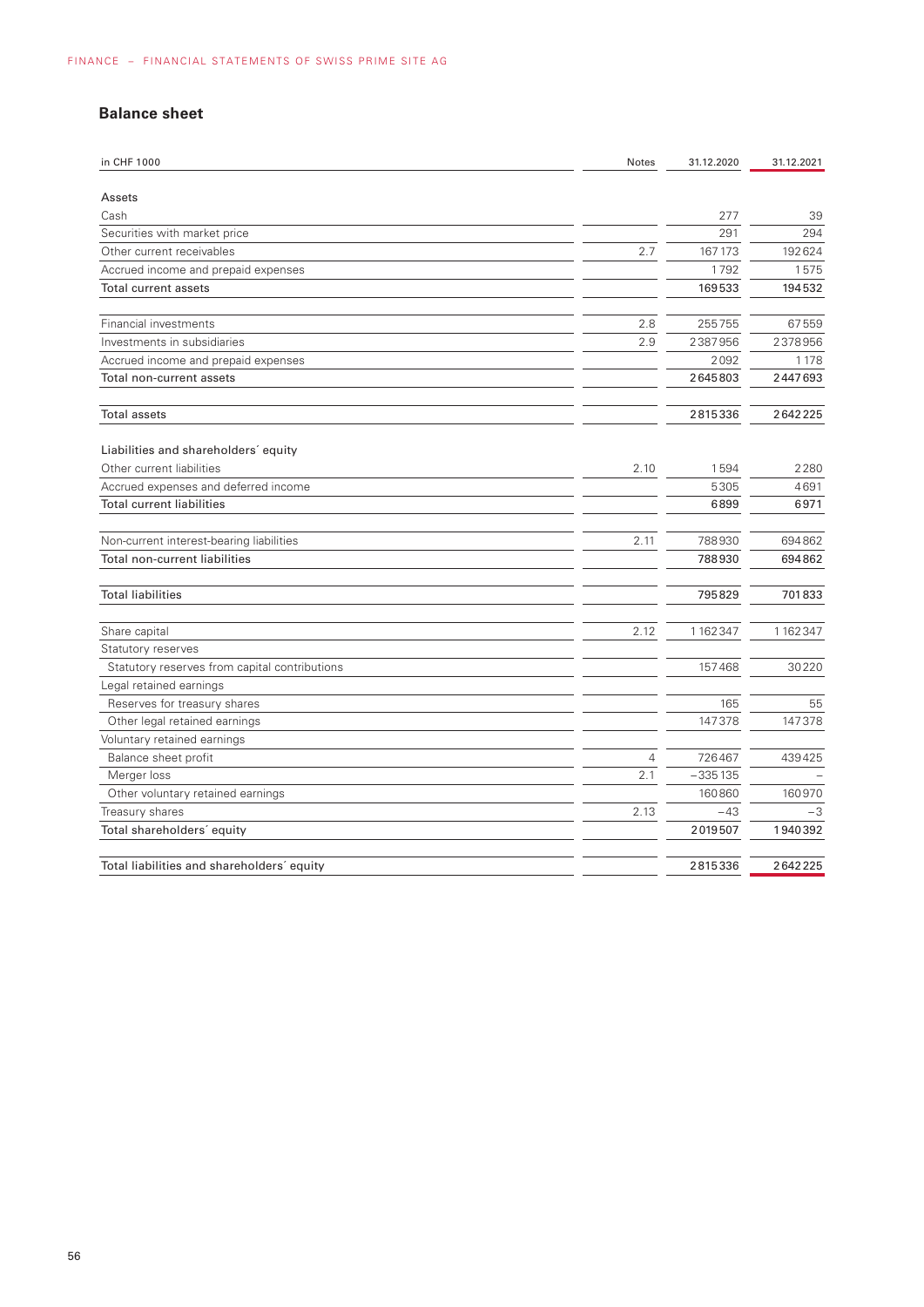## Balance sheet

| in CHF 1000 | Notes | 31.12.2020 | 31.12.2021 |
|---|---|---|---|
| **Assets** | | | |
| Cash | | 277 | 39 |
| Securities with market price | | 291 | 294 |
| Other current receivables | 2.7 | 167 173 | 192 624 |
| Accrued income and prepaid expenses | | 1 792 | 1 575 |
| Total current assets | | 169 533 | 194 532 |
| | | | |
| Financial investments | 2.8 | 255 755 | 67 559 |
| Investments in subsidiaries | 2.9 | 2 387 956 | 2 378 956 |
| Accrued income and prepaid expenses | | 2 092 | 1 178 |
| Total non-current assets | | 2 645 803 | 2 447 693 |
| | | | |
| Total assets | | 2 815 336 | 2 642 225 |
| | | | |
| **Liabilities and shareholders´ equity** | | | |
| Other current liabilities | 2.10 | 1 594 | 2 280 |
| Accrued expenses and deferred income | | 5 305 | 4 691 |
| Total current liabilities | | 6 899 | 6 971 |
| | | | |
| Non-current interest-bearing liabilities | 2.11 | 788 930 | 694 862 |
| Total non-current liabilities | | 788 930 | 694 862 |
| | | | |
| Total liabilities | | 795 829 | 701 833 |
| | | | |
| Share capital | 2.12 | 1 162 347 | 1 162 347 |
| Statutory reserves | | | |
| Statutory reserves from capital contributions | | 157 468 | 30 220 |
| Legal retained earnings | | | |
| Reserves for treasury shares | | 165 | 55 |
| Other legal retained earnings | | 147 378 | 147 378 |
| Voluntary retained earnings | | | |
| Balance sheet profit | 4 | 726 467 | 439 425 |
| Merger loss | 2.1 | −335 135 | – |
| Other voluntary retained earnings | | 160 860 | 160 970 |
| Treasury shares | 2.13 | −43 | −3 |
| Total shareholders´ equity | | 2 019 507 | 1 940 392 |
| | | | |
| Total liabilities and shareholders´ equity | | 2 815 336 | 2 642 225 |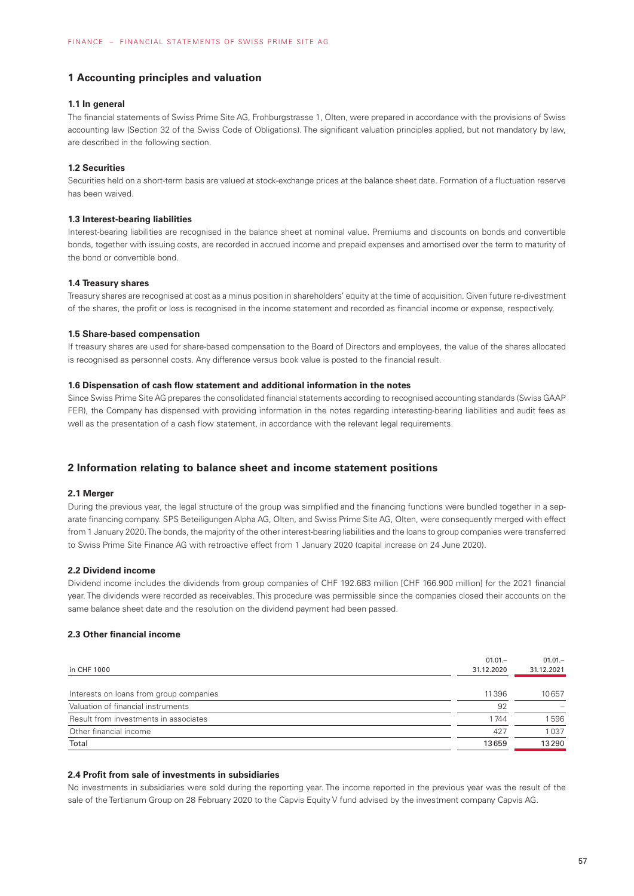# 1 Accounting principles and valuation

### 1.1 In general

The financial statements of Swiss Prime Site AG, Frohburgstrasse 1, Olten, were prepared in accordance with the provisions of Swiss accounting law (Section 32 of the Swiss Code of Obligations). The significant valuation principles applied, but not mandatory by law, are described in the following section.

### 1.2 Securities

Securities held on a short-term basis are valued at stock-exchange prices at the balance sheet date. Formation of a fluctuation reserve has been waived.

### 1.3 Interest-bearing liabilities

Interest-bearing liabilities are recognised in the balance sheet at nominal value. Premiums and discounts on bonds and convertible bonds, together with issuing costs, are recorded in accrued income and prepaid expenses and amortised over the term to maturity of the bond or convertible bond.

### 1.4 Treasury shares

Treasury shares are recognised at cost as a minus position in shareholders' equity at the time of acquisition. Given future re-divestment of the shares, the profit or loss is recognised in the income statement and recorded as financial income or expense, respectively.

### 1.5 Share-based compensation

If treasury shares are used for share-based compensation to the Board of Directors and employees, the value of the shares allocated is recognised as personnel costs. Any difference versus book value is posted to the financial result.

### 1.6 Dispensation of cash flow statement and additional information in the notes

Since Swiss Prime Site AG prepares the consolidated financial statements according to recognised accounting standards (Swiss GAAP FER), the Company has dispensed with providing information in the notes regarding interesting-bearing liabilities and audit fees as well as the presentation of a cash flow statement, in accordance with the relevant legal requirements.

# 2 Information relating to balance sheet and income statement positions

### 2.1 Merger

During the previous year, the legal structure of the group was simplified and the financing functions were bundled together in a separate financing company. SPS Beteiligungen Alpha AG, Olten, and Swiss Prime Site AG, Olten, were consequently merged with effect from 1 January 2020. The bonds, the majority of the other interest-bearing liabilities and the loans to group companies were transferred to Swiss Prime Site Finance AG with retroactive effect from 1 January 2020 (capital increase on 24 June 2020).

### 2.2 Dividend income

Dividend income includes the dividends from group companies of CHF 192.683 million [CHF 166.900 million] for the 2021 financial year. The dividends were recorded as receivables. This procedure was permissible since the companies closed their accounts on the same balance sheet date and the resolution on the dividend payment had been passed.

### 2.3 Other financial income

| in CHF 1000 | 01.01.– 31.12.2020 | 01.01.– 31.12.2021 |
|---|---|---|
| Interests on loans from group companies | 11396 | 10657 |
| Valuation of financial instruments | 92 | – |
| Result from investments in associates | 1744 | 1596 |
| Other financial income | 427 | 1037 |
| Total | 13659 | 13290 |

### 2.4 Profit from sale of investments in subsidiaries

No investments in subsidiaries were sold during the reporting year. The income reported in the previous year was the result of the sale of the Tertianum Group on 28 February 2020 to the Capvis Equity V fund advised by the investment company Capvis AG.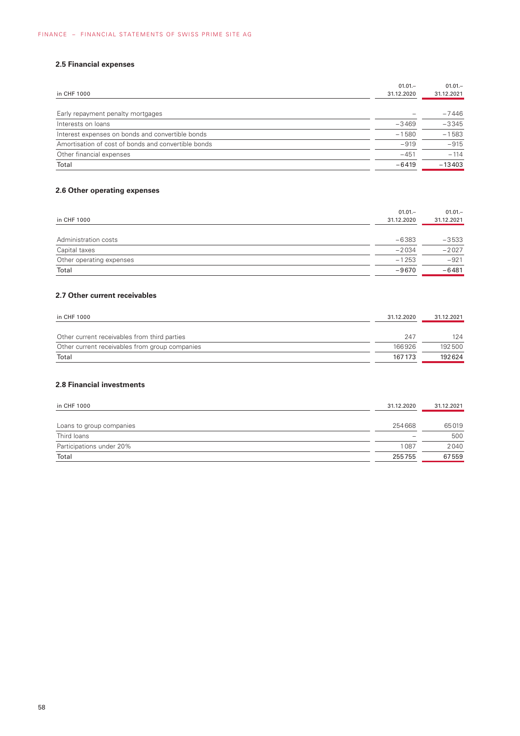### 2.5 Financial expenses

| in CHF 1000 | 01.01.–<br>31.12.2020 | 01.01.–<br>31.12.2021 |
|---|---:|---:|
| Early repayment penalty mortgages | – | −7446 |
| Interests on loans | −3469 | −3345 |
| Interest expenses on bonds and convertible bonds | −1580 | −1583 |
| Amortisation of cost of bonds and convertible bonds | −919 | −915 |
| Other financial expenses | −451 | −114 |
| Total | −6419 | −13403 |

### 2.6 Other operating expenses

| in CHF 1000 | 01.01.–<br>31.12.2020 | 01.01.–<br>31.12.2021 |
|---|---:|---:|
| Administration costs | −6383 | −3533 |
| Capital taxes | −2034 | −2027 |
| Other operating expenses | −1253 | −921 |
| Total | −9670 | −6481 |

### 2.7 Other current receivables

| in CHF 1000 | 31.12.2020 | 31.12.2021 |
|---|---:|---:|
| Other current receivables from third parties | 247 | 124 |
| Other current receivables from group companies | 166926 | 192500 |
| Total | 167173 | 192624 |

### 2.8 Financial investments

| in CHF 1000 | 31.12.2020 | 31.12.2021 |
|---|---:|---:|
| Loans to group companies | 254668 | 65019 |
| Third loans | – | 500 |
| Participations under 20% | 1087 | 2040 |
| Total | 255755 | 67559 |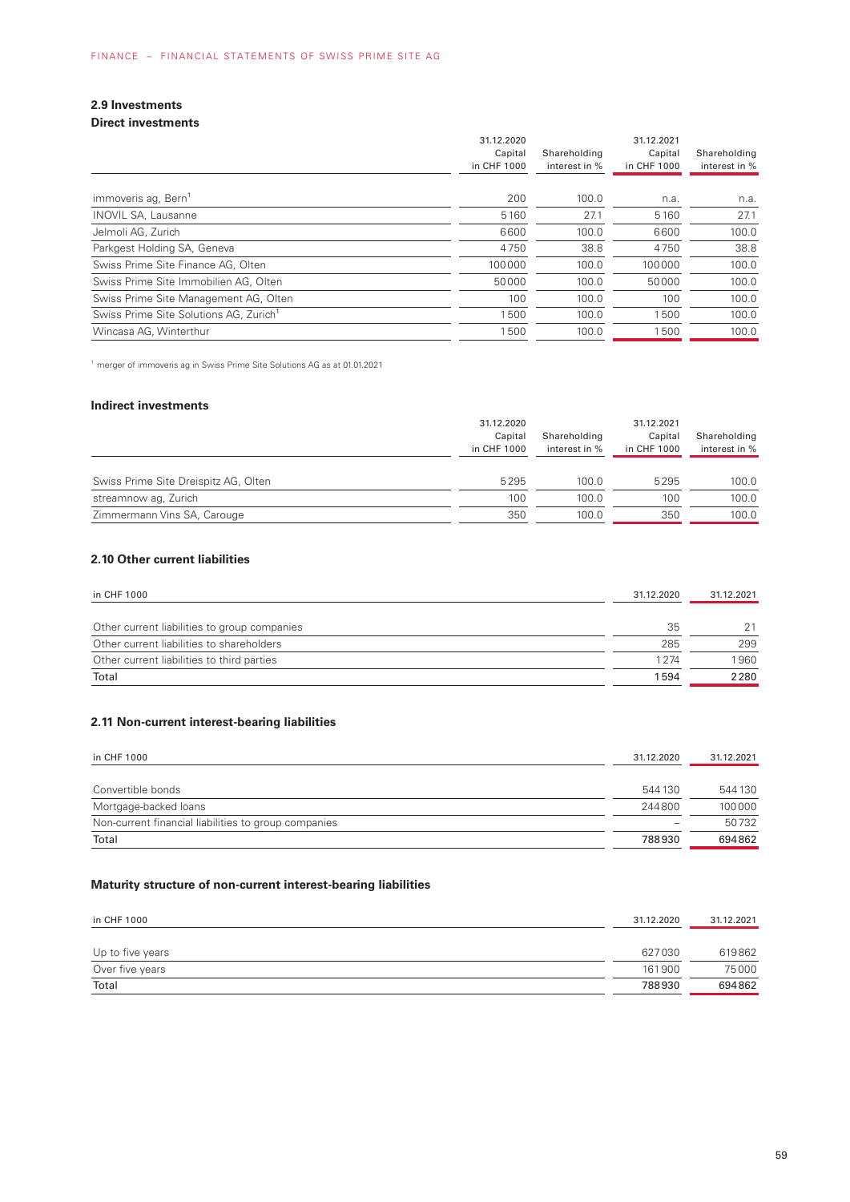### 2.9 Investments

**Direct investments**

| | 31.12.2020 Capital in CHF 1000 | Shareholding interest in % | 31.12.2021 Capital in CHF 1000 | Shareholding interest in % |
|---|---|---|---|---|
| immoveris ag, Bern[1] | 200 | 100.0 | n.a. | n.a. |
| INOVIL SA, Lausanne | 5160 | 27.1 | 5160 | 27.1 |
| Jelmoli AG, Zurich | 6600 | 100.0 | 6600 | 100.0 |
| Parkgest Holding SA, Geneva | 4750 | 38.8 | 4750 | 38.8 |
| Swiss Prime Site Finance AG, Olten | 100000 | 100.0 | 100000 | 100.0 |
| Swiss Prime Site Immobilien AG, Olten | 50000 | 100.0 | 50000 | 100.0 |
| Swiss Prime Site Management AG, Olten | 100 | 100.0 | 100 | 100.0 |
| Swiss Prime Site Solutions AG, Zurich[1] | 1500 | 100.0 | 1500 | 100.0 |
| Wincasa AG, Winterthur | 1500 | 100.0 | 1500 | 100.0 |

[1] merger of immoveris ag in Swiss Prime Site Solutions AG as at 01.01.2021

**Indirect investments**

| | 31.12.2020 Capital in CHF 1000 | Shareholding interest in % | 31.12.2021 Capital in CHF 1000 | Shareholding interest in % |
|---|---|---|---|---|
| Swiss Prime Site Dreispitz AG, Olten | 5295 | 100.0 | 5295 | 100.0 |
| streamnow ag, Zurich | 100 | 100.0 | 100 | 100.0 |
| Zimmermann Vins SA, Carouge | 350 | 100.0 | 350 | 100.0 |

### 2.10 Other current liabilities

| in CHF 1000 | 31.12.2020 | 31.12.2021 |
|---|---|---|
| Other current liabilities to group companies | 35 | 21 |
| Other current liabilities to shareholders | 285 | 299 |
| Other current liabilities to third parties | 1274 | 1960 |
| Total | 1594 | 2280 |

### 2.11 Non-current interest-bearing liabilities

| in CHF 1000 | 31.12.2020 | 31.12.2021 |
|---|---|---|
| Convertible bonds | 544130 | 544130 |
| Mortgage-backed loans | 244800 | 100000 |
| Non-current financial liabilities to group companies | – | 50732 |
| Total | 788930 | 694862 |

### Maturity structure of non-current interest-bearing liabilities

| in CHF 1000 | 31.12.2020 | 31.12.2021 |
|---|---|---|
| Up to five years | 627030 | 619862 |
| Over five years | 161900 | 75000 |
| Total | 788930 | 694862 |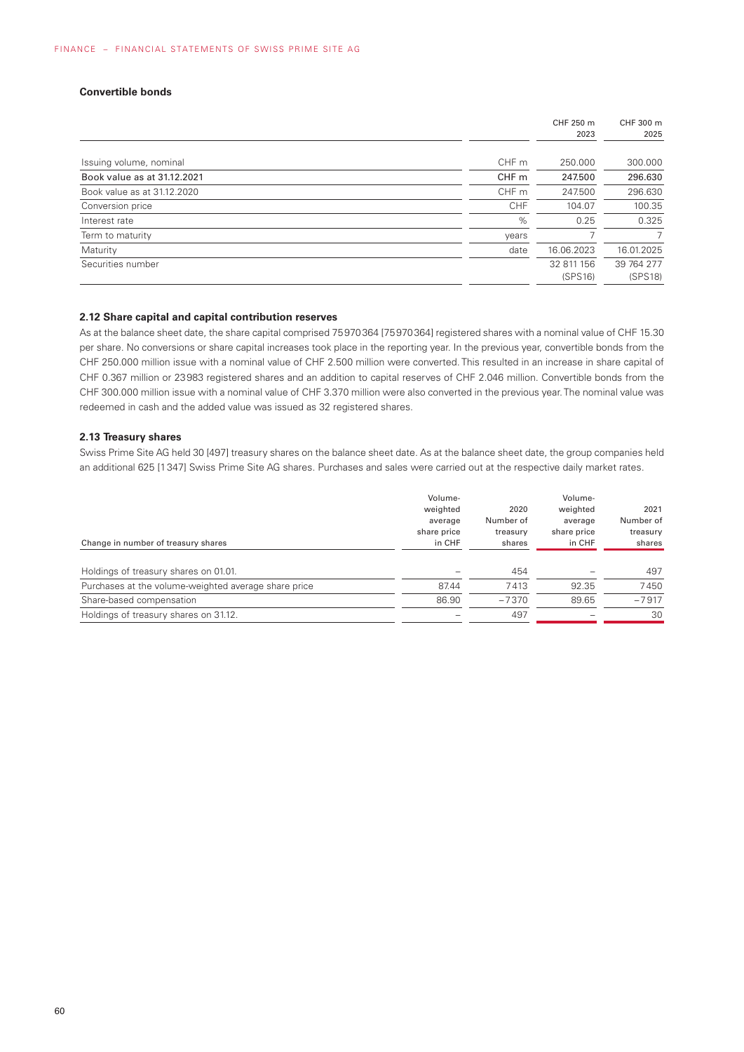### Convertible bonds

| | | CHF 250 m 2023 | CHF 300 m 2025 |
|---|---|---|---|
| Issuing volume, nominal | CHF m | 250.000 | 300.000 |
| **Book value as at 31.12.2021** | **CHF m** | **247.500** | **296.630** |
| Book value as at 31.12.2020 | CHF m | 247.500 | 296.630 |
| Conversion price | CHF | 104.07 | 100.35 |
| Interest rate | % | 0.25 | 0.325 |
| Term to maturity | years | 7 | 7 |
| Maturity | date | 16.06.2023 | 16.01.2025 |
| Securities number | | 32 811 156 (SPS16) | 39 764 277 (SPS18) |

### 2.12 Share capital and capital contribution reserves

As at the balance sheet date, the share capital comprised 75970364 [75970364] registered shares with a nominal value of CHF 15.30 per share. No conversions or share capital increases took place in the reporting year. In the previous year, convertible bonds from the CHF 250.000 million issue with a nominal value of CHF 2.500 million were converted. This resulted in an increase in share capital of CHF 0.367 million or 23983 registered shares and an addition to capital reserves of CHF 2.046 million. Convertible bonds from the CHF 300.000 million issue with a nominal value of CHF 3.370 million were also converted in the previous year. The nominal value was redeemed in cash and the added value was issued as 32 registered shares.

### 2.13 Treasury shares

Swiss Prime Site AG held 30 [497] treasury shares on the balance sheet date. As at the balance sheet date, the group companies held an additional 625 [1347] Swiss Prime Site AG shares. Purchases and sales were carried out at the respective daily market rates.

| Change in number of treasury shares | Volume-weighted average share price in CHF | 2020 Number of treasury shares | Volume-weighted average share price in CHF | 2021 Number of treasury shares |
|---|---|---|---|---|
| Holdings of treasury shares on 01.01. | – | 454 | – | 497 |
| Purchases at the volume-weighted average share price | 87.44 | 7413 | 92.35 | 7450 |
| Share-based compensation | 86.90 | –7370 | 89.65 | –7917 |
| Holdings of treasury shares on 31.12. | – | 497 | – | 30 |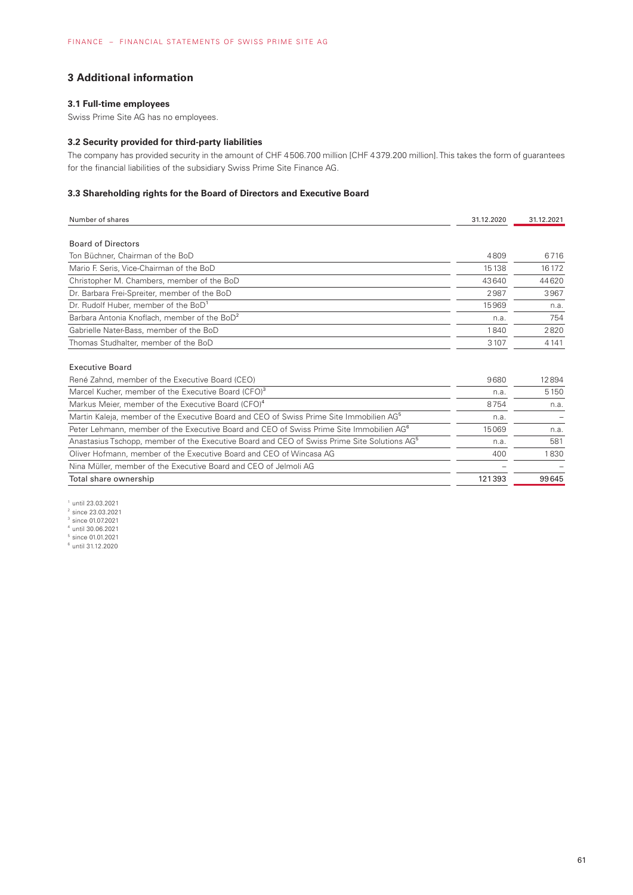## 3 Additional information

### 3.1 Full-time employees

Swiss Prime Site AG has no employees.

### 3.2 Security provided for third-party liabilities

The company has provided security in the amount of CHF 4 506.700 million [CHF 4 379.200 million]. This takes the form of guarantees for the financial liabilities of the subsidiary Swiss Prime Site Finance AG.

### 3.3 Shareholding rights for the Board of Directors and Executive Board

| Number of shares | 31.12.2020 | 31.12.2021 |
|---|---|---|
| **Board of Directors** | | |
| Ton Büchner, Chairman of the BoD | 4809 | 6716 |
| Mario F. Seris, Vice-Chairman of the BoD | 15138 | 16172 |
| Christopher M. Chambers, member of the BoD | 43640 | 44620 |
| Dr. Barbara Frei-Spreiter, member of the BoD | 2987 | 3967 |
| Dr. Rudolf Huber, member of the BoD[1] | 15969 | n.a. |
| Barbara Antonia Knoflach, member of the BoD[2] | n.a. | 754 |
| Gabrielle Nater-Bass, member of the BoD | 1840 | 2820 |
| Thomas Studhalter, member of the BoD | 3107 | 4141 |
| **Executive Board** | | |
| René Zahnd, member of the Executive Board (CEO) | 9680 | 12894 |
| Marcel Kucher, member of the Executive Board (CFO)[3] | n.a. | 5150 |
| Markus Meier, member of the Executive Board (CFO)[4] | 8754 | n.a. |
| Martin Kaleja, member of the Executive Board and CEO of Swiss Prime Site Immobilien AG[5] | n.a. | – |
| Peter Lehmann, member of the Executive Board and CEO of Swiss Prime Site Immobilien AG[6] | 15069 | n.a. |
| Anastasius Tschopp, member of the Executive Board and CEO of Swiss Prime Site Solutions AG[5] | n.a. | 581 |
| Oliver Hofmann, member of the Executive Board and CEO of Wincasa AG | 400 | 1830 |
| Nina Müller, member of the Executive Board and CEO of Jelmoli AG | – | – |
| Total share ownership | 121393 | 99645 |

[1] until 23.03.2021
[2] since 23.03.2021
[3] since 01.07.2021
[4] until 30.06.2021
[5] since 01.01.2021
[6] until 31.12.2020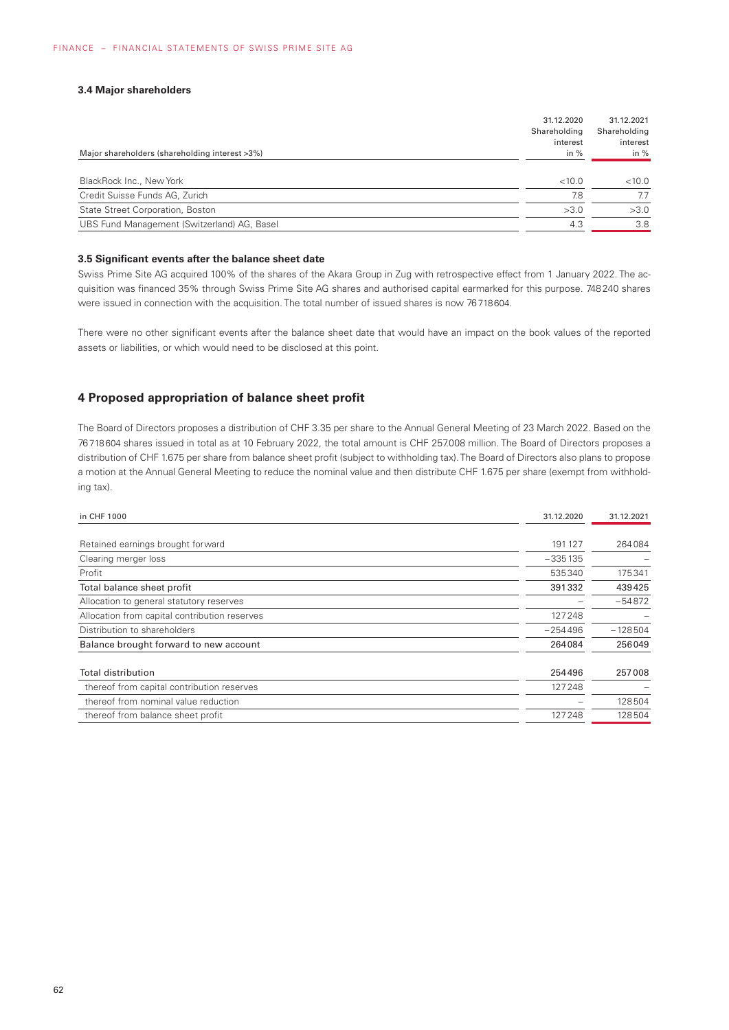### 3.4 Major shareholders

| Major shareholders (shareholding interest >3%) | 31.12.2020 Shareholding interest in % | 31.12.2021 Shareholding interest in % |
|---|---|---|
| BlackRock Inc., New York | <10.0 | <10.0 |
| Credit Suisse Funds AG, Zurich | 7.8 | 7.7 |
| State Street Corporation, Boston | >3.0 | >3.0 |
| UBS Fund Management (Switzerland) AG, Basel | 4.3 | 3.8 |

### 3.5 Significant events after the balance sheet date

Swiss Prime Site AG acquired 100% of the shares of the Akara Group in Zug with retrospective effect from 1 January 2022. The acquisition was financed 35% through Swiss Prime Site AG shares and authorised capital earmarked for this purpose. 748 240 shares were issued in connection with the acquisition. The total number of issued shares is now 76 718 604.

There were no other significant events after the balance sheet date that would have an impact on the book values of the reported assets or liabilities, or which would need to be disclosed at this point.

## 4 Proposed appropriation of balance sheet profit

The Board of Directors proposes a distribution of CHF 3.35 per share to the Annual General Meeting of 23 March 2022. Based on the 76 718 604 shares issued in total as at 10 February 2022, the total amount is CHF 257.008 million. The Board of Directors proposes a distribution of CHF 1.675 per share from balance sheet profit (subject to withholding tax). The Board of Directors also plans to propose a motion at the Annual General Meeting to reduce the nominal value and then distribute CHF 1.675 per share (exempt from withholding tax).

| in CHF 1000 | 31.12.2020 | 31.12.2021 |
|---|---|---|
| Retained earnings brought forward | 191 127 | 264 084 |
| Clearing merger loss | –335 135 | – |
| Profit | 535 340 | 175 341 |
| **Total balance sheet profit** | **391 332** | **439 425** |
| Allocation to general statutory reserves | – | –54 872 |
| Allocation from capital contribution reserves | 127 248 | – |
| Distribution to shareholders | –254 496 | –128 504 |
| **Balance brought forward to new account** | **264 084** | **256 049** |
| | | |
| Total distribution | 254 496 | 257 008 |
| thereof from capital contribution reserves | 127 248 | – |
| thereof from nominal value reduction | – | 128 504 |
| thereof from balance sheet profit | 127 248 | 128 504 |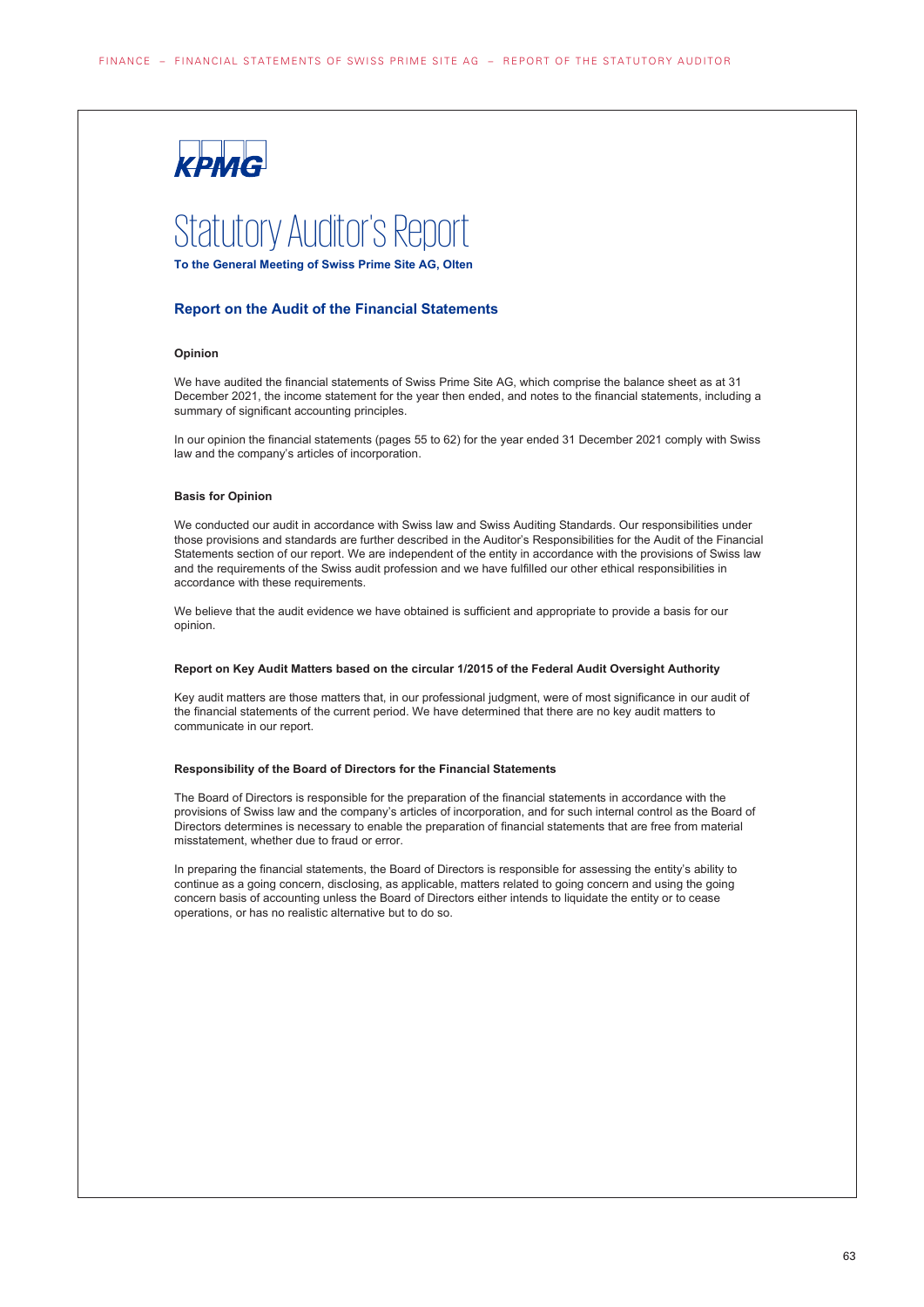KPMG

# Statutory Auditor's Report

**To the General Meeting of Swiss Prime Site AG, Olten**

## Report on the Audit of the Financial Statements

### Opinion

We have audited the financial statements of Swiss Prime Site AG, which comprise the balance sheet as at 31 December 2021, the income statement for the year then ended, and notes to the financial statements, including a summary of significant accounting principles.

In our opinion the financial statements (pages 55 to 62) for the year ended 31 December 2021 comply with Swiss law and the company's articles of incorporation.

### Basis for Opinion

We conducted our audit in accordance with Swiss law and Swiss Auditing Standards. Our responsibilities under those provisions and standards are further described in the Auditor's Responsibilities for the Audit of the Financial Statements section of our report. We are independent of the entity in accordance with the provisions of Swiss law and the requirements of the Swiss audit profession and we have fulfilled our other ethical responsibilities in accordance with these requirements.

We believe that the audit evidence we have obtained is sufficient and appropriate to provide a basis for our opinion.

### Report on Key Audit Matters based on the circular 1/2015 of the Federal Audit Oversight Authority

Key audit matters are those matters that, in our professional judgment, were of most significance in our audit of the financial statements of the current period. We have determined that there are no key audit matters to communicate in our report.

### Responsibility of the Board of Directors for the Financial Statements

The Board of Directors is responsible for the preparation of the financial statements in accordance with the provisions of Swiss law and the company's articles of incorporation, and for such internal control as the Board of Directors determines is necessary to enable the preparation of financial statements that are free from material misstatement, whether due to fraud or error.

In preparing the financial statements, the Board of Directors is responsible for assessing the entity's ability to continue as a going concern, disclosing, as applicable, matters related to going concern and using the going concern basis of accounting unless the Board of Directors either intends to liquidate the entity or to cease operations, or has no realistic alternative but to do so.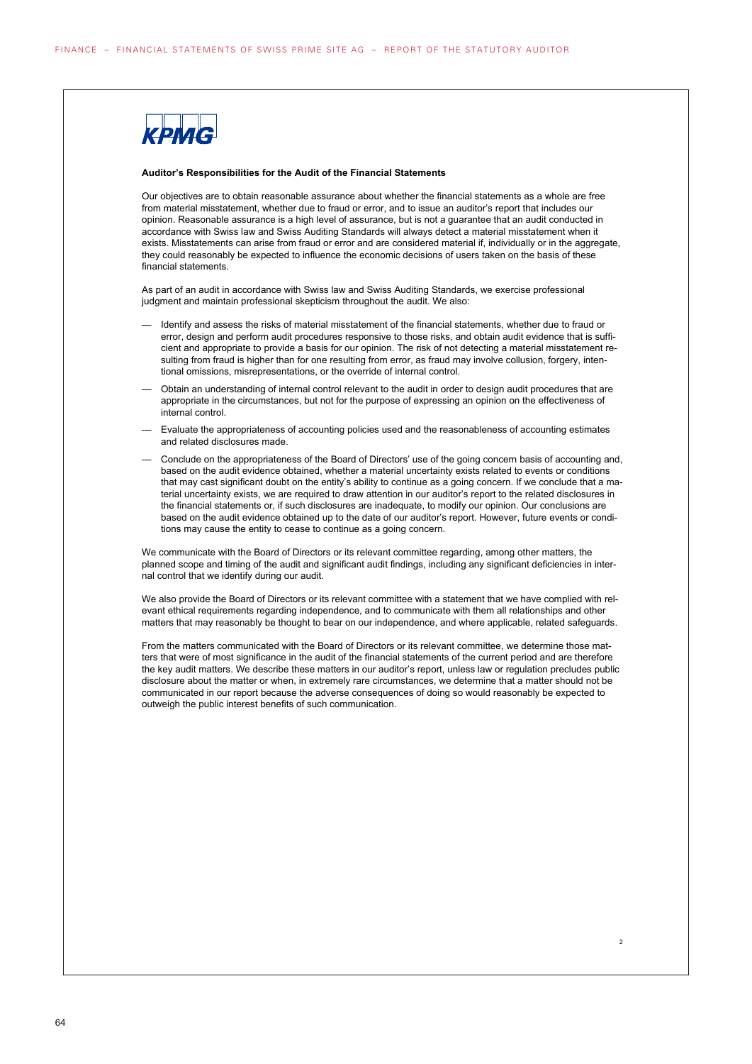**Auditor's Responsibilities for the Audit of the Financial Statements**

Our objectives are to obtain reasonable assurance about whether the financial statements as a whole are free from material misstatement, whether due to fraud or error, and to issue an auditor's report that includes our opinion. Reasonable assurance is a high level of assurance, but is not a guarantee that an audit conducted in accordance with Swiss law and Swiss Auditing Standards will always detect a material misstatement when it exists. Misstatements can arise from fraud or error and are considered material if, individually or in the aggregate, they could reasonably be expected to influence the economic decisions of users taken on the basis of these financial statements.

As part of an audit in accordance with Swiss law and Swiss Auditing Standards, we exercise professional judgment and maintain professional skepticism throughout the audit. We also:

- Identify and assess the risks of material misstatement of the financial statements, whether due to fraud or error, design and perform audit procedures responsive to those risks, and obtain audit evidence that is sufficient and appropriate to provide a basis for our opinion. The risk of not detecting a material misstatement resulting from fraud is higher than for one resulting from error, as fraud may involve collusion, forgery, intentional omissions, misrepresentations, or the override of internal control.
- Obtain an understanding of internal control relevant to the audit in order to design audit procedures that are appropriate in the circumstances, but not for the purpose of expressing an opinion on the effectiveness of internal control.
- Evaluate the appropriateness of accounting policies used and the reasonableness of accounting estimates and related disclosures made.
- Conclude on the appropriateness of the Board of Directors' use of the going concern basis of accounting and, based on the audit evidence obtained, whether a material uncertainty exists related to events or conditions that may cast significant doubt on the entity's ability to continue as a going concern. If we conclude that a material uncertainty exists, we are required to draw attention in our auditor's report to the related disclosures in the financial statements or, if such disclosures are inadequate, to modify our opinion. Our conclusions are based on the audit evidence obtained up to the date of our auditor's report. However, future events or conditions may cause the entity to cease to continue as a going concern.

We communicate with the Board of Directors or its relevant committee regarding, among other matters, the planned scope and timing of the audit and significant audit findings, including any significant deficiencies in internal control that we identify during our audit.

We also provide the Board of Directors or its relevant committee with a statement that we have complied with relevant ethical requirements regarding independence, and to communicate with them all relationships and other matters that may reasonably be thought to bear on our independence, and where applicable, related safeguards.

From the matters communicated with the Board of Directors or its relevant committee, we determine those matters that were of most significance in the audit of the financial statements of the current period and are therefore the key audit matters. We describe these matters in our auditor's report, unless law or regulation precludes public disclosure about the matter or when, in extremely rare circumstances, we determine that a matter should not be communicated in our report because the adverse consequences of doing so would reasonably be expected to outweigh the public interest benefits of such communication.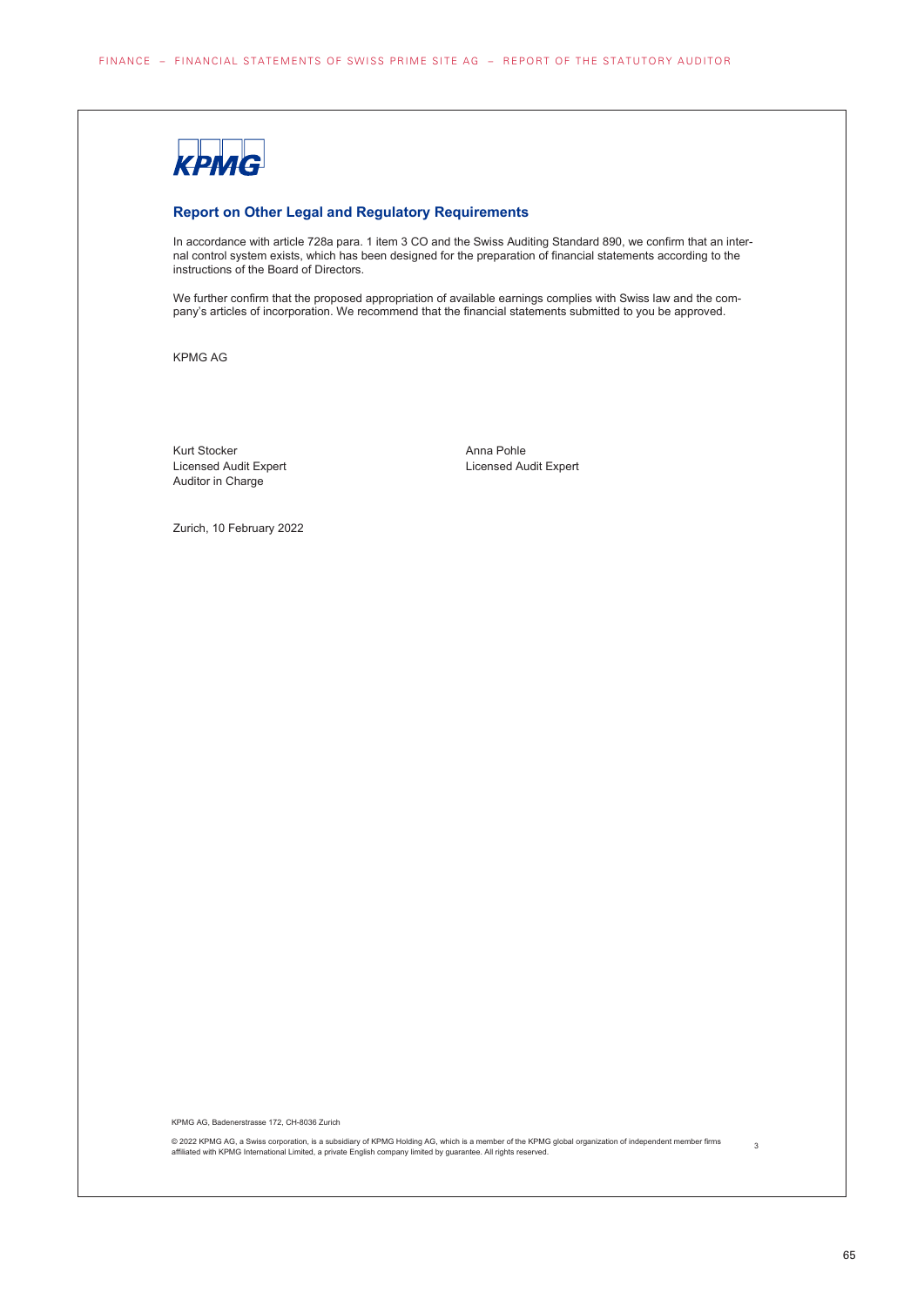KPMG

## Report on Other Legal and Regulatory Requirements

In accordance with article 728a para. 1 item 3 CO and the Swiss Auditing Standard 890, we confirm that an internal control system exists, which has been designed for the preparation of financial statements according to the instructions of the Board of Directors.

We further confirm that the proposed appropriation of available earnings complies with Swiss law and the company's articles of incorporation. We recommend that the financial statements submitted to you be approved.

KPMG AG

Kurt Stocker
Licensed Audit Expert
Auditor in Charge

Anna Pohle
Licensed Audit Expert

Zurich, 10 February 2022

KPMG AG, Badenerstrasse 172, CH-8036 Zurich

© 2022 KPMG AG, a Swiss corporation, is a subsidiary of KPMG Holding AG, which is a member of the KPMG global organization of independent member firms affiliated with KPMG International Limited, a private English company limited by guarantee. All rights reserved.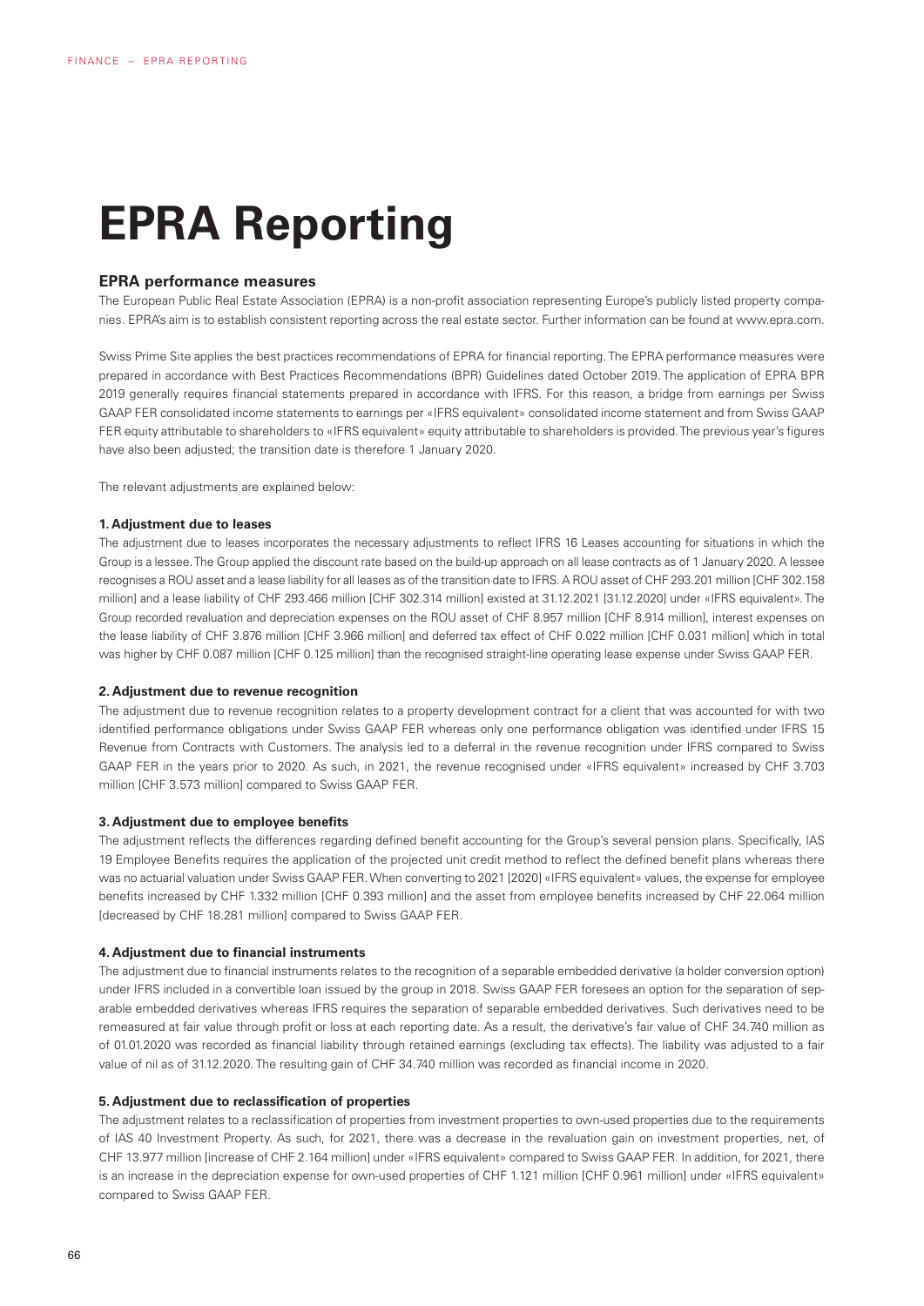# EPRA Reporting

## EPRA performance measures

The European Public Real Estate Association (EPRA) is a non-profit association representing Europe's publicly listed property companies. EPRA's aim is to establish consistent reporting across the real estate sector. Further information can be found at www.epra.com.

Swiss Prime Site applies the best practices recommendations of EPRA for financial reporting. The EPRA performance measures were prepared in accordance with Best Practices Recommendations (BPR) Guidelines dated October 2019. The application of EPRA BPR 2019 generally requires financial statements prepared in accordance with IFRS. For this reason, a bridge from earnings per Swiss GAAP FER consolidated income statements to earnings per «IFRS equivalent» consolidated income statement and from Swiss GAAP FER equity attributable to shareholders to «IFRS equivalent» equity attributable to shareholders is provided. The previous year's figures have also been adjusted; the transition date is therefore 1 January 2020.

The relevant adjustments are explained below:

#### 1. Adjustment due to leases

The adjustment due to leases incorporates the necessary adjustments to reflect IFRS 16 Leases accounting for situations in which the Group is a lessee. The Group applied the discount rate based on the build-up approach on all lease contracts as of 1 January 2020. A lessee recognises a ROU asset and a lease liability for all leases as of the transition date to IFRS. A ROU asset of CHF 293.201 million [CHF 302.158 million] and a lease liability of CHF 293.466 million [CHF 302.314 million] existed at 31.12.2021 [31.12.2020] under «IFRS equivalent». The Group recorded revaluation and depreciation expenses on the ROU asset of CHF 8.957 million [CHF 8.914 million], interest expenses on the lease liability of CHF 3.876 million [CHF 3.966 million] and deferred tax effect of CHF 0.022 million [CHF 0.031 million] which in total was higher by CHF 0.087 million [CHF 0.125 million] than the recognised straight-line operating lease expense under Swiss GAAP FER.

#### 2. Adjustment due to revenue recognition

The adjustment due to revenue recognition relates to a property development contract for a client that was accounted for with two identified performance obligations under Swiss GAAP FER whereas only one performance obligation was identified under IFRS 15 Revenue from Contracts with Customers. The analysis led to a deferral in the revenue recognition under IFRS compared to Swiss GAAP FER in the years prior to 2020. As such, in 2021, the revenue recognised under «IFRS equivalent» increased by CHF 3.703 million [CHF 3.573 million] compared to Swiss GAAP FER.

#### 3. Adjustment due to employee benefits

The adjustment reflects the differences regarding defined benefit accounting for the Group's several pension plans. Specifically, IAS 19 Employee Benefits requires the application of the projected unit credit method to reflect the defined benefit plans whereas there was no actuarial valuation under Swiss GAAP FER. When converting to 2021 [2020] «IFRS equivalent» values, the expense for employee benefits increased by CHF 1.332 million [CHF 0.393 million] and the asset from employee benefits increased by CHF 22.064 million [decreased by CHF 18.281 million] compared to Swiss GAAP FER.

#### 4. Adjustment due to financial instruments

The adjustment due to financial instruments relates to the recognition of a separable embedded derivative (a holder conversion option) under IFRS included in a convertible loan issued by the group in 2018. Swiss GAAP FER foresees an option for the separation of separable embedded derivatives whereas IFRS requires the separation of separable embedded derivatives. Such derivatives need to be remeasured at fair value through profit or loss at each reporting date. As a result, the derivative's fair value of CHF 34.740 million as of 01.01.2020 was recorded as financial liability through retained earnings (excluding tax effects). The liability was adjusted to a fair value of nil as of 31.12.2020. The resulting gain of CHF 34.740 million was recorded as financial income in 2020.

#### 5. Adjustment due to reclassification of properties

The adjustment relates to a reclassification of properties from investment properties to own-used properties due to the requirements of IAS 40 Investment Property. As such, for 2021, there was a decrease in the revaluation gain on investment properties, net, of CHF 13.977 million [increase of CHF 2.164 million] under «IFRS equivalent» compared to Swiss GAAP FER. In addition, for 2021, there is an increase in the depreciation expense for own-used properties of CHF 1.121 million [CHF 0.961 million] under «IFRS equivalent» compared to Swiss GAAP FER.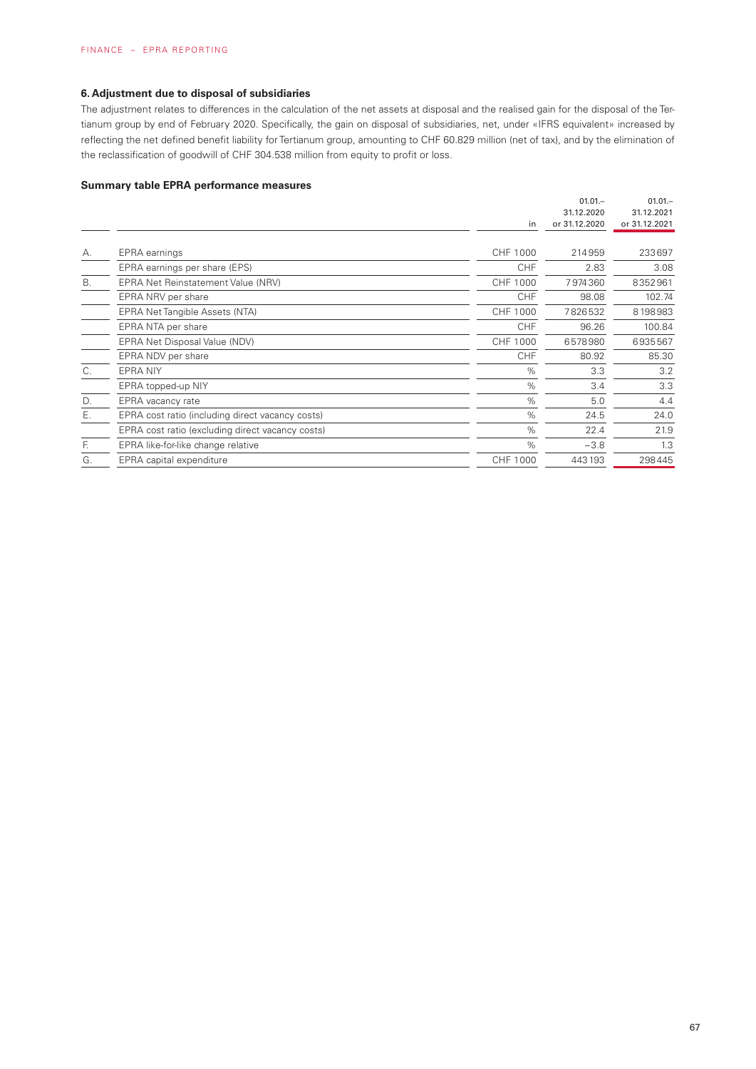### 6. Adjustment due to disposal of subsidiaries

The adjustment relates to differences in the calculation of the net assets at disposal and the realised gain for the disposal of the Tertianum group by end of February 2020. Specifically, the gain on disposal of subsidiaries, net, under «IFRS equivalent» increased by reflecting the net defined benefit liability for Tertianum group, amounting to CHF 60.829 million (net of tax), and by the elimination of the reclassification of goodwill of CHF 304.538 million from equity to profit or loss.

### Summary table EPRA performance measures

| | | in | 01.01.–31.12.2020 or 31.12.2020 | 01.01.–31.12.2021 or 31.12.2021 |
|---|---|---|---|---|
| A. | EPRA earnings | CHF 1000 | 214959 | 233697 |
| | EPRA earnings per share (EPS) | CHF | 2.83 | 3.08 |
| B. | EPRA Net Reinstatement Value (NRV) | CHF 1000 | 7974360 | 8352961 |
| | EPRA NRV per share | CHF | 98.08 | 102.74 |
| | EPRA Net Tangible Assets (NTA) | CHF 1000 | 7826532 | 8198983 |
| | EPRA NTA per share | CHF | 96.26 | 100.84 |
| | EPRA Net Disposal Value (NDV) | CHF 1000 | 6578980 | 6935567 |
| | EPRA NDV per share | CHF | 80.92 | 85.30 |
| C. | EPRA NIY | % | 3.3 | 3.2 |
| | EPRA topped-up NIY | % | 3.4 | 3.3 |
| D. | EPRA vacancy rate | % | 5.0 | 4.4 |
| E. | EPRA cost ratio (including direct vacancy costs) | % | 24.5 | 24.0 |
| | EPRA cost ratio (excluding direct vacancy costs) | % | 22.4 | 21.9 |
| F. | EPRA like-for-like change relative | % | −3.8 | 1.3 |
| G. | EPRA capital expenditure | CHF 1000 | 443193 | 298445 |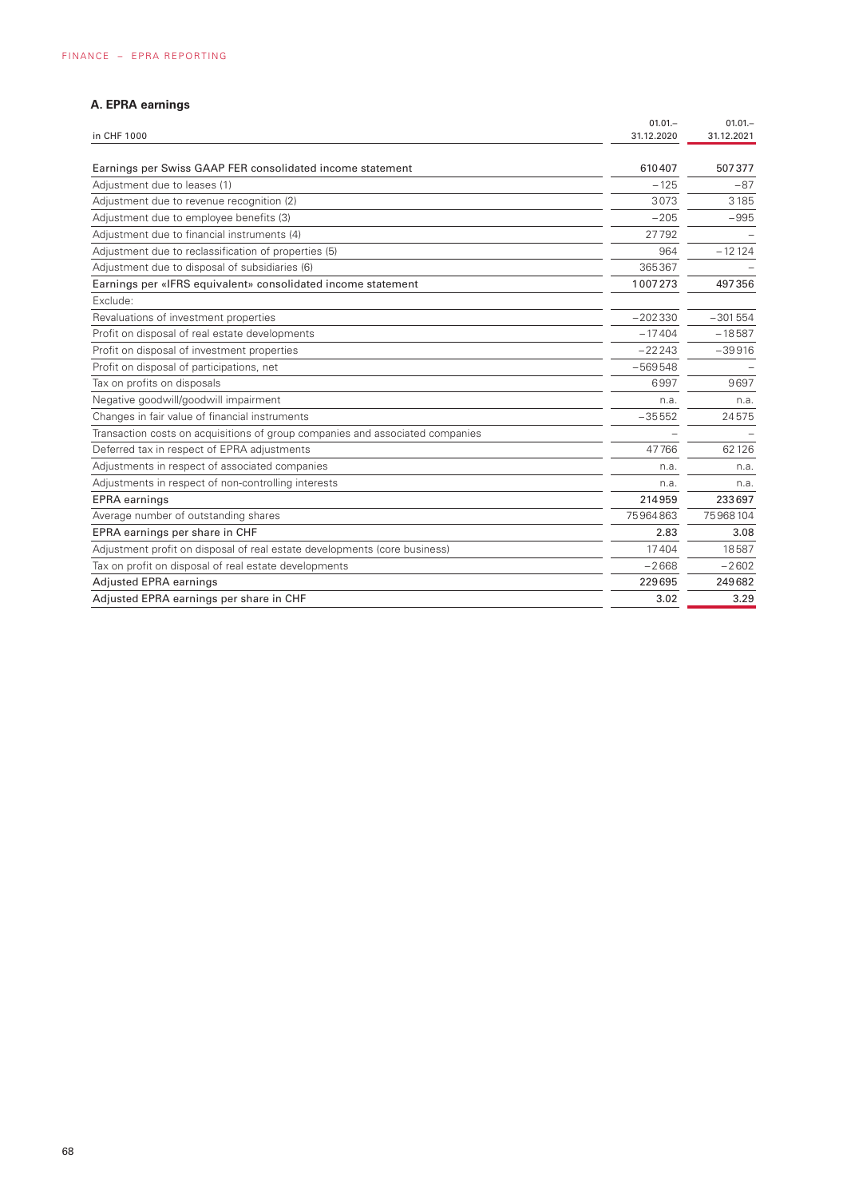### A. EPRA earnings

| in CHF 1000 | 01.01.–31.12.2020 | 01.01.–31.12.2021 |
|---|---|---|
| Earnings per Swiss GAAP FER consolidated income statement | 610407 | 507377 |
| Adjustment due to leases (1) | −125 | −87 |
| Adjustment due to revenue recognition (2) | 3073 | 3185 |
| Adjustment due to employee benefits (3) | −205 | −995 |
| Adjustment due to financial instruments (4) | 27792 | – |
| Adjustment due to reclassification of properties (5) | 964 | −12124 |
| Adjustment due to disposal of subsidiaries (6) | 365367 | – |
| Earnings per «IFRS equivalent» consolidated income statement | 1007273 | 497356 |
| Exclude: | | |
| Revaluations of investment properties | −202330 | −301554 |
| Profit on disposal of real estate developments | −17404 | −18587 |
| Profit on disposal of investment properties | −22243 | −39916 |
| Profit on disposal of participations, net | −569548 | – |
| Tax on profits on disposals | 6997 | 9697 |
| Negative goodwill/goodwill impairment | n.a. | n.a. |
| Changes in fair value of financial instruments | −35552 | 24575 |
| Transaction costs on acquisitions of group companies and associated companies | – | – |
| Deferred tax in respect of EPRA adjustments | 47766 | 62126 |
| Adjustments in respect of associated companies | n.a. | n.a. |
| Adjustments in respect of non-controlling interests | n.a. | n.a. |
| EPRA earnings | 214959 | 233697 |
| Average number of outstanding shares | 75964863 | 75968104 |
| EPRA earnings per share in CHF | 2.83 | 3.08 |
| Adjustment profit on disposal of real estate developments (core business) | 17404 | 18587 |
| Tax on profit on disposal of real estate developments | −2668 | −2602 |
| Adjusted EPRA earnings | 229695 | 249682 |
| Adjusted EPRA earnings per share in CHF | 3.02 | 3.29 |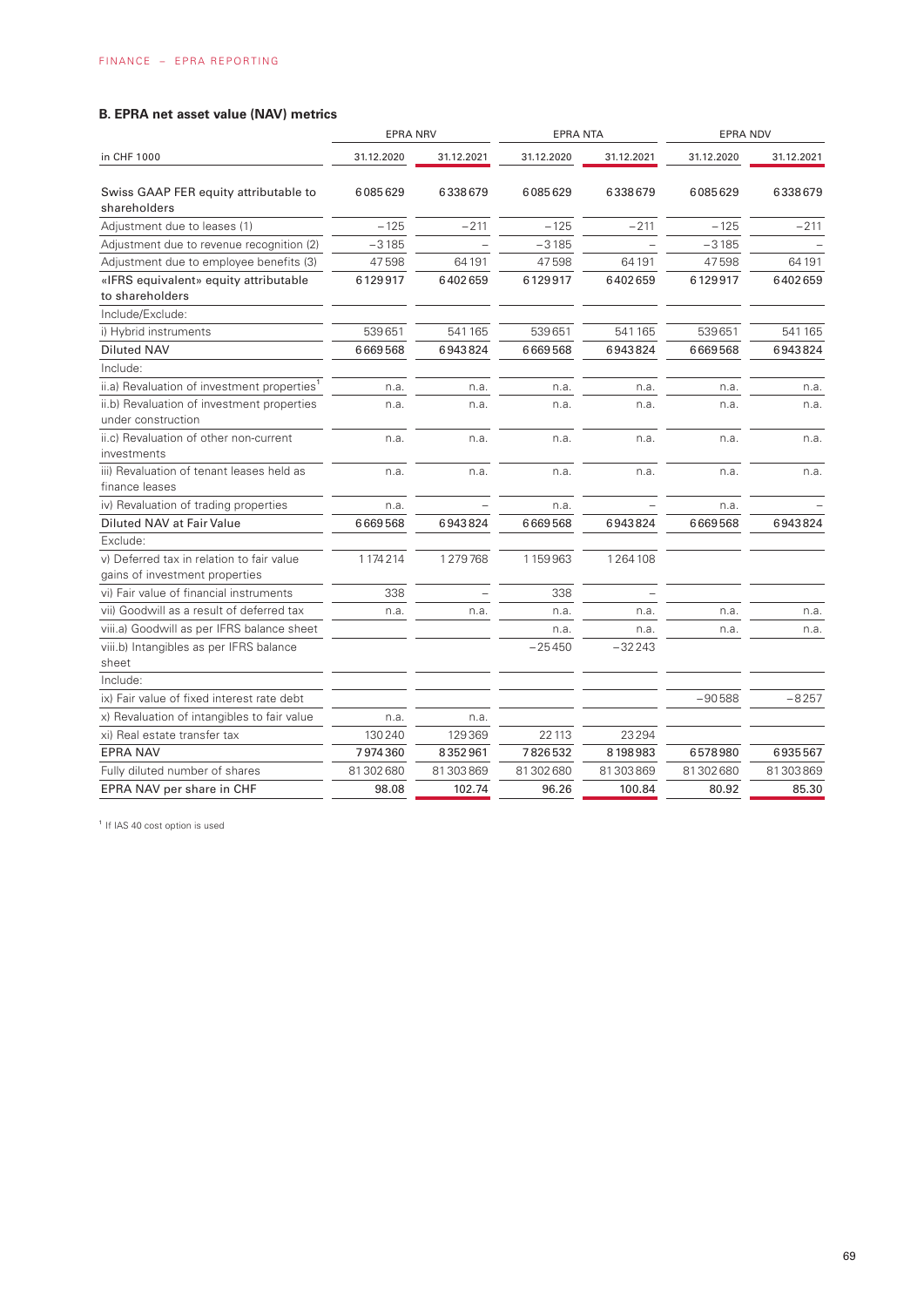## B. EPRA net asset value (NAV) metrics

| in CHF 1000 | EPRA NRV | | EPRA NTA | | EPRA NDV | |
|---|---|---|---|---|---|---|
| | 31.12.2020 | 31.12.2021 | 31.12.2020 | 31.12.2021 | 31.12.2020 | 31.12.2021 |
| Swiss GAAP FER equity attributable to shareholders | 6085629 | 6338679 | 6085629 | 6338679 | 6085629 | 6338679 |
| Adjustment due to leases (1) | −125 | −211 | −125 | −211 | −125 | −211 |
| Adjustment due to revenue recognition (2) | −3185 | – | −3185 | – | −3185 | – |
| Adjustment due to employee benefits (3) | 47598 | 64191 | 47598 | 64191 | 47598 | 64191 |
| «IFRS equivalent» equity attributable to shareholders | 6129917 | 6402659 | 6129917 | 6402659 | 6129917 | 6402659 |
| Include/Exclude: | | | | | | |
| i) Hybrid instruments | 539651 | 541165 | 539651 | 541165 | 539651 | 541165 |
| Diluted NAV | 6669568 | 6943824 | 6669568 | 6943824 | 6669568 | 6943824 |
| Include: | | | | | | |
| ii.a) Revaluation of investment properties[1] | n.a. | n.a. | n.a. | n.a. | n.a. | n.a. |
| ii.b) Revaluation of investment properties under construction | n.a. | n.a. | n.a. | n.a. | n.a. | n.a. |
| ii.c) Revaluation of other non-current investments | n.a. | n.a. | n.a. | n.a. | n.a. | n.a. |
| iii) Revaluation of tenant leases held as finance leases | n.a. | n.a. | n.a. | n.a. | n.a. | n.a. |
| iv) Revaluation of trading properties | n.a. | – | n.a. | – | n.a. | – |
| Diluted NAV at Fair Value | 6669568 | 6943824 | 6669568 | 6943824 | 6669568 | 6943824 |
| Exclude: | | | | | | |
| v) Deferred tax in relation to fair value gains of investment properties | 1174214 | 1279768 | 1159963 | 1264108 | | |
| vi) Fair value of financial instruments | 338 | – | 338 | – | | |
| vii) Goodwill as a result of deferred tax | n.a. | n.a. | n.a. | n.a. | n.a. | n.a. |
| viii.a) Goodwill as per IFRS balance sheet | | | n.a. | n.a. | n.a. | n.a. |
| viii.b) Intangibles as per IFRS balance sheet | | | −25450 | −32243 | | |
| Include: | | | | | | |
| ix) Fair value of fixed interest rate debt | | | | | −90588 | −8257 |
| x) Revaluation of intangibles to fair value | n.a. | n.a. | | | | |
| xi) Real estate transfer tax | 130240 | 129369 | 22113 | 23294 | | |
| EPRA NAV | 7974360 | 8352961 | 7826532 | 8198983 | 6578980 | 6935567 |
| Fully diluted number of shares | 81302680 | 81303869 | 81302680 | 81303869 | 81302680 | 81303869 |
| EPRA NAV per share in CHF | 98.08 | 102.74 | 96.26 | 100.84 | 80.92 | 85.30 |

[1] If IAS 40 cost option is used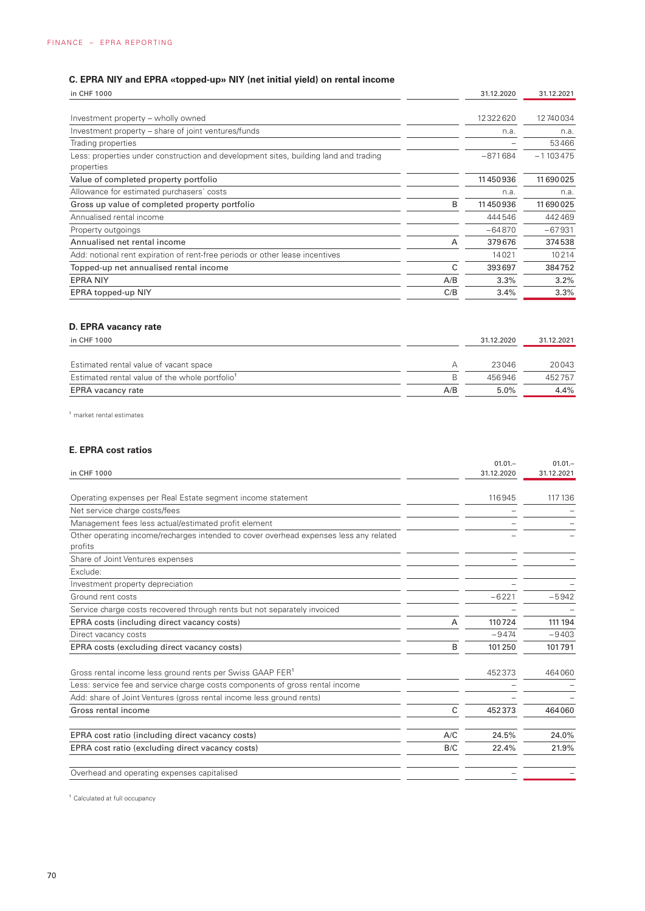### C. EPRA NIY and EPRA «topped-up» NIY (net initial yield) on rental income

| in CHF 1000 | | 31.12.2020 | 31.12.2021 |
|---|---|---|---|
| Investment property – wholly owned | | 12322620 | 12740034 |
| Investment property – share of joint ventures/funds | | n.a. | n.a. |
| Trading properties | | – | 53466 |
| Less: properties under construction and development sites, building land and trading properties | | –871684 | –1103475 |
| Value of completed property portfolio | | 11450936 | 11690025 |
| Allowance for estimated purchasers´ costs | | n.a. | n.a. |
| Gross up value of completed property portfolio | B | 11450936 | 11690025 |
| Annualised rental income | | 444546 | 442469 |
| Property outgoings | | –64870 | –67931 |
| Annualised net rental income | A | 379676 | 374538 |
| Add: notional rent expiration of rent-free periods or other lease incentives | | 14021 | 10214 |
| Topped-up net annualised rental income | C | 393697 | 384752 |
| EPRA NIY | A/B | 3.3% | 3.2% |
| EPRA topped-up NIY | C/B | 3.4% | 3.3% |

### D. EPRA vacancy rate

| in CHF 1000 | | 31.12.2020 | 31.12.2021 |
|---|---|---|---|
| Estimated rental value of vacant space | A | 23046 | 20043 |
| Estimated rental value of the whole portfolio[1] | B | 456946 | 452757 |
| EPRA vacancy rate | A/B | 5.0% | 4.4% |

[1] market rental estimates

### E. EPRA cost ratios

| in CHF 1000 | | 01.01.–31.12.2020 | 01.01.–31.12.2021 |
|---|---|---|---|
| Operating expenses per Real Estate segment income statement | | 116945 | 117136 |
| Net service charge costs/fees | | – | – |
| Management fees less actual/estimated profit element | | – | – |
| Other operating income/recharges intended to cover overhead expenses less any related profits | | – | – |
| Share of Joint Ventures expenses | | – | – |
| Exclude: | | | |
| Investment property depreciation | | – | – |
| Ground rent costs | | –6221 | –5942 |
| Service charge costs recovered through rents but not separately invoiced | | – | – |
| EPRA costs (including direct vacancy costs) | A | 110724 | 111194 |
| Direct vacancy costs | | –9474 | –9403 |
| EPRA costs (excluding direct vacancy costs) | B | 101250 | 101791 |
| Gross rental income less ground rents per Swiss GAAP FER[1] | | 452373 | 464060 |
| Less: service fee and service charge costs components of gross rental income | | – | – |
| Add: share of Joint Ventures (gross rental income less ground rents) | | – | – |
| Gross rental income | C | 452373 | 464060 |
| EPRA cost ratio (including direct vacancy costs) | A/C | 24.5% | 24.0% |
| EPRA cost ratio (excluding direct vacancy costs) | B/C | 22.4% | 21.9% |
| Overhead and operating expenses capitalised | | – | – |

[1] Calculated at full occupancy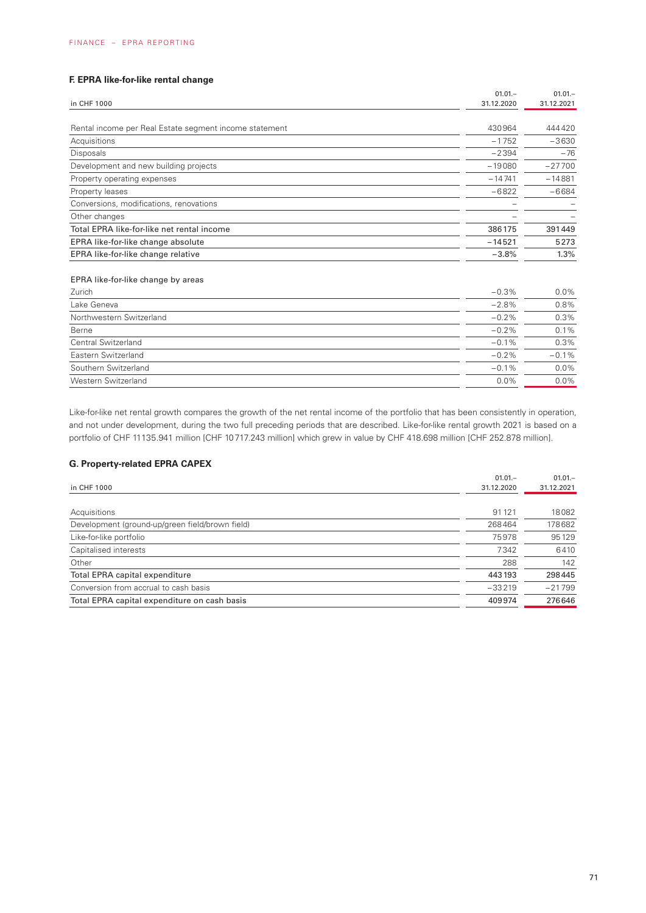### F. EPRA like-for-like rental change

| in CHF 1000 | 01.01.– 31.12.2020 | 01.01.– 31.12.2021 |
|---|---|---|
| Rental income per Real Estate segment income statement | 430964 | 444420 |
| Acquisitions | −1752 | −3630 |
| Disposals | −2394 | −76 |
| Development and new building projects | −19080 | −27700 |
| Property operating expenses | −14741 | −14881 |
| Property leases | −6822 | −6684 |
| Conversions, modifications, renovations | – | – |
| Other changes | – | – |
| Total EPRA like-for-like net rental income | 386175 | 391449 |
| EPRA like-for-like change absolute | −14521 | 5273 |
| EPRA like-for-like change relative | −3.8% | 1.3% |
| | | |
| EPRA like-for-like change by areas | | |
| Zurich | −0.3% | 0.0% |
| Lake Geneva | −2.8% | 0.8% |
| Northwestern Switzerland | −0.2% | 0.3% |
| Berne | −0.2% | 0.1% |
| Central Switzerland | −0.1% | 0.3% |
| Eastern Switzerland | −0.2% | −0.1% |
| Southern Switzerland | −0.1% | 0.0% |
| Western Switzerland | 0.0% | 0.0% |

Like-for-like net rental growth compares the growth of the net rental income of the portfolio that has been consistently in operation, and not under development, during the two full preceding periods that are described. Like-for-like rental growth 2021 is based on a portfolio of CHF 11135.941 million [CHF 10717.243 million] which grew in value by CHF 418.698 million [CHF 252.878 million].

### G. Property-related EPRA CAPEX

| in CHF 1000 | 01.01.– 31.12.2020 | 01.01.– 31.12.2021 |
|---|---|---|
| Acquisitions | 91121 | 18082 |
| Development (ground-up/green field/brown field) | 268464 | 178682 |
| Like-for-like portfolio | 75978 | 95129 |
| Capitalised interests | 7342 | 6410 |
| Other | 288 | 142 |
| Total EPRA capital expenditure | 443193 | 298445 |
| Conversion from accrual to cash basis | −33219 | −21799 |
| Total EPRA capital expenditure on cash basis | 409974 | 276646 |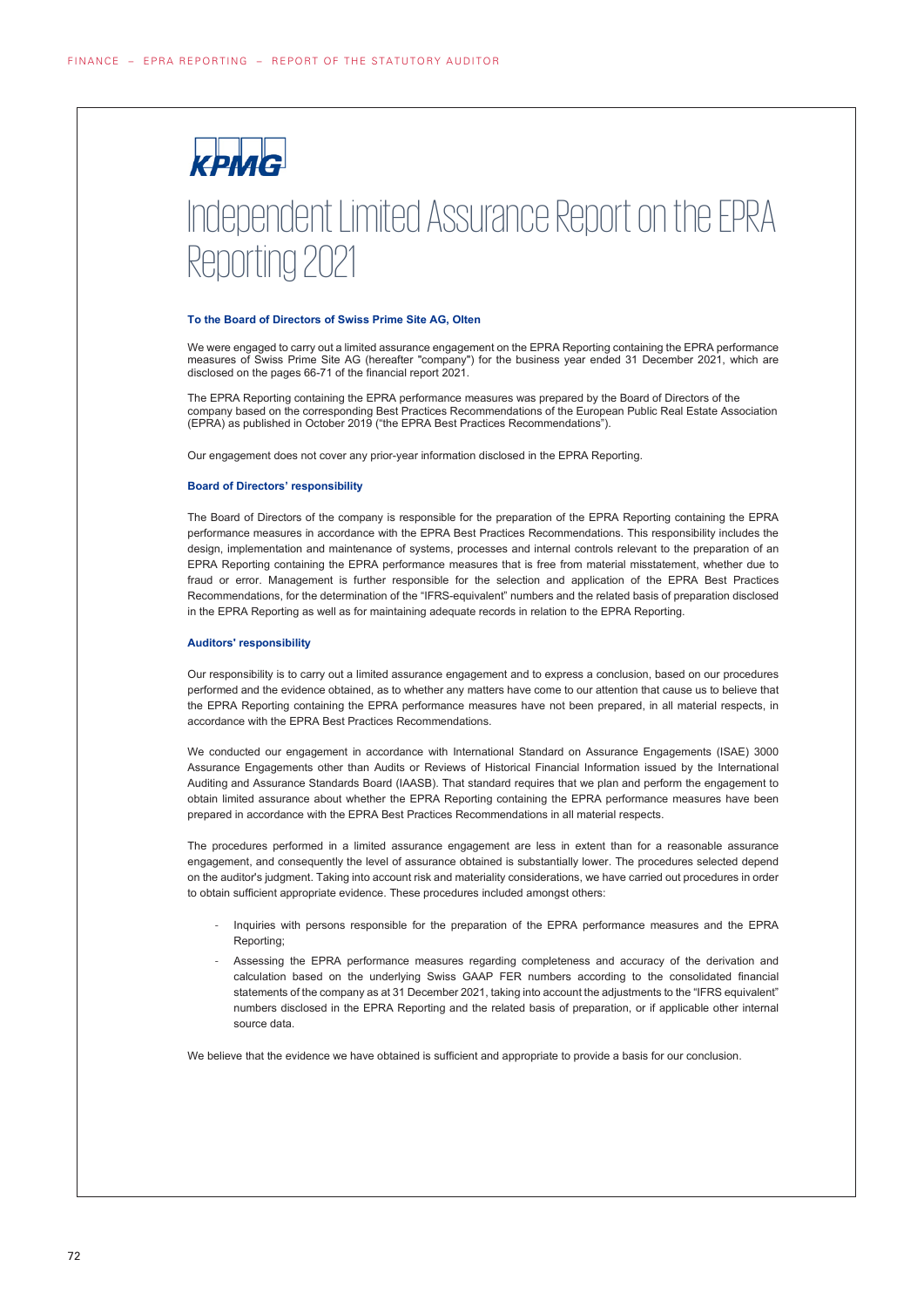KPMG

# Independent Limited Assurance Report on the EPRA Reporting 2021

**To the Board of Directors of Swiss Prime Site AG, Olten**

We were engaged to carry out a limited assurance engagement on the EPRA Reporting containing the EPRA performance measures of Swiss Prime Site AG (hereafter "company") for the business year ended 31 December 2021, which are disclosed on the pages 66-71 of the financial report 2021.

The EPRA Reporting containing the EPRA performance measures was prepared by the Board of Directors of the company based on the corresponding Best Practices Recommendations of the European Public Real Estate Association (EPRA) as published in October 2019 ("the EPRA Best Practices Recommendations").

Our engagement does not cover any prior-year information disclosed in the EPRA Reporting.

**Board of Directors' responsibility**

The Board of Directors of the company is responsible for the preparation of the EPRA Reporting containing the EPRA performance measures in accordance with the EPRA Best Practices Recommendations. This responsibility includes the design, implementation and maintenance of systems, processes and internal controls relevant to the preparation of an EPRA Reporting containing the EPRA performance measures that is free from material misstatement, whether due to fraud or error. Management is further responsible for the selection and application of the EPRA Best Practices Recommendations, for the determination of the "IFRS-equivalent" numbers and the related basis of preparation disclosed in the EPRA Reporting as well as for maintaining adequate records in relation to the EPRA Reporting.

**Auditors' responsibility**

Our responsibility is to carry out a limited assurance engagement and to express a conclusion, based on our procedures performed and the evidence obtained, as to whether any matters have come to our attention that cause us to believe that the EPRA Reporting containing the EPRA performance measures have not been prepared, in all material respects, in accordance with the EPRA Best Practices Recommendations.

We conducted our engagement in accordance with International Standard on Assurance Engagements (ISAE) 3000 Assurance Engagements other than Audits or Reviews of Historical Financial Information issued by the International Auditing and Assurance Standards Board (IAASB). That standard requires that we plan and perform the engagement to obtain limited assurance about whether the EPRA Reporting containing the EPRA performance measures have been prepared in accordance with the EPRA Best Practices Recommendations in all material respects.

The procedures performed in a limited assurance engagement are less in extent than for a reasonable assurance engagement, and consequently the level of assurance obtained is substantially lower. The procedures selected depend on the auditor's judgment. Taking into account risk and materiality considerations, we have carried out procedures in order to obtain sufficient appropriate evidence. These procedures included amongst others:

- Inquiries with persons responsible for the preparation of the EPRA performance measures and the EPRA Reporting;
- Assessing the EPRA performance measures regarding completeness and accuracy of the derivation and calculation based on the underlying Swiss GAAP FER numbers according to the consolidated financial statements of the company as at 31 December 2021, taking into account the adjustments to the "IFRS equivalent" numbers disclosed in the EPRA Reporting and the related basis of preparation, or if applicable other internal source data.

We believe that the evidence we have obtained is sufficient and appropriate to provide a basis for our conclusion.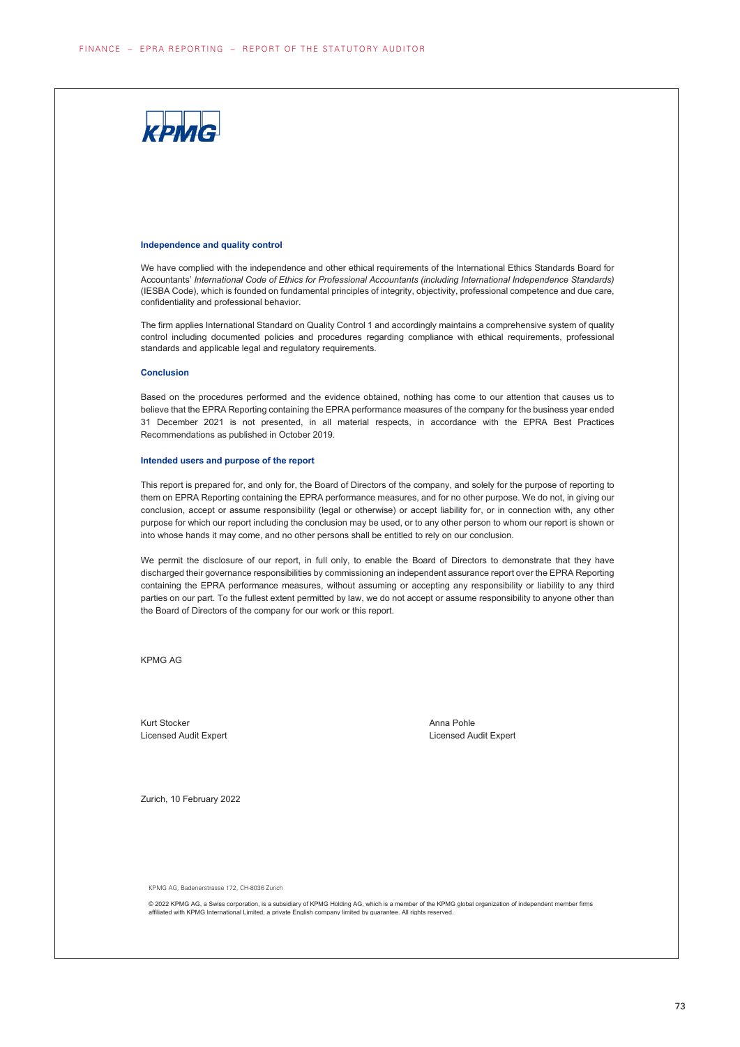## Independence and quality control

We have complied with the independence and other ethical requirements of the International Ethics Standards Board for Accountants' *International Code of Ethics for Professional Accountants (including International Independence Standards)* (IESBA Code), which is founded on fundamental principles of integrity, objectivity, professional competence and due care, confidentiality and professional behavior.

The firm applies International Standard on Quality Control 1 and accordingly maintains a comprehensive system of quality control including documented policies and procedures regarding compliance with ethical requirements, professional standards and applicable legal and regulatory requirements.

## Conclusion

Based on the procedures performed and the evidence obtained, nothing has come to our attention that causes us to believe that the EPRA Reporting containing the EPRA performance measures of the company for the business year ended 31 December 2021 is not presented, in all material respects, in accordance with the EPRA Best Practices Recommendations as published in October 2019.

## Intended users and purpose of the report

This report is prepared for, and only for, the Board of Directors of the company, and solely for the purpose of reporting to them on EPRA Reporting containing the EPRA performance measures, and for no other purpose. We do not, in giving our conclusion, accept or assume responsibility (legal or otherwise) or accept liability for, or in connection with, any other purpose for which our report including the conclusion may be used, or to any other person to whom our report is shown or into whose hands it may come, and no other persons shall be entitled to rely on our conclusion.

We permit the disclosure of our report, in full only, to enable the Board of Directors to demonstrate that they have discharged their governance responsibilities by commissioning an independent assurance report over the EPRA Reporting containing the EPRA performance measures, without assuming or accepting any responsibility or liability to any third parties on our part. To the fullest extent permitted by law, we do not accept or assume responsibility to anyone other than the Board of Directors of the company for our work or this report.

KPMG AG

Kurt Stocker
Licensed Audit Expert

Anna Pohle
Licensed Audit Expert

Zurich, 10 February 2022

KPMG AG, Badenerstrasse 172, CH-8036 Zurich

© 2022 KPMG AG, a Swiss corporation, is a subsidiary of KPMG Holding AG, which is a member of the KPMG global organization of independent member firms affiliated with KPMG International Limited, a private English company limited by guarantee. All rights reserved.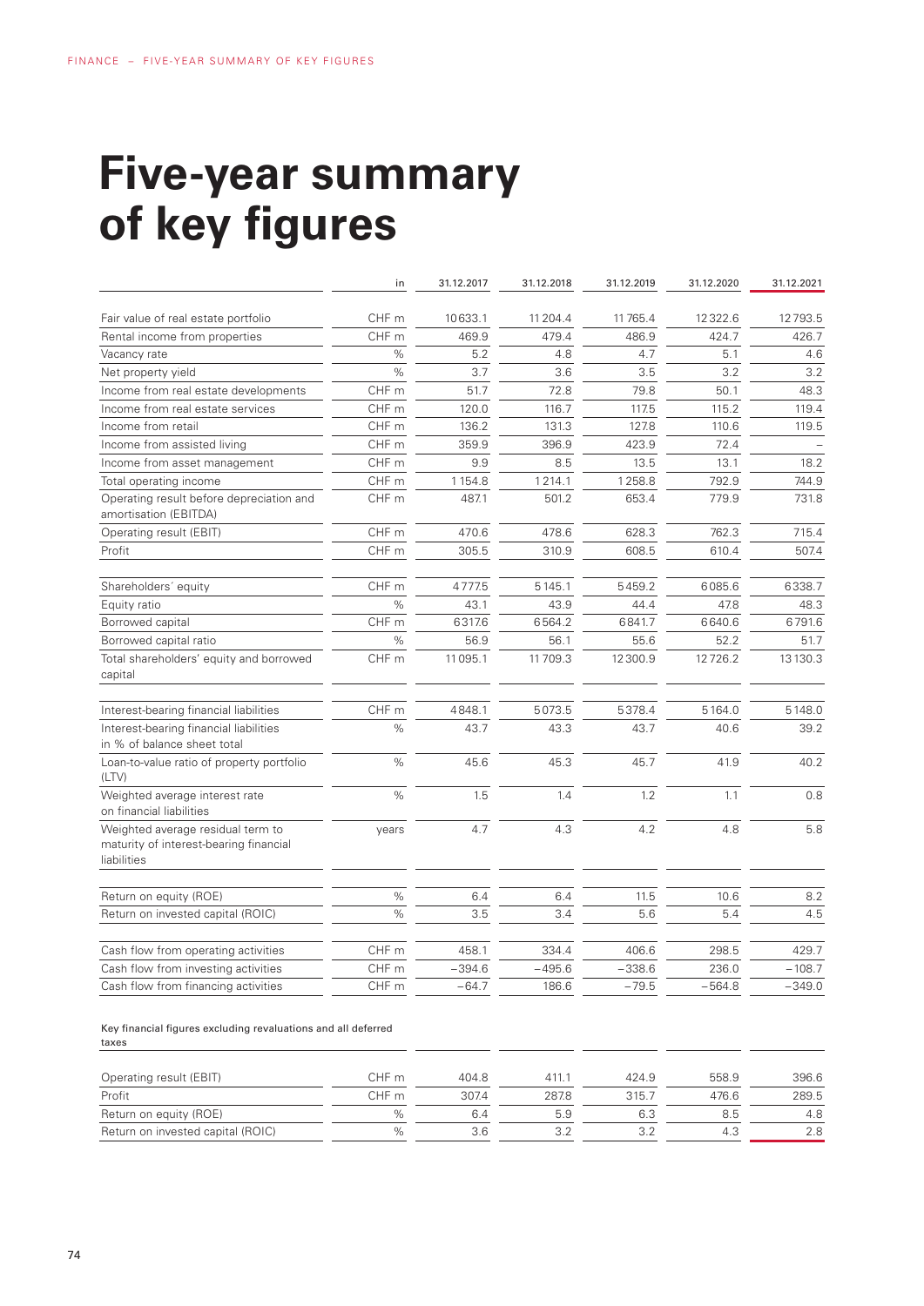# Five-year summary of key figures

| | in | 31.12.2017 | 31.12.2018 | 31.12.2019 | 31.12.2020 | 31.12.2021 |
|---|---|---|---|---|---|---|
| Fair value of real estate portfolio | CHF m | 10633.1 | 11204.4 | 11765.4 | 12322.6 | 12793.5 |
| Rental income from properties | CHF m | 469.9 | 479.4 | 486.9 | 424.7 | 426.7 |
| Vacancy rate | % | 5.2 | 4.8 | 4.7 | 5.1 | 4.6 |
| Net property yield | % | 3.7 | 3.6 | 3.5 | 3.2 | 3.2 |
| Income from real estate developments | CHF m | 51.7 | 72.8 | 79.8 | 50.1 | 48.3 |
| Income from real estate services | CHF m | 120.0 | 116.7 | 117.5 | 115.2 | 119.4 |
| Income from retail | CHF m | 136.2 | 131.3 | 127.8 | 110.6 | 119.5 |
| Income from assisted living | CHF m | 359.9 | 396.9 | 423.9 | 72.4 | – |
| Income from asset management | CHF m | 9.9 | 8.5 | 13.5 | 13.1 | 18.2 |
| Total operating income | CHF m | 1154.8 | 1214.1 | 1258.8 | 792.9 | 744.9 |
| Operating result before depreciation and amortisation (EBITDA) | CHF m | 487.1 | 501.2 | 653.4 | 779.9 | 731.8 |
| Operating result (EBIT) | CHF m | 470.6 | 478.6 | 628.3 | 762.3 | 715.4 |
| Profit | CHF m | 305.5 | 310.9 | 608.5 | 610.4 | 507.4 |
| | | | | | | |
| Shareholders´ equity | CHF m | 4777.5 | 5145.1 | 5459.2 | 6085.6 | 6338.7 |
| Equity ratio | % | 43.1 | 43.9 | 44.4 | 47.8 | 48.3 |
| Borrowed capital | CHF m | 6317.6 | 6564.2 | 6841.7 | 6640.6 | 6791.6 |
| Borrowed capital ratio | % | 56.9 | 56.1 | 55.6 | 52.2 | 51.7 |
| Total shareholders' equity and borrowed capital | CHF m | 11095.1 | 11709.3 | 12300.9 | 12726.2 | 13130.3 |
| | | | | | | |
| Interest-bearing financial liabilities | CHF m | 4848.1 | 5073.5 | 5378.4 | 5164.0 | 5148.0 |
| Interest-bearing financial liabilities in % of balance sheet total | % | 43.7 | 43.3 | 43.7 | 40.6 | 39.2 |
| Loan-to-value ratio of property portfolio (LTV) | % | 45.6 | 45.3 | 45.7 | 41.9 | 40.2 |
| Weighted average interest rate on financial liabilities | % | 1.5 | 1.4 | 1.2 | 1.1 | 0.8 |
| Weighted average residual term to maturity of interest-bearing financial liabilities | years | 4.7 | 4.3 | 4.2 | 4.8 | 5.8 |
| | | | | | | |
| Return on equity (ROE) | % | 6.4 | 6.4 | 11.5 | 10.6 | 8.2 |
| Return on invested capital (ROIC) | % | 3.5 | 3.4 | 5.6 | 5.4 | 4.5 |
| | | | | | | |
| Cash flow from operating activities | CHF m | 458.1 | 334.4 | 406.6 | 298.5 | 429.7 |
| Cash flow from investing activities | CHF m | −394.6 | −495.6 | −338.6 | 236.0 | −108.7 |
| Cash flow from financing activities | CHF m | −64.7 | 186.6 | −79.5 | −564.8 | −349.0 |
| | | | | | | |
| **Key financial figures excluding revaluations and all deferred taxes** | | | | | | |
| Operating result (EBIT) | CHF m | 404.8 | 411.1 | 424.9 | 558.9 | 396.6 |
| Profit | CHF m | 307.4 | 287.8 | 315.7 | 476.6 | 289.5 |
| Return on equity (ROE) | % | 6.4 | 5.9 | 6.3 | 8.5 | 4.8 |
| Return on invested capital (ROIC) | % | 3.6 | 3.2 | 3.2 | 4.3 | 2.8 |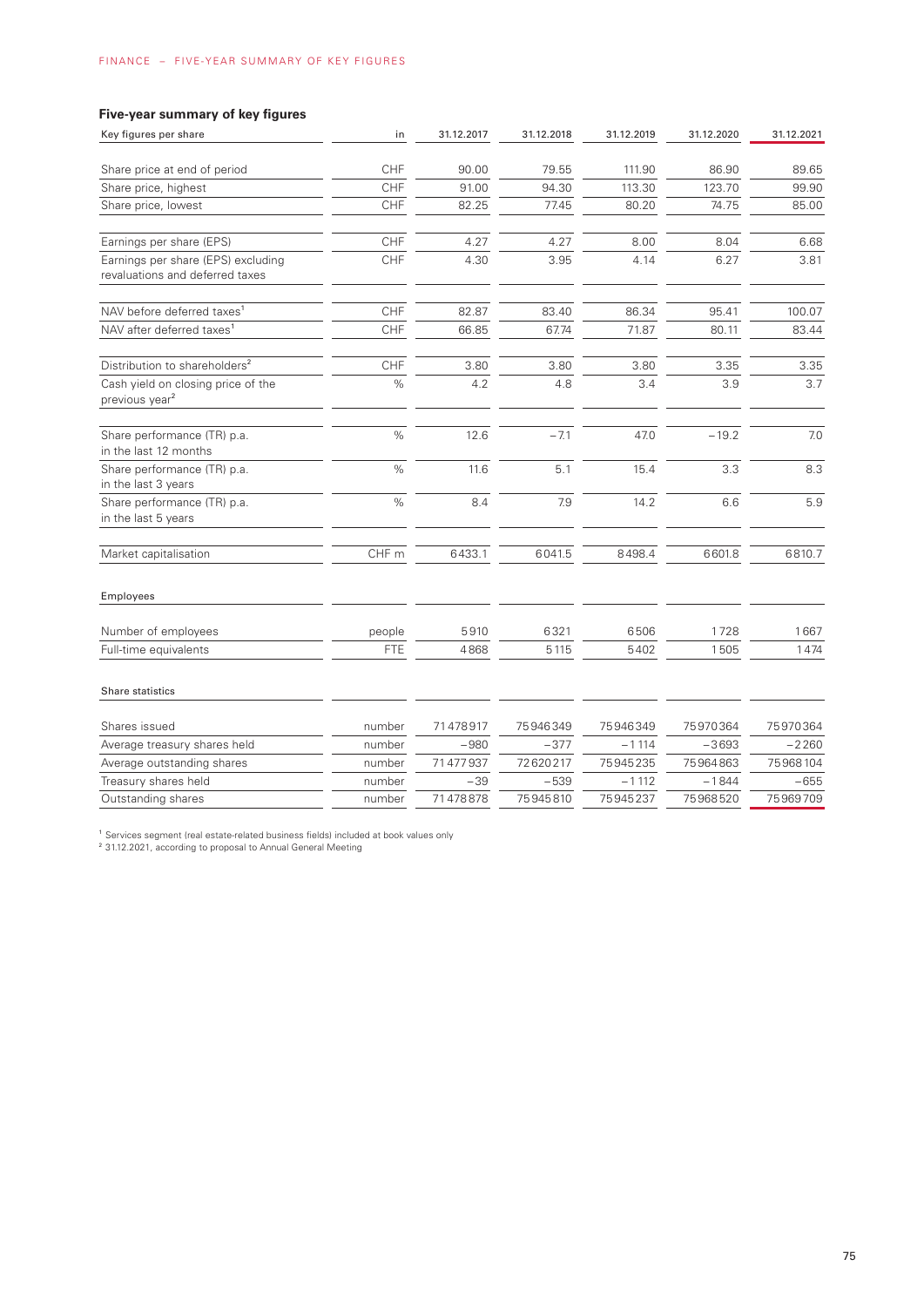## Five-year summary of key figures

| Key figures per share | in | 31.12.2017 | 31.12.2018 | 31.12.2019 | 31.12.2020 | 31.12.2021 |
|---|---|---|---|---|---|---|
| Share price at end of period | CHF | 90.00 | 79.55 | 111.90 | 86.90 | 89.65 |
| Share price, highest | CHF | 91.00 | 94.30 | 113.30 | 123.70 | 99.90 |
| Share price, lowest | CHF | 82.25 | 77.45 | 80.20 | 74.75 | 85.00 |
| Earnings per share (EPS) | CHF | 4.27 | 4.27 | 8.00 | 8.04 | 6.68 |
| Earnings per share (EPS) excluding revaluations and deferred taxes | CHF | 4.30 | 3.95 | 4.14 | 6.27 | 3.81 |
| NAV before deferred taxes[1] | CHF | 82.87 | 83.40 | 86.34 | 95.41 | 100.07 |
| NAV after deferred taxes[1] | CHF | 66.85 | 67.74 | 71.87 | 80.11 | 83.44 |
| Distribution to shareholders[2] | CHF | 3.80 | 3.80 | 3.80 | 3.35 | 3.35 |
| Cash yield on closing price of the previous year[2] | % | 4.2 | 4.8 | 3.4 | 3.9 | 3.7 |
| Share performance (TR) p.a. in the last 12 months | % | 12.6 | −7.1 | 47.0 | −19.2 | 7.0 |
| Share performance (TR) p.a. in the last 3 years | % | 11.6 | 5.1 | 15.4 | 3.3 | 8.3 |
| Share performance (TR) p.a. in the last 5 years | % | 8.4 | 7.9 | 14.2 | 6.6 | 5.9 |
| Market capitalisation | CHF m | 6433.1 | 6041.5 | 8498.4 | 6601.8 | 6810.7 |
| **Employees** | | | | | | |
| Number of employees | people | 5910 | 6321 | 6506 | 1728 | 1667 |
| Full-time equivalents | FTE | 4868 | 5115 | 5402 | 1505 | 1474 |
| **Share statistics** | | | | | | |
| Shares issued | number | 71478917 | 75946349 | 75946349 | 75970364 | 75970364 |
| Average treasury shares held | number | −980 | −377 | −1114 | −3693 | −2260 |
| Average outstanding shares | number | 71477937 | 72620217 | 75945235 | 75964863 | 75968104 |
| Treasury shares held | number | −39 | −539 | −1112 | −1844 | −655 |
| Outstanding shares | number | 71478878 | 75945810 | 75945237 | 75968520 | 75969709 |

[1] Services segment (real estate-related business fields) included at book values only
[2] 31.12.2021, according to proposal to Annual General Meeting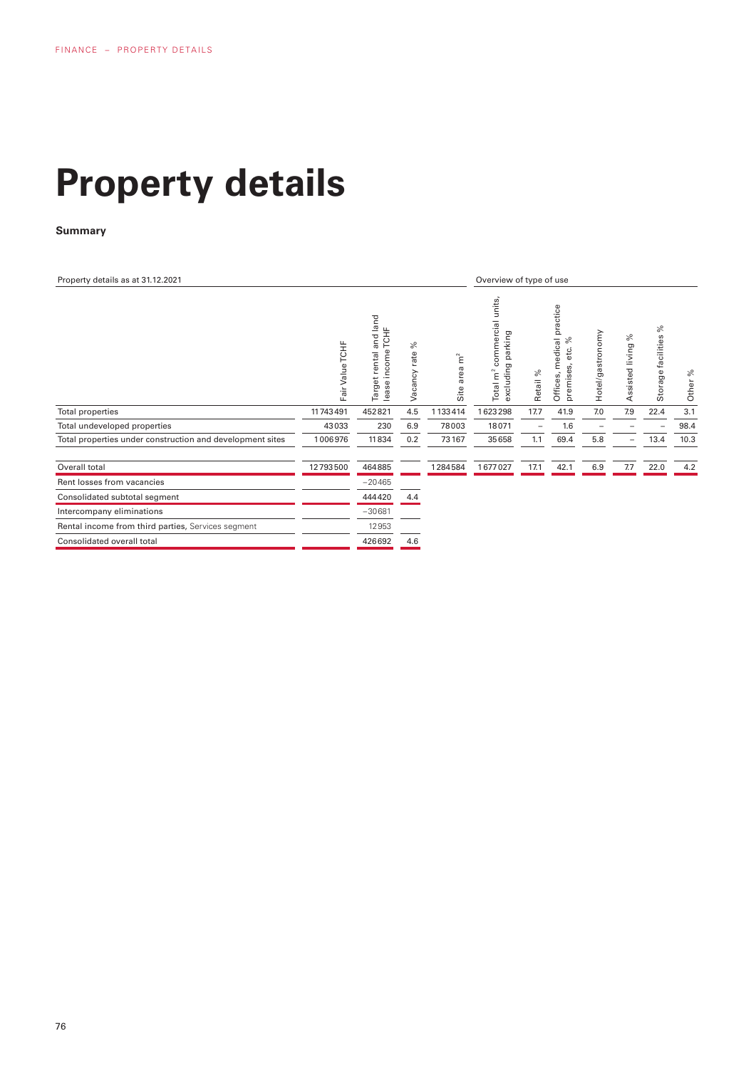# Property details

**Summary**

| Property details as at 31.12.2021 | | | | | Overview of type of use | | | | | | |
|---|---|---|---|---|---|---|---|---|---|---|---|
| | Fair Value TCHF | Target rental and land lease income TCHF | Vacancy rate % | Site area m² | Total m² commercial units, excluding parking | Retail % | Offices, medical practice premises, etc. % | Hotel/gastronomy | Assisted living % | Storage facilities % | Other % |
| Total properties | 11743491 | 452821 | 4.5 | 1133414 | 1623298 | 17.7 | 41.9 | 7.0 | 7.9 | 22.4 | 3.1 |
| Total undeveloped properties | 43033 | 230 | 6.9 | 78003 | 18071 | – | 1.6 | – | – | – | 98.4 |
| Total properties under construction and development sites | 1006976 | 11834 | 0.2 | 73167 | 35658 | 1.1 | 69.4 | 5.8 | – | 13.4 | 10.3 |
| Overall total | 12793500 | 464885 | | 1284584 | 1677027 | 17.1 | 42.1 | 6.9 | 7.7 | 22.0 | 4.2 |
| Rent losses from vacancies | | −20465 | | | | | | | | | |
| Consolidated subtotal segment | | 444420 | 4.4 | | | | | | | | |
| Intercompany eliminations | | −30681 | | | | | | | | | |
| Rental income from third parties, Services segment | | 12953 | | | | | | | | | |
| Consolidated overall total | | 426692 | 4.6 | | | | | | | | |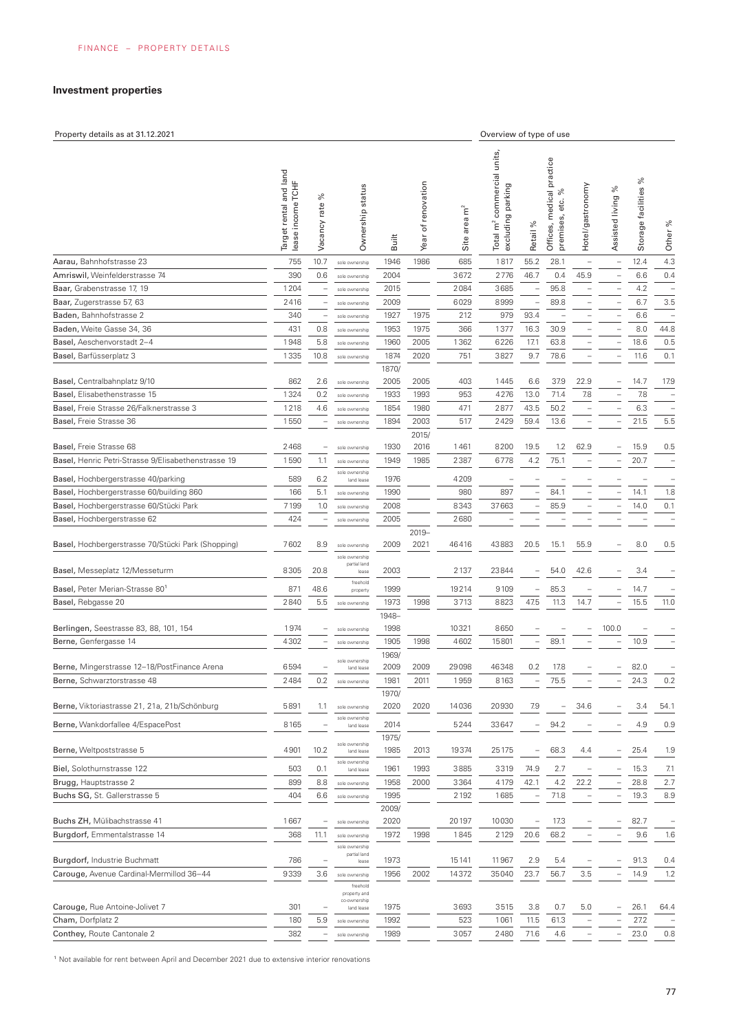## Investment properties

| Property details as at 31.12.2021 | | | | | | | Overview of type of use | | | | | | |
|---|---|---|---|---|---|---|---|---|---|---|---|---|---|
| | Target rental and land lease income TCHF | Vacancy rate % | Ownership status | Built | Year of renovation | Site area m² | Total m² commercial units, excluding parking | Retail % | Offices, medical practice premises, etc. % | Hotel/gastronomy | Assisted living % | Storage facilities % | Other % |
| **Aarau**, Bahnhofstrasse 23 | 755 | 10.7 | sole ownership | 1946 | 1986 | 685 | 1817 | 55.2 | 28.1 | – | – | 12.4 | 4.3 |
| **Amriswil**, Weinfelderstrasse 74 | 390 | 0.6 | sole ownership | 2004 | | 3672 | 2776 | 46.7 | 0.4 | 45.9 | – | 6.6 | 0.4 |
| **Baar**, Grabenstrasse 17, 19 | 1204 | – | sole ownership | 2015 | | 2084 | 3685 | – | 95.8 | – | – | 4.2 | – |
| **Baar**, Zugerstrasse 57, 63 | 2416 | – | sole ownership | 2009 | | 6029 | 8999 | – | 89.8 | – | – | 6.7 | 3.5 |
| **Baden**, Bahnhofstrasse 2 | 340 | – | sole ownership | 1927 | 1975 | 212 | 979 | 93.4 | – | – | – | 6.6 | – |
| **Baden**, Weite Gasse 34, 36 | 431 | 0.8 | sole ownership | 1953 | 1975 | 366 | 1377 | 16.3 | 30.9 | – | – | 8.0 | 44.8 |
| **Basel**, Aeschenvorstadt 2–4 | 1948 | 5.8 | sole ownership | 1960 | 2005 | 1362 | 6226 | 17.1 | 63.8 | – | – | 18.6 | 0.5 |
| **Basel**, Barfüsserplatz 3 | 1335 | 10.8 | sole ownership | 1874 | 2020 | 751 | 3827 | 9.7 | 78.6 | – | – | 11.6 | 0.1 |
| **Basel**, Centralbahnplatz 9/10 | 862 | 2.6 | sole ownership | 1870/ 2005 | 2005 | 403 | 1445 | 6.6 | 37.9 | 22.9 | – | 14.7 | 17.9 |
| **Basel**, Elisabethenstrasse 15 | 1324 | 0.2 | sole ownership | 1933 | 1993 | 953 | 4276 | 13.0 | 71.4 | 7.8 | – | 7.8 | – |
| **Basel**, Freie Strasse 26/Falknerstrasse 3 | 1218 | 4.6 | sole ownership | 1854 | 1980 | 471 | 2877 | 43.5 | 50.2 | – | – | 6.3 | – |
| **Basel**, Freie Strasse 36 | 1550 | – | sole ownership | 1894 | 2003 | 517 | 2429 | 59.4 | 13.6 | – | – | 21.5 | 5.5 |
| **Basel**, Freie Strasse 68 | 2468 | – | sole ownership | 1930 | 2015/ 2016 | 1461 | 8200 | 19.5 | 1.2 | 62.9 | – | 15.9 | 0.5 |
| **Basel**, Henric Petri-Strasse 9/Elisabethenstrasse 19 | 1590 | 1.1 | sole ownership | 1949 | 1985 | 2387 | 6778 | 4.2 | 75.1 | – | – | 20.7 | – |
| **Basel**, Hochbergerstrasse 40/parking | 589 | 6.2 | sole ownership land lease | 1976 | | 4209 | – | – | – | – | – | – | – |
| **Basel**, Hochbergerstrasse 60/building 860 | 166 | 5.1 | sole ownership | 1990 | | 980 | 897 | – | 84.1 | – | – | 14.1 | 1.8 |
| **Basel**, Hochbergerstrasse 60/Stücki Park | 7199 | 1.0 | sole ownership | 2008 | | 8343 | 37663 | – | 85.9 | – | – | 14.0 | 0.1 |
| **Basel**, Hochbergerstrasse 62 | 424 | – | sole ownership | 2005 | | 2680 | – | – | – | – | – | – | – |
| **Basel**, Hochbergerstrasse 70/Stücki Park (Shopping) | 7602 | 8.9 | sole ownership | 2009 | 2019– 2021 | 46416 | 43883 | 20.5 | 15.1 | 55.9 | – | 8.0 | 0.5 |
| **Basel**, Messeplatz 12/Messeturm | 8305 | 20.8 | sole ownership partial land lease | 2003 | | 2137 | 23844 | – | 54.0 | 42.6 | – | 3.4 | – |
| **Basel**, Peter Merian-Strasse 80[1] | 871 | 48.6 | freehold property | 1999 | | 19214 | 9109 | – | 85.3 | – | – | 14.7 | – |
| **Basel**, Rebgasse 20 | 2840 | 5.5 | sole ownership | 1973 | 1998 | 3713 | 8823 | 47.5 | 11.3 | 14.7 | – | 15.5 | 11.0 |
| **Berlingen**, Seestrasse 83, 88, 101, 154 | 1974 | – | sole ownership | 1948– 1998 | | 10321 | 8650 | – | – | – | 100.0 | – | – |
| **Berne**, Genfergasse 14 | 4302 | – | sole ownership | 1905 | 1998 | 4602 | 15801 | – | 89.1 | – | – | 10.9 | – |
| **Berne**, Mingerstrasse 12–18/PostFinance Arena | 6594 | – | sole ownership land lease | 1969/ 2009 | 2009 | 29098 | 46348 | 0.2 | 17.8 | – | – | 82.0 | – |
| **Berne**, Schwarztorstrasse 48 | 2484 | 0.2 | sole ownership | 1981 | 2011 | 1959 | 8163 | – | 75.5 | – | – | 24.3 | 0.2 |
| **Berne**, Viktoriastrasse 21, 21a, 21b/Schönburg | 5891 | 1.1 | sole ownership | 1970/ 2020 | 2020 | 14036 | 20930 | 7.9 | – | 34.6 | – | 3.4 | 54.1 |
| **Berne**, Wankdorfallee 4/EspacePost | 8165 | – | sole ownership land lease | 2014 | | 5244 | 33647 | – | 94.2 | – | – | 4.9 | 0.9 |
| **Berne**, Weltpoststrasse 5 | 4901 | 10.2 | sole ownership land lease | 1975/ 1985 | 2013 | 19374 | 25175 | – | 68.3 | 4.4 | – | 25.4 | 1.9 |
| **Biel**, Solothurnstrasse 122 | 503 | 0.1 | sole ownership land lease | 1961 | 1993 | 3885 | 3319 | 74.9 | 2.7 | – | – | 15.3 | 7.1 |
| **Brugg**, Hauptstrasse 2 | 899 | 8.8 | sole ownership | 1958 | 2000 | 3364 | 4179 | 42.1 | 4.2 | 22.2 | – | 28.8 | 2.7 |
| **Buchs SG**, St. Gallerstrasse 5 | 404 | 6.6 | sole ownership | 1995 | | 2192 | 1685 | – | 71.8 | – | – | 19.3 | 8.9 |
| **Buchs ZH**, Mülibachstrasse 41 | 1667 | – | sole ownership | 2009/ 2020 | | 20197 | 10030 | – | 17.3 | – | – | 82.7 | – |
| **Burgdorf**, Emmentalstrasse 14 | 368 | 11.1 | sole ownership | 1972 | 1998 | 1845 | 2129 | 20.6 | 68.2 | – | – | 9.6 | 1.6 |
| **Burgdorf**, Industrie Buchmatt | 786 | – | sole ownership partial land lease | 1973 | | 15141 | 11967 | 2.9 | 5.4 | – | – | 91.3 | 0.4 |
| **Carouge**, Avenue Cardinal-Mermillod 36–44 | 9339 | 3.6 | sole ownership | 1956 | 2002 | 14372 | 35040 | 23.7 | 56.7 | 3.5 | – | 14.9 | 1.2 |
| **Carouge**, Rue Antoine-Jolivet 7 | 301 | – | freehold property and co-ownership land lease | 1975 | | 3693 | 3515 | 3.8 | 0.7 | 5.0 | – | 26.1 | 64.4 |
| **Cham**, Dorfplatz 2 | 180 | 5.9 | sole ownership | 1992 | | 523 | 1061 | 11.5 | 61.3 | – | – | 27.2 | – |
| **Conthey**, Route Cantonale 2 | 382 | – | sole ownership | 1989 | | 3057 | 2480 | 71.6 | 4.6 | – | – | 23.0 | 0.8 |

[1] Not available for rent between April and December 2021 due to extensive interior renovations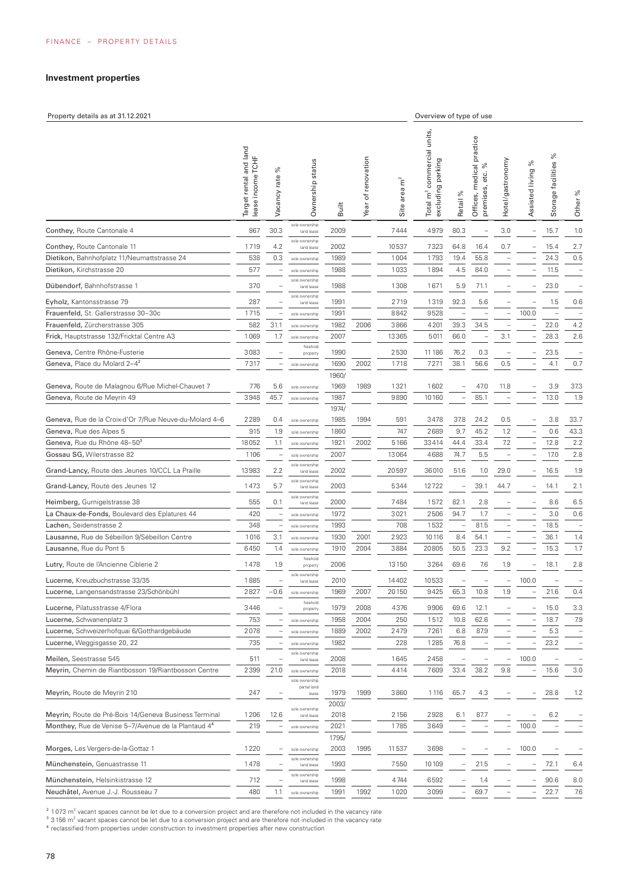## Investment properties

| Property details as at 31.12.2021 | | | | | | | Overview of type of use | | | | | | |
|---|---|---|---|---|---|---|---|---|---|---|---|---|---|
| | Target rental and land lease income TCHF | Vacancy rate % | Ownership status | Built | Year of renovation | Site area m² | Total m² commercial units, excluding parking | Retail % | Offices, medical practice premises, etc. % | Hotel/gastronomy | Assisted living % | Storage facilities % | Other % |
| Conthey, Route Cantonale 4 | 867 | 30.3 | sole ownership land lease | 2009 | | 7444 | 4979 | 80.3 | – | 3.0 | – | 15.7 | 1.0 |
| Conthey, Route Cantonale 11 | 1719 | 4.2 | sole ownership land lease | 2002 | | 10537 | 7323 | 64.8 | 16.4 | 0.7 | – | 15.4 | 2.7 |
| Dietikon, Bahnhofplatz 11/Neumattstrasse 24 | 538 | 0.3 | sole ownership | 1989 | | 1004 | 1793 | 19.4 | 55.8 | – | – | 24.3 | 0.5 |
| Dietikon, Kirchstrasse 20 | 577 | – | sole ownership | 1988 | | 1033 | 1894 | 4.5 | 84.0 | – | – | 11.5 | – |
| Dübendorf, Bahnhofstrasse 1 | 370 | – | sole ownership land lease | 1988 | | 1308 | 1671 | 5.9 | 71.1 | – | – | 23.0 | – |
| Eyholz, Kantonsstrasse 79 | 287 | – | sole ownership land lease | 1991 | | 2719 | 1319 | 92.3 | 5.6 | – | – | 1.5 | 0.6 |
| Frauenfeld, St. Gallerstrasse 30–30c | 1715 | – | sole ownership | 1991 | | 8842 | 9528 | – | – | – | 100.0 | – | – |
| Frauenfeld, Zürcherstrasse 305 | 582 | 31.1 | sole ownership | 1982 | 2006 | 3866 | 4201 | 39.3 | 34.5 | – | – | 22.0 | 4.2 |
| Frick, Hauptstrasse 132/Fricktal Centre A3 | 1069 | 1.7 | sole ownership | 2007 | | 13365 | 5011 | 66.0 | – | 3.1 | – | 28.3 | 2.6 |
| Geneva, Centre Rhône-Fusterie | 3083 | – | freehold property | 1990 | | 2530 | 11186 | 76.2 | 0.3 | – | – | 23.5 | – |
| Geneva, Place du Molard 2–4[2] | 7317 | – | sole ownership | 1690 | 2002 | 1718 | 7271 | 38.1 | 56.6 | 0.5 | – | 4.1 | 0.7 |
| Geneva, Route de Malagnou 6/Rue Michel-Chauvet 7 | 776 | 5.6 | sole ownership | 1960/ 1969 | 1989 | 1321 | 1602 | – | 47.0 | 11.8 | – | 3.9 | 37.3 |
| Geneva, Route de Meyrin 49 | 3948 | 45.7 | sole ownership | 1987 | | 9890 | 10160 | – | 85.1 | – | – | 13.0 | 1.9 |
| Geneva, Rue de la Croix-d'Or 7/Rue Neuve-du-Molard 4–6 | 2289 | 0.4 | sole ownership | 1974/ 1985 | 1994 | 591 | 3478 | 37.8 | 24.2 | 0.5 | – | 3.8 | 33.7 |
| Geneva, Rue des Alpes 5 | 915 | 1.9 | sole ownership | 1860 | | 747 | 2689 | 9.7 | 45.2 | 1.2 | – | 0.6 | 43.3 |
| Geneva, Rue du Rhône 48–50[3] | 18052 | 1.1 | sole ownership | 1921 | 2002 | 5166 | 33414 | 44.4 | 33.4 | 7.2 | – | 12.8 | 2.2 |
| Gossau SG, Wilerstrasse 82 | 1106 | – | sole ownership | 2007 | | 13064 | 4688 | 74.7 | 5.5 | – | – | 17.0 | 2.8 |
| Grand-Lancy, Route des Jeunes 10/CCL La Praille | 13983 | 2.2 | sole ownership land lease | 2002 | | 20597 | 36010 | 51.6 | 1.0 | 29.0 | – | 16.5 | 1.9 |
| Grand-Lancy, Route des Jeunes 12 | 1473 | 5.7 | sole ownership land lease | 2003 | | 5344 | 12722 | – | 39.1 | 44.7 | – | 14.1 | 2.1 |
| Heimberg, Gurnigelstrasse 38 | 555 | 0.1 | sole ownership land lease | 2000 | | 7484 | 1572 | 82.1 | 2.8 | – | – | 8.6 | 6.5 |
| La Chaux-de-Fonds, Boulevard des Eplatures 44 | 420 | – | sole ownership | 1972 | | 3021 | 2506 | 94.7 | 1.7 | – | – | 3.0 | 0.6 |
| Lachen, Seidenstrasse 2 | 348 | – | sole ownership | 1993 | | 708 | 1532 | – | 81.5 | – | – | 18.5 | – |
| Lausanne, Rue de Sébeillon 9/Sébeillon Centre | 1016 | 3.1 | sole ownership | 1930 | 2001 | 2923 | 10116 | 8.4 | 54.1 | – | – | 36.1 | 1.4 |
| Lausanne, Rue du Pont 5 | 6450 | 1.4 | sole ownership | 1910 | 2004 | 3884 | 20805 | 50.5 | 23.3 | 9.2 | – | 15.3 | 1.7 |
| Lutry, Route de l'Ancienne Ciblerie 2 | 1478 | 1.9 | freehold property | 2006 | | 13150 | 3264 | 69.6 | 7.6 | 1.9 | – | 18.1 | 2.8 |
| Lucerne, Kreuzbuchstrasse 33/35 | 1885 | – | sole ownership land lease | 2010 | | 14402 | 10533 | – | – | – | 100.0 | – | – |
| Lucerne, Langensandstrasse 23/Schönbühl | 2827 | −0.6 | sole ownership | 1969 | 2007 | 20150 | 9425 | 65.3 | 10.8 | 1.9 | – | 21.6 | 0.4 |
| Lucerne, Pilatusstrasse 4/Flora | 3446 | – | freehold property | 1979 | 2008 | 4376 | 9906 | 69.6 | 12.1 | – | – | 15.0 | 3.3 |
| Lucerne, Schwanenplatz 3 | 753 | – | sole ownership | 1958 | 2004 | 250 | 1512 | 10.8 | 62.6 | – | – | 18.7 | 7.9 |
| Lucerne, Schweizerhofquai 6/Gotthardgebäude | 2078 | – | sole ownership | 1889 | 2002 | 2479 | 7261 | 6.8 | 87.9 | – | – | 5.3 | – |
| Lucerne, Weggisgasse 20, 22 | 735 | – | sole ownership | 1982 | | 228 | 1285 | 76.8 | – | – | – | 23.2 | – |
| Meilen, Seestrasse 545 | 511 | – | sole ownership land lease | 2008 | | 1645 | 2458 | – | – | – | 100.0 | – | – |
| Meyrin, Chemin de Riantbosson 19/Riantbosson Centre | 2399 | 21.0 | sole ownership | 2018 | | 4414 | 7609 | 33.4 | 38.2 | 9.8 | – | 15.6 | 3.0 |
| Meyrin, Route de Meyrin 210 | 247 | – | sole ownership partial land lease | 1979 | 1999 | 3860 | 1116 | 65.7 | 4.3 | – | – | 28.8 | 1.2 |
| Meyrin, Route de Pré-Bois 14/Geneva Business Terminal | 1206 | 12.6 | sole ownership land lease | 2003/ 2018 | | 2156 | 2928 | 6.1 | 87.7 | – | – | 6.2 | – |
| Monthey, Rue de Venise 5–7/Avenue de la Plantaud 4[4] | 219 | – | sole ownership | 2021 | | 1785 | 3649 | – | – | – | 100.0 | – | – |
| Morges, Les Vergers-de-la-Gottaz 1 | 1220 | – | sole ownership | 1795/ 2003 | 1995 | 11537 | 3698 | – | – | – | 100.0 | – | – |
| Münchenstein, Genuastrasse 11 | 1478 | – | sole ownership land lease | 1993 | | 7550 | 10109 | – | 21.5 | – | – | 72.1 | 6.4 |
| Münchenstein, Helsinkistrasse 12 | 712 | – | sole ownership land lease | 1998 | | 4744 | 6592 | – | 1.4 | – | – | 90.6 | 8.0 |
| Neuchâtel, Avenue J.-J. Rousseau 7 | 480 | 1.1 | sole ownership | 1991 | 1992 | 1020 | 3099 | – | 69.7 | – | – | 22.7 | 7.6 |

[2] 1 073 m² vacant spaces cannot be let due to a conversion project and are therefore not included in the vacancy rate
[3] 3 156 m² vacant spaces cannot be let due to a conversion project and are therefore not included in the vacancy rate
[4] reclassified from properties under construction to investment properties after new construction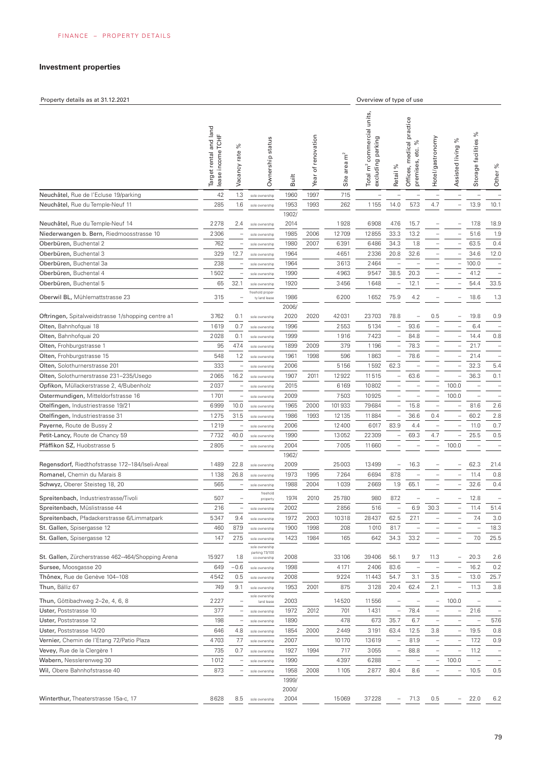## Investment properties

| Property details as at 31.12.2021 | | | | | | | Overview of type of use | | | | | | |
|---|---|---|---|---|---|---|---|---|---|---|---|---|---|
| | Target rental and land lease income TCHF | Vacancy rate % | Ownership status | Built | Year of renovation | Site area m² | Total m² commercial units, excluding parking | Retail % | Offices, medical practice premises, etc. % | Hotel/gastronomy | Assisted living % | Storage facilities % | Other % |
| **Neuchâtel**, Rue de l'Ecluse 19/parking | 42 | 1.3 | sole ownership | 1960 | 1997 | 715 | – | – | – | – | – | – | – |
| **Neuchâtel**, Rue du Temple-Neuf 11 | 285 | 1.6 | sole ownership | 1953 | 1993 | 262 | 1155 | 14.0 | 57.3 | 4.7 | – | 13.9 | 10.1 |
| **Neuchâtel**, Rue du Temple-Neuf 14 | 2278 | 2.4 | sole ownership | 1902/2014 | | 1928 | 6908 | 47.6 | 15.7 | – | – | 17.8 | 18.9 |
| **Niederwangen b. Bern**, Riedmoosstrasse 10 | 2306 | – | sole ownership | 1985 | 2006 | 12709 | 12855 | 33.3 | 13.2 | – | – | 51.6 | 1.9 |
| **Oberbüren**, Buchental 2 | 762 | – | sole ownership | 1980 | 2007 | 6391 | 6486 | 34.3 | 1.8 | – | – | 63.5 | 0.4 |
| **Oberbüren**, Buchental 3 | 329 | 12.7 | sole ownership | 1964 | | 4651 | 2336 | 20.8 | 32.6 | – | – | 34.6 | 12.0 |
| **Oberbüren**, Buchental 3a | 238 | – | sole ownership | 1964 | | 3613 | 2464 | – | – | – | – | 100.0 | – |
| **Oberbüren**, Buchental 4 | 1502 | – | sole ownership | 1990 | | 4963 | 9547 | 38.5 | 20.3 | – | – | 41.2 | – |
| **Oberbüren**, Buchental 5 | 65 | 32.1 | sole ownership | 1920 | | 3456 | 1648 | – | 12.1 | – | – | 54.4 | 33.5 |
| **Oberwil BL**, Mühlemattstrasse 23 | 315 | – | freehold property land lease | 1986 | | 6200 | 1652 | 75.9 | 4.2 | – | – | 18.6 | 1.3 |
| **Oftringen**, Spitalweidstrasse 1/shopping centre a1 | 3762 | 0.1 | sole ownership | 2006/2020 | 2020 | 42031 | 23703 | 78.8 | – | 0.5 | – | 19.8 | 0.9 |
| **Olten**, Bahnhofquai 18 | 1619 | 0.7 | sole ownership | 1996 | | 2553 | 5134 | – | 93.6 | – | – | 6.4 | – |
| **Olten**, Bahnhofquai 20 | 2028 | 0.1 | sole ownership | 1999 | | 1916 | 7423 | – | 84.8 | – | – | 14.4 | 0.8 |
| **Olten**, Frohburgstrasse 1 | 95 | 47.4 | sole ownership | 1899 | 2009 | 379 | 1196 | – | 78.3 | – | – | 21.7 | – |
| **Olten**, Frohburgstrasse 15 | 548 | 1.2 | sole ownership | 1961 | 1998 | 596 | 1863 | – | 78.6 | – | – | 21.4 | – |
| **Olten**, Solothurnerstrasse 201 | 333 | – | sole ownership | 2006 | | 5156 | 1592 | 62.3 | – | – | – | 32.3 | 5.4 |
| **Olten**, Solothurnerstrasse 231–235/Usego | 2065 | 16.2 | sole ownership | 1907 | 2011 | 12922 | 11515 | – | 63.6 | – | – | 36.3 | 0.1 |
| **Opfikon**, Müllackerstrasse 2, 4/Bubenholz | 2037 | – | sole ownership | 2015 | | 6169 | 10802 | – | – | – | 100.0 | – | – |
| **Ostermundigen**, Mitteldorfstrasse 16 | 1701 | – | sole ownership | 2009 | | 7503 | 10925 | – | – | – | 100.0 | – | – |
| **Otelfingen**, Industriestrasse 19/21 | 6999 | 10.0 | sole ownership | 1965 | 2000 | 101933 | 79684 | – | 15.8 | – | – | 81.6 | 2.6 |
| **Otelfingen**, Industriestrasse 31 | 1275 | 31.5 | sole ownership | 1986 | 1993 | 12135 | 11884 | – | 36.6 | 0.4 | – | 60.2 | 2.8 |
| **Payerne**, Route de Bussy 2 | 1219 | – | sole ownership | 2006 | | 12400 | 6017 | 83.9 | 4.4 | – | – | 11.0 | 0.7 |
| **Petit-Lancy**, Route de Chancy 59 | 7732 | 40.0 | sole ownership | 1990 | | 13052 | 22309 | – | 69.3 | 4.7 | – | 25.5 | 0.5 |
| **Pfäffikon SZ**, Huobstrasse 5 | 2805 | – | sole ownership | 2004 | | 7005 | 11660 | – | – | – | 100.0 | – | – |
| **Regensdorf**, Riedthofstrasse 172–184/Iseli-Areal | 1489 | 22.8 | sole ownership | 1962/2009 | | 25003 | 13499 | – | 16.3 | – | – | 62.3 | 21.4 |
| **Romanel**, Chemin du Marais 8 | 1138 | 26.8 | sole ownership | 1973 | 1995 | 7264 | 6694 | 87.8 | – | – | – | 11.4 | 0.8 |
| **Schwyz**, Oberer Steisteg 18, 20 | 565 | – | sole ownership | 1988 | 2004 | 1039 | 2669 | 1.9 | 65.1 | – | – | 32.6 | 0.4 |
| **Spreitenbach**, Industriestrasse/Tivoli | 507 | – | freehold property | 1974 | 2010 | 25780 | 980 | 87.2 | – | – | – | 12.8 | – |
| **Spreitenbach**, Müslistrasse 44 | 216 | – | sole ownership | 2002 | | 2856 | 516 | – | 6.9 | 30.3 | – | 11.4 | 51.4 |
| **Spreitenbach**, Pfadackerstrasse 6/Limmatpark | 5347 | 9.4 | sole ownership | 1972 | 2003 | 10318 | 28437 | 62.5 | 27.1 | – | – | 7.4 | 3.0 |
| **St. Gallen**, Spisergasse 12 | 460 | 87.9 | sole ownership | 1900 | 1998 | 208 | 1010 | 81.7 | – | – | – | – | 18.3 |
| **St. Gallen**, Spisergasse 12 | 147 | 27.5 | sole ownership | 1423 | 1984 | 165 | 642 | 34.3 | 33.2 | – | – | 7.0 | 25.5 |
| **St. Gallen**, Zürcherstrasse 462–464/Shopping Arena | 15927 | 1.8 | sole ownership parking 73/100 co-ownership | 2008 | | 33106 | 39406 | 56.1 | 9.7 | 11.3 | – | 20.3 | 2.6 |
| **Sursee**, Moosgasse 20 | 649 | −0.6 | sole ownership | 1998 | | 4171 | 2406 | 83.6 | – | – | – | 16.2 | 0.2 |
| **Thônex**, Rue de Genève 104–108 | 4542 | 0.5 | sole ownership | 2008 | | 9224 | 11443 | 54.7 | 3.1 | 3.5 | – | 13.0 | 25.7 |
| **Thun**, Bälliz 67 | 749 | 9.1 | sole ownership | 1953 | 2001 | 875 | 3128 | 20.4 | 62.4 | 2.1 | – | 11.3 | 3.8 |
| **Thun**, Göttibachweg 2–2e, 4, 6, 8 | 2227 | – | sole ownership land lease | 2003 | | 14520 | 11556 | – | – | – | 100.0 | – | – |
| **Uster**, Poststrasse 10 | 377 | – | sole ownership | 1972 | 2012 | 701 | 1431 | – | 78.4 | – | – | 21.6 | – |
| **Uster**, Poststrasse 12 | 198 | – | sole ownership | 1890 | | 478 | 673 | 35.7 | 6.7 | – | – | – | 57.6 |
| **Uster**, Poststrasse 14/20 | 646 | 4.8 | sole ownership | 1854 | 2000 | 2449 | 3191 | 63.4 | 12.5 | 3.8 | – | 19.5 | 0.8 |
| **Vernier**, Chemin de l'Etang 72/Patio Plaza | 4703 | 7.7 | sole ownership | 2007 | | 10170 | 13619 | – | 81.9 | – | – | 17.2 | 0.9 |
| **Vevey**, Rue de la Clergère 1 | 735 | 0.7 | sole ownership | 1927 | 1994 | 717 | 3055 | – | 88.8 | – | – | 11.2 | – |
| **Wabern**, Nesslerenweg 30 | 1012 | – | sole ownership | 1990 | | 4397 | 6288 | – | – | – | 100.0 | – | – |
| **Wil**, Obere Bahnhofstrasse 40 | 873 | – | sole ownership | 1958 | 2008 | 1105 | 2877 | 80.4 | 8.6 | – | – | 10.5 | 0.5 |
| **Winterthur**, Theaterstrasse 15a-c, 17 | 8628 | 8.5 | sole ownership | 1999/2000/2004 | | 15069 | 37228 | – | 71.3 | 0.5 | – | 22.0 | 6.2 |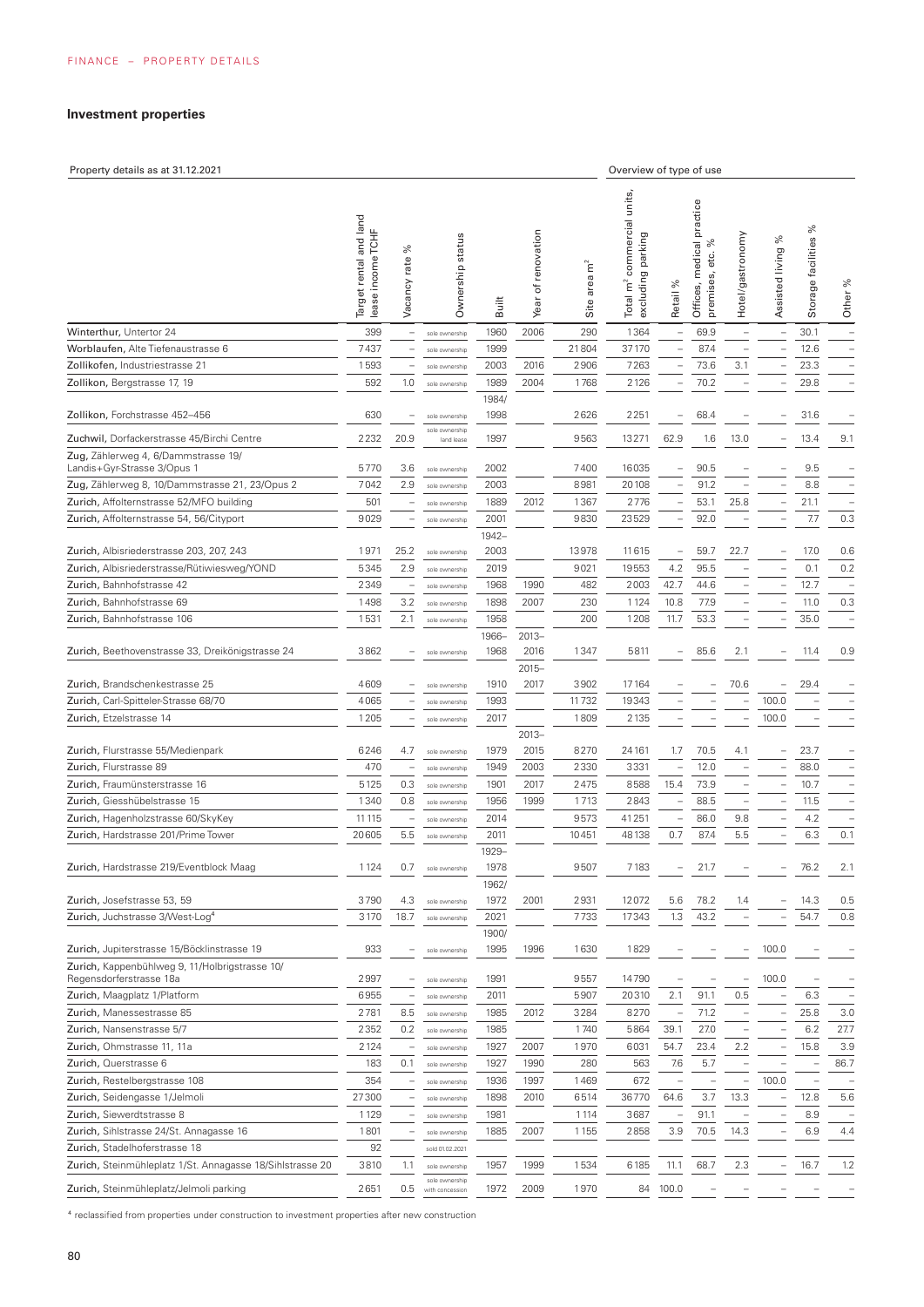## Investment properties

| Property details as at 31.12.2021 | Target rental and land lease income TCHF | Vacancy rate % | Ownership status | Built | Year of renovation | Site area m² | Total m² commercial units, excluding parking | Retail % | Offices, medical practice premises, etc. % | Hotel/gastronomy | Assisted living % | Storage facilities % | Other % |
|---|---|---|---|---|---|---|---|---|---|---|---|---|---|
| | | | | | | | Overview of type of use | | | | | | |
| Winterthur, Untertor 24 | 399 | – | sole ownership | 1960 | 2006 | 290 | 1364 | – | 69.9 | – | – | 30.1 | – |
| Worblaufen, Alte Tiefenaustrasse 6 | 7437 | – | sole ownership | 1999 | | 21804 | 37170 | – | 87.4 | – | – | 12.6 | – |
| Zollikofen, Industriestrasse 21 | 1593 | – | sole ownership | 2003 | 2016 | 2906 | 7263 | – | 73.6 | 3.1 | – | 23.3 | – |
| Zollikon, Bergstrasse 17, 19 | 592 | 1.0 | sole ownership | 1989 | 2004 | 1768 | 2126 | – | 70.2 | – | – | 29.8 | – |
| Zollikon, Forchstrasse 452–456 | 630 | – | sole ownership | 1984/ 1998 | | 2626 | 2251 | – | 68.4 | – | – | 31.6 | – |
| Zuchwil, Dorfackerstrasse 45/Birchi Centre | 2232 | 20.9 | sole ownership land lease | 1997 | | 9563 | 13271 | 62.9 | 1.6 | 13.0 | – | 13.4 | 9.1 |
| Zug, Zählerweg 4, 6/Dammstrasse 19/ Landis+Gyr-Strasse 3/Opus 1 | 5770 | 3.6 | sole ownership | 2002 | | 7400 | 16035 | – | 90.5 | – | – | 9.5 | – |
| Zug, Zählerweg 8, 10/Dammstrasse 21, 23/Opus 2 | 7042 | 2.9 | sole ownership | 2003 | | 8981 | 20108 | – | 91.2 | – | – | 8.8 | – |
| Zurich, Affolternstrasse 52/MFO building | 501 | – | sole ownership | 1889 | 2012 | 1367 | 2776 | – | 53.1 | 25.8 | – | 21.1 | – |
| Zurich, Affolternstrasse 54, 56/Cityport | 9029 | – | sole ownership | 2001 | | 9830 | 23529 | – | 92.0 | – | – | 7.7 | 0.3 |
| Zurich, Albisriederstrasse 203, 207, 243 | 1971 | 25.2 | sole ownership | 1942– 2003 | | 13978 | 11615 | – | 59.7 | 22.7 | – | 17.0 | 0.6 |
| Zurich, Albisriederstrasse/Rütiwiesweg/YOND | 5345 | 2.9 | sole ownership | 2019 | | 9021 | 19553 | 4.2 | 95.5 | – | – | 0.1 | 0.2 |
| Zurich, Bahnhofstrasse 42 | 2349 | – | sole ownership | 1968 | 1990 | 482 | 2003 | 42.7 | 44.6 | – | – | 12.7 | – |
| Zurich, Bahnhofstrasse 69 | 1498 | 3.2 | sole ownership | 1898 | 2007 | 230 | 1124 | 10.8 | 77.9 | – | – | 11.0 | 0.3 |
| Zurich, Bahnhofstrasse 106 | 1531 | 2.1 | sole ownership | 1958 | | 200 | 1208 | 11.7 | 53.3 | – | – | 35.0 | – |
| Zurich, Beethovenstrasse 33, Dreikönigstrasse 24 | 3862 | – | sole ownership | 1966– 1968 | 2013– 2016 | 1347 | 5811 | – | 85.6 | 2.1 | – | 11.4 | 0.9 |
| Zurich, Brandschenkestrasse 25 | 4609 | – | sole ownership | 1910 | 2015– 2017 | 3902 | 17164 | – | – | 70.6 | – | 29.4 | – |
| Zurich, Carl-Spitteler-Strasse 68/70 | 4065 | – | sole ownership | 1993 | | 11732 | 19343 | – | – | – | 100.0 | – | – |
| Zurich, Etzelstrasse 14 | 1205 | – | sole ownership | 2017 | | 1809 | 2135 | – | – | – | 100.0 | – | – |
| Zurich, Flurstrasse 55/Medienpark | 6246 | 4.7 | sole ownership | 1979 | 2013– 2015 | 8270 | 24161 | 1.7 | 70.5 | 4.1 | – | 23.7 | – |
| Zurich, Flurstrasse 89 | 470 | – | sole ownership | 1949 | 2003 | 2330 | 3331 | – | 12.0 | – | – | 88.0 | – |
| Zurich, Fraumünsterstrasse 16 | 5125 | 0.3 | sole ownership | 1901 | 2017 | 2475 | 8588 | 15.4 | 73.9 | – | – | 10.7 | – |
| Zurich, Giesshübelstrasse 15 | 1340 | 0.8 | sole ownership | 1956 | 1999 | 1713 | 2843 | – | 88.5 | – | – | 11.5 | – |
| Zurich, Hagenholzstrasse 60/SkyKey | 11115 | – | sole ownership | 2014 | | 9573 | 41251 | – | 86.0 | 9.8 | – | 4.2 | – |
| Zurich, Hardstrasse 201/Prime Tower | 20605 | 5.5 | sole ownership | 2011 | | 10451 | 48138 | 0.7 | 87.4 | 5.5 | – | 6.3 | 0.1 |
| Zurich, Hardstrasse 219/Eventblock Maag | 1124 | 0.7 | sole ownership | 1929– 1978 | | 9507 | 7183 | – | 21.7 | – | – | 76.2 | 2.1 |
| Zurich, Josefstrasse 53, 59 | 3790 | 4.3 | sole ownership | 1962/ 1972 | 2001 | 2931 | 12072 | 5.6 | 78.2 | 1.4 | – | 14.3 | 0.5 |
| Zurich, Juchstrasse 3/West-Log[4] | 3170 | 18.7 | sole ownership | 2021 | | 7733 | 17343 | 1.3 | 43.2 | – | – | 54.7 | 0.8 |
| Zurich, Jupiterstrasse 15/Böcklinstrasse 19 | 933 | – | sole ownership | 1900/ 1995 | 1996 | 1630 | 1829 | – | – | – | 100.0 | – | – |
| Zurich, Kappenbühlweg 9, 11/Holbrigstrasse 10/ Regensdorferstrasse 18a | 2997 | – | sole ownership | 1991 | | 9557 | 14790 | – | – | – | 100.0 | – | – |
| Zurich, Maagplatz 1/Platform | 6955 | – | sole ownership | 2011 | | 5907 | 20310 | 2.1 | 91.1 | 0.5 | – | 6.3 | – |
| Zurich, Manessestrasse 85 | 2781 | 8.5 | sole ownership | 1985 | 2012 | 3284 | 8270 | – | 71.2 | – | – | 25.8 | 3.0 |
| Zurich, Nansenstrasse 5/7 | 2352 | 0.2 | sole ownership | 1985 | | 1740 | 5864 | 39.1 | 27.0 | – | – | 6.2 | 27.7 |
| Zurich, Ohmstrasse 11, 11a | 2124 | – | sole ownership | 1927 | 2007 | 1970 | 6031 | 54.7 | 23.4 | 2.2 | – | 15.8 | 3.9 |
| Zurich, Querstrasse 6 | 183 | 0.1 | sole ownership | 1927 | 1990 | 280 | 563 | 7.6 | 5.7 | – | – | – | 86.7 |
| Zurich, Restelbergstrasse 108 | 354 | – | sole ownership | 1936 | 1997 | 1469 | 672 | – | – | – | 100.0 | – | – |
| Zurich, Seidengasse 1/Jelmoli | 27300 | – | sole ownership | 1898 | 2010 | 6514 | 36770 | 64.6 | 3.7 | 13.3 | – | 12.8 | 5.6 |
| Zurich, Siewerdtstrasse 8 | 1129 | – | sole ownership | 1981 | | 1114 | 3687 | – | 91.1 | – | – | 8.9 | – |
| Zurich, Sihlstrasse 24/St. Annagasse 16 | 1801 | – | sole ownership | 1885 | 2007 | 1155 | 2858 | 3.9 | 70.5 | 14.3 | – | 6.9 | 4.4 |
| Zurich, Stadelhoferstrasse 18 | 92 | | sold 01.02.2021 | | | | | | | | | | |
| Zurich, Steinmühleplatz 1/St. Annagasse 18/Sihlstrasse 20 | 3810 | 1.1 | sole ownership | 1957 | 1999 | 1534 | 6185 | 11.1 | 68.7 | 2.3 | – | 16.7 | 1.2 |
| Zurich, Steinmühleplatz/Jelmoli parking | 2651 | 0.5 | sole ownership with concession | 1972 | 2009 | 1970 | 84 | 100.0 | – | – | – | – | – |

[4] reclassified from properties under construction to investment properties after new construction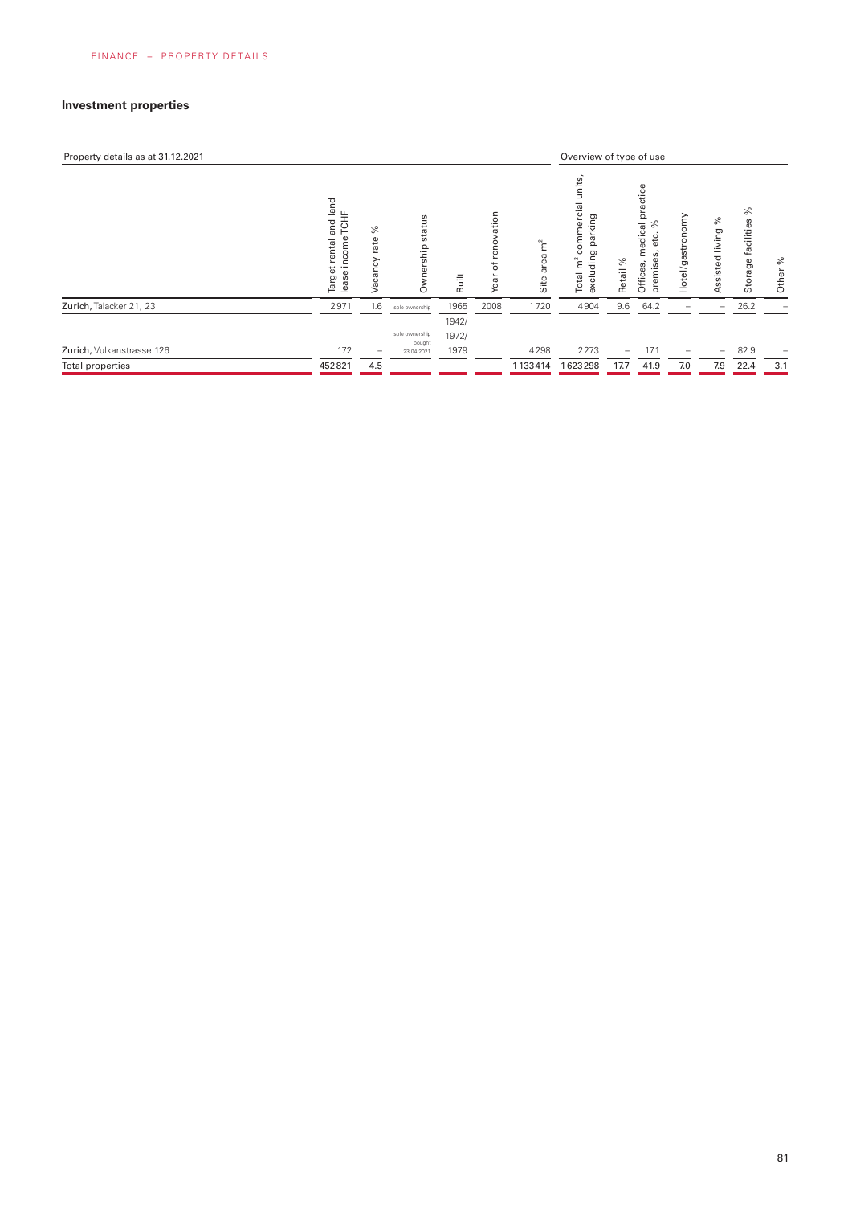## Investment properties

| Property details as at 31.12.2021 | | | | | | | Overview of type of use | | | | | | |
|---|---|---|---|---|---|---|---|---|---|---|---|---|---|
| | Target rental and land lease income TCHF | Vacancy rate % | Ownership status | Built | Year of renovation | Site area m² | Total m² commercial units, excluding parking | Retail % | Offices, medical practice premises, etc. % | Hotel/gastronomy | Assisted living % | Storage facilities % | Other % |
| Zurich, Talacker 21, 23 | 2971 | 1.6 | sole ownership | 1965 | 2008 | 1720 | 4904 | 9.6 | 64.2 | – | – | 26.2 | – |
| Zurich, Vulkanstrasse 126 | 172 | – | sole ownership bought 23.04.2021 | 1942/ 1972/ 1979 | | 4298 | 2273 | – | 17.1 | – | – | 82.9 | – |
| Total properties | 452821 | 4.5 | | | | 1133414 | 1623298 | 17.7 | 41.9 | 7.0 | 7.9 | 22.4 | 3.1 |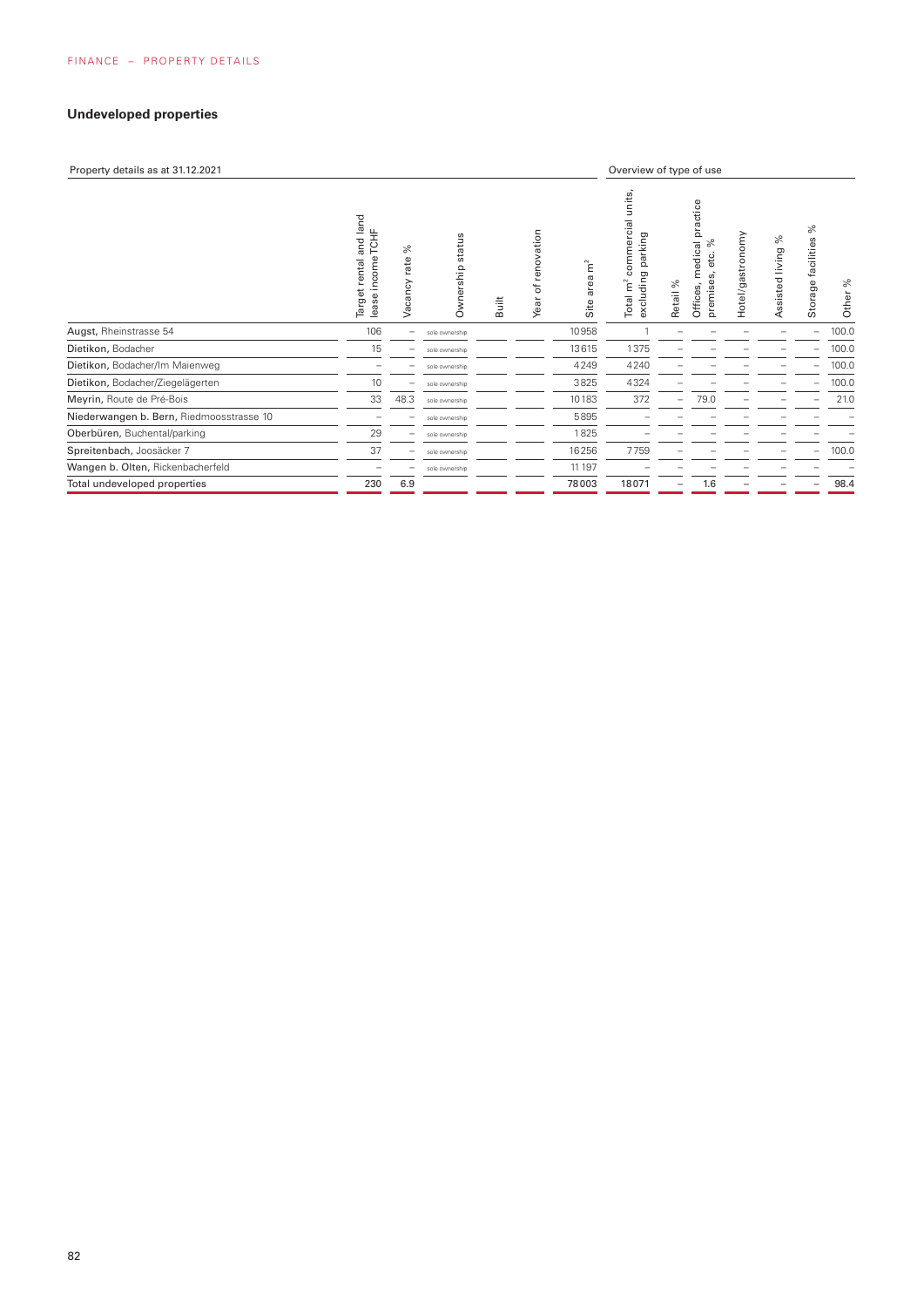## Undeveloped properties

| Property details as at 31.12.2021 | | | | | | | Overview of type of use | | | | | | |
|---|---|---|---|---|---|---|---|---|---|---|---|---|---|
| | Target rental and land lease income TCHF | Vacancy rate % | Ownership status | Built | Year of renovation | Site area m² | Total m² commercial units, excluding parking | Retail % | Offices, medical practice premises, etc. % | Hotel/gastronomy | Assisted living % | Storage facilities % | Other % |
| **Augst,** Rheinstrasse 54 | 106 | – | sole ownership | | | 10958 | 1 | – | – | – | – | – | 100.0 |
| **Dietikon,** Bodacher | 15 | – | sole ownership | | | 13615 | 1375 | – | – | – | – | – | 100.0 |
| **Dietikon,** Bodacher/Im Maienweg | – | – | sole ownership | | | 4249 | 4240 | – | – | – | – | – | 100.0 |
| **Dietikon,** Bodacher/Ziegelägerten | 10 | – | sole ownership | | | 3825 | 4324 | – | – | – | – | – | 100.0 |
| **Meyrin,** Route de Pré-Bois | 33 | 48.3 | sole ownership | | | 10183 | 372 | – | 79.0 | – | – | – | 21.0 |
| **Niederwangen b. Bern,** Riedmoosstrasse 10 | – | – | sole ownership | | | 5895 | – | – | – | – | – | – | – |
| **Oberbüren,** Buchental/parking | 29 | – | sole ownership | | | 1825 | – | – | – | – | – | – | – |
| **Spreitenbach,** Joosäcker 7 | 37 | – | sole ownership | | | 16256 | 7759 | – | – | – | – | – | 100.0 |
| **Wangen b. Olten,** Rickenbacherfeld | – | – | sole ownership | | | 11197 | – | – | – | – | – | – | – |
| Total undeveloped properties | 230 | 6.9 | | | | 78003 | 18071 | – | 1.6 | – | – | – | 98.4 |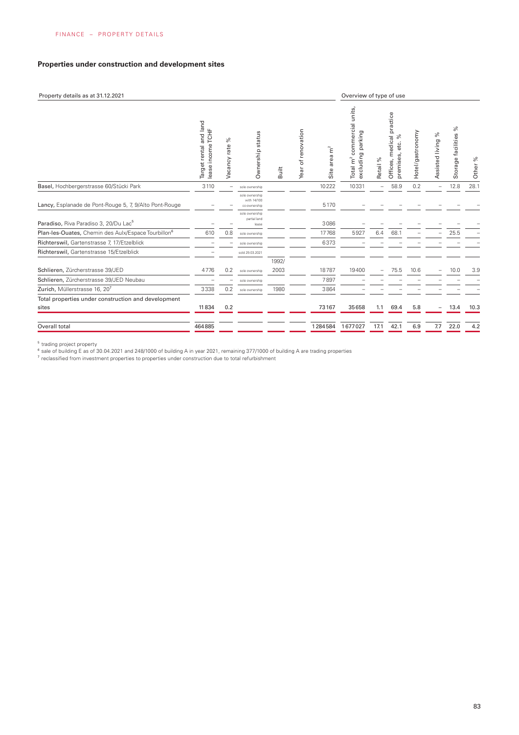## Properties under construction and development sites

| Property details as at 31.12.2021 | | | | | | | Overview of type of use | | | | | | |
|---|---|---|---|---|---|---|---|---|---|---|---|---|---|
| | Target rental and land lease income TCHF | Vacancy rate % | Ownership status | Built | Year of renovation | Site area m² | Total m² commercial units, excluding parking | Retail % | Offices, medical practice premises, etc. % | Hotel/gastronomy | Assisted living % | Storage facilities % | Other % |
| **Basel**, Hochbergerstrasse 60/Stücki Park | 3110 | – | sole ownership | | | 10222 | 10331 | – | 58.9 | 0.2 | – | 12.8 | 28.1 |
| **Lancy**, Esplanade de Pont-Rouge 5, 7, 9/Alto Pont-Rouge | – | – | sole ownership with 14/100 co-ownership | | | 5170 | – | – | – | – | – | – | – |
| **Paradiso**, Riva Paradiso 3, 20/Du Lac[5] | – | – | sole ownership partial land lease | | | 3086 | – | – | – | – | – | – | – |
| **Plan-les-Ouates**, Chemin des Aulx/Espace Tourbillon[6] | 610 | 0.8 | sole ownership | | | 17768 | 5927 | 6.4 | 68.1 | – | – | 25.5 | – |
| **Richterswil**, Gartenstrasse 7, 17/Etzelblick | – | – | sole ownership | | | 6373 | – | – | – | – | – | – | – |
| **Richterswil**, Gartenstrasse 15/Etzelblick | – | | sold 29.03.2021 | | | | | | | | | | |
| **Schlieren**, Zürcherstrasse 39/JED | 4776 | 0.2 | sole ownership | 1992/ 2003 | | 18787 | 19400 | – | 75.5 | 10.6 | – | 10.0 | 3.9 |
| **Schlieren**, Zürcherstrasse 39/JED Neubau | – | – | sole ownership | | | 7897 | – | – | – | – | – | – | – |
| **Zurich**, Müllerstrasse 16, 20[7] | 3338 | 0.2 | sole ownership | 1980 | | 3864 | – | – | – | – | – | – | – |
| Total properties under construction and development sites | 11834 | 0.2 | | | | 73167 | 35658 | 1.1 | 69.4 | 5.8 | – | 13.4 | 10.3 |
| Overall total | 464885 | | | | | 1284584 | 1677027 | 17.1 | 42.1 | 6.9 | 7.7 | 22.0 | 4.2 |

[5] trading project property
[6] sale of building E as of 30.04.2021 and 248/1000 of building A in year 2021, remaining 377/1000 of building A are trading properties
[7] reclassified from investment properties to properties under construction due to total refurbishment